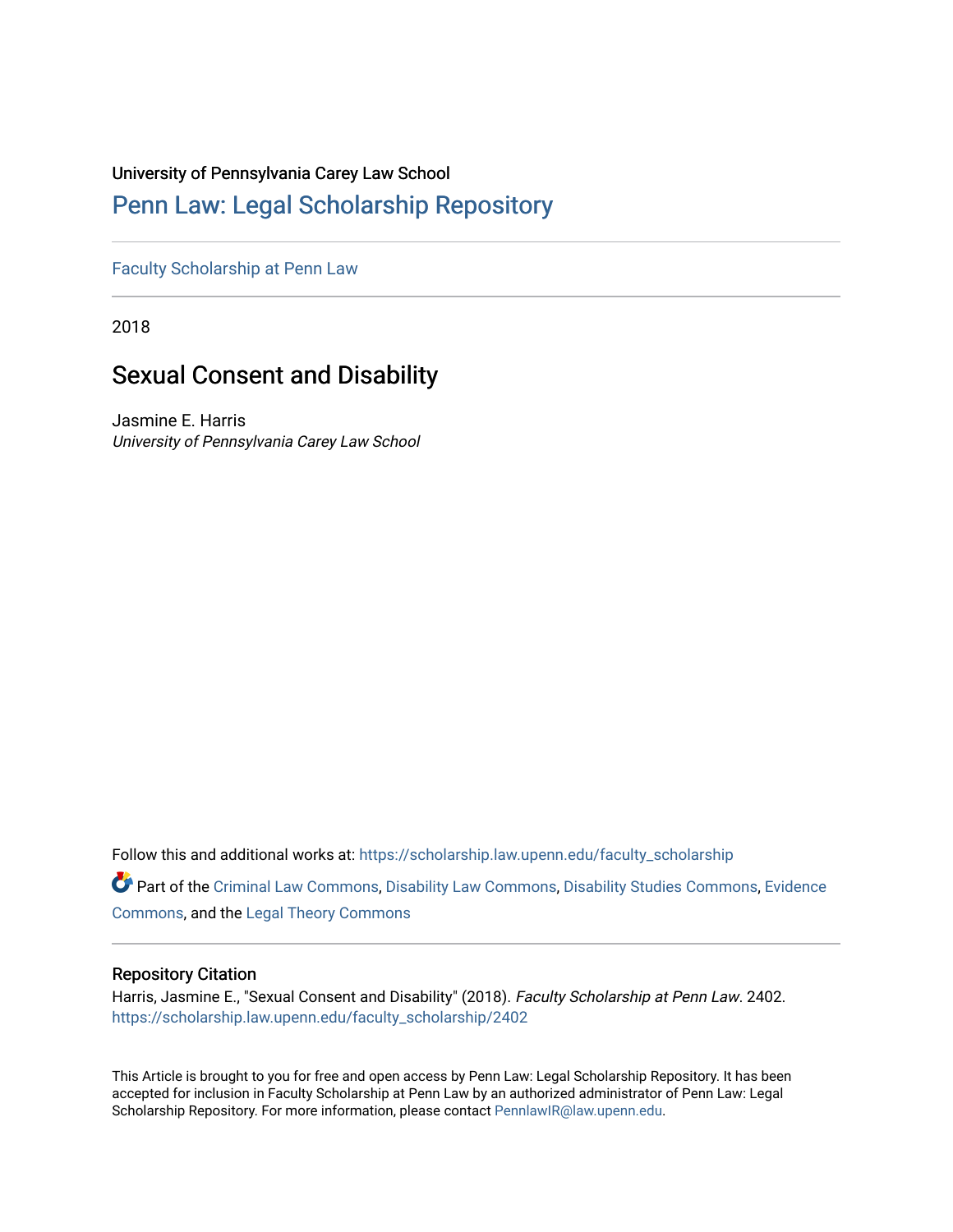University of Pennsylvania Carey Law School

## Penn Law: Legal Scholarship Repository

Faculty Scholarship at Penn Law

2018

# Sexual Consent and Disability

Jasmine E. Harris
*University of Pennsylvania Carey Law School*

Follow this and additional works at: https://scholarship.law.upenn.edu/faculty_scholarship

Part of the Criminal Law Commons, Disability Law Commons, Disability Studies Commons, Evidence Commons, and the Legal Theory Commons

### Repository Citation

Harris, Jasmine E., "Sexual Consent and Disability" (2018). *Faculty Scholarship at Penn Law*. 2402.
https://scholarship.law.upenn.edu/faculty_scholarship/2402

This Article is brought to you for free and open access by Penn Law: Legal Scholarship Repository. It has been accepted for inclusion in Faculty Scholarship at Penn Law by an authorized administrator of Penn Law: Legal Scholarship Repository. For more information, please contact PennlawIR@law.upenn.edu.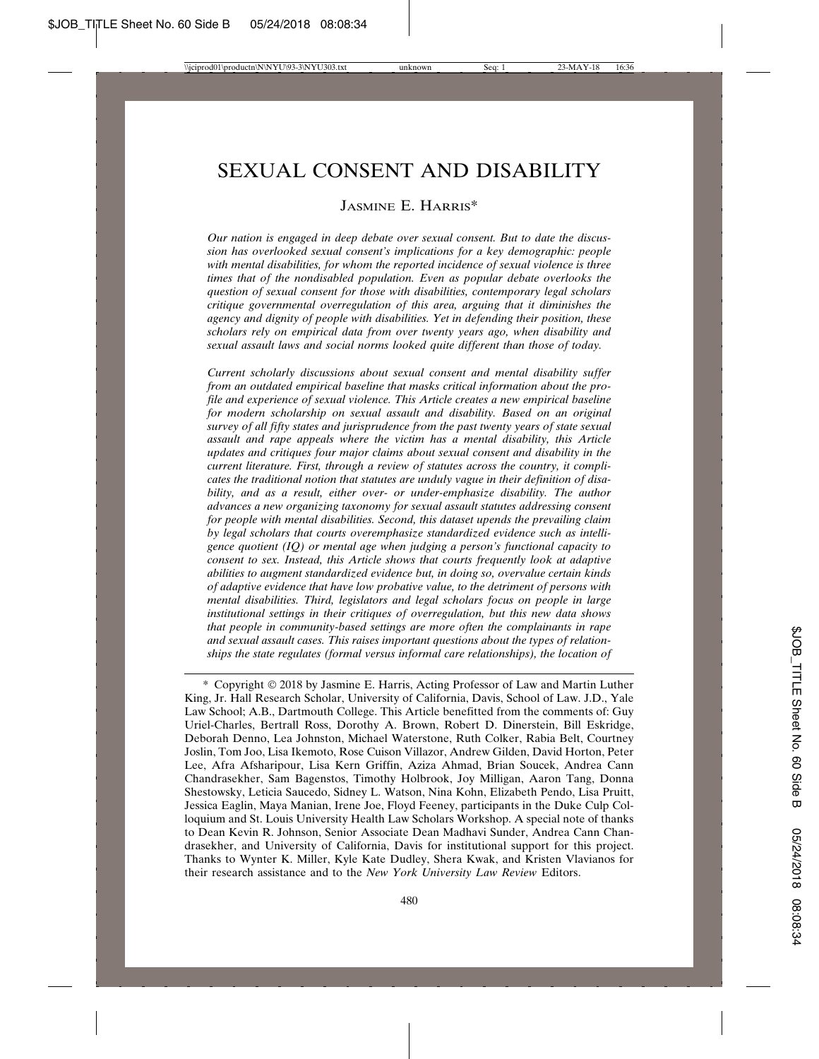# SEXUAL CONSENT AND DISABILITY

JASMINE E. HARRIS*

*Our nation is engaged in deep debate over sexual consent. But to date the discussion has overlooked sexual consent's implications for a key demographic: people with mental disabilities, for whom the reported incidence of sexual violence is three times that of the nondisabled population. Even as popular debate overlooks the question of sexual consent for those with disabilities, contemporary legal scholars critique governmental overregulation of this area, arguing that it diminishes the agency and dignity of people with disabilities. Yet in defending their position, these scholars rely on empirical data from over twenty years ago, when disability and sexual assault laws and social norms looked quite different than those of today.*

*Current scholarly discussions about sexual consent and mental disability suffer from an outdated empirical baseline that masks critical information about the profile and experience of sexual violence. This Article creates a new empirical baseline for modern scholarship on sexual assault and disability. Based on an original survey of all fifty states and jurisprudence from the past twenty years of state sexual assault and rape appeals where the victim has a mental disability, this Article updates and critiques four major claims about sexual consent and disability in the current literature. First, through a review of statutes across the country, it complicates the traditional notion that statutes are unduly vague in their definition of disability, and as a result, either over- or under-emphasize disability. The author advances a new organizing taxonomy for sexual assault statutes addressing consent for people with mental disabilities. Second, this dataset upends the prevailing claim by legal scholars that courts overemphasize standardized evidence such as intelligence quotient (IQ) or mental age when judging a person's functional capacity to consent to sex. Instead, this Article shows that courts frequently look at adaptive abilities to augment standardized evidence but, in doing so, overvalue certain kinds of adaptive evidence that have low probative value, to the detriment of persons with mental disabilities. Third, legislators and legal scholars focus on people in large institutional settings in their critiques of overregulation, but this new data shows that people in community-based settings are more often the complainants in rape and sexual assault cases. This raises important questions about the types of relationships the state regulates (formal versus informal care relationships), the location of*

---

\* Copyright © 2018 by Jasmine E. Harris, Acting Professor of Law and Martin Luther King, Jr. Hall Research Scholar, University of California, Davis, School of Law. J.D., Yale Law School; A.B., Dartmouth College. This Article benefitted from the comments of: Guy Uriel-Charles, Bertrall Ross, Dorothy A. Brown, Robert D. Dinerstein, Bill Eskridge, Deborah Denno, Lea Johnston, Michael Waterstone, Ruth Colker, Rabia Belt, Courtney Joslin, Tom Joo, Lisa Ikemoto, Rose Cuison Villazor, Andrew Gilden, David Horton, Peter Lee, Afra Afsharipour, Lisa Kern Griffin, Aziza Ahmad, Brian Soucek, Andrea Cann Chandrasekher, Sam Bagenstos, Timothy Holbrook, Joy Milligan, Aaron Tang, Donna Shestowsky, Leticia Saucedo, Sidney L. Watson, Nina Kohn, Elizabeth Pendo, Lisa Pruitt, Jessica Eaglin, Maya Manian, Irene Joe, Floyd Feeney, participants in the Duke Culp Colloquium and St. Louis University Health Law Scholars Workshop. A special note of thanks to Dean Kevin R. Johnson, Senior Associate Dean Madhavi Sunder, Andrea Cann Chandrasekher, and University of California, Davis for institutional support for this project. Thanks to Wynter K. Miller, Kyle Kate Dudley, Shera Kwak, and Kristen Vlavianos for their research assistance and to the *New York University Law Review* Editors.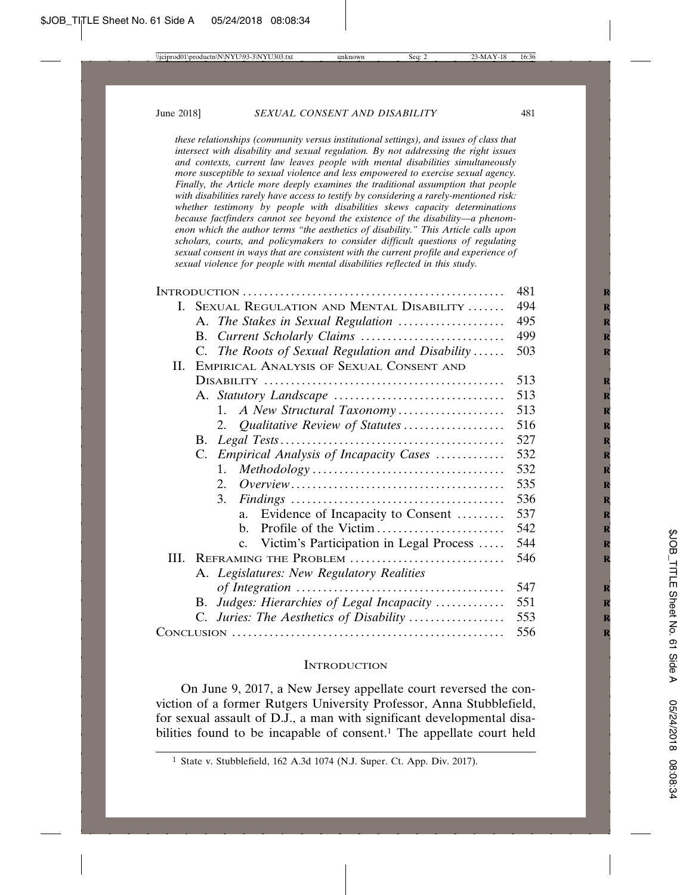*these relationships (community versus institutional settings), and issues of class that intersect with disability and sexual regulation. By not addressing the right issues and contexts, current law leaves people with mental disabilities simultaneously more susceptible to sexual violence and less empowered to exercise sexual agency. Finally, the Article more deeply examines the traditional assumption that people with disabilities rarely have access to testify by considering a rarely-mentioned risk: whether testimony by people with disabilities skews capacity determinations because factfinders cannot see beyond the existence of the disability—a phenomenon which the author terms "the aesthetics of disability." This Article calls upon scholars, courts, and policymakers to consider difficult questions of regulating sexual consent in ways that are consistent with the current profile and experience of sexual violence for people with mental disabilities reflected in this study.*

| | |
|---|---|
| Introduction | 481 |
| I. Sexual Regulation and Mental Disability | 494 |
| A. *The Stakes in Sexual Regulation* | 495 |
| B. *Current Scholarly Claims* | 499 |
| C. *The Roots of Sexual Regulation and Disability* | 503 |
| II. Empirical Analysis of Sexual Consent and Disability | 513 |
| A. *Statutory Landscape* | 513 |
| 1. *A New Structural Taxonomy* | 513 |
| 2. *Qualitative Review of Statutes* | 516 |
| B. *Legal Tests* | 527 |
| C. *Empirical Analysis of Incapacity Cases* | 532 |
| 1. *Methodology* | 532 |
| 2. *Overview* | 535 |
| 3. *Findings* | 536 |
| a. Evidence of Incapacity to Consent | 537 |
| b. Profile of the Victim | 542 |
| c. Victim's Participation in Legal Process | 544 |
| III. Reframing the Problem | 546 |
| A. *Legislatures: New Regulatory Realities of Integration* | 547 |
| B. *Judges: Hierarchies of Legal Incapacity* | 551 |
| C. *Juries: The Aesthetics of Disability* | 553 |
| Conclusion | 556 |

## Introduction

On June 9, 2017, a New Jersey appellate court reversed the conviction of a former Rutgers University Professor, Anna Stubblefield, for sexual assault of D.J., a man with significant developmental disabilities found to be incapable of consent.[1] The appellate court held

[1] State v. Stubblefield, 162 A.3d 1074 (N.J. Super. Ct. App. Div. 2017).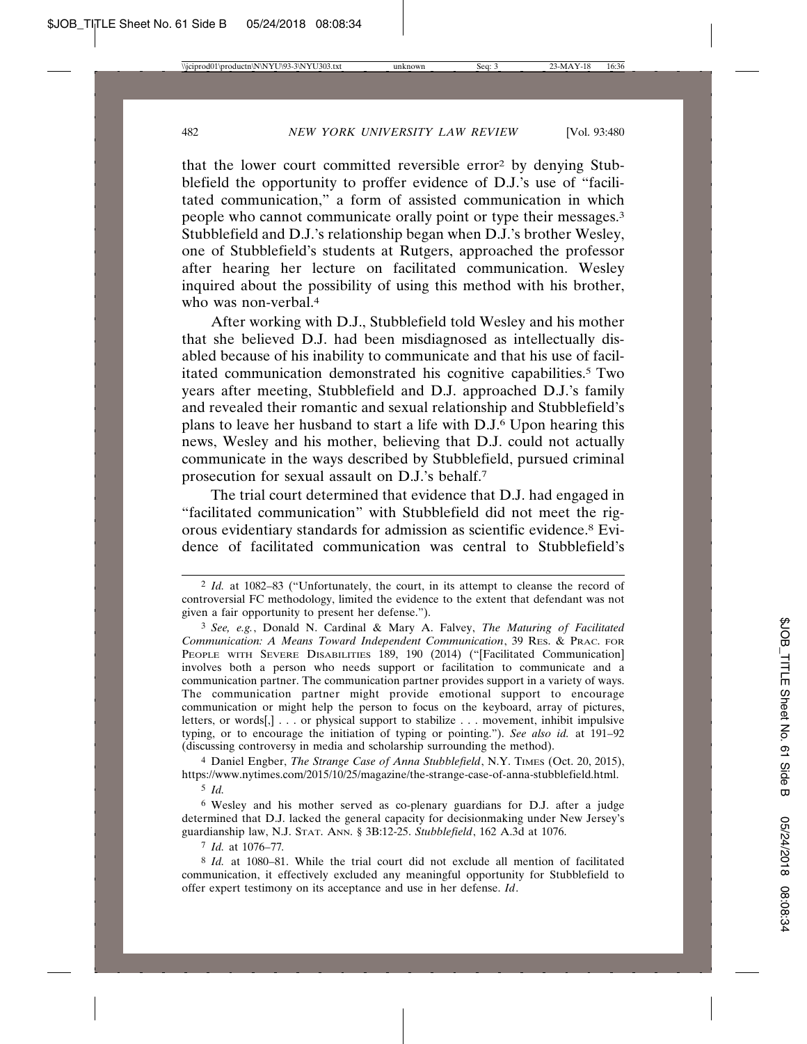that the lower court committed reversible error[2] by denying Stubblefield the opportunity to proffer evidence of D.J.'s use of "facilitated communication," a form of assisted communication in which people who cannot communicate orally point or type their messages.[3] Stubblefield and D.J.'s relationship began when D.J.'s brother Wesley, one of Stubblefield's students at Rutgers, approached the professor after hearing her lecture on facilitated communication. Wesley inquired about the possibility of using this method with his brother, who was non-verbal.[4]

After working with D.J., Stubblefield told Wesley and his mother that she believed D.J. had been misdiagnosed as intellectually disabled because of his inability to communicate and that his use of facilitated communication demonstrated his cognitive capabilities.[5] Two years after meeting, Stubblefield and D.J. approached D.J.'s family and revealed their romantic and sexual relationship and Stubblefield's plans to leave her husband to start a life with D.J.[6] Upon hearing this news, Wesley and his mother, believing that D.J. could not actually communicate in the ways described by Stubblefield, pursued criminal prosecution for sexual assault on D.J.'s behalf.[7]

The trial court determined that evidence that D.J. had engaged in "facilitated communication" with Stubblefield did not meet the rigorous evidentiary standards for admission as scientific evidence.[8] Evidence of facilitated communication was central to Stubblefield's

---

[2] *Id.* at 1082–83 ("Unfortunately, the court, in its attempt to cleanse the record of controversial FC methodology, limited the evidence to the extent that defendant was not given a fair opportunity to present her defense.").

[3] *See, e.g.*, Donald N. Cardinal & Mary A. Falvey, *The Maturing of Facilitated Communication: A Means Toward Independent Communication*, 39 RES. & PRAC. FOR PEOPLE WITH SEVERE DISABILITIES 189, 190 (2014) ("[Facilitated Communication] involves both a person who needs support or facilitation to communicate and a communication partner. The communication partner provides support in a variety of ways. The communication partner might provide emotional support to encourage communication or might help the person to focus on the keyboard, array of pictures, letters, or words[,] . . . or physical support to stabilize . . . movement, inhibit impulsive typing, or to encourage the initiation of typing or pointing."). *See also id.* at 191–92 (discussing controversy in media and scholarship surrounding the method).

[4] Daniel Engber, *The Strange Case of Anna Stubblefield*, N.Y. TIMES (Oct. 20, 2015), https://www.nytimes.com/2015/10/25/magazine/the-strange-case-of-anna-stubblefield.html.

[5] *Id.*

[6] Wesley and his mother served as co-plenary guardians for D.J. after a judge determined that D.J. lacked the general capacity for decisionmaking under New Jersey's guardianship law, N.J. STAT. ANN. § 3B:12-25. *Stubblefield*, 162 A.3d at 1076.

[7] *Id.* at 1076–77.

[8] *Id.* at 1080–81. While the trial court did not exclude all mention of facilitated communication, it effectively excluded any meaningful opportunity for Stubblefield to offer expert testimony on its acceptance and use in her defense. *Id*.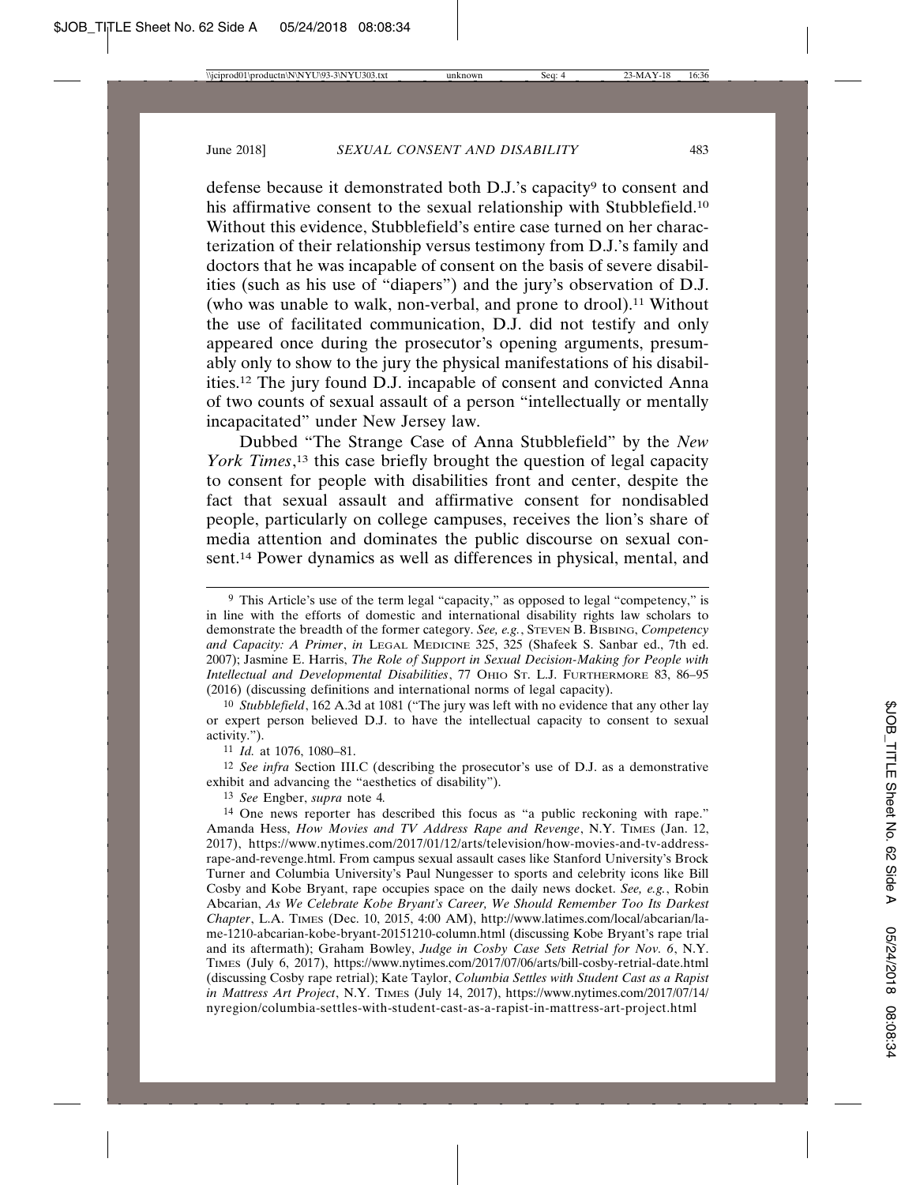defense because it demonstrated both D.J.'s capacity[9] to consent and his affirmative consent to the sexual relationship with Stubblefield.[10] Without this evidence, Stubblefield's entire case turned on her characterization of their relationship versus testimony from D.J.'s family and doctors that he was incapable of consent on the basis of severe disabilities (such as his use of "diapers") and the jury's observation of D.J. (who was unable to walk, non-verbal, and prone to drool).[11] Without the use of facilitated communication, D.J. did not testify and only appeared once during the prosecutor's opening arguments, presumably only to show to the jury the physical manifestations of his disabilities.[12] The jury found D.J. incapable of consent and convicted Anna of two counts of sexual assault of a person "intellectually or mentally incapacitated" under New Jersey law.

Dubbed "The Strange Case of Anna Stubblefield" by the *New York Times*,[13] this case briefly brought the question of legal capacity to consent for people with disabilities front and center, despite the fact that sexual assault and affirmative consent for nondisabled people, particularly on college campuses, receives the lion's share of media attention and dominates the public discourse on sexual consent.[14] Power dynamics as well as differences in physical, mental, and

---

[9] This Article's use of the term legal "capacity," as opposed to legal "competency," is in line with the efforts of domestic and international disability rights law scholars to demonstrate the breadth of the former category. *See, e.g.*, STEVEN B. BISBING, *Competency and Capacity: A Primer*, *in* LEGAL MEDICINE 325, 325 (Shafeek S. Sanbar ed., 7th ed. 2007); Jasmine E. Harris, *The Role of Support in Sexual Decision-Making for People with Intellectual and Developmental Disabilities*, 77 OHIO ST. L.J. FURTHERMORE 83, 86–95 (2016) (discussing definitions and international norms of legal capacity).

[10] *Stubblefield*, 162 A.3d at 1081 ("The jury was left with no evidence that any other lay or expert person believed D.J. to have the intellectual capacity to consent to sexual activity.").

[11] *Id.* at 1076, 1080–81.

[12] *See infra* Section III.C (describing the prosecutor's use of D.J. as a demonstrative exhibit and advancing the "aesthetics of disability").

[13] *See* Engber, *supra* note 4*.*

[14] One news reporter has described this focus as "a public reckoning with rape." Amanda Hess, *How Movies and TV Address Rape and Revenge*, N.Y. TIMES (Jan. 12, 2017), https://www.nytimes.com/2017/01/12/arts/television/how-movies-and-tv-address-rape-and-revenge.html. From campus sexual assault cases like Stanford University's Brock Turner and Columbia University's Paul Nungesser to sports and celebrity icons like Bill Cosby and Kobe Bryant, rape occupies space on the daily news docket. *See, e.g.*, Robin Abcarian, *As We Celebrate Kobe Bryant's Career, We Should Remember Too Its Darkest Chapter*, L.A. TIMES (Dec. 10, 2015, 4:00 AM), http://www.latimes.com/local/abcarian/la-me-1210-abcarian-kobe-bryant-20151210-column.html (discussing Kobe Bryant's rape trial and its aftermath); Graham Bowley, *Judge in Cosby Case Sets Retrial for Nov. 6*, N.Y. TIMES (July 6, 2017), https://www.nytimes.com/2017/07/06/arts/bill-cosby-retrial-date.html (discussing Cosby rape retrial); Kate Taylor, *Columbia Settles with Student Cast as a Rapist in Mattress Art Project*, N.Y. TIMES (July 14, 2017), https://www.nytimes.com/2017/07/14/nyregion/columbia-settles-with-student-cast-as-a-rapist-in-mattress-art-project.html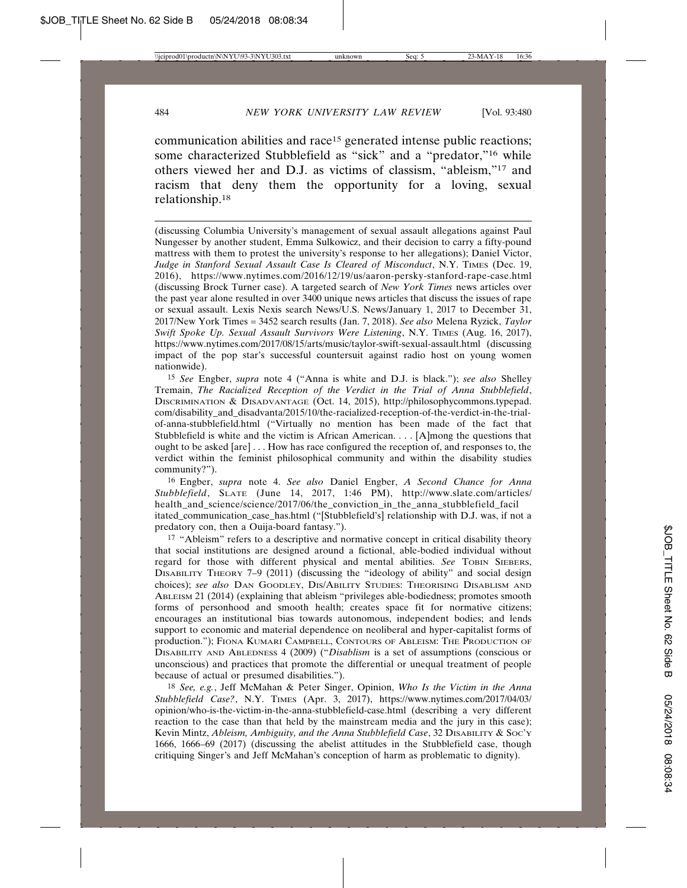communication abilities and race[15] generated intense public reactions; some characterized Stubblefield as "sick" and a "predator,"[16] while others viewed her and D.J. as victims of classism, "ableism,"[17] and racism that deny them the opportunity for a loving, sexual relationship.[18]

---

(discussing Columbia University's management of sexual assault allegations against Paul Nungesser by another student, Emma Sulkowicz, and their decision to carry a fifty-pound mattress with them to protest the university's response to her allegations); Daniel Victor, *Judge in Stanford Sexual Assault Case Is Cleared of Misconduct*, N.Y. TIMES (Dec. 19, 2016), https://www.nytimes.com/2016/12/19/us/aaron-persky-stanford-rape-case.html (discussing Brock Turner case). A targeted search of *New York Times* news articles over the past year alone resulted in over 3400 unique news articles that discuss the issues of rape or sexual assault. Lexis Nexis search News/U.S. News/January 1, 2017 to December 31, 2017/New York Times = 3452 search results (Jan. 7, 2018). *See also* Melena Ryzick, *Taylor Swift Spoke Up. Sexual Assault Survivors Were Listening*, N.Y. TIMES (Aug. 16, 2017), https://www.nytimes.com/2017/08/15/arts/music/taylor-swift-sexual-assault.html (discussing impact of the pop star's successful countersuit against radio host on young women nationwide).

[15] *See* Engber, *supra* note 4 ("Anna is white and D.J. is black."); *see also* Shelley Tremain, *The Racialized Reception of the Verdict in the Trial of Anna Stubblefield*, DISCRIMINATION & DISADVANTAGE (Oct. 14, 2015), http://philosophycommons.typepad.com/disability_and_disadvanta/2015/10/the-racialized-reception-of-the-verdict-in-the-trial-of-anna-stubblefield.html ("Virtually no mention has been made of the fact that Stubblefield is white and the victim is African American. . . . [A]mong the questions that ought to be asked [are] . . . How has race configured the reception of, and responses to, the verdict within the feminist philosophical community and within the disability studies community?").

[16] Engber, *supra* note 4. *See also* Daniel Engber, *A Second Chance for Anna Stubblefield*, SLATE (June 14, 2017, 1:46 PM), http://www.slate.com/articles/health_and_science/science/2017/06/the_conviction_in_the_anna_stubblefield_facilitated_communication_case_has.html ("[Stubblefield's] relationship with D.J. was, if not a predatory con, then a Ouija-board fantasy.").

[17] "Ableism" refers to a descriptive and normative concept in critical disability theory that social institutions are designed around a fictional, able-bodied individual without regard for those with different physical and mental abilities. *See* TOBIN SIEBERS, DISABILITY THEORY 7–9 (2011) (discussing the "ideology of ability" and social design choices); *see also* DAN GOODLEY, DIS/ABILITY STUDIES: THEORISING DISABLISM AND ABLEISM 21 (2014) (explaining that ableism "privileges able-bodiedness; promotes smooth forms of personhood and smooth health; creates space fit for normative citizens; encourages an institutional bias towards autonomous, independent bodies; and lends support to economic and material dependence on neoliberal and hyper-capitalist forms of production."); FIONA KUMARI CAMPBELL, CONTOURS OF ABLEISM: THE PRODUCTION OF DISABILITY AND ABLEDNESS 4 (2009) ("*Disablism* is a set of assumptions (conscious or unconscious) and practices that promote the differential or unequal treatment of people because of actual or presumed disabilities.").

[18] *See, e.g.*, Jeff McMahan & Peter Singer, Opinion, *Who Is the Victim in the Anna Stubblefield Case?*, N.Y. TIMES (Apr. 3, 2017), https://www.nytimes.com/2017/04/03/opinion/who-is-the-victim-in-the-anna-stubblefield-case.html (describing a very different reaction to the case than that held by the mainstream media and the jury in this case); Kevin Mintz, *Ableism, Ambiguity, and the Anna Stubblefield Case*, 32 DISABILITY & SOC'Y 1666, 1666–69 (2017) (discussing the abelist attitudes in the Stubblefield case, though critiquing Singer's and Jeff McMahan's conception of harm as problematic to dignity).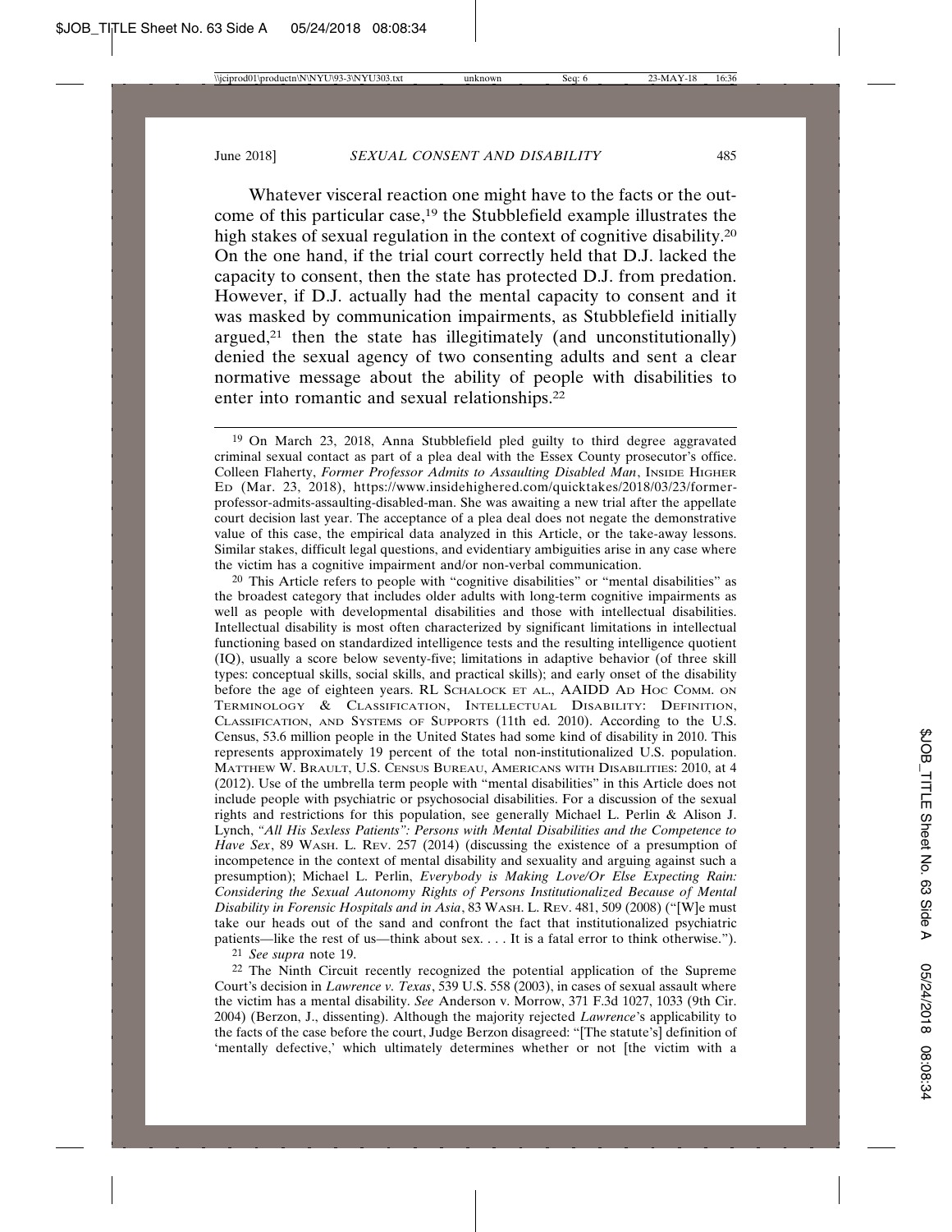Whatever visceral reaction one might have to the facts or the outcome of this particular case,[19] the Stubblefield example illustrates the high stakes of sexual regulation in the context of cognitive disability.[20] On the one hand, if the trial court correctly held that D.J. lacked the capacity to consent, then the state has protected D.J. from predation. However, if D.J. actually had the mental capacity to consent and it was masked by communication impairments, as Stubblefield initially argued,[21] then the state has illegitimately (and unconstitutionally) denied the sexual agency of two consenting adults and sent a clear normative message about the ability of people with disabilities to enter into romantic and sexual relationships.[22]

---

[19] On March 23, 2018, Anna Stubblefield pled guilty to third degree aggravated criminal sexual contact as part of a plea deal with the Essex County prosecutor's office. Colleen Flaherty, *Former Professor Admits to Assaulting Disabled Man*, INSIDE HIGHER ED (Mar. 23, 2018), https://www.insidehighered.com/quicktakes/2018/03/23/former-professor-admits-assaulting-disabled-man. She was awaiting a new trial after the appellate court decision last year. The acceptance of a plea deal does not negate the demonstrative value of this case, the empirical data analyzed in this Article, or the take-away lessons. Similar stakes, difficult legal questions, and evidentiary ambiguities arise in any case where the victim has a cognitive impairment and/or non-verbal communication.

[20] This Article refers to people with "cognitive disabilities" or "mental disabilities" as the broadest category that includes older adults with long-term cognitive impairments as well as people with developmental disabilities and those with intellectual disabilities. Intellectual disability is most often characterized by significant limitations in intellectual functioning based on standardized intelligence tests and the resulting intelligence quotient (IQ), usually a score below seventy-five; limitations in adaptive behavior (of three skill types: conceptual skills, social skills, and practical skills); and early onset of the disability before the age of eighteen years. RL SCHALOCK ET AL., AAIDD AD HOC COMM. ON TERMINOLOGY & CLASSIFICATION, INTELLECTUAL DISABILITY: DEFINITION, CLASSIFICATION, AND SYSTEMS OF SUPPORTS (11th ed. 2010). According to the U.S. Census, 53.6 million people in the United States had some kind of disability in 2010. This represents approximately 19 percent of the total non-institutionalized U.S. population. MATTHEW W. BRAULT, U.S. CENSUS BUREAU, AMERICANS WITH DISABILITIES: 2010, at 4 (2012). Use of the umbrella term people with "mental disabilities" in this Article does not include people with psychiatric or psychosocial disabilities. For a discussion of the sexual rights and restrictions for this population, see generally Michael L. Perlin & Alison J. Lynch, *"All His Sexless Patients": Persons with Mental Disabilities and the Competence to Have Sex*, 89 WASH. L. REV. 257 (2014) (discussing the existence of a presumption of incompetence in the context of mental disability and sexuality and arguing against such a presumption); Michael L. Perlin, *Everybody is Making Love/Or Else Expecting Rain: Considering the Sexual Autonomy Rights of Persons Institutionalized Because of Mental Disability in Forensic Hospitals and in Asia*, 83 WASH. L. REV. 481, 509 (2008) ("[W]e must take our heads out of the sand and confront the fact that institutionalized psychiatric patients—like the rest of us—think about sex. . . . It is a fatal error to think otherwise.").

[21] *See supra* note 19.

[22] The Ninth Circuit recently recognized the potential application of the Supreme Court's decision in *Lawrence v. Texas*, 539 U.S. 558 (2003), in cases of sexual assault where the victim has a mental disability. *See* Anderson v. Morrow, 371 F.3d 1027, 1033 (9th Cir. 2004) (Berzon, J., dissenting). Although the majority rejected *Lawrence*'s applicability to the facts of the case before the court, Judge Berzon disagreed: "[The statute's] definition of 'mentally defective,' which ultimately determines whether or not [the victim with a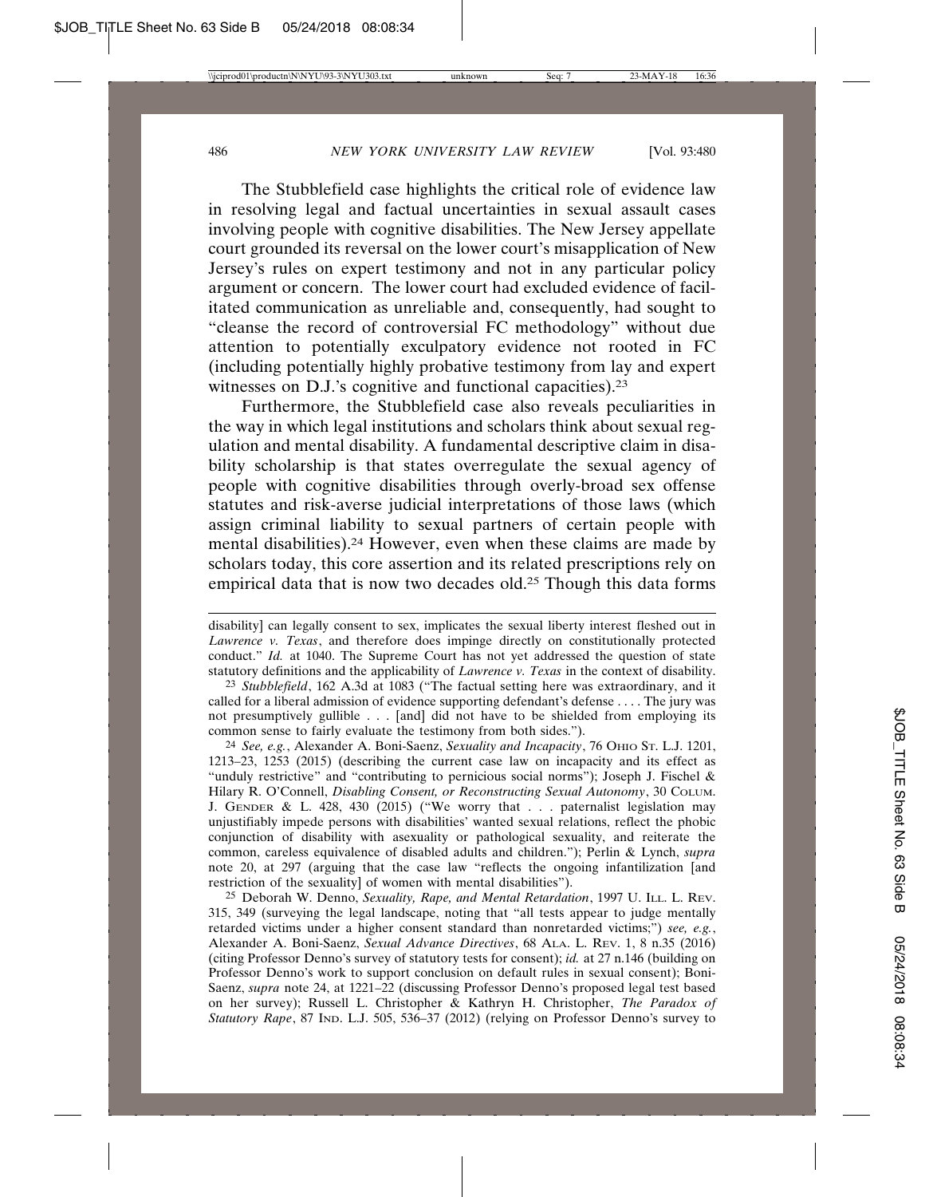The Stubblefield case highlights the critical role of evidence law in resolving legal and factual uncertainties in sexual assault cases involving people with cognitive disabilities. The New Jersey appellate court grounded its reversal on the lower court's misapplication of New Jersey's rules on expert testimony and not in any particular policy argument or concern. The lower court had excluded evidence of facilitated communication as unreliable and, consequently, had sought to "cleanse the record of controversial FC methodology" without due attention to potentially exculpatory evidence not rooted in FC (including potentially highly probative testimony from lay and expert witnesses on D.J.'s cognitive and functional capacities).[23]

Furthermore, the Stubblefield case also reveals peculiarities in the way in which legal institutions and scholars think about sexual regulation and mental disability. A fundamental descriptive claim in disability scholarship is that states overregulate the sexual agency of people with cognitive disabilities through overly-broad sex offense statutes and risk-averse judicial interpretations of those laws (which assign criminal liability to sexual partners of certain people with mental disabilities).[24] However, even when these claims are made by scholars today, this core assertion and its related prescriptions rely on empirical data that is now two decades old.[25] Though this data forms

---

disability] can legally consent to sex, implicates the sexual liberty interest fleshed out in *Lawrence v. Texas*, and therefore does impinge directly on constitutionally protected conduct." *Id.* at 1040. The Supreme Court has not yet addressed the question of state statutory definitions and the applicability of *Lawrence v. Texas* in the context of disability.

[23] *Stubblefield*, 162 A.3d at 1083 ("The factual setting here was extraordinary, and it called for a liberal admission of evidence supporting defendant's defense . . . . The jury was not presumptively gullible . . . [and] did not have to be shielded from employing its common sense to fairly evaluate the testimony from both sides.").

[24] *See, e.g.*, Alexander A. Boni-Saenz, *Sexuality and Incapacity*, 76 OHIO ST. L.J. 1201, 1213–23, 1253 (2015) (describing the current case law on incapacity and its effect as "unduly restrictive" and "contributing to pernicious social norms"); Joseph J. Fischel & Hilary R. O'Connell, *Disabling Consent, or Reconstructing Sexual Autonomy*, 30 COLUM. J. GENDER & L. 428, 430 (2015) ("We worry that . . . paternalist legislation may unjustifiably impede persons with disabilities' wanted sexual relations, reflect the phobic conjunction of disability with asexuality or pathological sexuality, and reiterate the common, careless equivalence of disabled adults and children."); Perlin & Lynch, *supra* note 20, at 297 (arguing that the case law "reflects the ongoing infantilization [and restriction of the sexuality] of women with mental disabilities").

[25] Deborah W. Denno, *Sexuality, Rape, and Mental Retardation*, 1997 U. ILL. L. REV. 315, 349 (surveying the legal landscape, noting that "all tests appear to judge mentally retarded victims under a higher consent standard than nonretarded victims;") *see, e.g.*, Alexander A. Boni-Saenz, *Sexual Advance Directives*, 68 ALA. L. REV. 1, 8 n.35 (2016) (citing Professor Denno's survey of statutory tests for consent); *id.* at 27 n.146 (building on Professor Denno's work to support conclusion on default rules in sexual consent); Boni-Saenz, *supra* note 24, at 1221–22 (discussing Professor Denno's proposed legal test based on her survey); Russell L. Christopher & Kathryn H. Christopher, *The Paradox of Statutory Rape*, 87 IND. L.J. 505, 536–37 (2012) (relying on Professor Denno's survey to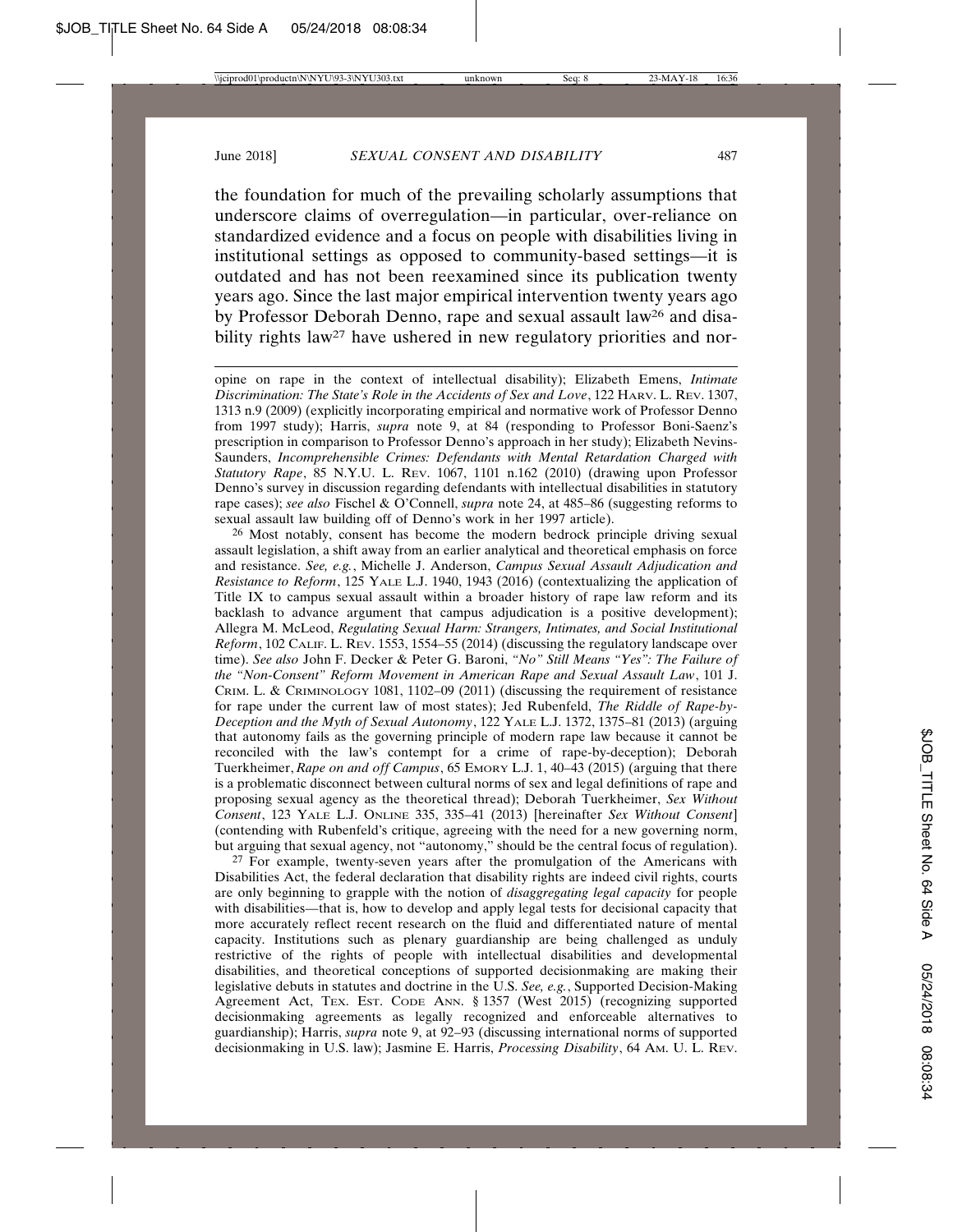the foundation for much of the prevailing scholarly assumptions that underscore claims of overregulation—in particular, over-reliance on standardized evidence and a focus on people with disabilities living in institutional settings as opposed to community-based settings—it is outdated and has not been reexamined since its publication twenty years ago. Since the last major empirical intervention twenty years ago by Professor Deborah Denno, rape and sexual assault law[26] and disability rights law[27] have ushered in new regulatory priorities and nor-

opine on rape in the context of intellectual disability); Elizabeth Emens, *Intimate Discrimination: The State's Role in the Accidents of Sex and Love*, 122 HARV. L. REV. 1307, 1313 n.9 (2009) (explicitly incorporating empirical and normative work of Professor Denno from 1997 study); Harris, *supra* note 9, at 84 (responding to Professor Boni-Saenz's prescription in comparison to Professor Denno's approach in her study); Elizabeth Nevins-Saunders, *Incomprehensible Crimes: Defendants with Mental Retardation Charged with Statutory Rape*, 85 N.Y.U. L. REV. 1067, 1101 n.162 (2010) (drawing upon Professor Denno's survey in discussion regarding defendants with intellectual disabilities in statutory rape cases); *see also* Fischel & O'Connell, *supra* note 24, at 485–86 (suggesting reforms to sexual assault law building off of Denno's work in her 1997 article).

[26] Most notably, consent has become the modern bedrock principle driving sexual assault legislation, a shift away from an earlier analytical and theoretical emphasis on force and resistance. *See, e.g.*, Michelle J. Anderson, *Campus Sexual Assault Adjudication and Resistance to Reform*, 125 YALE L.J. 1940, 1943 (2016) (contextualizing the application of Title IX to campus sexual assault within a broader history of rape law reform and its backlash to advance argument that campus adjudication is a positive development); Allegra M. McLeod, *Regulating Sexual Harm: Strangers, Intimates, and Social Institutional Reform*, 102 CALIF. L. REV. 1553, 1554–55 (2014) (discussing the regulatory landscape over time). *See also* John F. Decker & Peter G. Baroni, *"No" Still Means "Yes": The Failure of the "Non-Consent" Reform Movement in American Rape and Sexual Assault Law*, 101 J. CRIM. L. & CRIMINOLOGY 1081, 1102–09 (2011) (discussing the requirement of resistance for rape under the current law of most states); Jed Rubenfeld, *The Riddle of Rape-by-Deception and the Myth of Sexual Autonomy*, 122 YALE L.J. 1372, 1375–81 (2013) (arguing that autonomy fails as the governing principle of modern rape law because it cannot be reconciled with the law's contempt for a crime of rape-by-deception); Deborah Tuerkheimer, *Rape on and off Campus*, 65 EMORY L.J. 1, 40–43 (2015) (arguing that there is a problematic disconnect between cultural norms of sex and legal definitions of rape and proposing sexual agency as the theoretical thread); Deborah Tuerkheimer, *Sex Without Consent*, 123 YALE L.J. ONLINE 335, 335–41 (2013) [hereinafter *Sex Without Consent*] (contending with Rubenfeld's critique, agreeing with the need for a new governing norm, but arguing that sexual agency, not "autonomy," should be the central focus of regulation).

[27] For example, twenty-seven years after the promulgation of the Americans with Disabilities Act, the federal declaration that disability rights are indeed civil rights, courts are only beginning to grapple with the notion of *disaggregating legal capacity* for people with disabilities—that is, how to develop and apply legal tests for decisional capacity that more accurately reflect recent research on the fluid and differentiated nature of mental capacity. Institutions such as plenary guardianship are being challenged as unduly restrictive of the rights of people with intellectual disabilities and developmental disabilities, and theoretical conceptions of supported decisionmaking are making their legislative debuts in statutes and doctrine in the U.S. *See, e.g.*, Supported Decision-Making Agreement Act, TEX. EST. CODE ANN. § 1357 (West 2015) (recognizing supported decisionmaking agreements as legally recognized and enforceable alternatives to guardianship); Harris, *supra* note 9, at 92–93 (discussing international norms of supported decisionmaking in U.S. law); Jasmine E. Harris, *Processing Disability*, 64 AM. U. L. REV.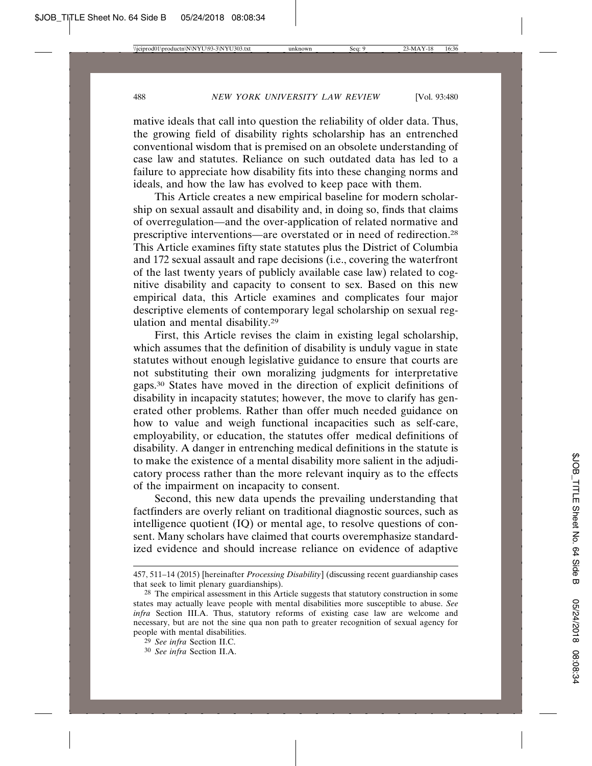mative ideals that call into question the reliability of older data. Thus, the growing field of disability rights scholarship has an entrenched conventional wisdom that is premised on an obsolete understanding of case law and statutes. Reliance on such outdated data has led to a failure to appreciate how disability fits into these changing norms and ideals, and how the law has evolved to keep pace with them.

This Article creates a new empirical baseline for modern scholarship on sexual assault and disability and, in doing so, finds that claims of overregulation—and the over-application of related normative and prescriptive interventions—are overstated or in need of redirection.[28] This Article examines fifty state statutes plus the District of Columbia and 172 sexual assault and rape decisions (i.e., covering the waterfront of the last twenty years of publicly available case law) related to cognitive disability and capacity to consent to sex. Based on this new empirical data, this Article examines and complicates four major descriptive elements of contemporary legal scholarship on sexual regulation and mental disability.[29]

First, this Article revises the claim in existing legal scholarship, which assumes that the definition of disability is unduly vague in state statutes without enough legislative guidance to ensure that courts are not substituting their own moralizing judgments for interpretative gaps.[30] States have moved in the direction of explicit definitions of disability in incapacity statutes; however, the move to clarify has generated other problems. Rather than offer much needed guidance on how to value and weigh functional incapacities such as self-care, employability, or education, the statutes offer medical definitions of disability. A danger in entrenching medical definitions in the statute is to make the existence of a mental disability more salient in the adjudicatory process rather than the more relevant inquiry as to the effects of the impairment on incapacity to consent.

Second, this new data upends the prevailing understanding that factfinders are overly reliant on traditional diagnostic sources, such as intelligence quotient (IQ) or mental age, to resolve questions of consent. Many scholars have claimed that courts overemphasize standardized evidence and should increase reliance on evidence of adaptive

---

457, 511–14 (2015) [hereinafter *Processing Disability*] (discussing recent guardianship cases that seek to limit plenary guardianships).

[28] The empirical assessment in this Article suggests that statutory construction in some states may actually leave people with mental disabilities more susceptible to abuse. *See infra* Section III.A. Thus, statutory reforms of existing case law are welcome and necessary, but are not the sine qua non path to greater recognition of sexual agency for people with mental disabilities.

[29] *See infra* Section II.C.

[30] *See infra* Section II.A.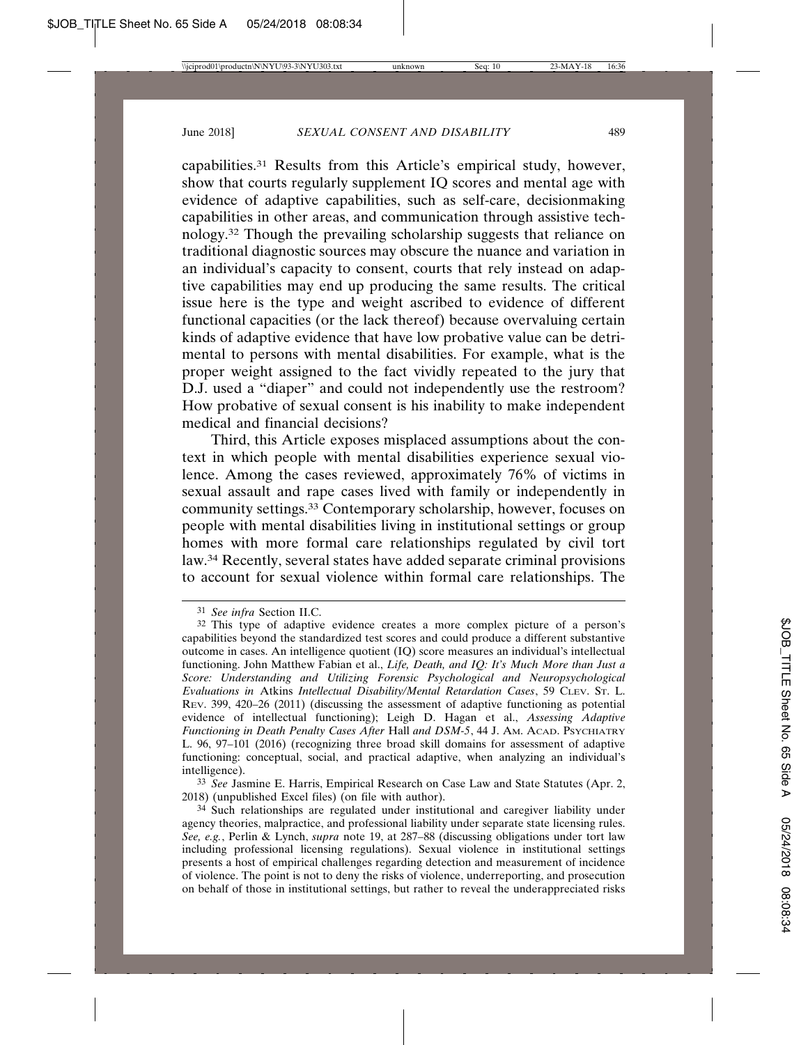capabilities.[31] Results from this Article's empirical study, however, show that courts regularly supplement IQ scores and mental age with evidence of adaptive capabilities, such as self-care, decisionmaking capabilities in other areas, and communication through assistive technology.[32] Though the prevailing scholarship suggests that reliance on traditional diagnostic sources may obscure the nuance and variation in an individual's capacity to consent, courts that rely instead on adaptive capabilities may end up producing the same results. The critical issue here is the type and weight ascribed to evidence of different functional capacities (or the lack thereof) because overvaluing certain kinds of adaptive evidence that have low probative value can be detrimental to persons with mental disabilities. For example, what is the proper weight assigned to the fact vividly repeated to the jury that D.J. used a "diaper" and could not independently use the restroom? How probative of sexual consent is his inability to make independent medical and financial decisions?

Third, this Article exposes misplaced assumptions about the context in which people with mental disabilities experience sexual violence. Among the cases reviewed, approximately 76% of victims in sexual assault and rape cases lived with family or independently in community settings.[33] Contemporary scholarship, however, focuses on people with mental disabilities living in institutional settings or group homes with more formal care relationships regulated by civil tort law.[34] Recently, several states have added separate criminal provisions to account for sexual violence within formal care relationships. The

---

[31] *See infra* Section II.C.

[32] This type of adaptive evidence creates a more complex picture of a person's capabilities beyond the standardized test scores and could produce a different substantive outcome in cases. An intelligence quotient (IQ) score measures an individual's intellectual functioning. John Matthew Fabian et al., *Life, Death, and IQ: It's Much More than Just a Score: Understanding and Utilizing Forensic Psychological and Neuropsychological Evaluations in* Atkins *Intellectual Disability/Mental Retardation Cases*, 59 CLEV. ST. L. REV. 399, 420–26 (2011) (discussing the assessment of adaptive functioning as potential evidence of intellectual functioning); Leigh D. Hagan et al., *Assessing Adaptive Functioning in Death Penalty Cases After* Hall *and DSM-5*, 44 J. AM. ACAD. PSYCHIATRY L. 96, 97–101 (2016) (recognizing three broad skill domains for assessment of adaptive functioning: conceptual, social, and practical adaptive, when analyzing an individual's intelligence).

[33] *See* Jasmine E. Harris, Empirical Research on Case Law and State Statutes (Apr. 2, 2018) (unpublished Excel files) (on file with author).

[34] Such relationships are regulated under institutional and caregiver liability under agency theories, malpractice, and professional liability under separate state licensing rules. *See, e.g.*, Perlin & Lynch, *supra* note 19, at 287–88 (discussing obligations under tort law including professional licensing regulations). Sexual violence in institutional settings presents a host of empirical challenges regarding detection and measurement of incidence of violence. The point is not to deny the risks of violence, underreporting, and prosecution on behalf of those in institutional settings, but rather to reveal the underappreciated risks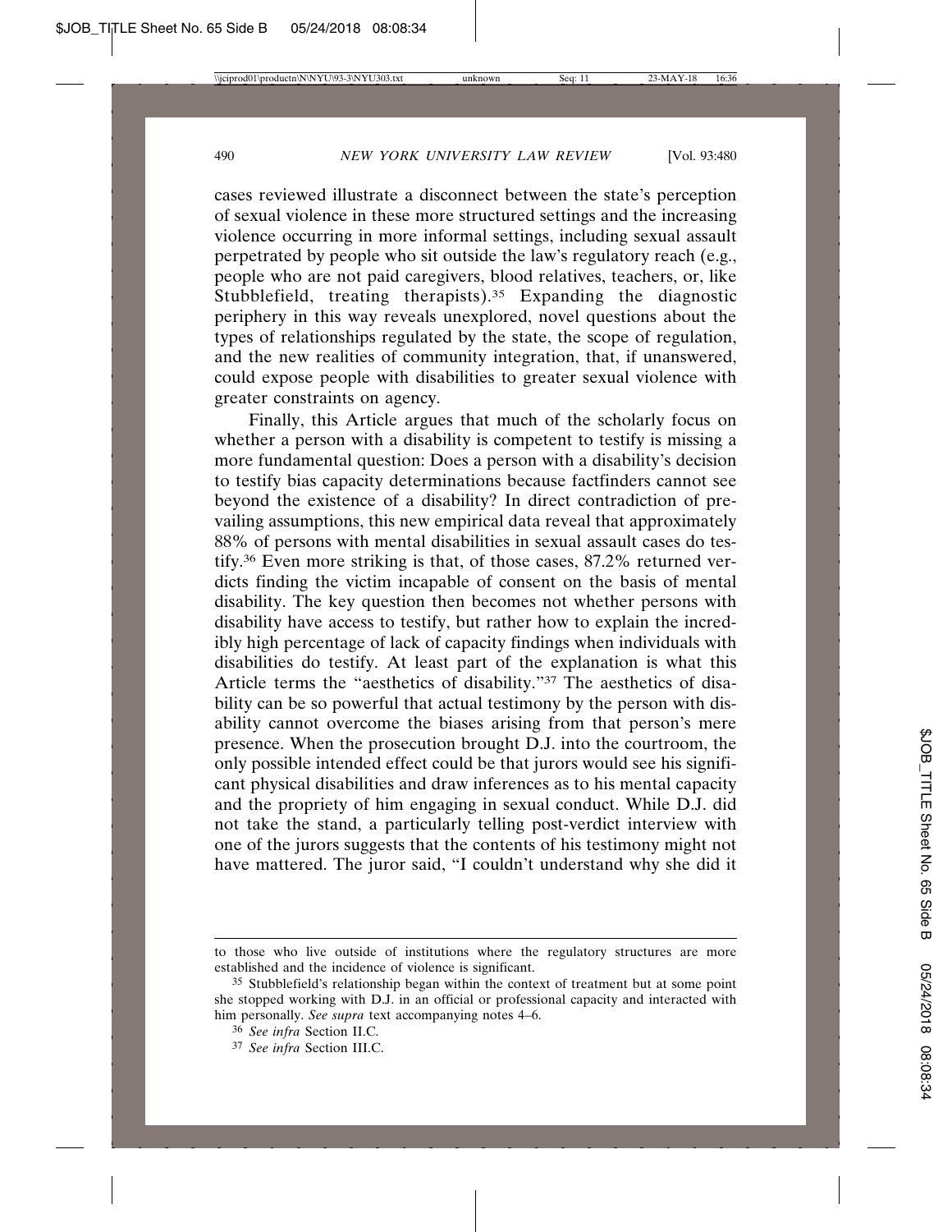cases reviewed illustrate a disconnect between the state's perception of sexual violence in these more structured settings and the increasing violence occurring in more informal settings, including sexual assault perpetrated by people who sit outside the law's regulatory reach (e.g., people who are not paid caregivers, blood relatives, teachers, or, like Stubblefield, treating therapists).[35] Expanding the diagnostic periphery in this way reveals unexplored, novel questions about the types of relationships regulated by the state, the scope of regulation, and the new realities of community integration, that, if unanswered, could expose people with disabilities to greater sexual violence with greater constraints on agency.

Finally, this Article argues that much of the scholarly focus on whether a person with a disability is competent to testify is missing a more fundamental question: Does a person with a disability's decision to testify bias capacity determinations because factfinders cannot see beyond the existence of a disability? In direct contradiction of prevailing assumptions, this new empirical data reveal that approximately 88% of persons with mental disabilities in sexual assault cases do testify.[36] Even more striking is that, of those cases, 87.2% returned verdicts finding the victim incapable of consent on the basis of mental disability. The key question then becomes not whether persons with disability have access to testify, but rather how to explain the incredibly high percentage of lack of capacity findings when individuals with disabilities do testify. At least part of the explanation is what this Article terms the "aesthetics of disability."[37] The aesthetics of disability can be so powerful that actual testimony by the person with disability cannot overcome the biases arising from that person's mere presence. When the prosecution brought D.J. into the courtroom, the only possible intended effect could be that jurors would see his significant physical disabilities and draw inferences as to his mental capacity and the propriety of him engaging in sexual conduct. While D.J. did not take the stand, a particularly telling post-verdict interview with one of the jurors suggests that the contents of his testimony might not have mattered. The juror said, "I couldn't understand why she did it

---

to those who live outside of institutions where the regulatory structures are more established and the incidence of violence is significant.

[35] Stubblefield's relationship began within the context of treatment but at some point she stopped working with D.J. in an official or professional capacity and interacted with him personally. *See supra* text accompanying notes 4–6.

[36] *See infra* Section II.C.

[37] *See infra* Section III.C.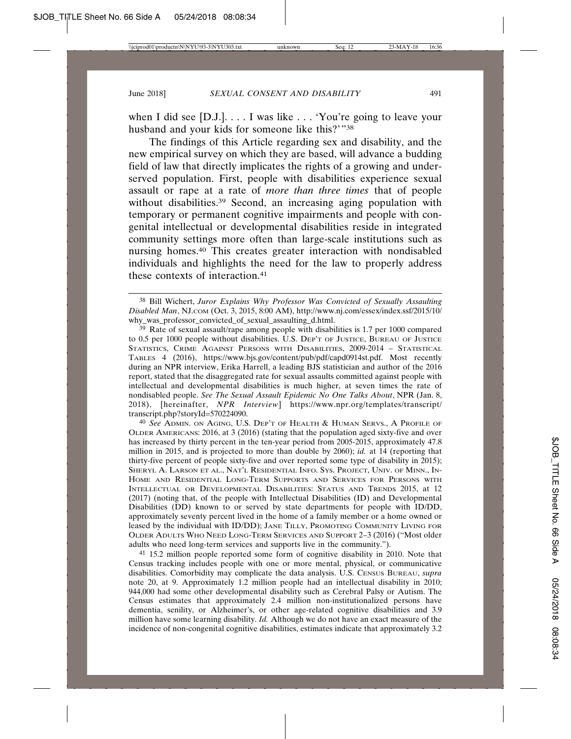when I did see [D.J.]. . . . I was like . . . 'You're going to leave your husband and your kids for someone like this?'"[38]

The findings of this Article regarding sex and disability, and the new empirical survey on which they are based, will advance a budding field of law that directly implicates the rights of a growing and underserved population. First, people with disabilities experience sexual assault or rape at a rate of *more than three times* that of people without disabilities.[39] Second, an increasing aging population with temporary or permanent cognitive impairments and people with congenital intellectual or developmental disabilities reside in integrated community settings more often than large-scale institutions such as nursing homes.[40] This creates greater interaction with nondisabled individuals and highlights the need for the law to properly address these contexts of interaction.[41]

---

[38] Bill Wichert, *Juror Explains Why Professor Was Convicted of Sexually Assaulting Disabled Man*, NJ.COM (Oct. 3, 2015, 8:00 AM), http://www.nj.com/essex/index.ssf/2015/10/why_was_professor_convicted_of_sexual_assaulting_d.html.

[39] Rate of sexual assault/rape among people with disabilities is 1.7 per 1000 compared to 0.5 per 1000 people without disabilities. U.S. DEP'T OF JUSTICE, BUREAU OF JUSTICE STATISTICS, CRIME AGAINST PERSONS WITH DISABILITIES, 2009-2014 – STATISTICAL TABLES 4 (2016), https://www.bjs.gov/content/pub/pdf/capd0914st.pdf. Most recently during an NPR interview, Erika Harrell, a leading BJS statistician and author of the 2016 report, stated that the disaggregated rate for sexual assaults committed against people with intellectual and developmental disabilities is much higher, at seven times the rate of nondisabled people. *See The Sexual Assault Epidemic No One Talks About*, NPR (Jan. 8, 2018), [hereinafter, *NPR Interview*] https://www.npr.org/templates/transcript/transcript.php?storyId=570224090.

[40] *See* ADMIN. ON AGING, U.S. DEP'T OF HEALTH & HUMAN SERVS., A PROFILE OF OLDER AMERICANS: 2016, at 3 (2016) (stating that the population aged sixty-five and over has increased by thirty percent in the ten-year period from 2005-2015, approximately 47.8 million in 2015, and is projected to more than double by 2060); *id.* at 14 (reporting that thirty-five percent of people sixty-five and over reported some type of disability in 2015); SHERYL A. LARSON ET AL., NAT'L RESIDENTIAL INFO. SYS. PROJECT, UNIV. OF MINN., IN-HOME AND RESIDENTIAL LONG-TERM SUPPORTS AND SERVICES FOR PERSONS WITH INTELLECTUAL OR DEVELOPMENTAL DISABILITIES: STATUS AND TRENDS 2015, at 12 (2017) (noting that, of the people with Intellectual Disabilities (ID) and Developmental Disabilities (DD) known to or served by state departments for people with ID/DD, approximately seventy percent lived in the home of a family member or a home owned or leased by the individual with ID/DD); JANE TILLY, PROMOTING COMMUNITY LIVING FOR OLDER ADULTS WHO NEED LONG-TERM SERVICES AND SUPPORT 2–3 (2016) ("Most older adults who need long-term services and supports live in the community.").

[41] 15.2 million people reported some form of cognitive disability in 2010. Note that Census tracking includes people with one or more mental, physical, or communicative disabilities. Comorbidity may complicate the data analysis. U.S. CENSUS BUREAU, *supra* note 20, at 9. Approximately 1.2 million people had an intellectual disability in 2010; 944,000 had some other developmental disability such as Cerebral Palsy or Autism. The Census estimates that approximately 2.4 million non-institutionalized persons have dementia, senility, or Alzheimer's, or other age-related cognitive disabilities and 3.9 million have some learning disability. *Id.* Although we do not have an exact measure of the incidence of non-congenital cognitive disabilities, estimates indicate that approximately 3.2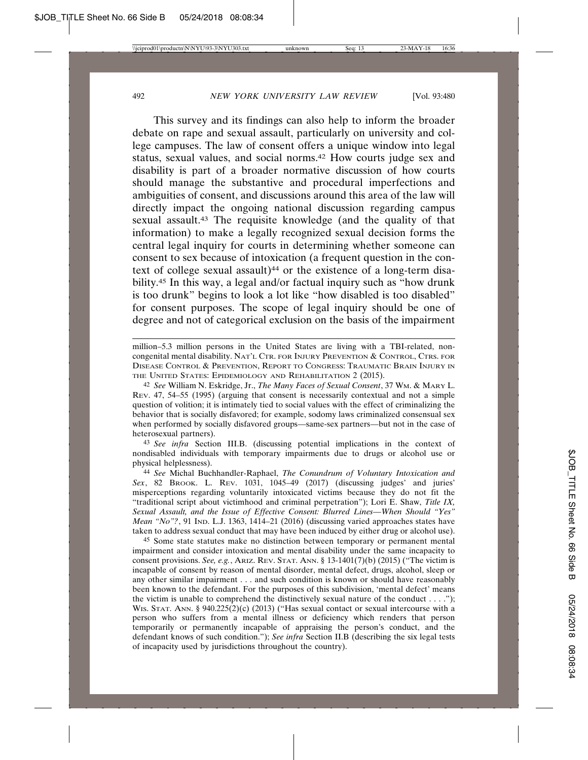This survey and its findings can also help to inform the broader debate on rape and sexual assault, particularly on university and college campuses. The law of consent offers a unique window into legal status, sexual values, and social norms.[42] How courts judge sex and disability is part of a broader normative discussion of how courts should manage the substantive and procedural imperfections and ambiguities of consent, and discussions around this area of the law will directly impact the ongoing national discussion regarding campus sexual assault.[43] The requisite knowledge (and the quality of that information) to make a legally recognized sexual decision forms the central legal inquiry for courts in determining whether someone can consent to sex because of intoxication (a frequent question in the context of college sexual assault)[44] or the existence of a long-term disability.[45] In this way, a legal and/or factual inquiry such as "how drunk is too drunk" begins to look a lot like "how disabled is too disabled" for consent purposes. The scope of legal inquiry should be one of degree and not of categorical exclusion on the basis of the impairment

---

million–5.3 million persons in the United States are living with a TBI-related, noncongenital mental disability. NAT'L CTR. FOR INJURY PREVENTION & CONTROL, CTRS. FOR DISEASE CONTROL & PREVENTION, REPORT TO CONGRESS: TRAUMATIC BRAIN INJURY IN THE UNITED STATES: EPIDEMIOLOGY AND REHABILITATION 2 (2015).

[42] *See* William N. Eskridge, Jr., *The Many Faces of Sexual Consent*, 37 WM. & MARY L. REV. 47, 54–55 (1995) (arguing that consent is necessarily contextual and not a simple question of volition; it is intimately tied to social values with the effect of criminalizing the behavior that is socially disfavored; for example, sodomy laws criminalized consensual sex when performed by socially disfavored groups—same-sex partners—but not in the case of heterosexual partners).

[43] *See infra* Section III.B. (discussing potential implications in the context of nondisabled individuals with temporary impairments due to drugs or alcohol use or physical helplessness).

[44] *See* Michal Buchhandler-Raphael, *The Conundrum of Voluntary Intoxication and Sex*, 82 BROOK. L. REV. 1031, 1045–49 (2017) (discussing judges' and juries' misperceptions regarding voluntarily intoxicated victims because they do not fit the "traditional script about victimhood and criminal perpetration"); Lori E. Shaw, *Title IX, Sexual Assault, and the Issue of Effective Consent: Blurred Lines—When Should "Yes" Mean "No"?*, 91 IND. L.J. 1363, 1414–21 (2016) (discussing varied approaches states have taken to address sexual conduct that may have been induced by either drug or alcohol use).

[45] Some state statutes make no distinction between temporary or permanent mental impairment and consider intoxication and mental disability under the same incapacity to consent provisions. *See, e.g.*, ARIZ. REV. STAT. ANN. § 13-1401(7)(b) (2015) ("The victim is incapable of consent by reason of mental disorder, mental defect, drugs, alcohol, sleep or any other similar impairment . . . and such condition is known or should have reasonably been known to the defendant. For the purposes of this subdivision, 'mental defect' means the victim is unable to comprehend the distinctively sexual nature of the conduct . . . ."); WIS. STAT. ANN. § 940.225(2)(c) (2013) ("Has sexual contact or sexual intercourse with a person who suffers from a mental illness or deficiency which renders that person temporarily or permanently incapable of appraising the person's conduct, and the defendant knows of such condition."); *See infra* Section II.B (describing the six legal tests of incapacity used by jurisdictions throughout the country).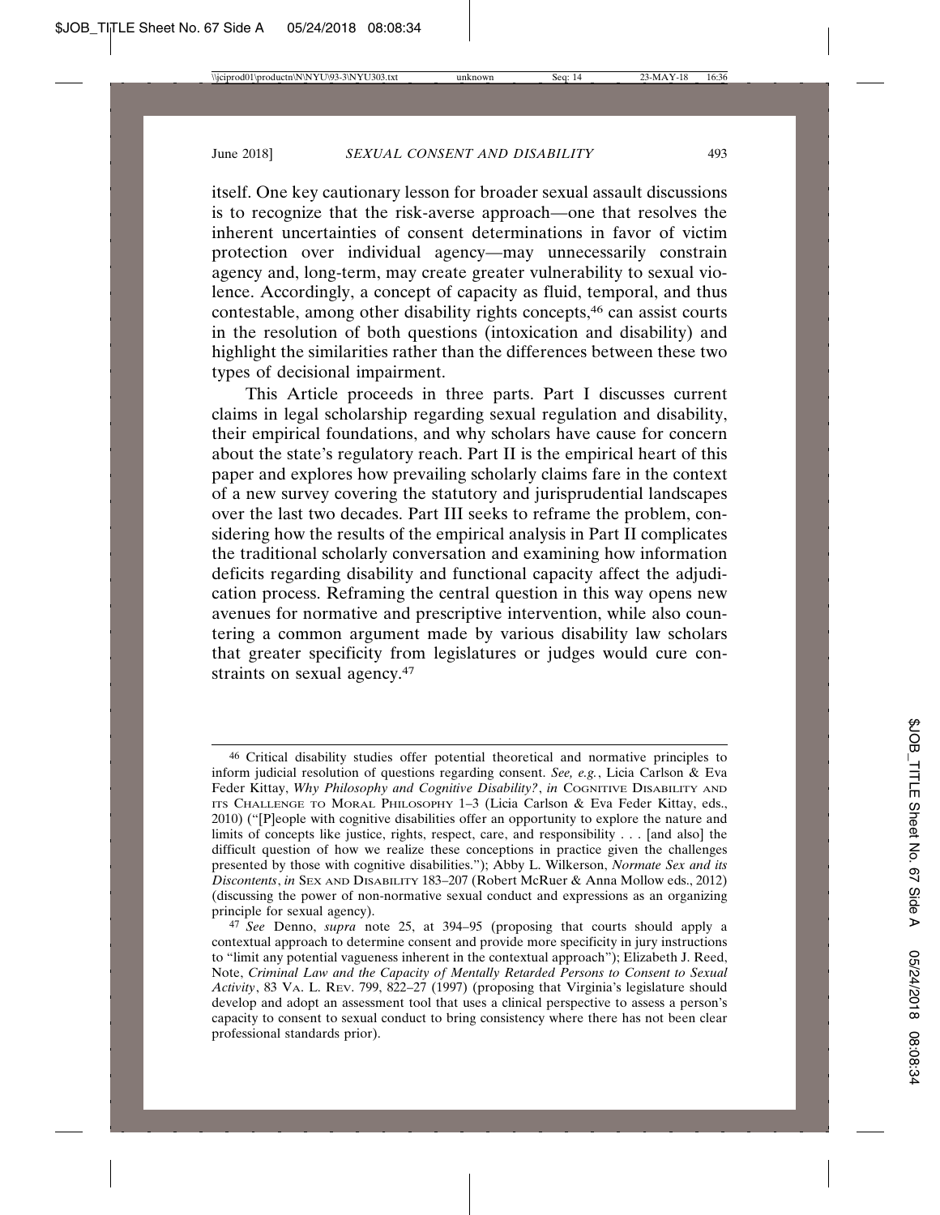itself. One key cautionary lesson for broader sexual assault discussions is to recognize that the risk-averse approach—one that resolves the inherent uncertainties of consent determinations in favor of victim protection over individual agency—may unnecessarily constrain agency and, long-term, may create greater vulnerability to sexual violence. Accordingly, a concept of capacity as fluid, temporal, and thus contestable, among other disability rights concepts,[46] can assist courts in the resolution of both questions (intoxication and disability) and highlight the similarities rather than the differences between these two types of decisional impairment.

This Article proceeds in three parts. Part I discusses current claims in legal scholarship regarding sexual regulation and disability, their empirical foundations, and why scholars have cause for concern about the state's regulatory reach. Part II is the empirical heart of this paper and explores how prevailing scholarly claims fare in the context of a new survey covering the statutory and jurisprudential landscapes over the last two decades. Part III seeks to reframe the problem, considering how the results of the empirical analysis in Part II complicates the traditional scholarly conversation and examining how information deficits regarding disability and functional capacity affect the adjudication process. Reframing the central question in this way opens new avenues for normative and prescriptive intervention, while also countering a common argument made by various disability law scholars that greater specificity from legislatures or judges would cure constraints on sexual agency.[47]

---

[46] Critical disability studies offer potential theoretical and normative principles to inform judicial resolution of questions regarding consent. *See, e.g.*, Licia Carlson & Eva Feder Kittay, *Why Philosophy and Cognitive Disability?*, *in* COGNITIVE DISABILITY AND ITS CHALLENGE TO MORAL PHILOSOPHY 1–3 (Licia Carlson & Eva Feder Kittay, eds., 2010) ("[P]eople with cognitive disabilities offer an opportunity to explore the nature and limits of concepts like justice, rights, respect, care, and responsibility . . . [and also] the difficult question of how we realize these conceptions in practice given the challenges presented by those with cognitive disabilities."); Abby L. Wilkerson, *Normate Sex and its Discontents*, *in* SEX AND DISABILITY 183–207 (Robert McRuer & Anna Mollow eds., 2012) (discussing the power of non-normative sexual conduct and expressions as an organizing principle for sexual agency).

[47] *See* Denno, *supra* note 25, at 394–95 (proposing that courts should apply a contextual approach to determine consent and provide more specificity in jury instructions to "limit any potential vagueness inherent in the contextual approach"); Elizabeth J. Reed, Note, *Criminal Law and the Capacity of Mentally Retarded Persons to Consent to Sexual Activity*, 83 VA. L. REV. 799, 822–27 (1997) (proposing that Virginia's legislature should develop and adopt an assessment tool that uses a clinical perspective to assess a person's capacity to consent to sexual conduct to bring consistency where there has not been clear professional standards prior).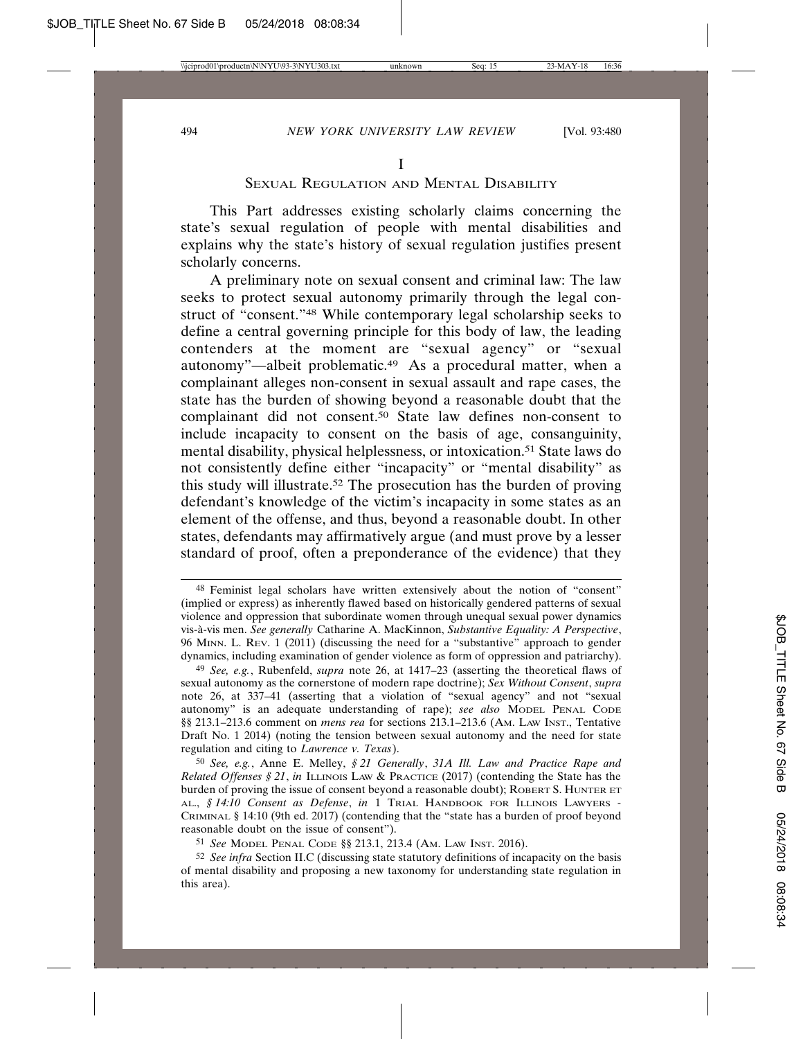# I

## Sexual Regulation and Mental Disability

This Part addresses existing scholarly claims concerning the state's sexual regulation of people with mental disabilities and explains why the state's history of sexual regulation justifies present scholarly concerns.

A preliminary note on sexual consent and criminal law: The law seeks to protect sexual autonomy primarily through the legal construct of "consent."[48] While contemporary legal scholarship seeks to define a central governing principle for this body of law, the leading contenders at the moment are "sexual agency" or "sexual autonomy"—albeit problematic.[49] As a procedural matter, when a complainant alleges non-consent in sexual assault and rape cases, the state has the burden of showing beyond a reasonable doubt that the complainant did not consent.[50] State law defines non-consent to include incapacity to consent on the basis of age, consanguinity, mental disability, physical helplessness, or intoxication.[51] State laws do not consistently define either "incapacity" or "mental disability" as this study will illustrate.[52] The prosecution has the burden of proving defendant's knowledge of the victim's incapacity in some states as an element of the offense, and thus, beyond a reasonable doubt. In other states, defendants may affirmatively argue (and must prove by a lesser standard of proof, often a preponderance of the evidence) that they

---

[48] Feminist legal scholars have written extensively about the notion of "consent" (implied or express) as inherently flawed based on historically gendered patterns of sexual violence and oppression that subordinate women through unequal sexual power dynamics vis-à-vis men. *See generally* Catharine A. MacKinnon, *Substantive Equality: A Perspective*, 96 Minn. L. Rev. 1 (2011) (discussing the need for a "substantive" approach to gender dynamics, including examination of gender violence as form of oppression and patriarchy).

[49] *See, e.g.*, Rubenfeld, *supra* note 26, at 1417–23 (asserting the theoretical flaws of sexual autonomy as the cornerstone of modern rape doctrine); *Sex Without Consent*, *supra* note 26, at 337–41 (asserting that a violation of "sexual agency" and not "sexual autonomy" is an adequate understanding of rape); *see also* Model Penal Code §§ 213.1–213.6 comment on *mens rea* for sections 213.1–213.6 (Am. Law Inst., Tentative Draft No. 1 2014) (noting the tension between sexual autonomy and the need for state regulation and citing to *Lawrence v. Texas*).

[50] *See, e.g.*, Anne E. Melley, *§ 21 Generally*, *31A Ill. Law and Practice Rape and Related Offenses § 21*, *in* Illinois Law & Practice (2017) (contending the State has the burden of proving the issue of consent beyond a reasonable doubt); Robert S. Hunter et al., *§ 14:10 Consent as Defense*, *in* 1 Trial Handbook for Illinois Lawyers - Criminal § 14:10 (9th ed. 2017) (contending that the "state has a burden of proof beyond reasonable doubt on the issue of consent").

[51] *See* Model Penal Code §§ 213.1, 213.4 (Am. Law Inst. 2016).

[52] *See infra* Section II.C (discussing state statutory definitions of incapacity on the basis of mental disability and proposing a new taxonomy for understanding state regulation in this area).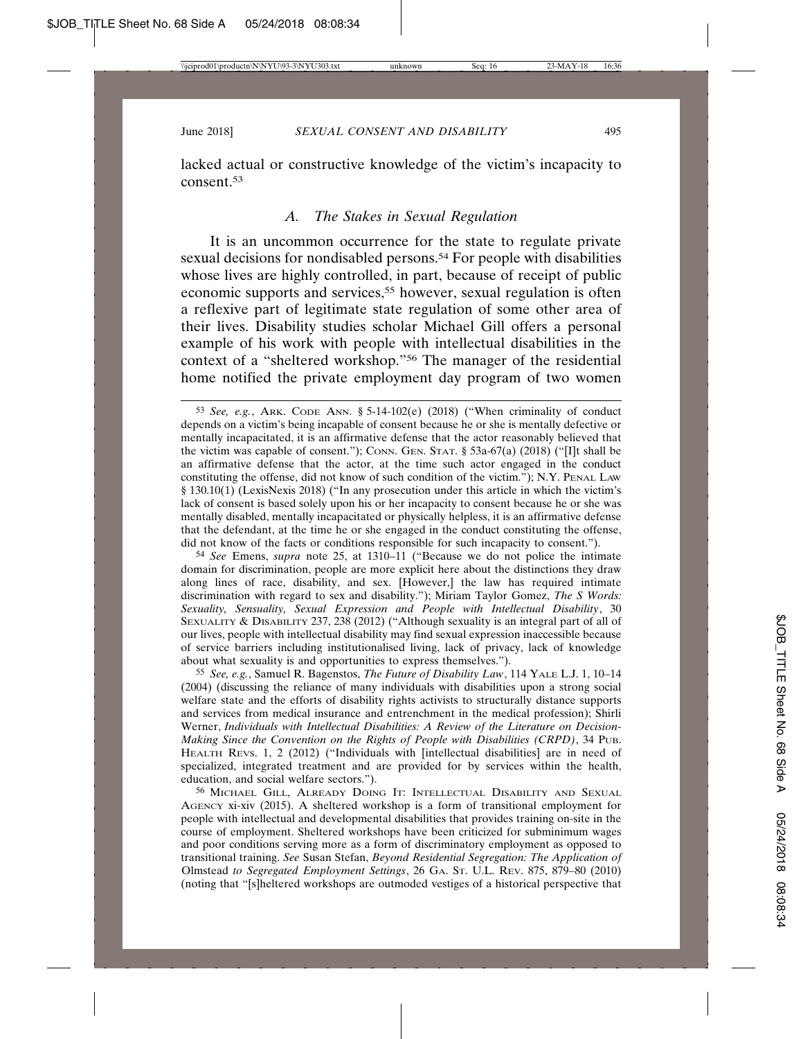lacked actual or constructive knowledge of the victim's incapacity to consent.[53]

### *A. The Stakes in Sexual Regulation*

It is an uncommon occurrence for the state to regulate private sexual decisions for nondisabled persons.[54] For people with disabilities whose lives are highly controlled, in part, because of receipt of public economic supports and services,[55] however, sexual regulation is often a reflexive part of legitimate state regulation of some other area of their lives. Disability studies scholar Michael Gill offers a personal example of his work with people with intellectual disabilities in the context of a "sheltered workshop."[56] The manager of the residential home notified the private employment day program of two women

---

[53] *See, e.g.*, ARK. CODE ANN. § 5-14-102(e) (2018) ("When criminality of conduct depends on a victim's being incapable of consent because he or she is mentally defective or mentally incapacitated, it is an affirmative defense that the actor reasonably believed that the victim was capable of consent."); CONN. GEN. STAT. § 53a-67(a) (2018) ("[I]t shall be an affirmative defense that the actor, at the time such actor engaged in the conduct constituting the offense, did not know of such condition of the victim."); N.Y. PENAL LAW § 130.10(1) (LexisNexis 2018) ("In any prosecution under this article in which the victim's lack of consent is based solely upon his or her incapacity to consent because he or she was mentally disabled, mentally incapacitated or physically helpless, it is an affirmative defense that the defendant, at the time he or she engaged in the conduct constituting the offense, did not know of the facts or conditions responsible for such incapacity to consent.").

[54] *See* Emens, *supra* note 25, at 1310–11 ("Because we do not police the intimate domain for discrimination, people are more explicit here about the distinctions they draw along lines of race, disability, and sex. [However,] the law has required intimate discrimination with regard to sex and disability."); Miriam Taylor Gomez, *The S Words: Sexuality, Sensuality, Sexual Expression and People with Intellectual Disability*, 30 SEXUALITY & DISABILITY 237, 238 (2012) ("Although sexuality is an integral part of all of our lives, people with intellectual disability may find sexual expression inaccessible because of service barriers including institutionalised living, lack of privacy, lack of knowledge about what sexuality is and opportunities to express themselves.").

[55] *See, e.g.*, Samuel R. Bagenstos, *The Future of Disability Law*, 114 YALE L.J. 1, 10–14 (2004) (discussing the reliance of many individuals with disabilities upon a strong social welfare state and the efforts of disability rights activists to structurally distance supports and services from medical insurance and entrenchment in the medical profession); Shirli Werner, *Individuals with Intellectual Disabilities: A Review of the Literature on Decision-Making Since the Convention on the Rights of People with Disabilities (CRPD)*, 34 PUB. HEALTH REVS. 1, 2 (2012) ("Individuals with [intellectual disabilities] are in need of specialized, integrated treatment and are provided for by services within the health, education, and social welfare sectors.").

[56] MICHAEL GILL, ALREADY DOING IT: INTELLECTUAL DISABILITY AND SEXUAL AGENCY xi-xiv (2015). A sheltered workshop is a form of transitional employment for people with intellectual and developmental disabilities that provides training on-site in the course of employment. Sheltered workshops have been criticized for subminimum wages and poor conditions serving more as a form of discriminatory employment as opposed to transitional training. *See* Susan Stefan, *Beyond Residential Segregation: The Application of* Olmstead *to Segregated Employment Settings*, 26 GA. ST. U.L. REV. 875, 879–80 (2010) (noting that "[s]heltered workshops are outmoded vestiges of a historical perspective that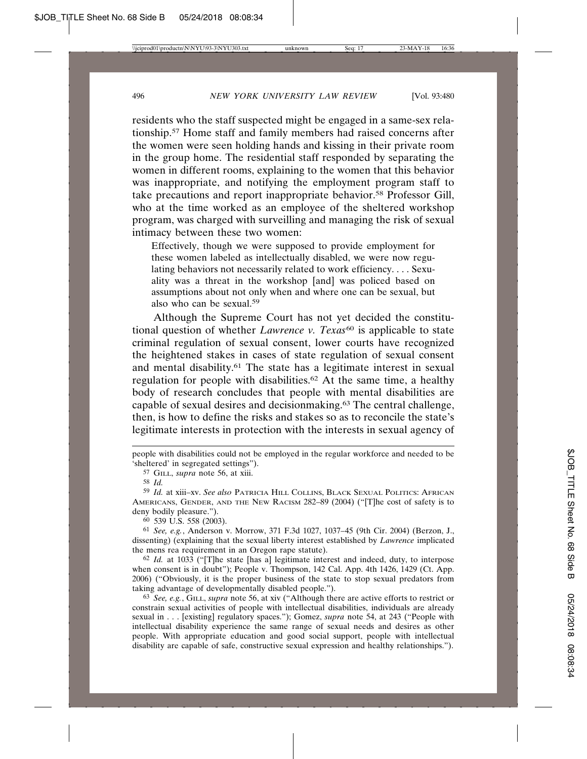residents who the staff suspected might be engaged in a same-sex relationship.[57] Home staff and family members had raised concerns after the women were seen holding hands and kissing in their private room in the group home. The residential staff responded by separating the women in different rooms, explaining to the women that this behavior was inappropriate, and notifying the employment program staff to take precautions and report inappropriate behavior.[58] Professor Gill, who at the time worked as an employee of the sheltered workshop program, was charged with surveilling and managing the risk of sexual intimacy between these two women:

> Effectively, though we were supposed to provide employment for these women labeled as intellectually disabled, we were now regulating behaviors not necessarily related to work efficiency. . . . Sexuality was a threat in the workshop [and] was policed based on assumptions about not only when and where one can be sexual, but also who can be sexual.[59]

Although the Supreme Court has not yet decided the constitutional question of whether *Lawrence v. Texas*[60] is applicable to state criminal regulation of sexual consent, lower courts have recognized the heightened stakes in cases of state regulation of sexual consent and mental disability.[61] The state has a legitimate interest in sexual regulation for people with disabilities.[62] At the same time, a healthy body of research concludes that people with mental disabilities are capable of sexual desires and decisionmaking.[63] The central challenge, then, is how to define the risks and stakes so as to reconcile the state's legitimate interests in protection with the interests in sexual agency of

---

people with disabilities could not be employed in the regular workforce and needed to be 'sheltered' in segregated settings").

[57] GILL, *supra* note 56, at xiii.

[58] *Id.*

[59] *Id.* at xiii–xv. *See also* PATRICIA HILL COLLINS, BLACK SEXUAL POLITICS: AFRICAN AMERICANS, GENDER, AND THE NEW RACISM 282–89 (2004) ("[T]he cost of safety is to deny bodily pleasure.").

[60] 539 U.S. 558 (2003).

[61] *See, e.g.*, Anderson v. Morrow, 371 F.3d 1027, 1037–45 (9th Cir. 2004) (Berzon, J., dissenting) (explaining that the sexual liberty interest established by *Lawrence* implicated the mens rea requirement in an Oregon rape statute).

[62] *Id.* at 1033 ("[T]he state [has a] legitimate interest and indeed, duty, to interpose when consent is in doubt"); People v. Thompson, 142 Cal. App. 4th 1426, 1429 (Ct. App. 2006) ("Obviously, it is the proper business of the state to stop sexual predators from taking advantage of developmentally disabled people.").

[63] *See, e.g.*, GILL, *supra* note 56, at xiv ("Although there are active efforts to restrict or constrain sexual activities of people with intellectual disabilities, individuals are already sexual in . . . [existing] regulatory spaces."); Gomez, *supra* note 54, at 243 ("People with intellectual disability experience the same range of sexual needs and desires as other people. With appropriate education and good social support, people with intellectual disability are capable of safe, constructive sexual expression and healthy relationships.").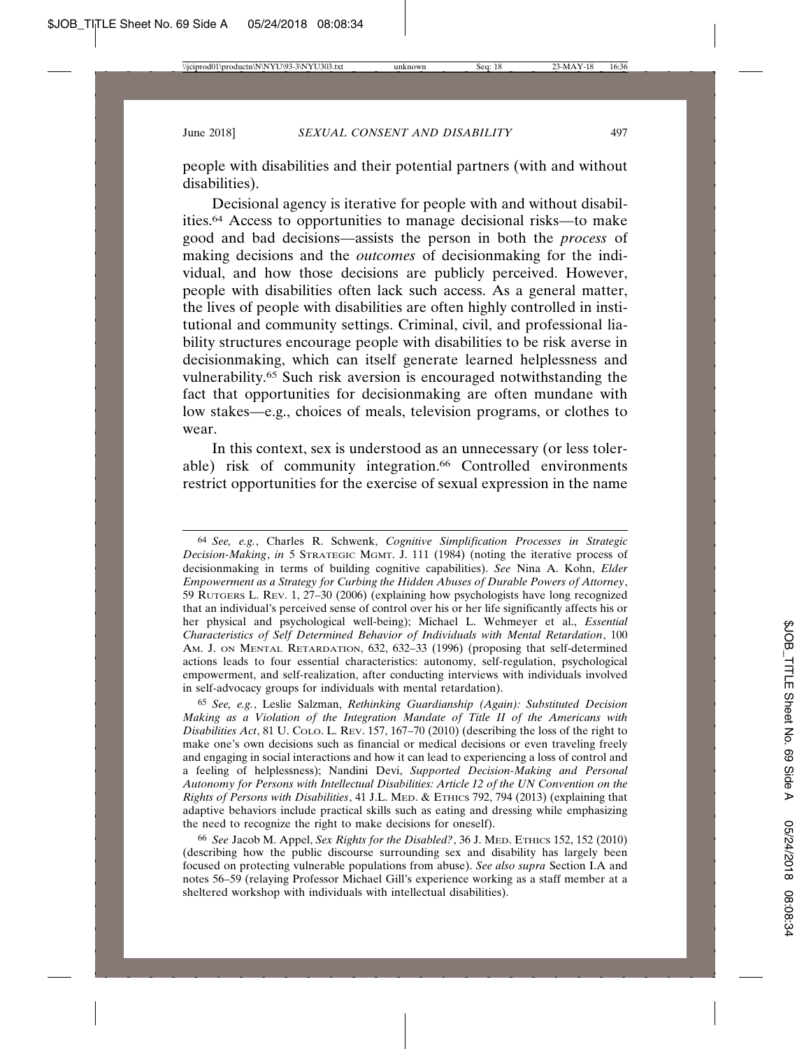people with disabilities and their potential partners (with and without disabilities).

Decisional agency is iterative for people with and without disabilities.[64] Access to opportunities to manage decisional risks—to make good and bad decisions—assists the person in both the *process* of making decisions and the *outcomes* of decisionmaking for the individual, and how those decisions are publicly perceived. However, people with disabilities often lack such access. As a general matter, the lives of people with disabilities are often highly controlled in institutional and community settings. Criminal, civil, and professional liability structures encourage people with disabilities to be risk averse in decisionmaking, which can itself generate learned helplessness and vulnerability.[65] Such risk aversion is encouraged notwithstanding the fact that opportunities for decisionmaking are often mundane with low stakes—e.g., choices of meals, television programs, or clothes to wear.

In this context, sex is understood as an unnecessary (or less tolerable) risk of community integration.[66] Controlled environments restrict opportunities for the exercise of sexual expression in the name

---

[64] *See, e.g.*, Charles R. Schwenk, *Cognitive Simplification Processes in Strategic Decision-Making*, *in* 5 STRATEGIC MGMT. J. 111 (1984) (noting the iterative process of decisionmaking in terms of building cognitive capabilities). *See* Nina A. Kohn, *Elder Empowerment as a Strategy for Curbing the Hidden Abuses of Durable Powers of Attorney*, 59 RUTGERS L. REV. 1, 27–30 (2006) (explaining how psychologists have long recognized that an individual's perceived sense of control over his or her life significantly affects his or her physical and psychological well-being); Michael L. Wehmeyer et al., *Essential Characteristics of Self Determined Behavior of Individuals with Mental Retardation*, 100 AM. J. ON MENTAL RETARDATION, 632, 632–33 (1996) (proposing that self-determined actions leads to four essential characteristics: autonomy, self-regulation, psychological empowerment, and self-realization, after conducting interviews with individuals involved in self-advocacy groups for individuals with mental retardation).

[65] *See, e.g.*, Leslie Salzman, *Rethinking Guardianship (Again): Substituted Decision Making as a Violation of the Integration Mandate of Title II of the Americans with Disabilities Act*, 81 U. COLO. L. REV. 157, 167–70 (2010) (describing the loss of the right to make one's own decisions such as financial or medical decisions or even traveling freely and engaging in social interactions and how it can lead to experiencing a loss of control and a feeling of helplessness); Nandini Devi, *Supported Decision-Making and Personal Autonomy for Persons with Intellectual Disabilities: Article 12 of the UN Convention on the Rights of Persons with Disabilities*, 41 J.L. MED. & ETHICS 792, 794 (2013) (explaining that adaptive behaviors include practical skills such as eating and dressing while emphasizing the need to recognize the right to make decisions for oneself).

[66] *See* Jacob M. Appel, *Sex Rights for the Disabled?*, 36 J. MED. ETHICS 152, 152 (2010) (describing how the public discourse surrounding sex and disability has largely been focused on protecting vulnerable populations from abuse). *See also supra* Section I.A and notes 56–59 (relaying Professor Michael Gill's experience working as a staff member at a sheltered workshop with individuals with intellectual disabilities).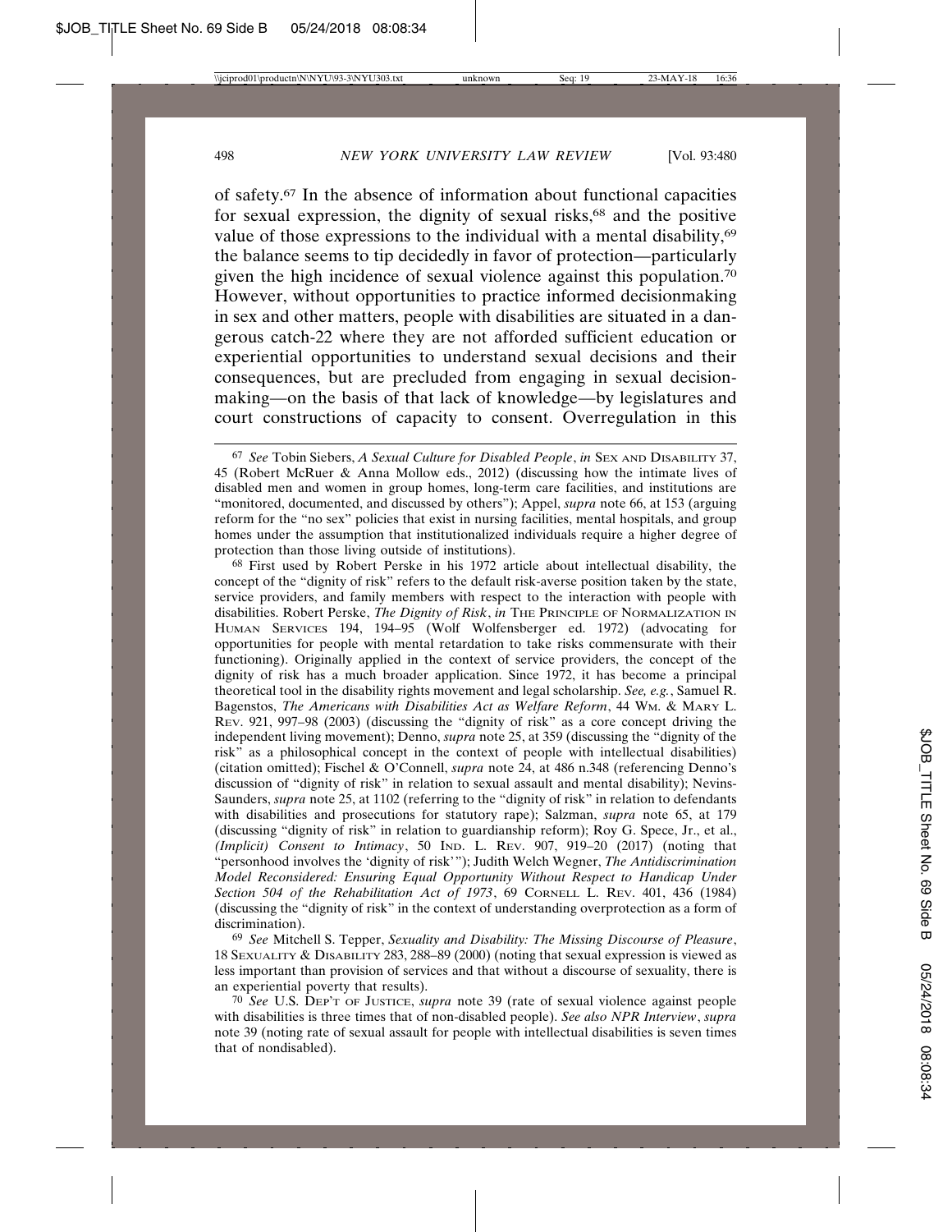of safety.[67] In the absence of information about functional capacities for sexual expression, the dignity of sexual risks,[68] and the positive value of those expressions to the individual with a mental disability,[69] the balance seems to tip decidedly in favor of protection—particularly given the high incidence of sexual violence against this population.[70] However, without opportunities to practice informed decisionmaking in sex and other matters, people with disabilities are situated in a dangerous catch-22 where they are not afforded sufficient education or experiential opportunities to understand sexual decisions and their consequences, but are precluded from engaging in sexual decisionmaking—on the basis of that lack of knowledge—by legislatures and court constructions of capacity to consent. Overregulation in this

---

[67] *See* Tobin Siebers, *A Sexual Culture for Disabled People*, *in* SEX AND DISABILITY 37, 45 (Robert McRuer & Anna Mollow eds., 2012) (discussing how the intimate lives of disabled men and women in group homes, long-term care facilities, and institutions are "monitored, documented, and discussed by others"); Appel, *supra* note 66, at 153 (arguing reform for the "no sex" policies that exist in nursing facilities, mental hospitals, and group homes under the assumption that institutionalized individuals require a higher degree of protection than those living outside of institutions).

[68] First used by Robert Perske in his 1972 article about intellectual disability, the concept of the "dignity of risk" refers to the default risk-averse position taken by the state, service providers, and family members with respect to the interaction with people with disabilities. Robert Perske, *The Dignity of Risk*, *in* THE PRINCIPLE OF NORMALIZATION IN HUMAN SERVICES 194, 194–95 (Wolf Wolfensberger ed. 1972) (advocating for opportunities for people with mental retardation to take risks commensurate with their functioning). Originally applied in the context of service providers, the concept of the dignity of risk has a much broader application. Since 1972, it has become a principal theoretical tool in the disability rights movement and legal scholarship. *See, e.g.*, Samuel R. Bagenstos, *The Americans with Disabilities Act as Welfare Reform*, 44 WM. & MARY L. REV. 921, 997–98 (2003) (discussing the "dignity of risk" as a core concept driving the independent living movement); Denno, *supra* note 25, at 359 (discussing the "dignity of the risk" as a philosophical concept in the context of people with intellectual disabilities) (citation omitted); Fischel & O'Connell, *supra* note 24, at 486 n.348 (referencing Denno's discussion of "dignity of risk" in relation to sexual assault and mental disability); Nevins-Saunders, *supra* note 25, at 1102 (referring to the "dignity of risk" in relation to defendants with disabilities and prosecutions for statutory rape); Salzman, *supra* note 65, at 179 (discussing "dignity of risk" in relation to guardianship reform); Roy G. Spece, Jr., et al., *(Implicit) Consent to Intimacy*, 50 IND. L. REV. 907, 919–20 (2017) (noting that "personhood involves the 'dignity of risk'"); Judith Welch Wegner, *The Antidiscrimination Model Reconsidered: Ensuring Equal Opportunity Without Respect to Handicap Under Section 504 of the Rehabilitation Act of 1973*, 69 CORNELL L. REV. 401, 436 (1984) (discussing the "dignity of risk" in the context of understanding overprotection as a form of discrimination).

[69] *See* Mitchell S. Tepper, *Sexuality and Disability: The Missing Discourse of Pleasure*, 18 SEXUALITY & DISABILITY 283, 288–89 (2000) (noting that sexual expression is viewed as less important than provision of services and that without a discourse of sexuality, there is an experiential poverty that results).

[70] *See* U.S. DEP'T OF JUSTICE, *supra* note 39 (rate of sexual violence against people with disabilities is three times that of non-disabled people). *See also NPR Interview*, *supra* note 39 (noting rate of sexual assault for people with intellectual disabilities is seven times that of nondisabled).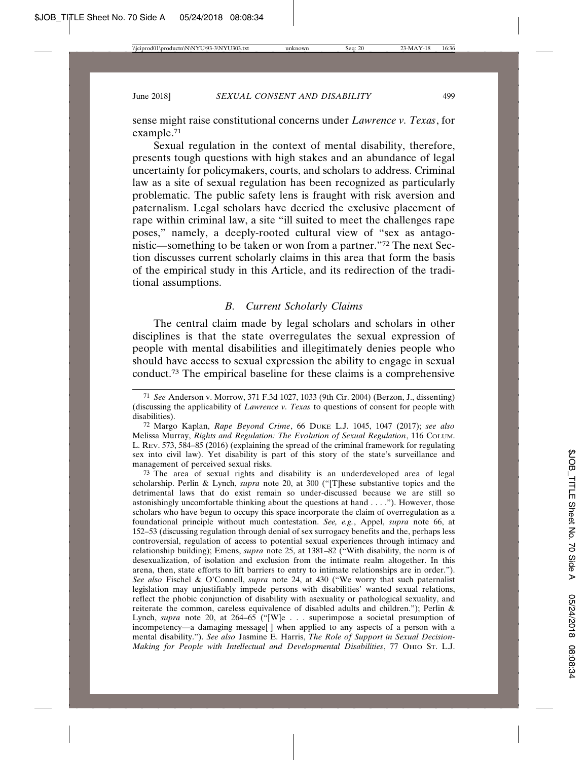sense might raise constitutional concerns under *Lawrence v. Texas*, for example.[71]

Sexual regulation in the context of mental disability, therefore, presents tough questions with high stakes and an abundance of legal uncertainty for policymakers, courts, and scholars to address. Criminal law as a site of sexual regulation has been recognized as particularly problematic. The public safety lens is fraught with risk aversion and paternalism. Legal scholars have decried the exclusive placement of rape within criminal law, a site "ill suited to meet the challenges rape poses," namely, a deeply-rooted cultural view of "sex as antagonistic—something to be taken or won from a partner."[72] The next Section discusses current scholarly claims in this area that form the basis of the empirical study in this Article, and its redirection of the traditional assumptions.

### *B. Current Scholarly Claims*

The central claim made by legal scholars and scholars in other disciplines is that the state overregulates the sexual expression of people with mental disabilities and illegitimately denies people who should have access to sexual expression the ability to engage in sexual conduct.[73] The empirical baseline for these claims is a comprehensive

---

[71] *See* Anderson v. Morrow, 371 F.3d 1027, 1033 (9th Cir. 2004) (Berzon, J., dissenting) (discussing the applicability of *Lawrence v. Texas* to questions of consent for people with disabilities).

[72] Margo Kaplan, *Rape Beyond Crime*, 66 DUKE L.J. 1045, 1047 (2017); *see also* Melissa Murray, *Rights and Regulation: The Evolution of Sexual Regulation*, 116 COLUM. L. REV. 573, 584–85 (2016) (explaining the spread of the criminal framework for regulating sex into civil law). Yet disability is part of this story of the state's surveillance and management of perceived sexual risks.

[73] The area of sexual rights and disability is an underdeveloped area of legal scholarship. Perlin & Lynch, *supra* note 20, at 300 ("[T]hese substantive topics and the detrimental laws that do exist remain so under-discussed because we are still so astonishingly uncomfortable thinking about the questions at hand . . . ."). However, those scholars who have begun to occupy this space incorporate the claim of overregulation as a foundational principle without much contestation. *See, e.g.*, Appel, *supra* note 66, at 152–53 (discussing regulation through denial of sex surrogacy benefits and the, perhaps less controversial, regulation of access to potential sexual experiences through intimacy and relationship building); Emens, *supra* note 25, at 1381–82 ("With disability, the norm is of desexualization, of isolation and exclusion from the intimate realm altogether. In this arena, then, state efforts to lift barriers to entry to intimate relationships are in order."). *See also* Fischel & O'Connell, *supra* note 24, at 430 ("We worry that such paternalist legislation may unjustifiably impede persons with disabilities' wanted sexual relations, reflect the phobic conjunction of disability with asexuality or pathological sexuality, and reiterate the common, careless equivalence of disabled adults and children."); Perlin & Lynch, *supra* note 20, at 264–65 ("[W]e . . . superimpose a societal presumption of incompetency—a damaging message[ ] when applied to any aspects of a person with a mental disability."). *See also* Jasmine E. Harris, *The Role of Support in Sexual Decision-Making for People with Intellectual and Developmental Disabilities*, 77 OHIO ST. L.J.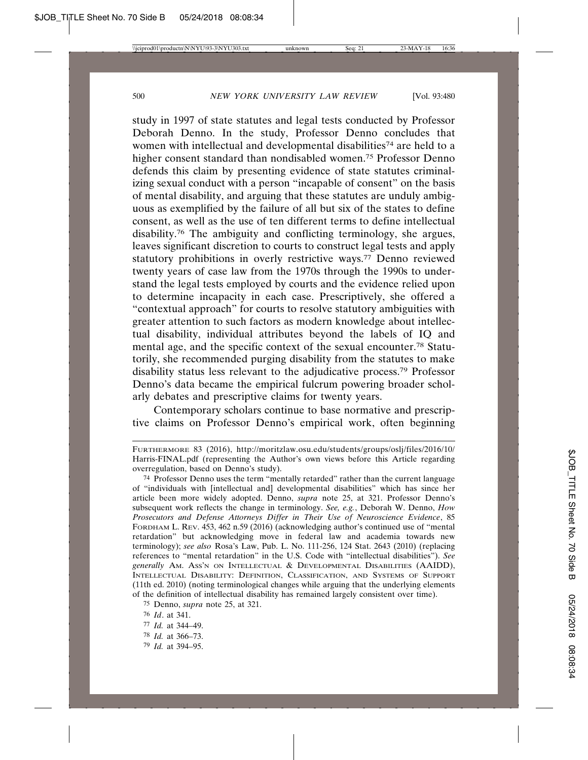study in 1997 of state statutes and legal tests conducted by Professor Deborah Denno. In the study, Professor Denno concludes that women with intellectual and developmental disabilities[74] are held to a higher consent standard than nondisabled women.[75] Professor Denno defends this claim by presenting evidence of state statutes criminalizing sexual conduct with a person "incapable of consent" on the basis of mental disability, and arguing that these statutes are unduly ambiguous as exemplified by the failure of all but six of the states to define consent, as well as the use of ten different terms to define intellectual disability.[76] The ambiguity and conflicting terminology, she argues, leaves significant discretion to courts to construct legal tests and apply statutory prohibitions in overly restrictive ways.[77] Denno reviewed twenty years of case law from the 1970s through the 1990s to understand the legal tests employed by courts and the evidence relied upon to determine incapacity in each case. Prescriptively, she offered a "contextual approach" for courts to resolve statutory ambiguities with greater attention to such factors as modern knowledge about intellectual disability, individual attributes beyond the labels of IQ and mental age, and the specific context of the sexual encounter.[78] Statutorily, she recommended purging disability from the statutes to make disability status less relevant to the adjudicative process.[79] Professor Denno's data became the empirical fulcrum powering broader scholarly debates and prescriptive claims for twenty years.

Contemporary scholars continue to base normative and prescriptive claims on Professor Denno's empirical work, often beginning

---

FURTHERMORE 83 (2016), http://moritzlaw.osu.edu/students/groups/oslj/files/2016/10/Harris-FINAL.pdf (representing the Author's own views before this Article regarding overregulation, based on Denno's study).

[74] Professor Denno uses the term "mentally retarded" rather than the current language of "individuals with [intellectual and] developmental disabilities" which has since her article been more widely adopted. Denno, *supra* note 25, at 321. Professor Denno's subsequent work reflects the change in terminology. *See, e.g.*, Deborah W. Denno, *How Prosecutors and Defense Attorneys Differ in Their Use of Neuroscience Evidence*, 85 FORDHAM L. REV. 453, 462 n.59 (2016) (acknowledging author's continued use of "mental retardation" but acknowledging move in federal law and academia towards new terminology); *see also* Rosa's Law, Pub. L. No. 111-256, 124 Stat. 2643 (2010) (replacing references to "mental retardation" in the U.S. Code with "intellectual disabilities"). *See generally* AM. ASS'N ON INTELLECTUAL & DEVELOPMENTAL DISABILITIES (AAIDD), INTELLECTUAL DISABILITY: DEFINITION, CLASSIFICATION, AND SYSTEMS OF SUPPORT (11th ed. 2010) (noting terminological changes while arguing that the underlying elements of the definition of intellectual disability has remained largely consistent over time).

[75] Denno, *supra* note 25, at 321.

[76] *Id*. at 341.

[77] *Id.* at 344–49.

[78] *Id.* at 366–73.

[79] *Id.* at 394–95.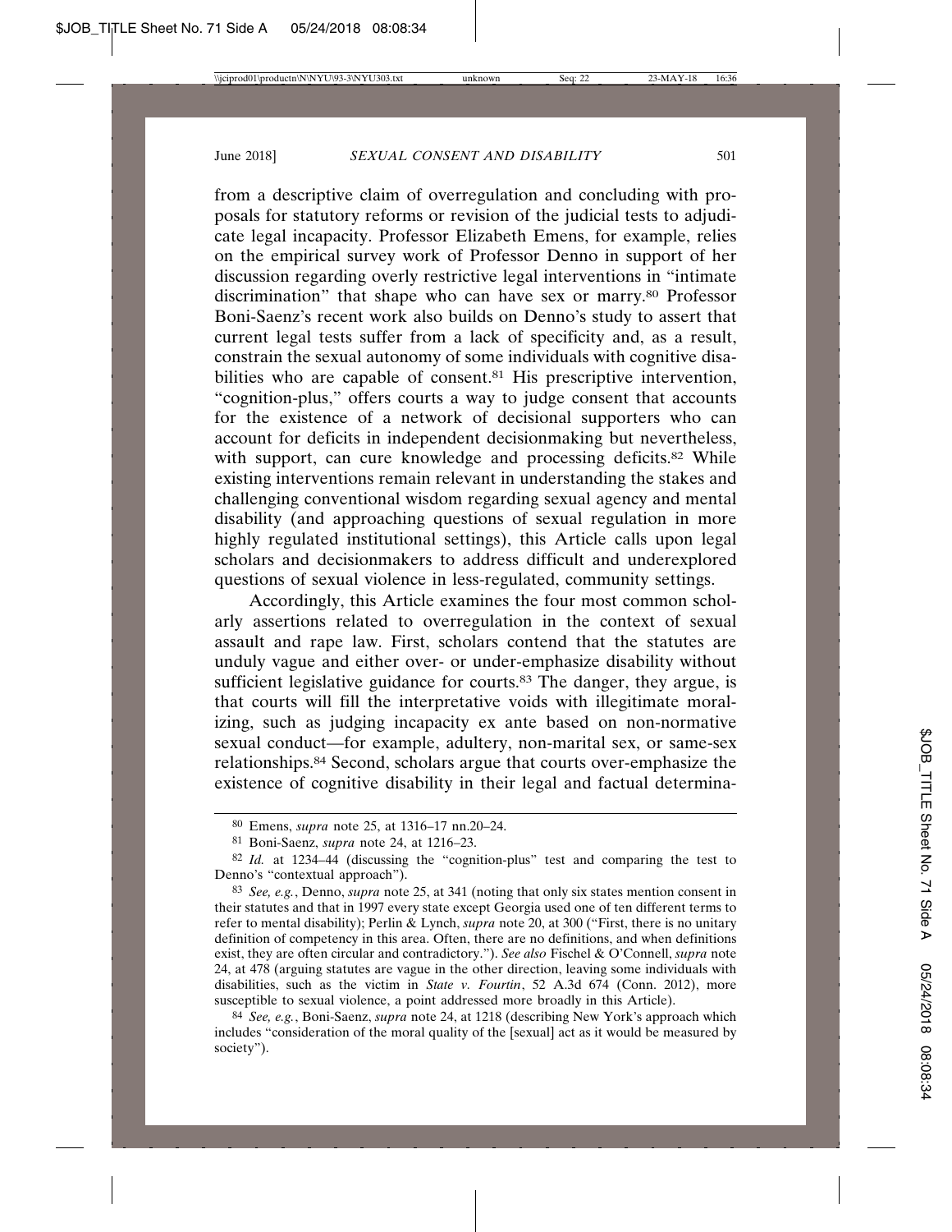from a descriptive claim of overregulation and concluding with proposals for statutory reforms or revision of the judicial tests to adjudicate legal incapacity. Professor Elizabeth Emens, for example, relies on the empirical survey work of Professor Denno in support of her discussion regarding overly restrictive legal interventions in "intimate discrimination" that shape who can have sex or marry.[80] Professor Boni-Saenz's recent work also builds on Denno's study to assert that current legal tests suffer from a lack of specificity and, as a result, constrain the sexual autonomy of some individuals with cognitive disabilities who are capable of consent.[81] His prescriptive intervention, "cognition-plus," offers courts a way to judge consent that accounts for the existence of a network of decisional supporters who can account for deficits in independent decisionmaking but nevertheless, with support, can cure knowledge and processing deficits.[82] While existing interventions remain relevant in understanding the stakes and challenging conventional wisdom regarding sexual agency and mental disability (and approaching questions of sexual regulation in more highly regulated institutional settings), this Article calls upon legal scholars and decisionmakers to address difficult and underexplored questions of sexual violence in less-regulated, community settings.

Accordingly, this Article examines the four most common scholarly assertions related to overregulation in the context of sexual assault and rape law. First, scholars contend that the statutes are unduly vague and either over- or under-emphasize disability without sufficient legislative guidance for courts.[83] The danger, they argue, is that courts will fill the interpretative voids with illegitimate moralizing, such as judging incapacity ex ante based on non-normative sexual conduct—for example, adultery, non-marital sex, or same-sex relationships.[84] Second, scholars argue that courts over-emphasize the existence of cognitive disability in their legal and factual determina-

---

80 Emens, *supra* note 25, at 1316–17 nn.20–24.

81 Boni-Saenz, *supra* note 24, at 1216–23.

82 *Id.* at 1234–44 (discussing the "cognition-plus" test and comparing the test to Denno's "contextual approach").

83 *See, e.g.*, Denno, *supra* note 25, at 341 (noting that only six states mention consent in their statutes and that in 1997 every state except Georgia used one of ten different terms to refer to mental disability); Perlin & Lynch, *supra* note 20, at 300 ("First, there is no unitary definition of competency in this area. Often, there are no definitions, and when definitions exist, they are often circular and contradictory."). *See also* Fischel & O'Connell, *supra* note 24, at 478 (arguing statutes are vague in the other direction, leaving some individuals with disabilities, such as the victim in *State v. Fourtin*, 52 A.3d 674 (Conn. 2012), more susceptible to sexual violence, a point addressed more broadly in this Article).

84 *See, e.g.*, Boni-Saenz, *supra* note 24, at 1218 (describing New York's approach which includes "consideration of the moral quality of the [sexual] act as it would be measured by society").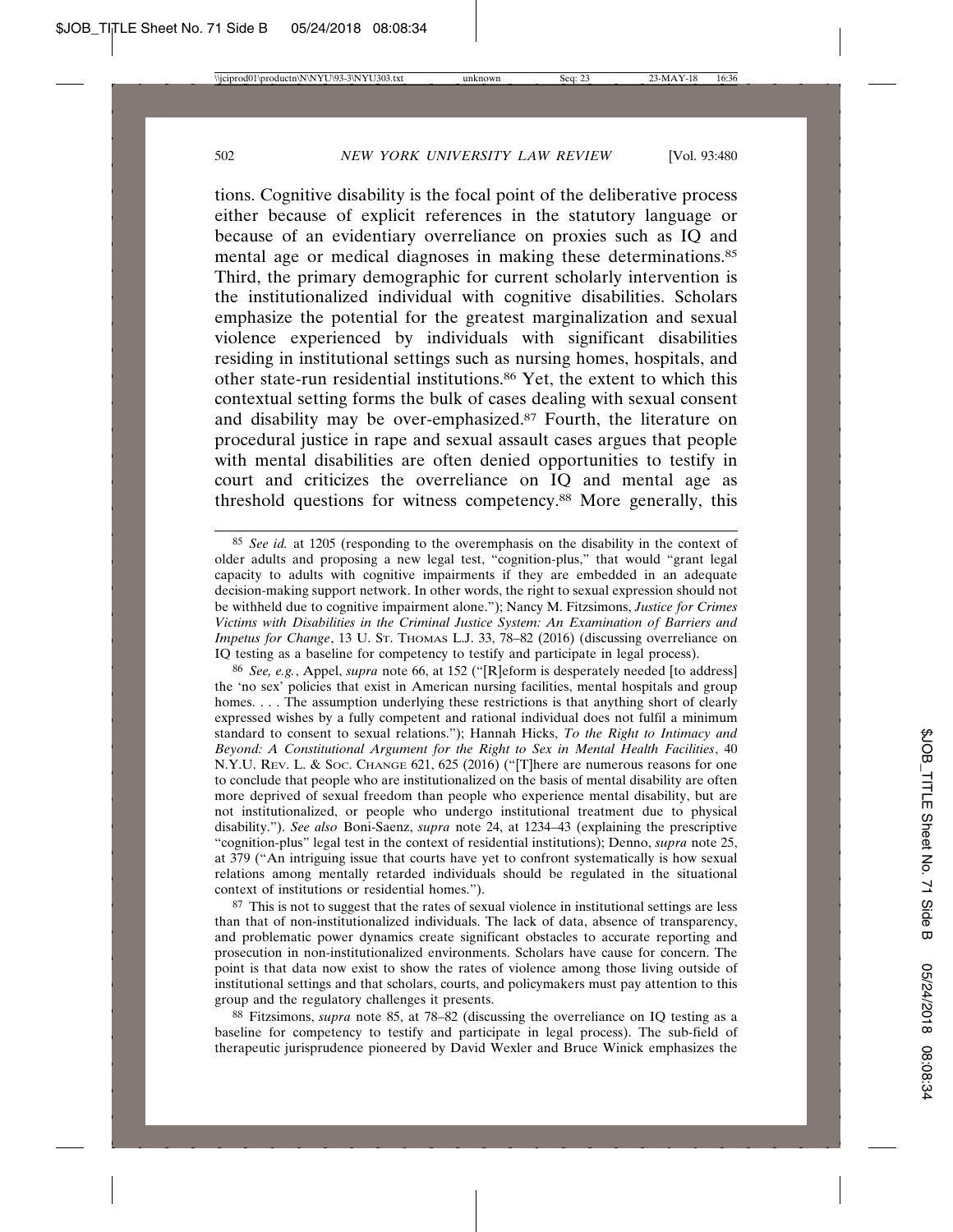tions. Cognitive disability is the focal point of the deliberative process either because of explicit references in the statutory language or because of an evidentiary overreliance on proxies such as IQ and mental age or medical diagnoses in making these determinations.[85] Third, the primary demographic for current scholarly intervention is the institutionalized individual with cognitive disabilities. Scholars emphasize the potential for the greatest marginalization and sexual violence experienced by individuals with significant disabilities residing in institutional settings such as nursing homes, hospitals, and other state-run residential institutions.[86] Yet, the extent to which this contextual setting forms the bulk of cases dealing with sexual consent and disability may be over-emphasized.[87] Fourth, the literature on procedural justice in rape and sexual assault cases argues that people with mental disabilities are often denied opportunities to testify in court and criticizes the overreliance on IQ and mental age as threshold questions for witness competency.[88] More generally, this

---

[85] *See id.* at 1205 (responding to the overemphasis on the disability in the context of older adults and proposing a new legal test, "cognition-plus," that would "grant legal capacity to adults with cognitive impairments if they are embedded in an adequate decision-making support network. In other words, the right to sexual expression should not be withheld due to cognitive impairment alone."); Nancy M. Fitzsimons, *Justice for Crimes Victims with Disabilities in the Criminal Justice System: An Examination of Barriers and Impetus for Change*, 13 U. ST. THOMAS L.J. 33, 78–82 (2016) (discussing overreliance on IQ testing as a baseline for competency to testify and participate in legal process).

[86] *See, e.g.*, Appel, *supra* note 66, at 152 ("[R]eform is desperately needed [to address] the 'no sex' policies that exist in American nursing facilities, mental hospitals and group homes. . . . The assumption underlying these restrictions is that anything short of clearly expressed wishes by a fully competent and rational individual does not fulfil a minimum standard to consent to sexual relations."); Hannah Hicks, *To the Right to Intimacy and Beyond: A Constitutional Argument for the Right to Sex in Mental Health Facilities*, 40 N.Y.U. REV. L. & SOC. CHANGE 621, 625 (2016) ("[T]here are numerous reasons for one to conclude that people who are institutionalized on the basis of mental disability are often more deprived of sexual freedom than people who experience mental disability, but are not institutionalized, or people who undergo institutional treatment due to physical disability."). *See also* Boni-Saenz, *supra* note 24, at 1234–43 (explaining the prescriptive "cognition-plus" legal test in the context of residential institutions); Denno, *supra* note 25, at 379 ("An intriguing issue that courts have yet to confront systematically is how sexual relations among mentally retarded individuals should be regulated in the situational context of institutions or residential homes.").

[87] This is not to suggest that the rates of sexual violence in institutional settings are less than that of non-institutionalized individuals. The lack of data, absence of transparency, and problematic power dynamics create significant obstacles to accurate reporting and prosecution in non-institutionalized environments. Scholars have cause for concern. The point is that data now exist to show the rates of violence among those living outside of institutional settings and that scholars, courts, and policymakers must pay attention to this group and the regulatory challenges it presents.

[88] Fitzsimons, *supra* note 85, at 78–82 (discussing the overreliance on IQ testing as a baseline for competency to testify and participate in legal process). The sub-field of therapeutic jurisprudence pioneered by David Wexler and Bruce Winick emphasizes the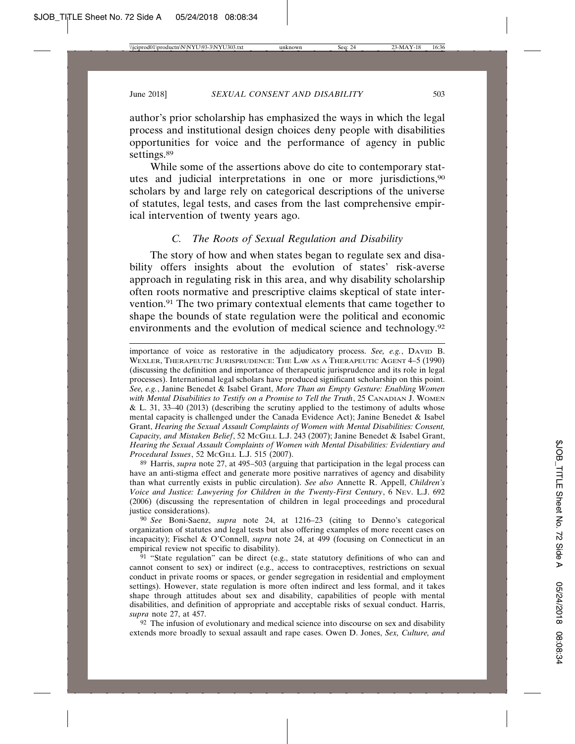author's prior scholarship has emphasized the ways in which the legal process and institutional design choices deny people with disabilities opportunities for voice and the performance of agency in public settings.[89]

While some of the assertions above do cite to contemporary statutes and judicial interpretations in one or more jurisdictions,[90] scholars by and large rely on categorical descriptions of the universe of statutes, legal tests, and cases from the last comprehensive empirical intervention of twenty years ago.

### *C. The Roots of Sexual Regulation and Disability*

The story of how and when states began to regulate sex and disability offers insights about the evolution of states' risk-averse approach in regulating risk in this area, and why disability scholarship often roots normative and prescriptive claims skeptical of state intervention.[91] The two primary contextual elements that came together to shape the bounds of state regulation were the political and economic environments and the evolution of medical science and technology.[92]

---

importance of voice as restorative in the adjudicatory process. *See, e.g.*, DAVID B. WEXLER, THERAPEUTIC JURISPRUDENCE: THE LAW AS A THERAPEUTIC AGENT 4–5 (1990) (discussing the definition and importance of therapeutic jurisprudence and its role in legal processes). International legal scholars have produced significant scholarship on this point. *See, e.g.*, Janine Benedet & Isabel Grant, *More Than an Empty Gesture: Enabling Women with Mental Disabilities to Testify on a Promise to Tell the Truth*, 25 CANADIAN J. WOMEN & L. 31, 33–40 (2013) (describing the scrutiny applied to the testimony of adults whose mental capacity is challenged under the Canada Evidence Act); Janine Benedet & Isabel Grant, *Hearing the Sexual Assault Complaints of Women with Mental Disabilities: Consent, Capacity, and Mistaken Belief*, 52 MCGILL L.J. 243 (2007); Janine Benedet & Isabel Grant, *Hearing the Sexual Assault Complaints of Women with Mental Disabilities: Evidentiary and Procedural Issues*, 52 MCGILL L.J. 515 (2007).

[89] Harris, *supra* note 27, at 495–503 (arguing that participation in the legal process can have an anti-stigma effect and generate more positive narratives of agency and disability than what currently exists in public circulation). *See also* Annette R. Appell, *Children's Voice and Justice: Lawyering for Children in the Twenty-First Century*, 6 NEV. L.J. 692 (2006) (discussing the representation of children in legal proceedings and procedural justice considerations).

[90] *See* Boni-Saenz, *supra* note 24, at 1216–23 (citing to Denno's categorical organization of statutes and legal tests but also offering examples of more recent cases on incapacity); Fischel & O'Connell, *supra* note 24, at 499 (focusing on Connecticut in an empirical review not specific to disability).

[91] "State regulation" can be direct (e.g., state statutory definitions of who can and cannot consent to sex) or indirect (e.g., access to contraceptives, restrictions on sexual conduct in private rooms or spaces, or gender segregation in residential and employment settings). However, state regulation is more often indirect and less formal, and it takes shape through attitudes about sex and disability, capabilities of people with mental disabilities, and definition of appropriate and acceptable risks of sexual conduct. Harris, *supra* note 27, at 457.

[92] The infusion of evolutionary and medical science into discourse on sex and disability extends more broadly to sexual assault and rape cases. Owen D. Jones, *Sex, Culture, and*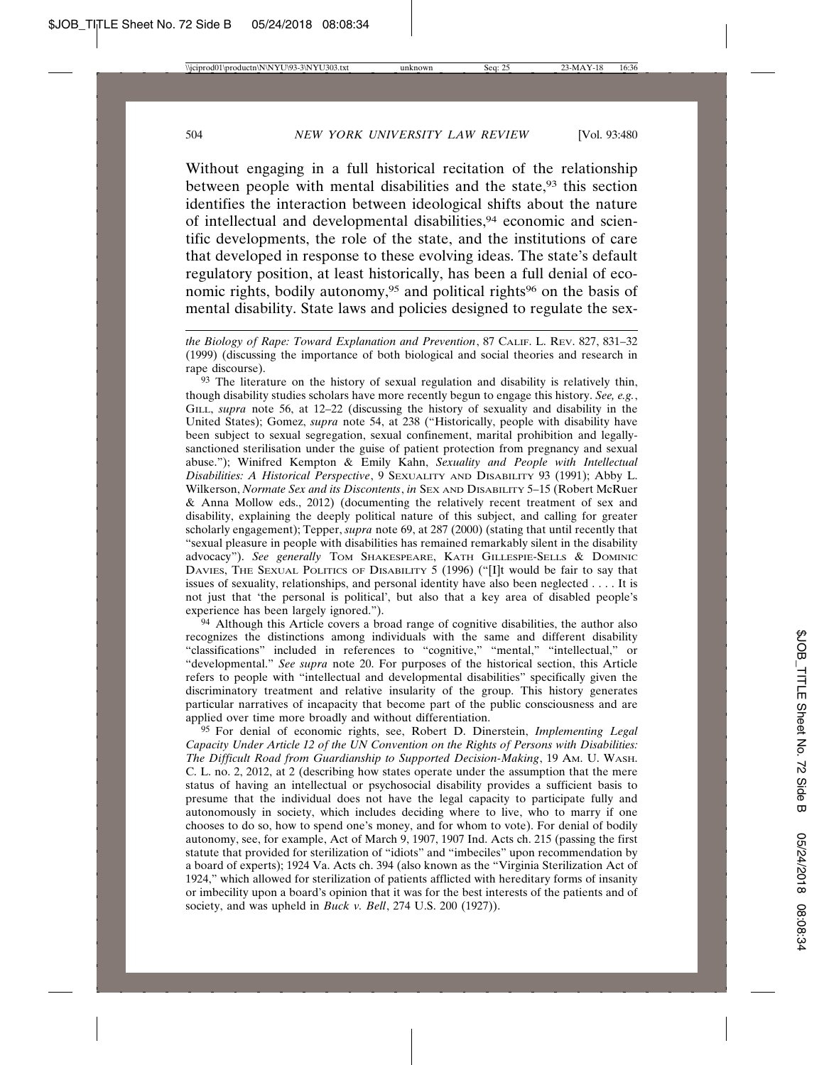Without engaging in a full historical recitation of the relationship between people with mental disabilities and the state,[93] this section identifies the interaction between ideological shifts about the nature of intellectual and developmental disabilities,[94] economic and scientific developments, the role of the state, and the institutions of care that developed in response to these evolving ideas. The state's default regulatory position, at least historically, has been a full denial of economic rights, bodily autonomy,[95] and political rights[96] on the basis of mental disability. State laws and policies designed to regulate the sex-

---

*the Biology of Rape: Toward Explanation and Prevention*, 87 CALIF. L. REV. 827, 831–32 (1999) (discussing the importance of both biological and social theories and research in rape discourse).

[93] The literature on the history of sexual regulation and disability is relatively thin, though disability studies scholars have more recently begun to engage this history. *See, e.g.*, GILL, *supra* note 56, at 12–22 (discussing the history of sexuality and disability in the United States); Gomez, *supra* note 54, at 238 ("Historically, people with disability have been subject to sexual segregation, sexual confinement, marital prohibition and legally-sanctioned sterilisation under the guise of patient protection from pregnancy and sexual abuse."); Winifred Kempton & Emily Kahn, *Sexuality and People with Intellectual Disabilities: A Historical Perspective*, 9 SEXUALITY AND DISABILITY 93 (1991); Abby L. Wilkerson, *Normate Sex and its Discontents*, *in* SEX AND DISABILITY 5–15 (Robert McRuer & Anna Mollow eds., 2012) (documenting the relatively recent treatment of sex and disability, explaining the deeply political nature of this subject, and calling for greater scholarly engagement); Tepper, *supra* note 69, at 287 (2000) (stating that until recently that "sexual pleasure in people with disabilities has remained remarkably silent in the disability advocacy"). *See generally* TOM SHAKESPEARE, KATH GILLESPIE-SELLS & DOMINIC DAVIES, THE SEXUAL POLITICS OF DISABILITY 5 (1996) ("[I]t would be fair to say that issues of sexuality, relationships, and personal identity have also been neglected . . . . It is not just that 'the personal is political', but also that a key area of disabled people's experience has been largely ignored.").

[94] Although this Article covers a broad range of cognitive disabilities, the author also recognizes the distinctions among individuals with the same and different disability "classifications" included in references to "cognitive," "mental," "intellectual," or "developmental." *See supra* note 20. For purposes of the historical section, this Article refers to people with "intellectual and developmental disabilities" specifically given the discriminatory treatment and relative insularity of the group. This history generates particular narratives of incapacity that become part of the public consciousness and are applied over time more broadly and without differentiation.

[95] For denial of economic rights, see, Robert D. Dinerstein, *Implementing Legal Capacity Under Article 12 of the UN Convention on the Rights of Persons with Disabilities: The Difficult Road from Guardianship to Supported Decision-Making*, 19 AM. U. WASH. C. L. no. 2, 2012, at 2 (describing how states operate under the assumption that the mere status of having an intellectual or psychosocial disability provides a sufficient basis to presume that the individual does not have the legal capacity to participate fully and autonomously in society, which includes deciding where to live, who to marry if one chooses to do so, how to spend one's money, and for whom to vote). For denial of bodily autonomy, see, for example, Act of March 9, 1907, 1907 Ind. Acts ch. 215 (passing the first statute that provided for sterilization of "idiots" and "imbeciles" upon recommendation by a board of experts); 1924 Va. Acts ch. 394 (also known as the "Virginia Sterilization Act of 1924," which allowed for sterilization of patients afflicted with hereditary forms of insanity or imbecility upon a board's opinion that it was for the best interests of the patients and of society, and was upheld in *Buck v. Bell*, 274 U.S. 200 (1927)).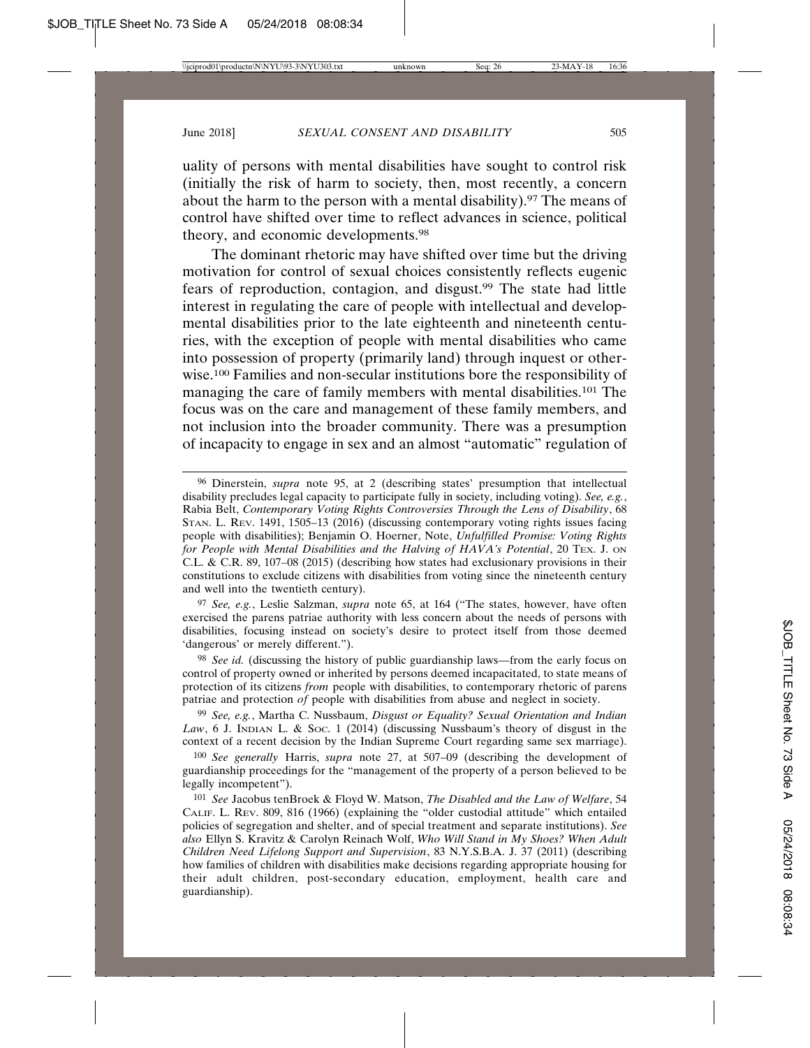uality of persons with mental disabilities have sought to control risk (initially the risk of harm to society, then, most recently, a concern about the harm to the person with a mental disability).[97] The means of control have shifted over time to reflect advances in science, political theory, and economic developments.[98]

The dominant rhetoric may have shifted over time but the driving motivation for control of sexual choices consistently reflects eugenic fears of reproduction, contagion, and disgust.[99] The state had little interest in regulating the care of people with intellectual and developmental disabilities prior to the late eighteenth and nineteenth centuries, with the exception of people with mental disabilities who came into possession of property (primarily land) through inquest or otherwise.[100] Families and non-secular institutions bore the responsibility of managing the care of family members with mental disabilities.[101] The focus was on the care and management of these family members, and not inclusion into the broader community. There was a presumption of incapacity to engage in sex and an almost "automatic" regulation of

---

96 Dinerstein, *supra* note 95, at 2 (describing states' presumption that intellectual disability precludes legal capacity to participate fully in society, including voting). *See, e.g.*, Rabia Belt, *Contemporary Voting Rights Controversies Through the Lens of Disability*, 68 STAN. L. REV. 1491, 1505–13 (2016) (discussing contemporary voting rights issues facing people with disabilities); Benjamin O. Hoerner, Note, *Unfulfilled Promise: Voting Rights for People with Mental Disabilities and the Halving of HAVA's Potential*, 20 TEX. J. ON C.L. & C.R. 89, 107–08 (2015) (describing how states had exclusionary provisions in their constitutions to exclude citizens with disabilities from voting since the nineteenth century and well into the twentieth century).

97 *See, e.g.*, Leslie Salzman, *supra* note 65, at 164 ("The states, however, have often exercised the parens patriae authority with less concern about the needs of persons with disabilities, focusing instead on society's desire to protect itself from those deemed 'dangerous' or merely different.").

98 *See id.* (discussing the history of public guardianship laws—from the early focus on control of property owned or inherited by persons deemed incapacitated, to state means of protection of its citizens *from* people with disabilities, to contemporary rhetoric of parens patriae and protection *of* people with disabilities from abuse and neglect in society.

99 *See, e.g.*, Martha C. Nussbaum, *Disgust or Equality? Sexual Orientation and Indian Law*, 6 J. INDIAN L. & SOC. 1 (2014) (discussing Nussbaum's theory of disgust in the context of a recent decision by the Indian Supreme Court regarding same sex marriage).

100 *See generally* Harris, *supra* note 27, at 507–09 (describing the development of guardianship proceedings for the "management of the property of a person believed to be legally incompetent").

101 *See* Jacobus tenBroek & Floyd W. Matson, *The Disabled and the Law of Welfare*, 54 CALIF. L. REV. 809, 816 (1966) (explaining the "older custodial attitude" which entailed policies of segregation and shelter, and of special treatment and separate institutions). *See also* Ellyn S. Kravitz & Carolyn Reinach Wolf, *Who Will Stand in My Shoes? When Adult Children Need Lifelong Support and Supervision*, 83 N.Y.S.B.A. J. 37 (2011) (describing how families of children with disabilities make decisions regarding appropriate housing for their adult children, post-secondary education, employment, health care and guardianship).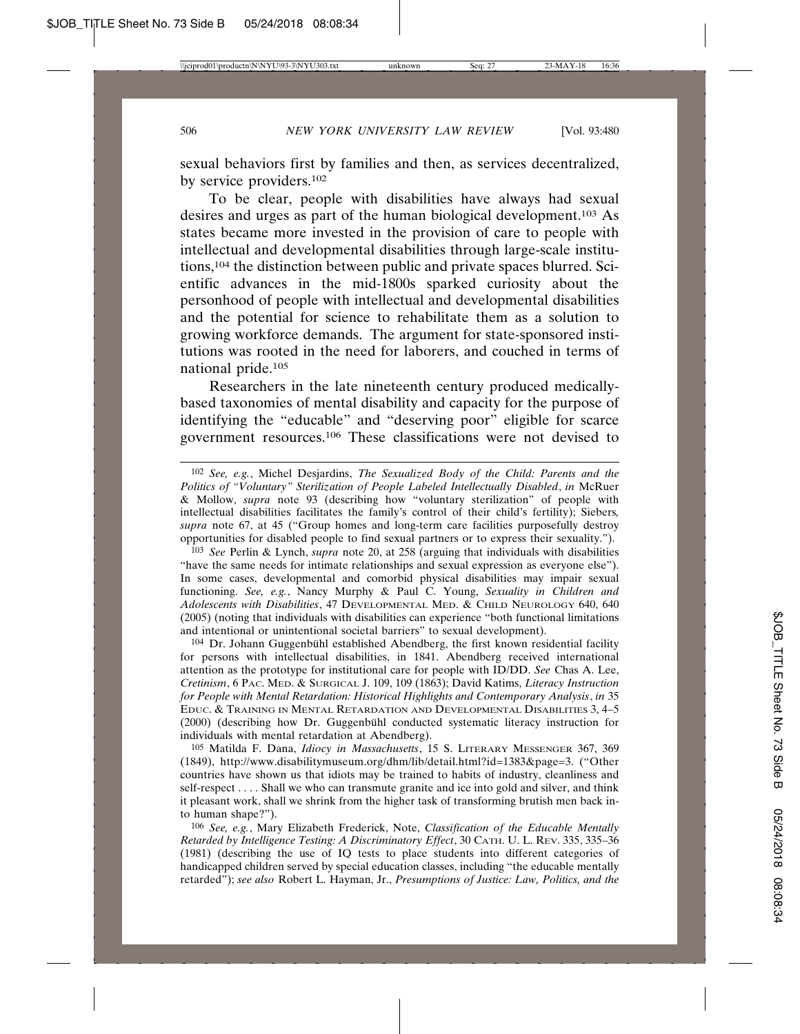sexual behaviors first by families and then, as services decentralized, by service providers.[102]

To be clear, people with disabilities have always had sexual desires and urges as part of the human biological development.[103] As states became more invested in the provision of care to people with intellectual and developmental disabilities through large-scale institutions,[104] the distinction between public and private spaces blurred. Scientific advances in the mid-1800s sparked curiosity about the personhood of people with intellectual and developmental disabilities and the potential for science to rehabilitate them as a solution to growing workforce demands. The argument for state-sponsored institutions was rooted in the need for laborers, and couched in terms of national pride.[105]

Researchers in the late nineteenth century produced medically-based taxonomies of mental disability and capacity for the purpose of identifying the "educable" and "deserving poor" eligible for scarce government resources.[106] These classifications were not devised to

---

[102] *See, e.g.*, Michel Desjardins, *The Sexualized Body of the Child: Parents and the Politics of "Voluntary" Sterilization of People Labeled Intellectually Disabled*, *in* McRuer & Mollow, *supra* note 93 (describing how "voluntary sterilization" of people with intellectual disabilities facilitates the family's control of their child's fertility); Siebers, *supra* note 67, at 45 ("Group homes and long-term care facilities purposefully destroy opportunities for disabled people to find sexual partners or to express their sexuality.").

[103] *See* Perlin & Lynch, *supra* note 20, at 258 (arguing that individuals with disabilities "have the same needs for intimate relationships and sexual expression as everyone else"). In some cases, developmental and comorbid physical disabilities may impair sexual functioning. *See, e.g.*, Nancy Murphy & Paul C. Young, *Sexuality in Children and Adolescents with Disabilities*, 47 Developmental Med. & Child Neurology 640, 640 (2005) (noting that individuals with disabilities can experience "both functional limitations and intentional or unintentional societal barriers" to sexual development).

[104] Dr. Johann Guggenbühl established Abendberg, the first known residential facility for persons with intellectual disabilities, in 1841. Abendberg received international attention as the prototype for institutional care for people with ID/DD. *See* Chas A. Lee, *Cretinism*, 6 Pac. Med. & Surgical J. 109, 109 (1863); David Katims, *Literacy Instruction for People with Mental Retardation: Historical Highlights and Contemporary Analysis*, *in* 35 Educ. & Training in Mental Retardation and Developmental Disabilities 3, 4–5 (2000) (describing how Dr. Guggenbühl conducted systematic literacy instruction for individuals with mental retardation at Abendberg).

[105] Matilda F. Dana, *Idiocy in Massachusetts*, 15 S. Literary Messenger 367, 369 (1849), http://www.disabilitymuseum.org/dhm/lib/detail.html?id=1383&page=3. ("Other countries have shown us that idiots may be trained to habits of industry, cleanliness and self-respect . . . . Shall we who can transmute granite and ice into gold and silver, and think it pleasant work, shall we shrink from the higher task of transforming brutish men back into human shape?").

[106] *See, e.g.*, Mary Elizabeth Frederick, Note, *Classification of the Educable Mentally Retarded by Intelligence Testing: A Discriminatory Effect*, 30 Cath. U. L. Rev. 335, 335–36 (1981) (describing the use of IQ tests to place students into different categories of handicapped children served by special education classes, including "the educable mentally retarded"); *see also* Robert L. Hayman, Jr., *Presumptions of Justice: Law, Politics, and the*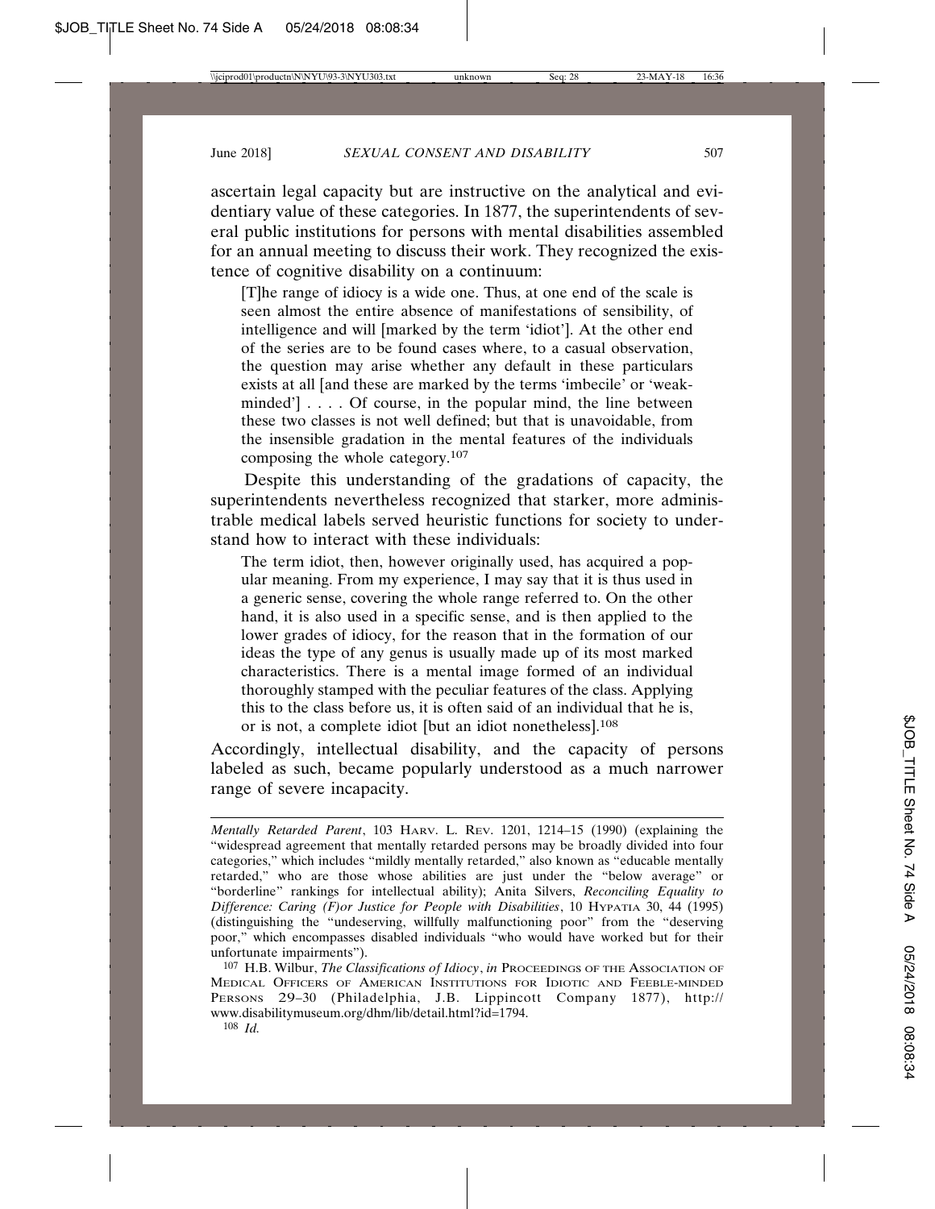ascertain legal capacity but are instructive on the analytical and evidentiary value of these categories. In 1877, the superintendents of several public institutions for persons with mental disabilities assembled for an annual meeting to discuss their work. They recognized the existence of cognitive disability on a continuum:

> [T]he range of idiocy is a wide one. Thus, at one end of the scale is seen almost the entire absence of manifestations of sensibility, of intelligence and will [marked by the term 'idiot']. At the other end of the series are to be found cases where, to a casual observation, the question may arise whether any default in these particulars exists at all [and these are marked by the terms 'imbecile' or 'weak-minded'] . . . . Of course, in the popular mind, the line between these two classes is not well defined; but that is unavoidable, from the insensible gradation in the mental features of the individuals composing the whole category.[107]

Despite this understanding of the gradations of capacity, the superintendents nevertheless recognized that starker, more administrable medical labels served heuristic functions for society to understand how to interact with these individuals:

> The term idiot, then, however originally used, has acquired a popular meaning. From my experience, I may say that it is thus used in a generic sense, covering the whole range referred to. On the other hand, it is also used in a specific sense, and is then applied to the lower grades of idiocy, for the reason that in the formation of our ideas the type of any genus is usually made up of its most marked characteristics. There is a mental image formed of an individual thoroughly stamped with the peculiar features of the class. Applying this to the class before us, it is often said of an individual that he is, or is not, a complete idiot [but an idiot nonetheless].[108]

Accordingly, intellectual disability, and the capacity of persons labeled as such, became popularly understood as a much narrower range of severe incapacity.

---

*Mentally Retarded Parent*, 103 HARV. L. REV. 1201, 1214–15 (1990) (explaining the "widespread agreement that mentally retarded persons may be broadly divided into four categories," which includes "mildly mentally retarded," also known as "educable mentally retarded," who are those whose abilities are just under the "below average" or "borderline" rankings for intellectual ability); Anita Silvers, *Reconciling Equality to Difference: Caring (F)or Justice for People with Disabilities*, 10 HYPATIA 30, 44 (1995) (distinguishing the "undeserving, willfully malfunctioning poor" from the "deserving poor," which encompasses disabled individuals "who would have worked but for their unfortunate impairments").

[107] H.B. Wilbur, *The Classifications of Idiocy*, *in* PROCEEDINGS OF THE ASSOCIATION OF MEDICAL OFFICERS OF AMERICAN INSTITUTIONS FOR IDIOTIC AND FEEBLE-MINDED PERSONS 29–30 (Philadelphia, J.B. Lippincott Company 1877), http://www.disabilitymuseum.org/dhm/lib/detail.html?id=1794.

[108] *Id.*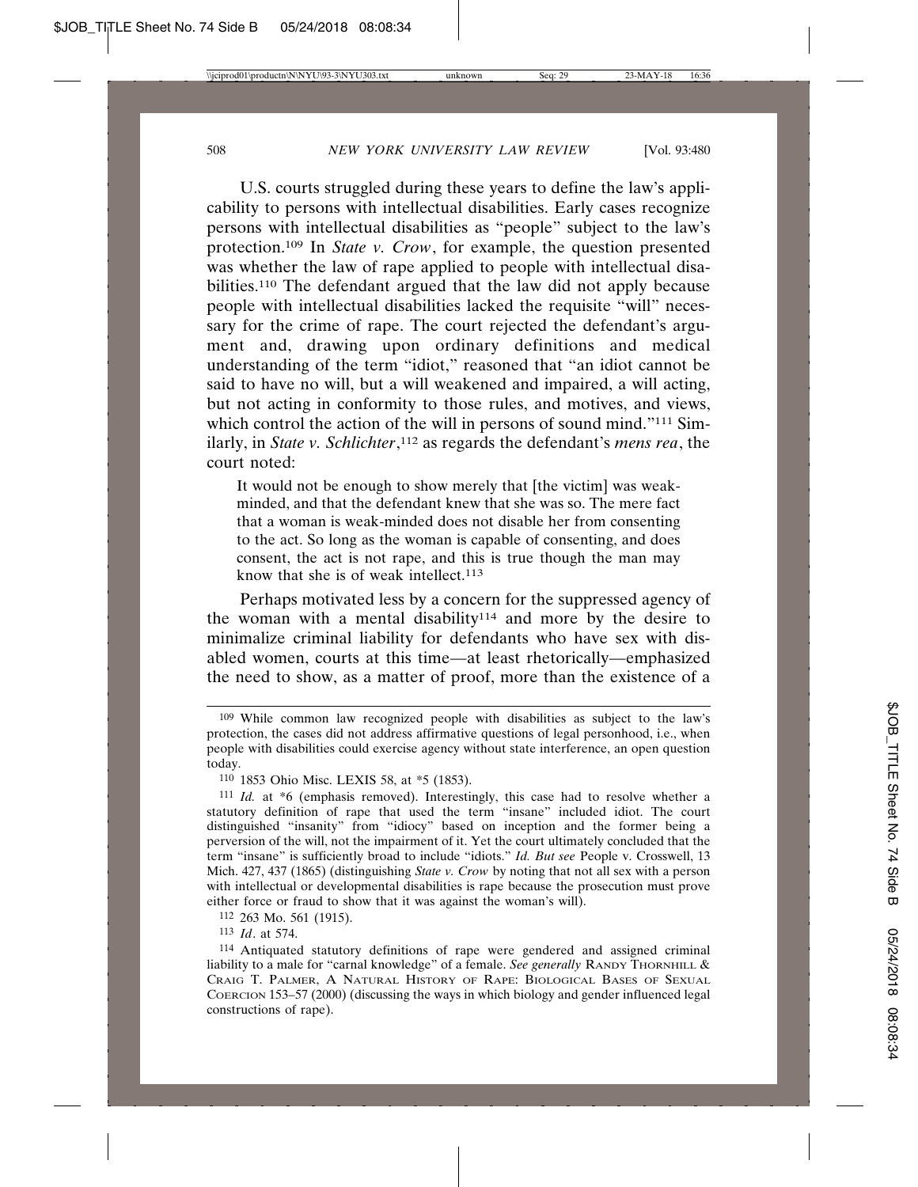U.S. courts struggled during these years to define the law's applicability to persons with intellectual disabilities. Early cases recognize persons with intellectual disabilities as "people" subject to the law's protection.[109] In *State v. Crow*, for example, the question presented was whether the law of rape applied to people with intellectual disabilities.[110] The defendant argued that the law did not apply because people with intellectual disabilities lacked the requisite "will" necessary for the crime of rape. The court rejected the defendant's argument and, drawing upon ordinary definitions and medical understanding of the term "idiot," reasoned that "an idiot cannot be said to have no will, but a will weakened and impaired, a will acting, but not acting in conformity to those rules, and motives, and views, which control the action of the will in persons of sound mind."[111] Similarly, in *State v. Schlichter*,[112] as regards the defendant's *mens rea*, the court noted:

> It would not be enough to show merely that [the victim] was weak-minded, and that the defendant knew that she was so. The mere fact that a woman is weak-minded does not disable her from consenting to the act. So long as the woman is capable of consenting, and does consent, the act is not rape, and this is true though the man may know that she is of weak intellect.[113]

Perhaps motivated less by a concern for the suppressed agency of the woman with a mental disability[114] and more by the desire to minimalize criminal liability for defendants who have sex with disabled women, courts at this time—at least rhetorically—emphasized the need to show, as a matter of proof, more than the existence of a

---

[109] While common law recognized people with disabilities as subject to the law's protection, the cases did not address affirmative questions of legal personhood, i.e., when people with disabilities could exercise agency without state interference, an open question today.

[110] 1853 Ohio Misc. LEXIS 58, at *5 (1853).

[111] *Id.* at *6 (emphasis removed). Interestingly, this case had to resolve whether a statutory definition of rape that used the term "insane" included idiot. The court distinguished "insanity" from "idiocy" based on inception and the former being a perversion of the will, not the impairment of it. Yet the court ultimately concluded that the term "insane" is sufficiently broad to include "idiots." *Id. But see* People v. Crosswell, 13 Mich. 427, 437 (1865) (distinguishing *State v. Crow* by noting that not all sex with a person with intellectual or developmental disabilities is rape because the prosecution must prove either force or fraud to show that it was against the woman's will).

[112] 263 Mo. 561 (1915).

[113] *Id*. at 574.

[114] Antiquated statutory definitions of rape were gendered and assigned criminal liability to a male for "carnal knowledge" of a female. *See generally* RANDY THORNHILL & CRAIG T. PALMER, A NATURAL HISTORY OF RAPE: BIOLOGICAL BASES OF SEXUAL COERCION 153–57 (2000) (discussing the ways in which biology and gender influenced legal constructions of rape).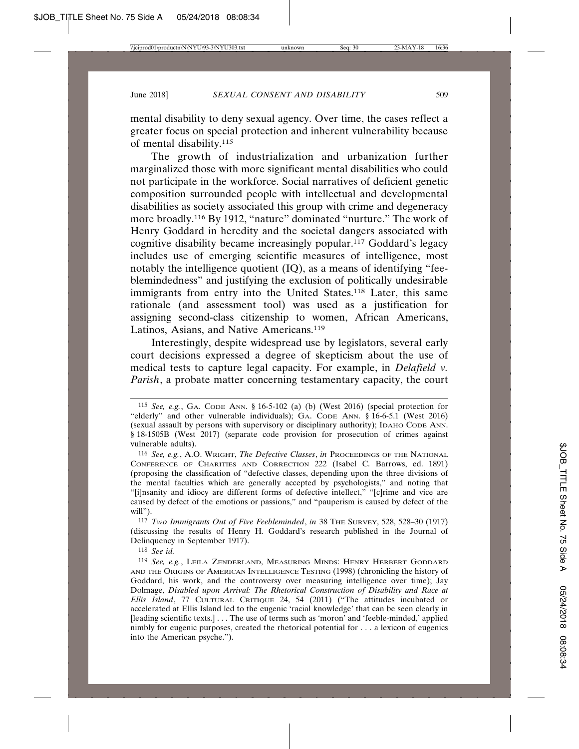mental disability to deny sexual agency. Over time, the cases reflect a greater focus on special protection and inherent vulnerability because of mental disability.[115]

The growth of industrialization and urbanization further marginalized those with more significant mental disabilities who could not participate in the workforce. Social narratives of deficient genetic composition surrounded people with intellectual and developmental disabilities as society associated this group with crime and degeneracy more broadly.[116] By 1912, "nature" dominated "nurture." The work of Henry Goddard in heredity and the societal dangers associated with cognitive disability became increasingly popular.[117] Goddard's legacy includes use of emerging scientific measures of intelligence, most notably the intelligence quotient (IQ), as a means of identifying "feeblemindedness" and justifying the exclusion of politically undesirable immigrants from entry into the United States.[118] Later, this same rationale (and assessment tool) was used as a justification for assigning second-class citizenship to women, African Americans, Latinos, Asians, and Native Americans.[119]

Interestingly, despite widespread use by legislators, several early court decisions expressed a degree of skepticism about the use of medical tests to capture legal capacity. For example, in *Delafield v. Parish*, a probate matter concerning testamentary capacity, the court

---

115 *See, e.g.*, GA. CODE ANN. § 16-5-102 (a) (b) (West 2016) (special protection for "elderly" and other vulnerable individuals); GA. CODE ANN. § 16-6-5.1 (West 2016) (sexual assault by persons with supervisory or disciplinary authority); IDAHO CODE ANN. § 18-1505B (West 2017) (separate code provision for prosecution of crimes against vulnerable adults).

116 *See, e.g.*, A.O. WRIGHT, *The Defective Classes*, *in* PROCEEDINGS OF THE NATIONAL CONFERENCE OF CHARITIES AND CORRECTION 222 (Isabel C. Barrows, ed. 1891) (proposing the classification of "defective classes, depending upon the three divisions of the mental faculties which are generally accepted by psychologists," and noting that "[i]nsanity and idiocy are different forms of defective intellect," "[c]rime and vice are caused by defect of the emotions or passions," and "pauperism is caused by defect of the will").

117 *Two Immigrants Out of Five Feebleminded*, *in* 38 THE SURVEY, 528, 528–30 (1917) (discussing the results of Henry H. Goddard's research published in the Journal of Delinquency in September 1917).

118 *See id.*

119 *See, e.g.*, LEILA ZENDERLAND, MEASURING MINDS: HENRY HERBERT GODDARD AND THE ORIGINS OF AMERICAN INTELLIGENCE TESTING (1998) (chronicling the history of Goddard, his work, and the controversy over measuring intelligence over time); Jay Dolmage, *Disabled upon Arrival: The Rhetorical Construction of Disability and Race at Ellis Island*, 77 CULTURAL CRITIQUE 24, 54 (2011) ("The attitudes incubated or accelerated at Ellis Island led to the eugenic 'racial knowledge' that can be seen clearly in [leading scientific texts.] . . . The use of terms such as 'moron' and 'feeble-minded,' applied nimbly for eugenic purposes, created the rhetorical potential for . . . a lexicon of eugenics into the American psyche.").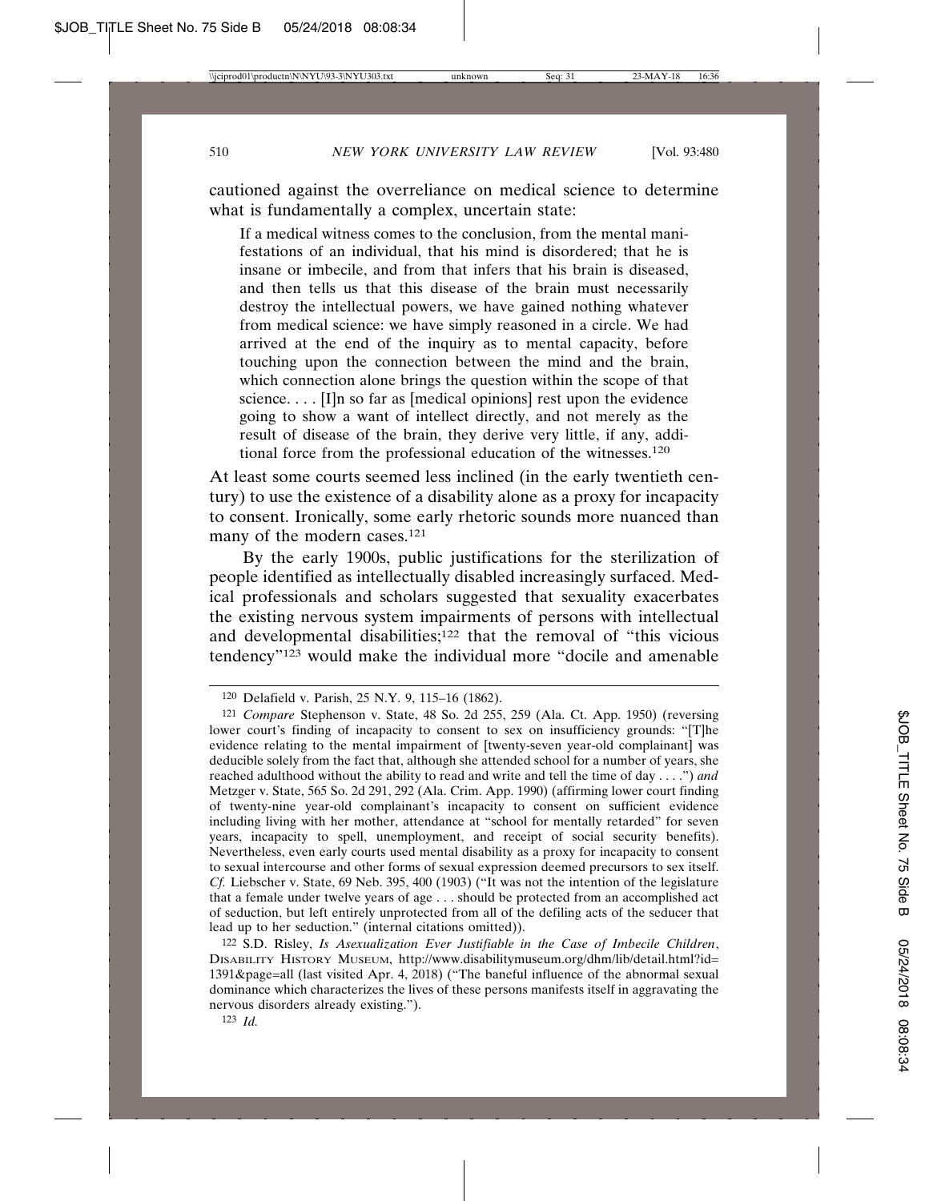cautioned against the overreliance on medical science to determine what is fundamentally a complex, uncertain state:

> If a medical witness comes to the conclusion, from the mental manifestations of an individual, that his mind is disordered; that he is insane or imbecile, and from that infers that his brain is diseased, and then tells us that this disease of the brain must necessarily destroy the intellectual powers, we have gained nothing whatever from medical science: we have simply reasoned in a circle. We had arrived at the end of the inquiry as to mental capacity, before touching upon the connection between the mind and the brain, which connection alone brings the question within the scope of that science. . . . [I]n so far as [medical opinions] rest upon the evidence going to show a want of intellect directly, and not merely as the result of disease of the brain, they derive very little, if any, additional force from the professional education of the witnesses.[120]

At least some courts seemed less inclined (in the early twentieth century) to use the existence of a disability alone as a proxy for incapacity to consent. Ironically, some early rhetoric sounds more nuanced than many of the modern cases.[121]

By the early 1900s, public justifications for the sterilization of people identified as intellectually disabled increasingly surfaced. Medical professionals and scholars suggested that sexuality exacerbates the existing nervous system impairments of persons with intellectual and developmental disabilities;[122] that the removal of "this vicious tendency"[123] would make the individual more "docile and amenable

---

[120] Delafield v. Parish, 25 N.Y. 9, 115–16 (1862).

[121] *Compare* Stephenson v. State, 48 So. 2d 255, 259 (Ala. Ct. App. 1950) (reversing lower court's finding of incapacity to consent to sex on insufficiency grounds: "[T]he evidence relating to the mental impairment of [twenty-seven year-old complainant] was deducible solely from the fact that, although she attended school for a number of years, she reached adulthood without the ability to read and write and tell the time of day . . . .") *and* Metzger v. State, 565 So. 2d 291, 292 (Ala. Crim. App. 1990) (affirming lower court finding of twenty-nine year-old complainant's incapacity to consent on sufficient evidence including living with her mother, attendance at "school for mentally retarded" for seven years, incapacity to spell, unemployment, and receipt of social security benefits). Nevertheless, even early courts used mental disability as a proxy for incapacity to consent to sexual intercourse and other forms of sexual expression deemed precursors to sex itself. *Cf.* Liebscher v. State, 69 Neb. 395, 400 (1903) ("It was not the intention of the legislature that a female under twelve years of age . . . should be protected from an accomplished act of seduction, but left entirely unprotected from all of the defiling acts of the seducer that lead up to her seduction." (internal citations omitted)).

[122] S.D. Risley, *Is Asexualization Ever Justifiable in the Case of Imbecile Children*, DISABILITY HISTORY MUSEUM, http://www.disabilitymuseum.org/dhm/lib/detail.html?id=1391&page=all (last visited Apr. 4, 2018) ("The baneful influence of the abnormal sexual dominance which characterizes the lives of these persons manifests itself in aggravating the nervous disorders already existing.").

[123] *Id.*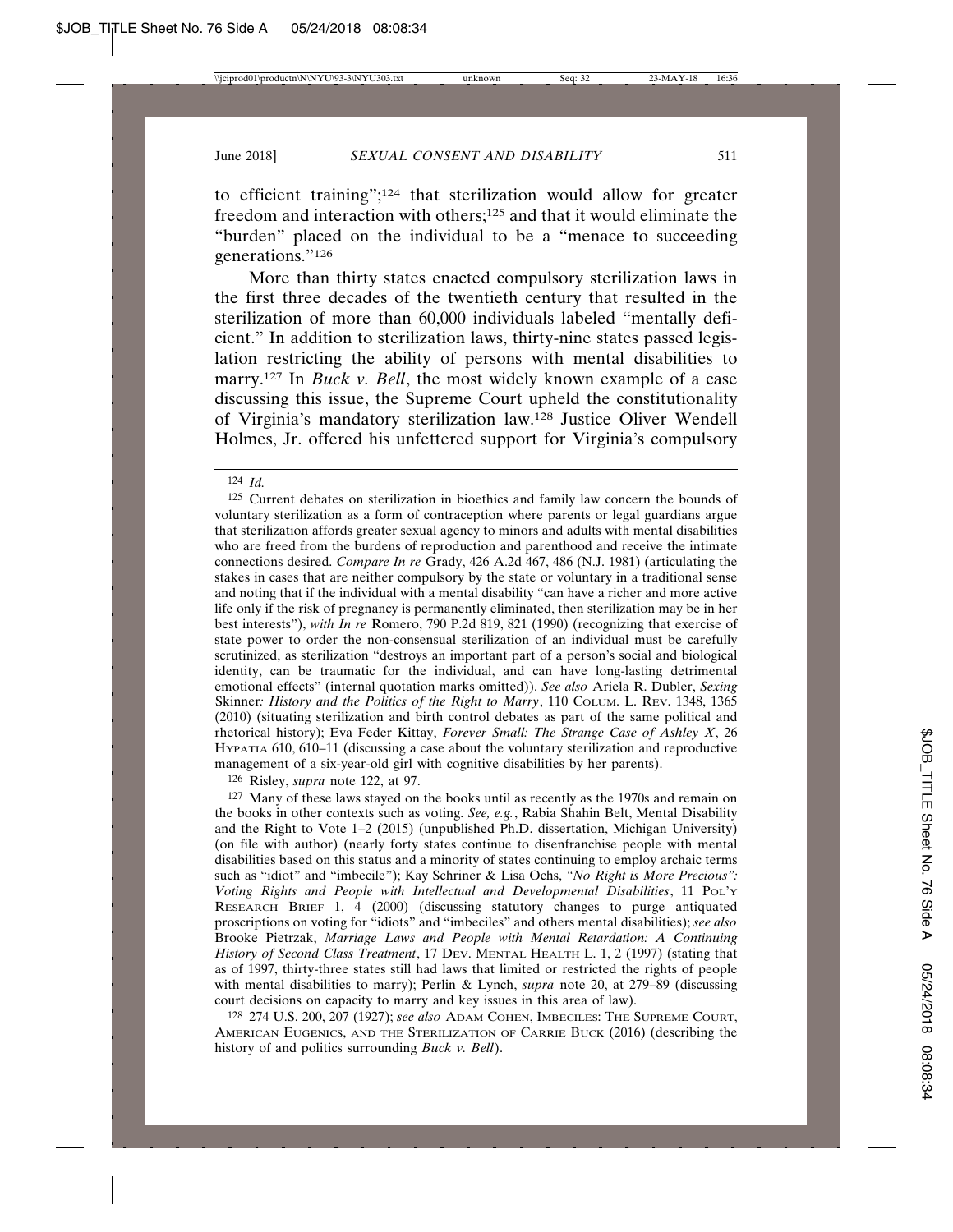to efficient training";[124] that sterilization would allow for greater freedom and interaction with others;[125] and that it would eliminate the "burden" placed on the individual to be a "menace to succeeding generations."[126]

More than thirty states enacted compulsory sterilization laws in the first three decades of the twentieth century that resulted in the sterilization of more than 60,000 individuals labeled "mentally deficient." In addition to sterilization laws, thirty-nine states passed legislation restricting the ability of persons with mental disabilities to marry.[127] In *Buck v. Bell*, the most widely known example of a case discussing this issue, the Supreme Court upheld the constitutionality of Virginia's mandatory sterilization law.[128] Justice Oliver Wendell Holmes, Jr. offered his unfettered support for Virginia's compulsory

---

[124] *Id.*

[125] Current debates on sterilization in bioethics and family law concern the bounds of voluntary sterilization as a form of contraception where parents or legal guardians argue that sterilization affords greater sexual agency to minors and adults with mental disabilities who are freed from the burdens of reproduction and parenthood and receive the intimate connections desired. *Compare In re* Grady, 426 A.2d 467, 486 (N.J. 1981) (articulating the stakes in cases that are neither compulsory by the state or voluntary in a traditional sense and noting that if the individual with a mental disability "can have a richer and more active life only if the risk of pregnancy is permanently eliminated, then sterilization may be in her best interests"), *with In re* Romero, 790 P.2d 819, 821 (1990) (recognizing that exercise of state power to order the non-consensual sterilization of an individual must be carefully scrutinized, as sterilization "destroys an important part of a person's social and biological identity, can be traumatic for the individual, and can have long-lasting detrimental emotional effects" (internal quotation marks omitted)). *See also* Ariela R. Dubler, *Sexing* Skinner*: History and the Politics of the Right to Marry*, 110 COLUM. L. REV. 1348, 1365 (2010) (situating sterilization and birth control debates as part of the same political and rhetorical history); Eva Feder Kittay, *Forever Small: The Strange Case of Ashley X*, 26 HYPATIA 610, 610–11 (discussing a case about the voluntary sterilization and reproductive management of a six-year-old girl with cognitive disabilities by her parents).

[126] Risley, *supra* note 122, at 97.

[127] Many of these laws stayed on the books until as recently as the 1970s and remain on the books in other contexts such as voting. *See, e.g.*, Rabia Shahin Belt, Mental Disability and the Right to Vote 1–2 (2015) (unpublished Ph.D. dissertation, Michigan University) (on file with author) (nearly forty states continue to disenfranchise people with mental disabilities based on this status and a minority of states continuing to employ archaic terms such as "idiot" and "imbecile"); Kay Schriner & Lisa Ochs, *"No Right is More Precious": Voting Rights and People with Intellectual and Developmental Disabilities*, 11 POL'Y RESEARCH BRIEF 1, 4 (2000) (discussing statutory changes to purge antiquated proscriptions on voting for "idiots" and "imbeciles" and others mental disabilities); *see also* Brooke Pietrzak, *Marriage Laws and People with Mental Retardation: A Continuing History of Second Class Treatment*, 17 DEV. MENTAL HEALTH L. 1, 2 (1997) (stating that as of 1997, thirty-three states still had laws that limited or restricted the rights of people with mental disabilities to marry); Perlin & Lynch, *supra* note 20, at 279–89 (discussing court decisions on capacity to marry and key issues in this area of law).

[128] 274 U.S. 200, 207 (1927); *see also* ADAM COHEN, IMBECILES: THE SUPREME COURT, AMERICAN EUGENICS, AND THE STERILIZATION OF CARRIE BUCK (2016) (describing the history of and politics surrounding *Buck v. Bell*).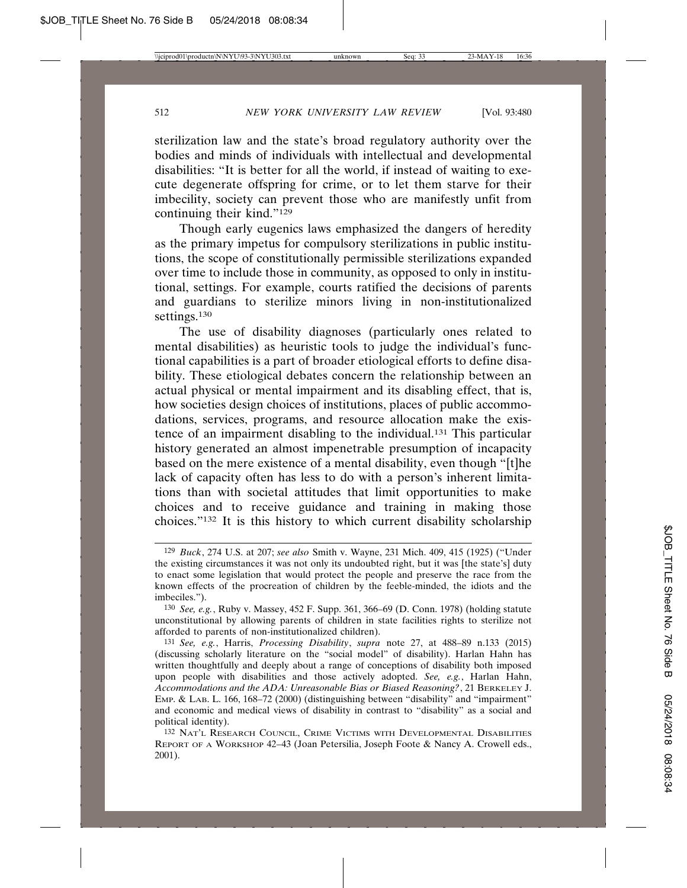sterilization law and the state's broad regulatory authority over the bodies and minds of individuals with intellectual and developmental disabilities: "It is better for all the world, if instead of waiting to execute degenerate offspring for crime, or to let them starve for their imbecility, society can prevent those who are manifestly unfit from continuing their kind."[129]

Though early eugenics laws emphasized the dangers of heredity as the primary impetus for compulsory sterilizations in public institutions, the scope of constitutionally permissible sterilizations expanded over time to include those in community, as opposed to only in institutional, settings. For example, courts ratified the decisions of parents and guardians to sterilize minors living in non-institutionalized settings.[130]

The use of disability diagnoses (particularly ones related to mental disabilities) as heuristic tools to judge the individual's functional capabilities is a part of broader etiological efforts to define disability. These etiological debates concern the relationship between an actual physical or mental impairment and its disabling effect, that is, how societies design choices of institutions, places of public accommodations, services, programs, and resource allocation make the existence of an impairment disabling to the individual.[131] This particular history generated an almost impenetrable presumption of incapacity based on the mere existence of a mental disability, even though "[t]he lack of capacity often has less to do with a person's inherent limitations than with societal attitudes that limit opportunities to make choices and to receive guidance and training in making those choices."[132] It is this history to which current disability scholarship

---

[129] *Buck*, 274 U.S. at 207; *see also* Smith v. Wayne, 231 Mich. 409, 415 (1925) ("Under the existing circumstances it was not only its undoubted right, but it was [the state's] duty to enact some legislation that would protect the people and preserve the race from the known effects of the procreation of children by the feeble-minded, the idiots and the imbeciles.").

[130] *See, e.g.*, Ruby v. Massey, 452 F. Supp. 361, 366–69 (D. Conn. 1978) (holding statute unconstitutional by allowing parents of children in state facilities rights to sterilize not afforded to parents of non-institutionalized children).

[131] *See, e.g.*, Harris, *Processing Disability*, *supra* note 27, at 488–89 n.133 (2015) (discussing scholarly literature on the "social model" of disability). Harlan Hahn has written thoughtfully and deeply about a range of conceptions of disability both imposed upon people with disabilities and those actively adopted. *See, e.g.*, Harlan Hahn, *Accommodations and the ADA: Unreasonable Bias or Biased Reasoning?*, 21 BERKELEY J. EMP. & LAB. L. 166, 168–72 (2000) (distinguishing between "disability" and "impairment" and economic and medical views of disability in contrast to "disability" as a social and political identity).

[132] NAT'L RESEARCH COUNCIL, CRIME VICTIMS WITH DEVELOPMENTAL DISABILITIES REPORT OF A WORKSHOP 42–43 (Joan Petersilia, Joseph Foote & Nancy A. Crowell eds., 2001).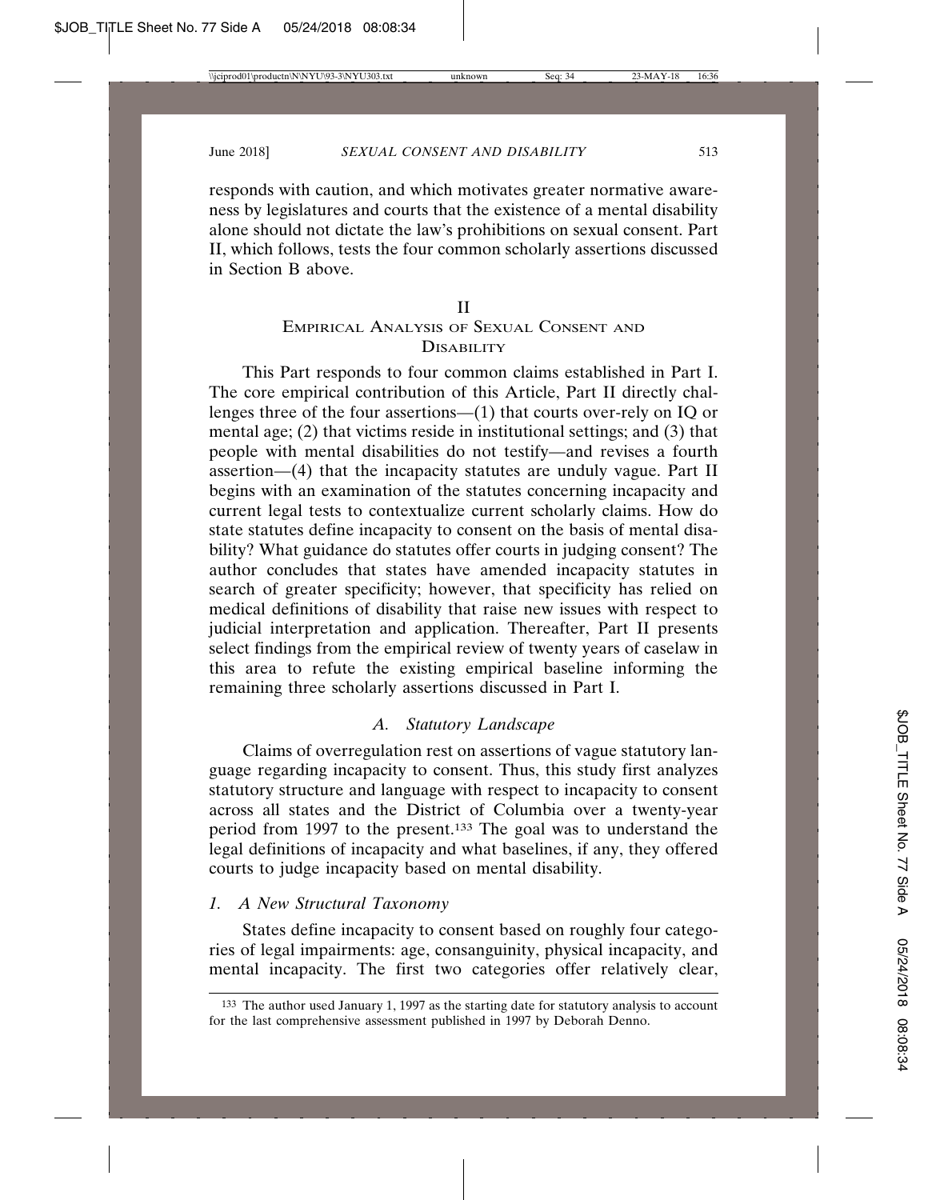responds with caution, and which motivates greater normative awareness by legislatures and courts that the existence of a mental disability alone should not dictate the law's prohibitions on sexual consent. Part II, which follows, tests the four common scholarly assertions discussed in Section B above.

# II
# Empirical Analysis of Sexual Consent and Disability

This Part responds to four common claims established in Part I. The core empirical contribution of this Article, Part II directly challenges three of the four assertions—(1) that courts over-rely on IQ or mental age; (2) that victims reside in institutional settings; and (3) that people with mental disabilities do not testify—and revises a fourth assertion—(4) that the incapacity statutes are unduly vague. Part II begins with an examination of the statutes concerning incapacity and current legal tests to contextualize current scholarly claims. How do state statutes define incapacity to consent on the basis of mental disability? What guidance do statutes offer courts in judging consent? The author concludes that states have amended incapacity statutes in search of greater specificity; however, that specificity has relied on medical definitions of disability that raise new issues with respect to judicial interpretation and application. Thereafter, Part II presents select findings from the empirical review of twenty years of caselaw in this area to refute the existing empirical baseline informing the remaining three scholarly assertions discussed in Part I.

## *A. Statutory Landscape*

Claims of overregulation rest on assertions of vague statutory language regarding incapacity to consent. Thus, this study first analyzes statutory structure and language with respect to incapacity to consent across all states and the District of Columbia over a twenty-year period from 1997 to the present.[133] The goal was to understand the legal definitions of incapacity and what baselines, if any, they offered courts to judge incapacity based on mental disability.

### *1. A New Structural Taxonomy*

States define incapacity to consent based on roughly four categories of legal impairments: age, consanguinity, physical incapacity, and mental incapacity. The first two categories offer relatively clear,

[133] The author used January 1, 1997 as the starting date for statutory analysis to account for the last comprehensive assessment published in 1997 by Deborah Denno.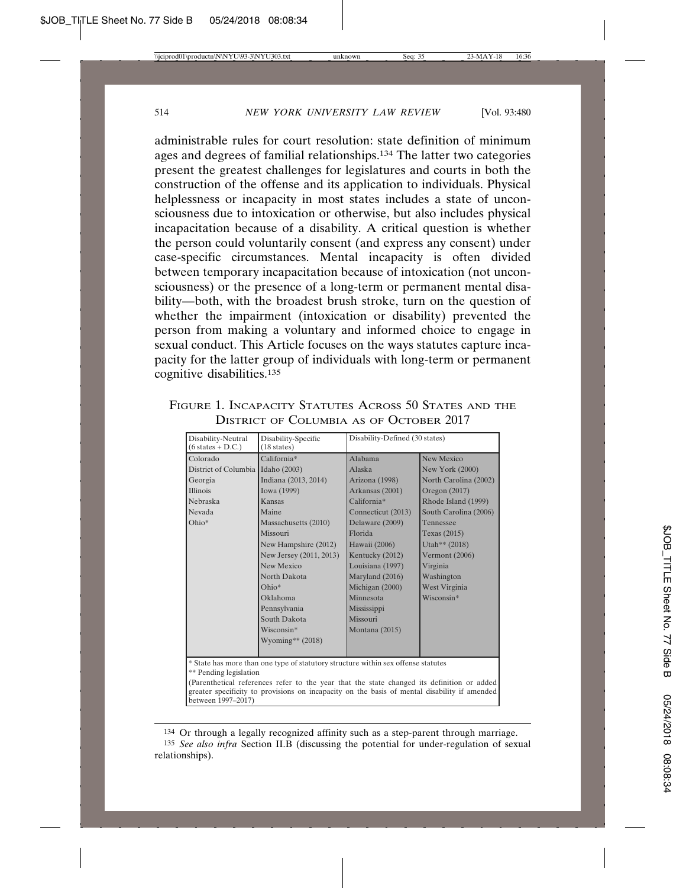administrable rules for court resolution: state definition of minimum ages and degrees of familial relationships.[134] The latter two categories present the greatest challenges for legislatures and courts in both the construction of the offense and its application to individuals. Physical helplessness or incapacity in most states includes a state of unconsciousness due to intoxication or otherwise, but also includes physical incapacitation because of a disability. A critical question is whether the person could voluntarily consent (and express any consent) under case-specific circumstances. Mental incapacity is often divided between temporary incapacitation because of intoxication (not unconsciousness) or the presence of a long-term or permanent mental disability—both, with the broadest brush stroke, turn on the question of whether the impairment (intoxication or disability) prevented the person from making a voluntary and informed choice to engage in sexual conduct. This Article focuses on the ways statutes capture incapacity for the latter group of individuals with long-term or permanent cognitive disabilities.[135]

FIGURE 1. INCAPACITY STATUTES ACROSS 50 STATES AND THE DISTRICT OF COLUMBIA AS OF OCTOBER 2017

| Disability-Neutral (6 states + D.C.) | Disability-Specific (18 states) | Disability-Defined (30 states) | |
|---|---|---|---|
| Colorado | California* | Alabama | New Mexico |
| District of Columbia | Idaho (2003) | Alaska | New York (2000) |
| Georgia | Indiana (2013, 2014) | Arizona (1998) | North Carolina (2002) |
| Illinois | Iowa (1999) | Arkansas (2001) | Oregon (2017) |
| Nebraska | Kansas | California* | Rhode Island (1999) |
| Nevada | Maine | Connecticut (2013) | South Carolina (2006) |
| Ohio* | Massachusetts (2010) | Delaware (2009) | Tennessee |
| | Missouri | Florida | Texas (2015) |
| | New Hampshire (2012) | Hawaii (2006) | Utah** (2018) |
| | New Jersey (2011, 2013) | Kentucky (2012) | Vermont (2006) |
| | New Mexico | Louisiana (1997) | Virginia |
| | North Dakota | Maryland (2016) | Washington |
| | Ohio* | Michigan (2000) | West Virginia |
| | Oklahoma | Minnesota | Wisconsin* |
| | Pennsylvania | Mississippi | |
| | South Dakota | Missouri | |
| | Wisconsin* | Montana (2015) | |
| | Wyoming** (2018) | | |

\* State has more than one type of statutory structure within sex offense statutes
\** Pending legislation
(Parenthetical references refer to the year that the state changed its definition or added greater specificity to provisions on incapacity on the basis of mental disability if amended between 1997–2017)

[134] Or through a legally recognized affinity such as a step-parent through marriage.

[135] *See also infra* Section II.B (discussing the potential for under-regulation of sexual relationships).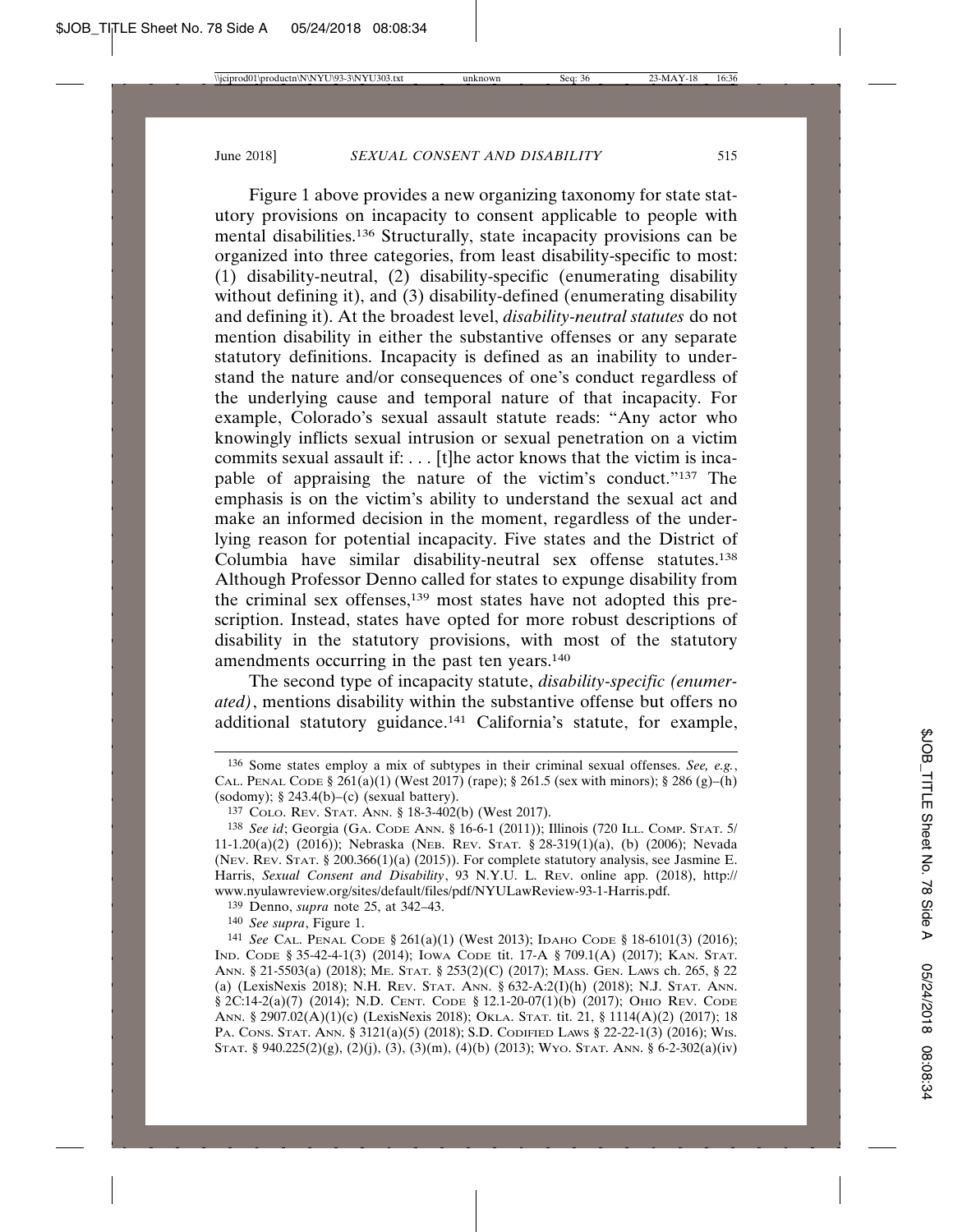Figure 1 above provides a new organizing taxonomy for state statutory provisions on incapacity to consent applicable to people with mental disabilities.[136] Structurally, state incapacity provisions can be organized into three categories, from least disability-specific to most: (1) disability-neutral, (2) disability-specific (enumerating disability without defining it), and (3) disability-defined (enumerating disability and defining it). At the broadest level, *disability-neutral statutes* do not mention disability in either the substantive offenses or any separate statutory definitions. Incapacity is defined as an inability to understand the nature and/or consequences of one's conduct regardless of the underlying cause and temporal nature of that incapacity. For example, Colorado's sexual assault statute reads: "Any actor who knowingly inflicts sexual intrusion or sexual penetration on a victim commits sexual assault if: . . . [t]he actor knows that the victim is incapable of appraising the nature of the victim's conduct."[137] The emphasis is on the victim's ability to understand the sexual act and make an informed decision in the moment, regardless of the underlying reason for potential incapacity. Five states and the District of Columbia have similar disability-neutral sex offense statutes.[138] Although Professor Denno called for states to expunge disability from the criminal sex offenses,[139] most states have not adopted this prescription. Instead, states have opted for more robust descriptions of disability in the statutory provisions, with most of the statutory amendments occurring in the past ten years.[140]

The second type of incapacity statute, *disability-specific (enumerated)*, mentions disability within the substantive offense but offers no additional statutory guidance.[141] California's statute, for example,

---

[136] Some states employ a mix of subtypes in their criminal sexual offenses. *See, e.g.*, CAL. PENAL CODE § 261(a)(1) (West 2017) (rape); § 261.5 (sex with minors); § 286 (g)–(h) (sodomy); § 243.4(b)–(c) (sexual battery).

[137] COLO. REV. STAT. ANN. § 18-3-402(b) (West 2017).

[138] *See id*; Georgia (GA. CODE ANN. § 16-6-1 (2011)); Illinois (720 ILL. COMP. STAT. 5/11-1.20(a)(2) (2016)); Nebraska (NEB. REV. STAT. § 28-319(1)(a), (b) (2006); Nevada (NEV. REV. STAT. § 200.366(1)(a) (2015)). For complete statutory analysis, see Jasmine E. Harris, *Sexual Consent and Disability*, 93 N.Y.U. L. REV. online app. (2018), http://www.nyulawreview.org/sites/default/files/pdf/NYULawReview-93-1-Harris.pdf.

[139] Denno, *supra* note 25, at 342–43.

[140] *See supra*, Figure 1.

[141] *See* CAL. PENAL CODE § 261(a)(1) (West 2013); IDAHO CODE § 18-6101(3) (2016); IND. CODE § 35-42-4-1(3) (2014); IOWA CODE tit. 17-A § 709.1(A) (2017); KAN. STAT. ANN. § 21-5503(a) (2018); ME. STAT. § 253(2)(C) (2017); MASS. GEN. LAWS ch. 265, § 22 (a) (LexisNexis 2018); N.H. REV. STAT. ANN. § 632-A:2(I)(h) (2018); N.J. STAT. ANN. § 2C:14-2(a)(7) (2014); N.D. CENT. CODE § 12.1-20-07(1)(b) (2017); OHIO REV. CODE ANN. § 2907.02(A)(1)(c) (LexisNexis 2018); OKLA. STAT. tit. 21, § 1114(A)(2) (2017); 18 PA. CONS. STAT. ANN. § 3121(a)(5) (2018); S.D. CODIFIED LAWS § 22-22-1(3) (2016); WIS. STAT. § 940.225(2)(g), (2)(j), (3), (3)(m), (4)(b) (2013); WYO. STAT. ANN. § 6-2-302(a)(iv)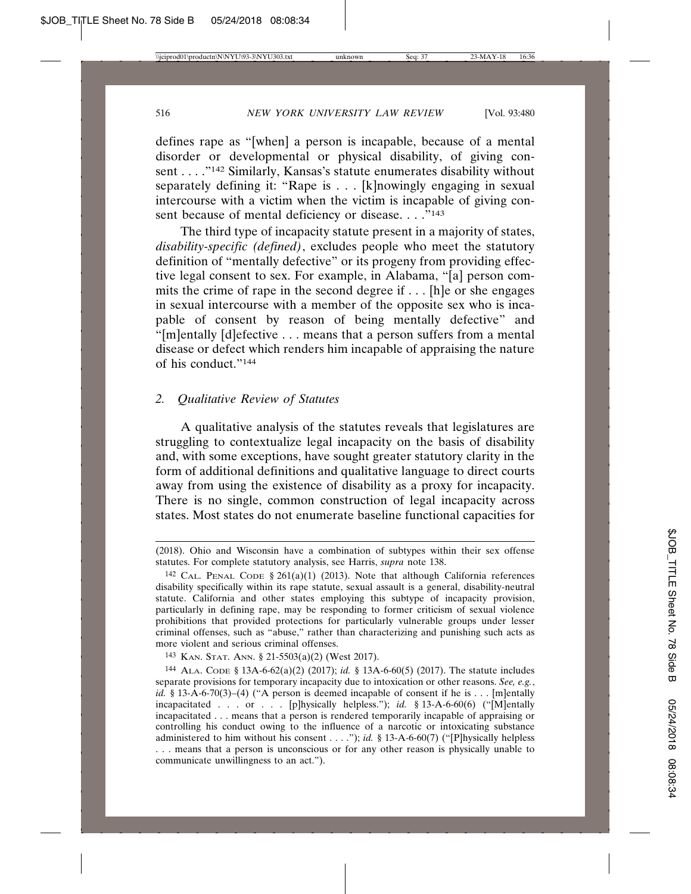defines rape as "[when] a person is incapable, because of a mental disorder or developmental or physical disability, of giving consent . . . ."[142] Similarly, Kansas's statute enumerates disability without separately defining it: "Rape is . . . [k]nowingly engaging in sexual intercourse with a victim when the victim is incapable of giving consent because of mental deficiency or disease. . . ."[143]

The third type of incapacity statute present in a majority of states, *disability-specific (defined)*, excludes people who meet the statutory definition of "mentally defective" or its progeny from providing effective legal consent to sex. For example, in Alabama, "[a] person commits the crime of rape in the second degree if . . . [h]e or she engages in sexual intercourse with a member of the opposite sex who is incapable of consent by reason of being mentally defective" and "[m]entally [d]efective . . . means that a person suffers from a mental disease or defect which renders him incapable of appraising the nature of his conduct."[144]

### 2. *Qualitative Review of Statutes*

A qualitative analysis of the statutes reveals that legislatures are struggling to contextualize legal incapacity on the basis of disability and, with some exceptions, have sought greater statutory clarity in the form of additional definitions and qualitative language to direct courts away from using the existence of disability as a proxy for incapacity. There is no single, common construction of legal incapacity across states. Most states do not enumerate baseline functional capacities for

---

(2018). Ohio and Wisconsin have a combination of subtypes within their sex offense statutes. For complete statutory analysis, see Harris, *supra* note 138.

[142] CAL. PENAL CODE § 261(a)(1) (2013). Note that although California references disability specifically within its rape statute, sexual assault is a general, disability-neutral statute. California and other states employing this subtype of incapacity provision, particularly in defining rape, may be responding to former criticism of sexual violence prohibitions that provided protections for particularly vulnerable groups under lesser criminal offenses, such as "abuse," rather than characterizing and punishing such acts as more violent and serious criminal offenses.

[143] KAN. STAT. ANN. § 21-5503(a)(2) (West 2017).

[144] ALA. CODE § 13A-6-62(a)(2) (2017); *id.* § 13A-6-60(5) (2017). The statute includes separate provisions for temporary incapacity due to intoxication or other reasons. *See, e.g.*, *id.* § 13-A-6-70(3)–(4) ("A person is deemed incapable of consent if he is . . . [m]entally incapacitated . . . or . . . [p]hysically helpless."); *id.* § 13-A-6-60(6) ("[M]entally incapacitated . . . means that a person is rendered temporarily incapable of appraising or controlling his conduct owing to the influence of a narcotic or intoxicating substance administered to him without his consent . . . ."); *id.* § 13-A-6-60(7) ("[P]hysically helpless . . . means that a person is unconscious or for any other reason is physically unable to communicate unwillingness to an act.").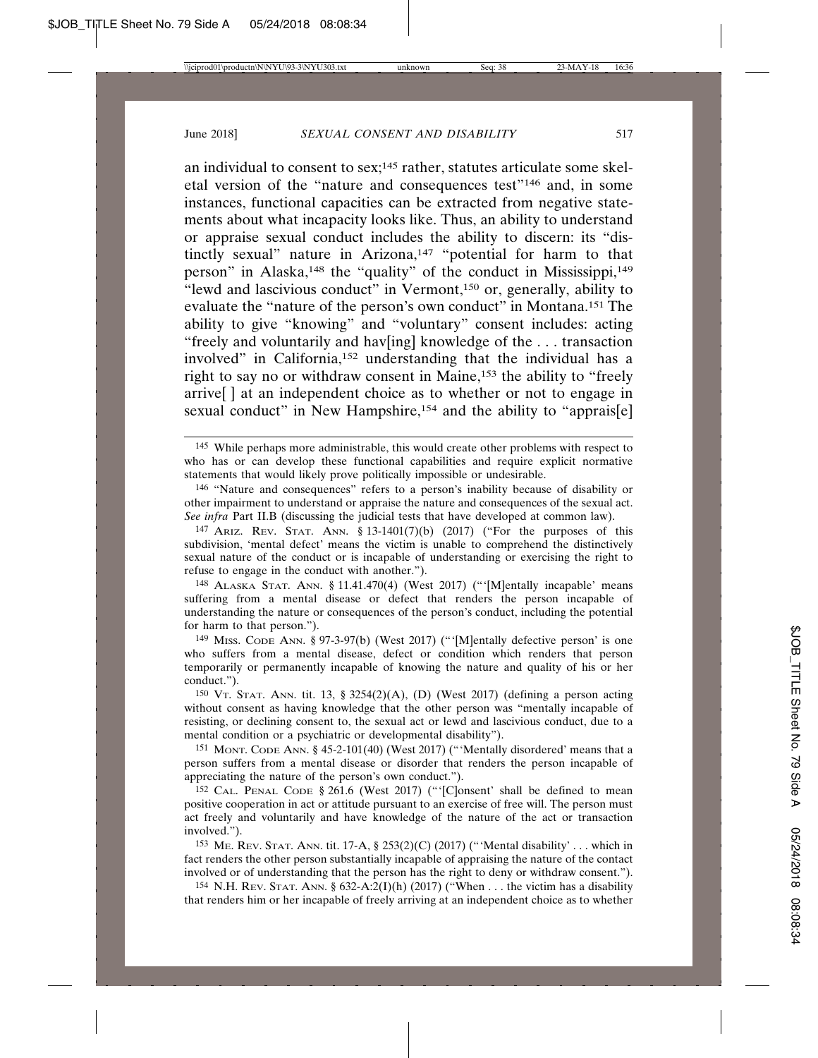an individual to consent to sex;[145] rather, statutes articulate some skeletal version of the "nature and consequences test"[146] and, in some instances, functional capacities can be extracted from negative statements about what incapacity looks like. Thus, an ability to understand or appraise sexual conduct includes the ability to discern: its "distinctly sexual" nature in Arizona,[147] "potential for harm to that person" in Alaska,[148] the "quality" of the conduct in Mississippi,[149] "lewd and lascivious conduct" in Vermont,[150] or, generally, ability to evaluate the "nature of the person's own conduct" in Montana.[151] The ability to give "knowing" and "voluntary" consent includes: acting "freely and voluntarily and hav[ing] knowledge of the . . . transaction involved" in California,[152] understanding that the individual has a right to say no or withdraw consent in Maine,[153] the ability to "freely arrive[ ] at an independent choice as to whether or not to engage in sexual conduct" in New Hampshire,[154] and the ability to "apprais[e]

---

[145] While perhaps more administrable, this would create other problems with respect to who has or can develop these functional capabilities and require explicit normative statements that would likely prove politically impossible or undesirable.

[146] "Nature and consequences" refers to a person's inability because of disability or other impairment to understand or appraise the nature and consequences of the sexual act. *See infra* Part II.B (discussing the judicial tests that have developed at common law).

[147] Ariz. Rev. Stat. Ann. § 13-1401(7)(b) (2017) ("For the purposes of this subdivision, 'mental defect' means the victim is unable to comprehend the distinctively sexual nature of the conduct or is incapable of understanding or exercising the right to refuse to engage in the conduct with another.").

[148] Alaska Stat. Ann. § 11.41.470(4) (West 2017) ("'[M]entally incapable' means suffering from a mental disease or defect that renders the person incapable of understanding the nature or consequences of the person's conduct, including the potential for harm to that person.").

[149] Miss. Code Ann. § 97-3-97(b) (West 2017) ("'[M]entally defective person' is one who suffers from a mental disease, defect or condition which renders that person temporarily or permanently incapable of knowing the nature and quality of his or her conduct.").

[150] Vt. Stat. Ann. tit. 13, § 3254(2)(A), (D) (West 2017) (defining a person acting without consent as having knowledge that the other person was "mentally incapable of resisting, or declining consent to, the sexual act or lewd and lascivious conduct, due to a mental condition or a psychiatric or developmental disability").

[151] Mont. Code Ann. § 45-2-101(40) (West 2017) ("'Mentally disordered' means that a person suffers from a mental disease or disorder that renders the person incapable of appreciating the nature of the person's own conduct.").

[152] Cal. Penal Code § 261.6 (West 2017) ("'[C]onsent' shall be defined to mean positive cooperation in act or attitude pursuant to an exercise of free will. The person must act freely and voluntarily and have knowledge of the nature of the act or transaction involved.").

[153] Me. Rev. Stat. Ann. tit. 17-A, § 253(2)(C) (2017) ("'Mental disability' . . . which in fact renders the other person substantially incapable of appraising the nature of the contact involved or of understanding that the person has the right to deny or withdraw consent.").

[154] N.H. Rev. Stat. Ann. § 632-A:2(I)(h) (2017) ("When . . . the victim has a disability that renders him or her incapable of freely arriving at an independent choice as to whether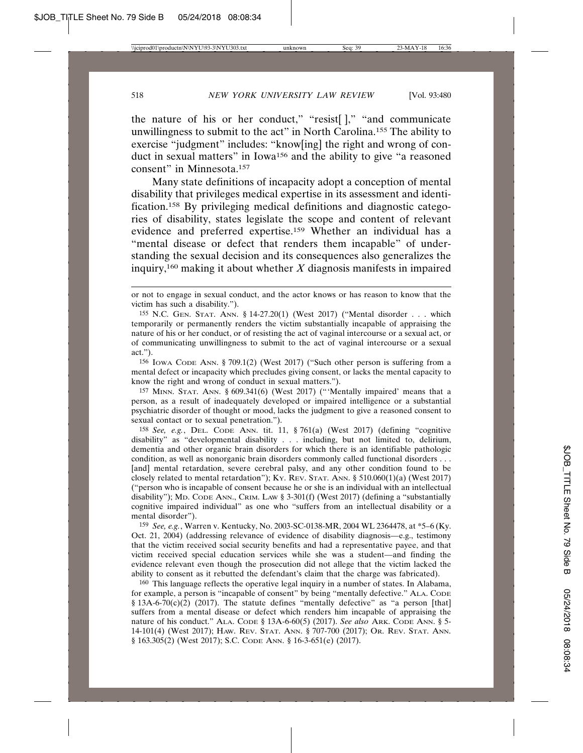the nature of his or her conduct," "resist[ ]," "and communicate unwillingness to submit to the act" in North Carolina.[155] The ability to exercise "judgment" includes: "know[ing] the right and wrong of conduct in sexual matters" in Iowa[156] and the ability to give "a reasoned consent" in Minnesota.[157]

Many state definitions of incapacity adopt a conception of mental disability that privileges medical expertise in its assessment and identification.[158] By privileging medical definitions and diagnostic categories of disability, states legislate the scope and content of relevant evidence and preferred expertise.[159] Whether an individual has a "mental disease or defect that renders them incapable" of understanding the sexual decision and its consequences also generalizes the inquiry,[160] making it about whether *X* diagnosis manifests in impaired

---

or not to engage in sexual conduct, and the actor knows or has reason to know that the victim has such a disability.").

155 N.C. GEN. STAT. ANN. § 14-27.20(1) (West 2017) ("Mental disorder . . . which temporarily or permanently renders the victim substantially incapable of appraising the nature of his or her conduct, or of resisting the act of vaginal intercourse or a sexual act, or of communicating unwillingness to submit to the act of vaginal intercourse or a sexual act.").

156 IOWA CODE ANN. § 709.1(2) (West 2017) ("Such other person is suffering from a mental defect or incapacity which precludes giving consent, or lacks the mental capacity to know the right and wrong of conduct in sexual matters.").

157 MINN. STAT. ANN. § 609.341(6) (West 2017) ("'Mentally impaired' means that a person, as a result of inadequately developed or impaired intelligence or a substantial psychiatric disorder of thought or mood, lacks the judgment to give a reasoned consent to sexual contact or to sexual penetration.").

158 *See, e.g.*, DEL. CODE ANN. tit. 11, § 761(a) (West 2017) (defining "cognitive disability" as "developmental disability . . . including, but not limited to, delirium, dementia and other organic brain disorders for which there is an identifiable pathologic condition, as well as nonorganic brain disorders commonly called functional disorders . . . [and] mental retardation, severe cerebral palsy, and any other condition found to be closely related to mental retardation"); KY. REV. STAT. ANN. § 510.060(1)(a) (West 2017) ("person who is incapable of consent because he or she is an individual with an intellectual disability"); MD. CODE ANN., CRIM. LAW § 3-301(f) (West 2017) (defining a "substantially cognitive impaired individual" as one who "suffers from an intellectual disability or a mental disorder").

159 *See, e.g.*, Warren v. Kentucky, No. 2003-SC-0138-MR, 2004 WL 2364478, at *5–6 (Ky. Oct. 21, 2004) (addressing relevance of evidence of disability diagnosis—e.g., testimony that the victim received social security benefits and had a representative payee, and that victim received special education services while she was a student—and finding the evidence relevant even though the prosecution did not allege that the victim lacked the ability to consent as it rebutted the defendant's claim that the charge was fabricated).

160 This language reflects the operative legal inquiry in a number of states. In Alabama, for example, a person is "incapable of consent" by being "mentally defective." ALA. CODE § 13A-6-70(c)(2) (2017). The statute defines "mentally defective" as "a person [that] suffers from a mental disease or defect which renders him incapable of appraising the nature of his conduct." ALA. CODE § 13A-6-60(5) (2017). *See also* ARK. CODE ANN. § 5-14-101(4) (West 2017); HAW. REV. STAT. ANN. § 707-700 (2017); OR. REV. STAT. ANN. § 163.305(2) (West 2017); S.C. CODE ANN. § 16-3-651(e) (2017).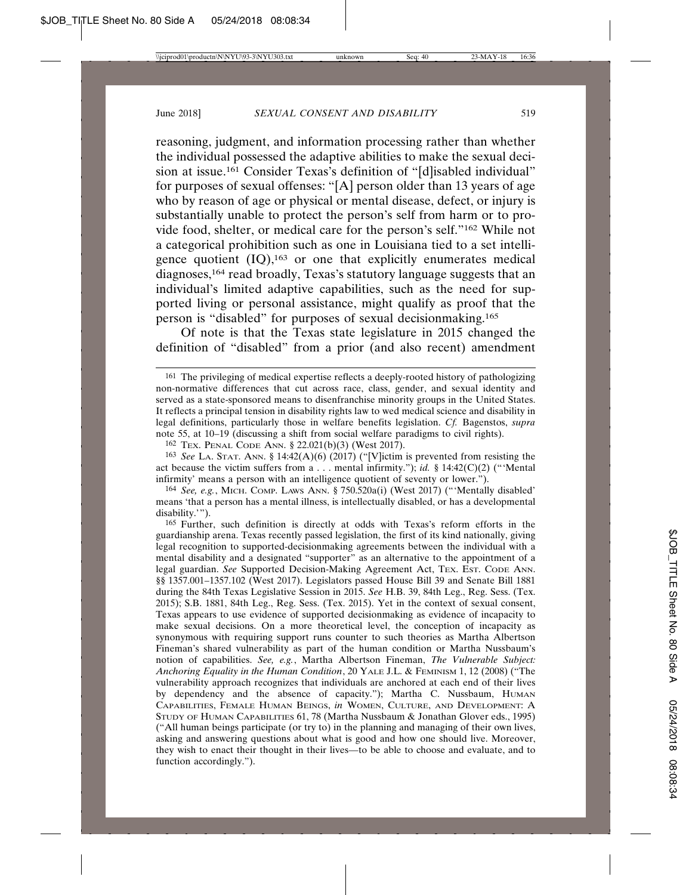reasoning, judgment, and information processing rather than whether the individual possessed the adaptive abilities to make the sexual decision at issue.[161] Consider Texas's definition of "[d]isabled individual" for purposes of sexual offenses: "[A] person older than 13 years of age who by reason of age or physical or mental disease, defect, or injury is substantially unable to protect the person's self from harm or to provide food, shelter, or medical care for the person's self."[162] While not a categorical prohibition such as one in Louisiana tied to a set intelligence quotient (IQ),[163] or one that explicitly enumerates medical diagnoses,[164] read broadly, Texas's statutory language suggests that an individual's limited adaptive capabilities, such as the need for supported living or personal assistance, might qualify as proof that the person is "disabled" for purposes of sexual decisionmaking.[165]

Of note is that the Texas state legislature in 2015 changed the definition of "disabled" from a prior (and also recent) amendment

---

[161] The privileging of medical expertise reflects a deeply-rooted history of pathologizing non-normative differences that cut across race, class, gender, and sexual identity and served as a state-sponsored means to disenfranchise minority groups in the United States. It reflects a principal tension in disability rights law to wed medical science and disability in legal definitions, particularly those in welfare benefits legislation. *Cf.* Bagenstos, *supra* note 55, at 10–19 (discussing a shift from social welfare paradigms to civil rights).

[162] TEX. PENAL CODE ANN. § 22.021(b)(3) (West 2017).

[163] *See* LA. STAT. ANN. § 14:42(A)(6) (2017) ("[V]ictim is prevented from resisting the act because the victim suffers from a . . . mental infirmity."); *id.* § 14:42(C)(2) ("'Mental infirmity' means a person with an intelligence quotient of seventy or lower.").

[164] *See, e.g.*, MICH. COMP. LAWS ANN. § 750.520a(i) (West 2017) ("'Mentally disabled' means 'that a person has a mental illness, is intellectually disabled, or has a developmental disability.'").

[165] Further, such definition is directly at odds with Texas's reform efforts in the guardianship arena. Texas recently passed legislation, the first of its kind nationally, giving legal recognition to supported-decisionmaking agreements between the individual with a mental disability and a designated "supporter" as an alternative to the appointment of a legal guardian. *See* Supported Decision-Making Agreement Act, TEX. EST. CODE ANN. §§ 1357.001–1357.102 (West 2017). Legislators passed House Bill 39 and Senate Bill 1881 during the 84th Texas Legislative Session in 2015. *See* H.B. 39, 84th Leg., Reg. Sess. (Tex. 2015); S.B. 1881, 84th Leg., Reg. Sess. (Tex. 2015). Yet in the context of sexual consent, Texas appears to use evidence of supported decisionmaking as evidence of incapacity to make sexual decisions. On a more theoretical level, the conception of incapacity as synonymous with requiring support runs counter to such theories as Martha Albertson Fineman's shared vulnerability as part of the human condition or Martha Nussbaum's notion of capabilities. *See, e.g.*, Martha Albertson Fineman, *The Vulnerable Subject: Anchoring Equality in the Human Condition*, 20 YALE J.L. & FEMINISM 1, 12 (2008) ("The vulnerability approach recognizes that individuals are anchored at each end of their lives by dependency and the absence of capacity."); Martha C. Nussbaum, HUMAN CAPABILITIES, FEMALE HUMAN BEINGS, *in* WOMEN, CULTURE, AND DEVELOPMENT: A STUDY OF HUMAN CAPABILITIES 61, 78 (Martha Nussbaum & Jonathan Glover eds., 1995) ("All human beings participate (or try to) in the planning and managing of their own lives, asking and answering questions about what is good and how one should live. Moreover, they wish to enact their thought in their lives—to be able to choose and evaluate, and to function accordingly.").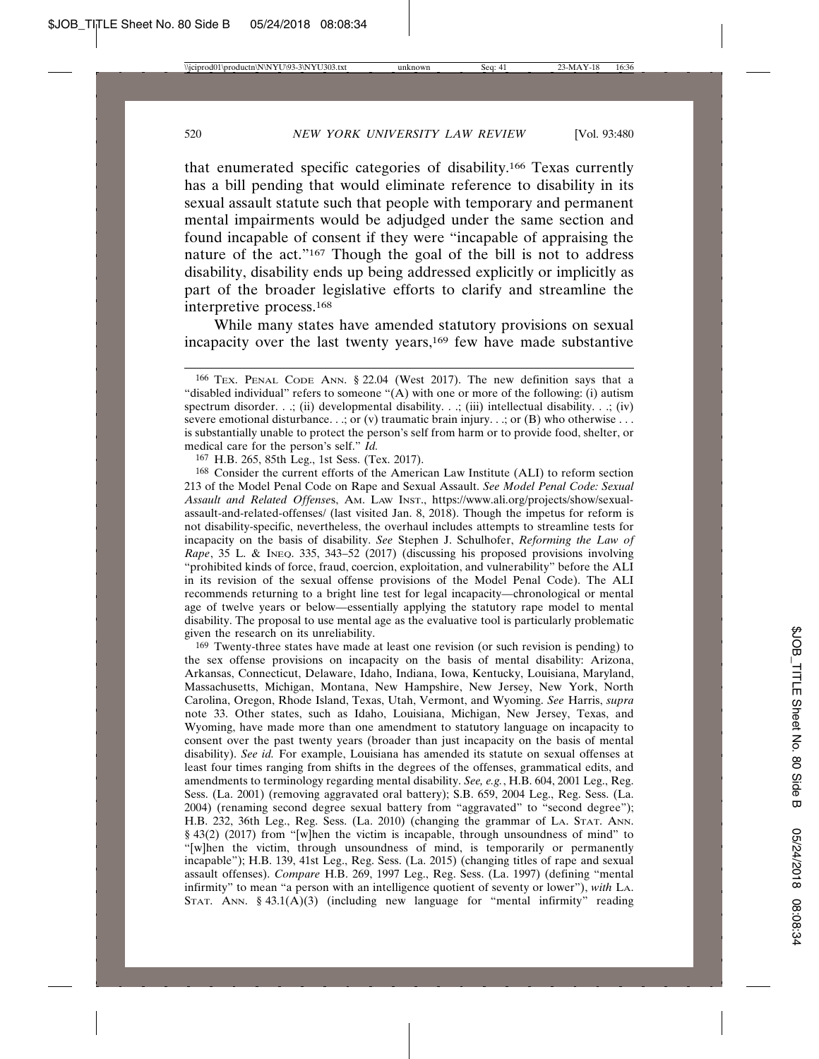that enumerated specific categories of disability.[166] Texas currently has a bill pending that would eliminate reference to disability in its sexual assault statute such that people with temporary and permanent mental impairments would be adjudged under the same section and found incapable of consent if they were "incapable of appraising the nature of the act."[167] Though the goal of the bill is not to address disability, disability ends up being addressed explicitly or implicitly as part of the broader legislative efforts to clarify and streamline the interpretive process.[168]

While many states have amended statutory provisions on sexual incapacity over the last twenty years,[169] few have made substantive

---

[166] TEX. PENAL CODE ANN. § 22.04 (West 2017). The new definition says that a "disabled individual" refers to someone "(A) with one or more of the following: (i) autism spectrum disorder. . .; (ii) developmental disability. . .; (iii) intellectual disability. . .; (iv) severe emotional disturbance. . .; or (v) traumatic brain injury. . .; or (B) who otherwise . . . is substantially unable to protect the person's self from harm or to provide food, shelter, or medical care for the person's self." *Id.*

[167] H.B. 265, 85th Leg., 1st Sess. (Tex. 2017).

[168] Consider the current efforts of the American Law Institute (ALI) to reform section 213 of the Model Penal Code on Rape and Sexual Assault. *See Model Penal Code: Sexual Assault and Related Offenses*, AM. LAW INST., https://www.ali.org/projects/show/sexual-assault-and-related-offenses/ (last visited Jan. 8, 2018). Though the impetus for reform is not disability-specific, nevertheless, the overhaul includes attempts to streamline tests for incapacity on the basis of disability. *See* Stephen J. Schulhofer, *Reforming the Law of Rape*, 35 L. & INEQ. 335, 343–52 (2017) (discussing his proposed provisions involving "prohibited kinds of force, fraud, coercion, exploitation, and vulnerability" before the ALI in its revision of the sexual offense provisions of the Model Penal Code). The ALI recommends returning to a bright line test for legal incapacity—chronological or mental age of twelve years or below—essentially applying the statutory rape model to mental disability. The proposal to use mental age as the evaluative tool is particularly problematic given the research on its unreliability.

[169] Twenty-three states have made at least one revision (or such revision is pending) to the sex offense provisions on incapacity on the basis of mental disability: Arizona, Arkansas, Connecticut, Delaware, Idaho, Indiana, Iowa, Kentucky, Louisiana, Maryland, Massachusetts, Michigan, Montana, New Hampshire, New Jersey, New York, North Carolina, Oregon, Rhode Island, Texas, Utah, Vermont, and Wyoming. *See* Harris, *supra* note 33. Other states, such as Idaho, Louisiana, Michigan, New Jersey, Texas, and Wyoming, have made more than one amendment to statutory language on incapacity to consent over the past twenty years (broader than just incapacity on the basis of mental disability). *See id.* For example, Louisiana has amended its statute on sexual offenses at least four times ranging from shifts in the degrees of the offenses, grammatical edits, and amendments to terminology regarding mental disability. *See, e.g.*, H.B. 604, 2001 Leg., Reg. Sess. (La. 2001) (removing aggravated oral battery); S.B. 659, 2004 Leg., Reg. Sess. (La. 2004) (renaming second degree sexual battery from "aggravated" to "second degree"); H.B. 232, 36th Leg., Reg. Sess. (La. 2010) (changing the grammar of LA. STAT. ANN. § 43(2) (2017) from "[w]hen the victim is incapable, through unsoundness of mind" to "[w]hen the victim, through unsoundness of mind, is temporarily or permanently incapable"); H.B. 139, 41st Leg., Reg. Sess. (La. 2015) (changing titles of rape and sexual assault offenses). *Compare* H.B. 269, 1997 Leg., Reg. Sess. (La. 1997) (defining "mental infirmity" to mean "a person with an intelligence quotient of seventy or lower"), *with* LA. STAT. ANN. § 43.1(A)(3) (including new language for "mental infirmity" reading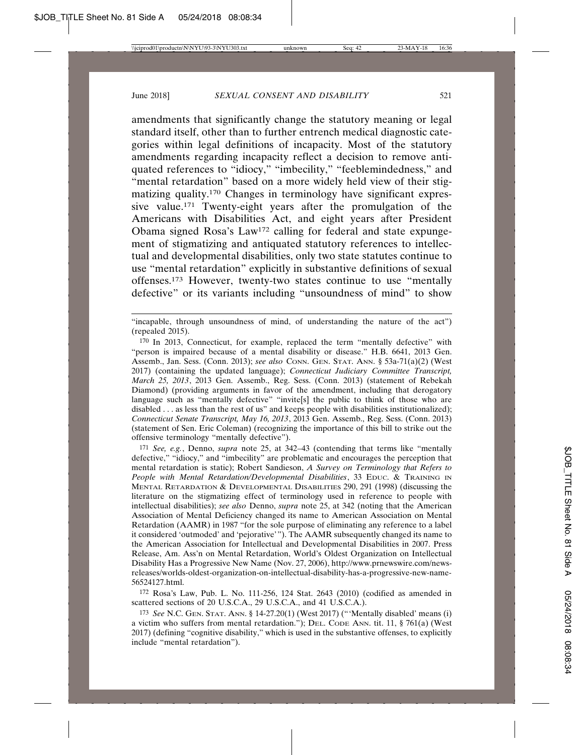amendments that significantly change the statutory meaning or legal standard itself, other than to further entrench medical diagnostic categories within legal definitions of incapacity. Most of the statutory amendments regarding incapacity reflect a decision to remove antiquated references to "idiocy," "imbecility," "feeblemindedness," and "mental retardation" based on a more widely held view of their stigmatizing quality.[170] Changes in terminology have significant expressive value.[171] Twenty-eight years after the promulgation of the Americans with Disabilities Act, and eight years after President Obama signed Rosa's Law[172] calling for federal and state expungement of stigmatizing and antiquated statutory references to intellectual and developmental disabilities, only two state statutes continue to use "mental retardation" explicitly in substantive definitions of sexual offenses.[173] However, twenty-two states continue to use "mentally defective" or its variants including "unsoundness of mind" to show

---

"incapable, through unsoundness of mind, of understanding the nature of the act") (repealed 2015).

[170] In 2013, Connecticut, for example, replaced the term "mentally defective" with "person is impaired because of a mental disability or disease." H.B. 6641, 2013 Gen. Assemb., Jan. Sess. (Conn. 2013); *see also* CONN. GEN. STAT. ANN. § 53a-71(a)(2) (West 2017) (containing the updated language); *Connecticut Judiciary Committee Transcript, March 25, 2013*, 2013 Gen. Assemb., Reg. Sess. (Conn. 2013) (statement of Rebekah Diamond) (providing arguments in favor of the amendment, including that derogatory language such as "mentally defective" "invite[s] the public to think of those who are disabled . . . as less than the rest of us" and keeps people with disabilities institutionalized); *Connecticut Senate Transcript, May 16, 2013*, 2013 Gen. Assemb., Reg. Sess. (Conn. 2013) (statement of Sen. Eric Coleman) (recognizing the importance of this bill to strike out the offensive terminology "mentally defective").

[171] *See, e.g.*, Denno, *supra* note 25, at 342–43 (contending that terms like "mentally defective," "idiocy," and "imbecility" are problematic and encourages the perception that mental retardation is static); Robert Sandieson, *A Survey on Terminology that Refers to People with Mental Retardation/Developmental Disabilities*, 33 EDUC. & TRAINING IN MENTAL RETARDATION & DEVELOPMENTAL DISABILITIES 290, 291 (1998) (discussing the literature on the stigmatizing effect of terminology used in reference to people with intellectual disabilities); *see also* Denno, *supra* note 25, at 342 (noting that the American Association of Mental Deficiency changed its name to American Association on Mental Retardation (AAMR) in 1987 "for the sole purpose of eliminating any reference to a label it considered 'outmoded' and 'pejorative'"). The AAMR subsequently changed its name to the American Association for Intellectual and Developmental Disabilities in 2007. Press Release, Am. Ass'n on Mental Retardation, World's Oldest Organization on Intellectual Disability Has a Progressive New Name (Nov. 27, 2006), http://www.prnewswire.com/news-releases/worlds-oldest-organization-on-intellectual-disability-has-a-progressive-new-name-56524127.html.

[172] Rosa's Law, Pub. L. No. 111-256, 124 Stat. 2643 (2010) (codified as amended in scattered sections of 20 U.S.C.A., 29 U.S.C.A., and 41 U.S.C.A.).

[173] *See* N.C. GEN. STAT. ANN. § 14-27.20(1) (West 2017) ("'Mentally disabled' means (i) a victim who suffers from mental retardation."); DEL. CODE ANN. tit. 11, § 761(a) (West 2017) (defining "cognitive disability," which is used in the substantive offenses, to explicitly include "mental retardation").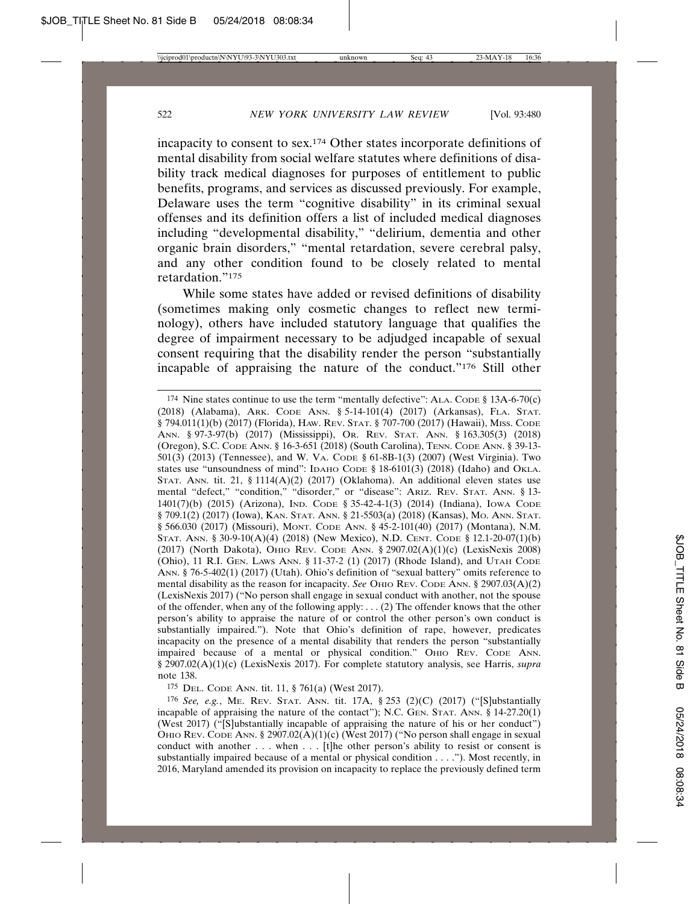incapacity to consent to sex.[174] Other states incorporate definitions of mental disability from social welfare statutes where definitions of disability track medical diagnoses for purposes of entitlement to public benefits, programs, and services as discussed previously. For example, Delaware uses the term "cognitive disability" in its criminal sexual offenses and its definition offers a list of included medical diagnoses including "developmental disability," "delirium, dementia and other organic brain disorders," "mental retardation, severe cerebral palsy, and any other condition found to be closely related to mental retardation."[175]

While some states have added or revised definitions of disability (sometimes making only cosmetic changes to reflect new terminology), others have included statutory language that qualifies the degree of impairment necessary to be adjudged incapable of sexual consent requiring that the disability render the person "substantially incapable of appraising the nature of the conduct."[176] Still other

---

[174] Nine states continue to use the term "mentally defective": ALA. CODE § 13A-6-70(c) (2018) (Alabama), ARK. CODE ANN. § 5-14-101(4) (2017) (Arkansas), FLA. STAT. § 794.011(1)(b) (2017) (Florida), HAW. REV. STAT. § 707-700 (2017) (Hawaii), MISS. CODE ANN. § 97-3-97(b) (2017) (Mississippi), OR. REV. STAT. ANN. § 163.305(3) (2018) (Oregon), S.C. CODE ANN. § 16-3-651 (2018) (South Carolina), TENN. CODE ANN. § 39-13-501(3) (2013) (Tennessee), and W. VA. CODE § 61-8B-1(3) (2007) (West Virginia). Two states use "unsoundness of mind": IDAHO CODE § 18-6101(3) (2018) (Idaho) and OKLA. STAT. ANN. tit. 21, § 1114(A)(2) (2017) (Oklahoma). An additional eleven states use mental "defect," "condition," "disorder," or "disease": ARIZ. REV. STAT. ANN. § 13-1401(7)(b) (2015) (Arizona), IND. CODE § 35-42-4-1(3) (2014) (Indiana), IOWA CODE § 709.1(2) (2017) (Iowa), KAN. STAT. ANN. § 21-5503(a) (2018) (Kansas), MO. ANN. STAT. § 566.030 (2017) (Missouri), MONT. CODE ANN. § 45-2-101(40) (2017) (Montana), N.M. STAT. ANN. § 30-9-10(A)(4) (2018) (New Mexico), N.D. CENT. CODE § 12.1-20-07(1)(b) (2017) (North Dakota), OHIO REV. CODE ANN. § 2907.02(A)(1)(c) (LexisNexis 2008) (Ohio), 11 R.I. GEN. LAWS ANN. § 11-37-2 (1) (2017) (Rhode Island), and UTAH CODE ANN. § 76-5-402(1) (2017) (Utah). Ohio's definition of "sexual battery" omits reference to mental disability as the reason for incapacity. *See* OHIO REV. CODE ANN. § 2907.03(A)(2) (LexisNexis 2017) ("No person shall engage in sexual conduct with another, not the spouse of the offender, when any of the following apply: . . . (2) The offender knows that the other person's ability to appraise the nature of or control the other person's own conduct is substantially impaired."). Note that Ohio's definition of rape, however, predicates incapacity on the presence of a mental disability that renders the person "substantially impaired because of a mental or physical condition." OHIO REV. CODE ANN. § 2907.02(A)(1)(c) (LexisNexis 2017). For complete statutory analysis, see Harris, *supra* note 138.

[175] DEL. CODE ANN. tit. 11, § 761(a) (West 2017).

[176] *See, e.g.*, ME. REV. STAT. ANN. tit. 17A, § 253 (2)(C) (2017) ("[S]ubstantially incapable of appraising the nature of the contact"); N.C. GEN. STAT. ANN. § 14-27.20(1) (West 2017) ("[S]ubstantially incapable of appraising the nature of his or her conduct") OHIO REV. CODE ANN. § 2907.02(A)(1)(c) (West 2017) ("No person shall engage in sexual conduct with another . . . when . . . [t]he other person's ability to resist or consent is substantially impaired because of a mental or physical condition . . . ."). Most recently, in 2016, Maryland amended its provision on incapacity to replace the previously defined term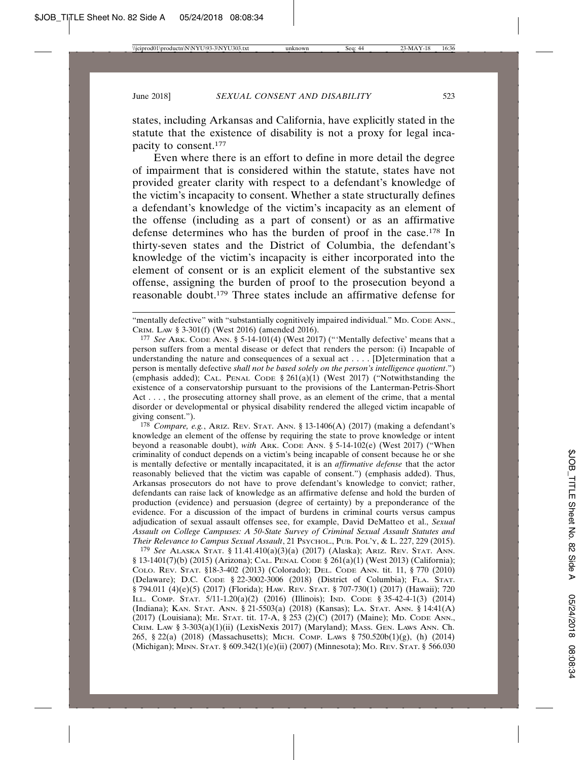states, including Arkansas and California, have explicitly stated in the statute that the existence of disability is not a proxy for legal incapacity to consent.[177]

Even where there is an effort to define in more detail the degree of impairment that is considered within the statute, states have not provided greater clarity with respect to a defendant's knowledge of the victim's incapacity to consent. Whether a state structurally defines a defendant's knowledge of the victim's incapacity as an element of the offense (including as a part of consent) or as an affirmative defense determines who has the burden of proof in the case.[178] In thirty-seven states and the District of Columbia, the defendant's knowledge of the victim's incapacity is either incorporated into the element of consent or is an explicit element of the substantive sex offense, assigning the burden of proof to the prosecution beyond a reasonable doubt.[179] Three states include an affirmative defense for

---

"mentally defective" with "substantially cognitively impaired individual." MD. CODE ANN., CRIM. LAW § 3-301(f) (West 2016) (amended 2016).

[177] *See* ARK. CODE ANN. § 5-14-101(4) (West 2017) ("'Mentally defective' means that a person suffers from a mental disease or defect that renders the person: (i) Incapable of understanding the nature and consequences of a sexual act . . . . [D]etermination that a person is mentally defective *shall not be based solely on the person's intelligence quotient*.") (emphasis added); CAL. PENAL CODE § 261(a)(1) (West 2017) ("Notwithstanding the existence of a conservatorship pursuant to the provisions of the Lanterman-Petris-Short Act . . . , the prosecuting attorney shall prove, as an element of the crime, that a mental disorder or developmental or physical disability rendered the alleged victim incapable of giving consent.").

[178] *Compare, e.g.*, ARIZ. REV. STAT. ANN. § 13-1406(A) (2017) (making a defendant's knowledge an element of the offense by requiring the state to prove knowledge or intent beyond a reasonable doubt), *with* ARK. CODE ANN. § 5-14-102(e) (West 2017) ("When criminality of conduct depends on a victim's being incapable of consent because he or she is mentally defective or mentally incapacitated, it is an *affirmative defense* that the actor reasonably believed that the victim was capable of consent.") (emphasis added). Thus, Arkansas prosecutors do not have to prove defendant's knowledge to convict; rather, defendants can raise lack of knowledge as an affirmative defense and hold the burden of production (evidence) and persuasion (degree of certainty) by a preponderance of the evidence. For a discussion of the impact of burdens in criminal courts versus campus adjudication of sexual assault offenses see, for example, David DeMatteo et al., *Sexual Assault on College Campuses: A 50-State Survey of Criminal Sexual Assault Statutes and Their Relevance to Campus Sexual Assault*, 21 PSYCHOL., PUB. POL'Y, & L. 227, 229 (2015).

[179] *See* ALASKA STAT. § 11.41.410(a)(3)(a) (2017) (Alaska); ARIZ. REV. STAT. ANN. § 13-1401(7)(b) (2015) (Arizona); CAL. PENAL CODE § 261(a)(1) (West 2013) (California); COLO. REV. STAT. §18-3-402 (2013) (Colorado); DEL. CODE ANN. tit. 11, § 770 (2010) (Delaware); D.C. CODE § 22-3002-3006 (2018) (District of Columbia); FLA. STAT. § 794.011 (4)(e)(5) (2017) (Florida); HAW. REV. STAT. § 707-730(1) (2017) (Hawaii); 720 ILL. COMP. STAT. 5/11-1.20(a)(2) (2016) (Illinois); IND. CODE § 35-42-4-1(3) (2014) (Indiana); KAN. STAT. ANN. § 21-5503(a) (2018) (Kansas); LA. STAT. ANN. § 14:41(A) (2017) (Louisiana); ME. STAT. tit. 17-A, § 253 (2)(C) (2017) (Maine); MD. CODE ANN., CRIM. LAW § 3-303(a)(1)(ii) (LexisNexis 2017) (Maryland); MASS. GEN. LAWS ANN. Ch. 265, § 22(a) (2018) (Massachusetts); MICH. COMP. LAWS § 750.520b(1)(g), (h) (2014) (Michigan); MINN. STAT. § 609.342(1)(e)(ii) (2007) (Minnesota); MO. REV. STAT. § 566.030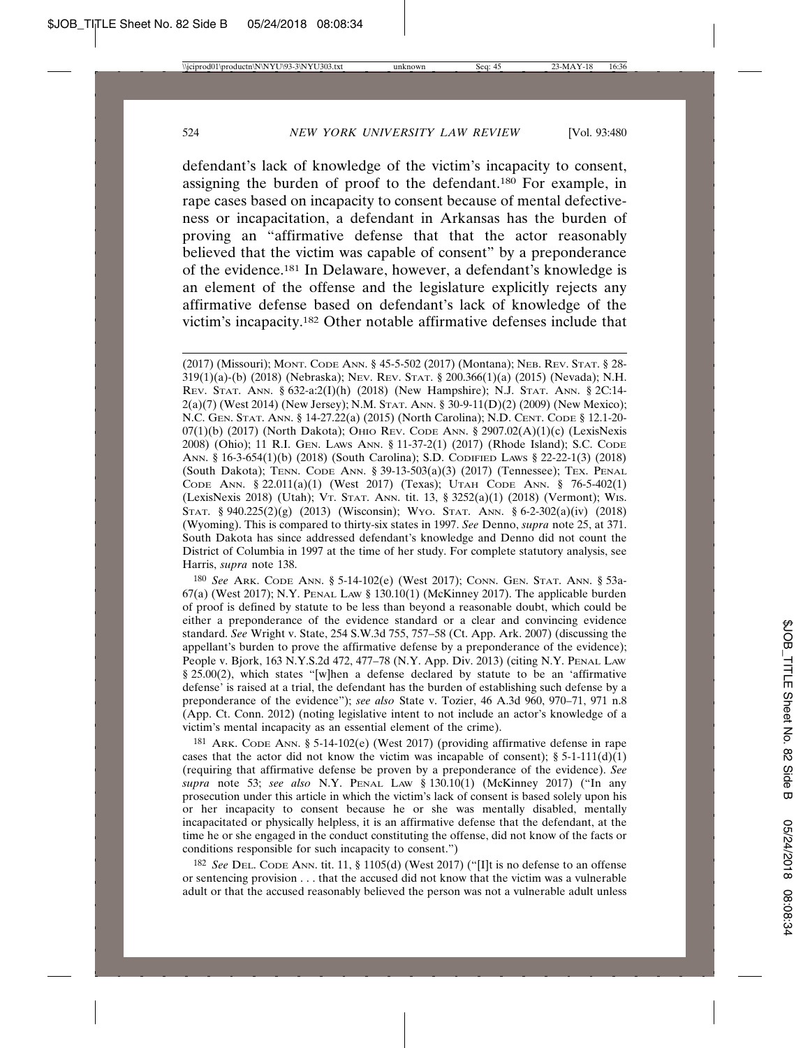defendant's lack of knowledge of the victim's incapacity to consent, assigning the burden of proof to the defendant.[180] For example, in rape cases based on incapacity to consent because of mental defectiveness or incapacitation, a defendant in Arkansas has the burden of proving an "affirmative defense that that the actor reasonably believed that the victim was capable of consent" by a preponderance of the evidence.[181] In Delaware, however, a defendant's knowledge is an element of the offense and the legislature explicitly rejects any affirmative defense based on defendant's lack of knowledge of the victim's incapacity.[182] Other notable affirmative defenses include that

(2017) (Missouri); MONT. CODE ANN. § 45-5-502 (2017) (Montana); NEB. REV. STAT. § 28-319(1)(a)-(b) (2018) (Nebraska); NEV. REV. STAT. § 200.366(1)(a) (2015) (Nevada); N.H. REV. STAT. ANN. § 632-a:2(I)(h) (2018) (New Hampshire); N.J. STAT. ANN. § 2C:14-2(a)(7) (West 2014) (New Jersey); N.M. STAT. ANN. § 30-9-11(D)(2) (2009) (New Mexico); N.C. GEN. STAT. ANN. § 14-27.22(a) (2015) (North Carolina); N.D. CENT. CODE § 12.1-20-07(1)(b) (2017) (North Dakota); OHIO REV. CODE ANN. § 2907.02(A)(1)(c) (LexisNexis 2008) (Ohio); 11 R.I. GEN. LAWS ANN. § 11-37-2(1) (2017) (Rhode Island); S.C. CODE ANN. § 16-3-654(1)(b) (2018) (South Carolina); S.D. CODIFIED LAWS § 22-22-1(3) (2018) (South Dakota); TENN. CODE ANN. § 39-13-503(a)(3) (2017) (Tennessee); TEX. PENAL CODE ANN. § 22.011(a)(1) (West 2017) (Texas); UTAH CODE ANN. § 76-5-402(1) (LexisNexis 2018) (Utah); VT. STAT. ANN. tit. 13, § 3252(a)(1) (2018) (Vermont); WIS. STAT. § 940.225(2)(g) (2013) (Wisconsin); WYO. STAT. ANN. § 6-2-302(a)(iv) (2018) (Wyoming). This is compared to thirty-six states in 1997. *See* Denno, *supra* note 25, at 371. South Dakota has since addressed defendant's knowledge and Denno did not count the District of Columbia in 1997 at the time of her study. For complete statutory analysis, see Harris, *supra* note 138.

180 *See* ARK. CODE ANN. § 5-14-102(e) (West 2017); CONN. GEN. STAT. ANN. § 53a-67(a) (West 2017); N.Y. PENAL LAW § 130.10(1) (McKinney 2017). The applicable burden of proof is defined by statute to be less than beyond a reasonable doubt, which could be either a preponderance of the evidence standard or a clear and convincing evidence standard. *See* Wright v. State, 254 S.W.3d 755, 757–58 (Ct. App. Ark. 2007) (discussing the appellant's burden to prove the affirmative defense by a preponderance of the evidence); People v. Bjork, 163 N.Y.S.2d 472, 477–78 (N.Y. App. Div. 2013) (citing N.Y. PENAL LAW § 25.00(2), which states "[w]hen a defense declared by statute to be an 'affirmative defense' is raised at a trial, the defendant has the burden of establishing such defense by a preponderance of the evidence"); *see also* State v. Tozier, 46 A.3d 960, 970–71, 971 n.8 (App. Ct. Conn. 2012) (noting legislative intent to not include an actor's knowledge of a victim's mental incapacity as an essential element of the crime).

181 ARK. CODE ANN. § 5-14-102(e) (West 2017) (providing affirmative defense in rape cases that the actor did not know the victim was incapable of consent); § 5-1-111(d)(1) (requiring that affirmative defense be proven by a preponderance of the evidence). *See supra* note 53; *see also* N.Y. PENAL LAW § 130.10(1) (McKinney 2017) ("In any prosecution under this article in which the victim's lack of consent is based solely upon his or her incapacity to consent because he or she was mentally disabled, mentally incapacitated or physically helpless, it is an affirmative defense that the defendant, at the time he or she engaged in the conduct constituting the offense, did not know of the facts or conditions responsible for such incapacity to consent.")

182 *See* DEL. CODE ANN. tit. 11, § 1105(d) (West 2017) ("[I]t is no defense to an offense or sentencing provision . . . that the accused did not know that the victim was a vulnerable adult or that the accused reasonably believed the person was not a vulnerable adult unless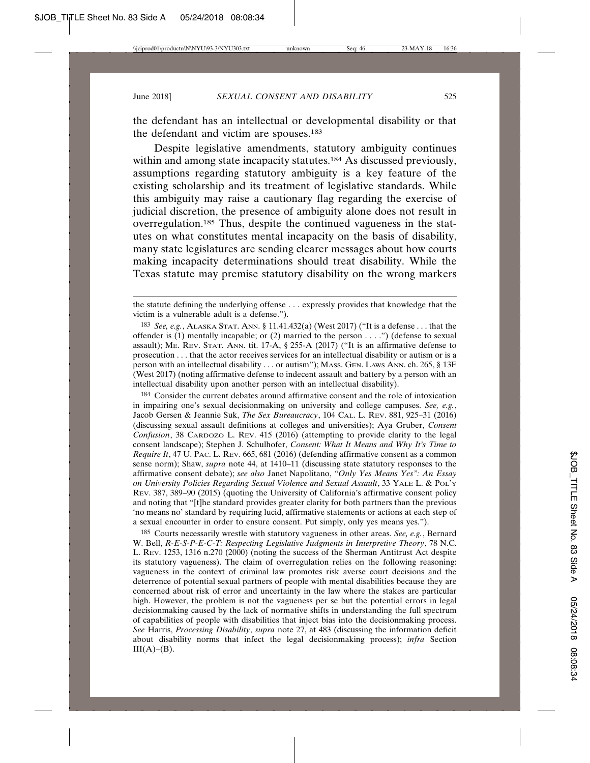the defendant has an intellectual or developmental disability or that the defendant and victim are spouses.[183]

Despite legislative amendments, statutory ambiguity continues within and among state incapacity statutes.[184] As discussed previously, assumptions regarding statutory ambiguity is a key feature of the existing scholarship and its treatment of legislative standards. While this ambiguity may raise a cautionary flag regarding the exercise of judicial discretion, the presence of ambiguity alone does not result in overregulation.[185] Thus, despite the continued vagueness in the statutes on what constitutes mental incapacity on the basis of disability, many state legislatures are sending clearer messages about how courts making incapacity determinations should treat disability. While the Texas statute may premise statutory disability on the wrong markers

---

the statute defining the underlying offense . . . expressly provides that knowledge that the victim is a vulnerable adult is a defense.").

[183] *See, e.g.*, ALASKA STAT. ANN. § 11.41.432(a) (West 2017) ("It is a defense . . . that the offender is (1) mentally incapable; or (2) married to the person . . . .") (defense to sexual assault); ME. REV. STAT. ANN. tit. 17-A, § 255-A (2017) ("It is an affirmative defense to prosecution . . . that the actor receives services for an intellectual disability or autism or is a person with an intellectual disability . . . or autism"); MASS. GEN. LAWS ANN. ch. 265, § 13F (West 2017) (noting affirmative defense to indecent assault and battery by a person with an intellectual disability upon another person with an intellectual disability).

[184] Consider the current debates around affirmative consent and the role of intoxication in impairing one's sexual decisionmaking on university and college campuses. *See, e.g.*, Jacob Gersen & Jeannie Suk, *The Sex Bureaucracy*, 104 CAL. L. REV. 881, 925–31 (2016) (discussing sexual assault definitions at colleges and universities); Aya Gruber, *Consent Confusion*, 38 CARDOZO L. REV. 415 (2016) (attempting to provide clarity to the legal consent landscape); Stephen J. Schulhofer, *Consent: What It Means and Why It's Time to Require It*, 47 U. PAC. L. REV. 665, 681 (2016) (defending affirmative consent as a common sense norm); Shaw, *supra* note 44, at 1410–11 (discussing state statutory responses to the affirmative consent debate); *see also* Janet Napolitano, *"Only Yes Means Yes": An Essay on University Policies Regarding Sexual Violence and Sexual Assault*, 33 YALE L. & POL'Y REV. 387, 389–90 (2015) (quoting the University of California's affirmative consent policy and noting that "[t]he standard provides greater clarity for both partners than the previous 'no means no' standard by requiring lucid, affirmative statements or actions at each step of a sexual encounter in order to ensure consent. Put simply, only yes means yes.").

[185] Courts necessarily wrestle with statutory vagueness in other areas. *See, e.g.*, Bernard W. Bell, *R-E-S-P-E-C-T: Respecting Legislative Judgments in Interpretive Theory*, 78 N.C. L. REV. 1253, 1316 n.270 (2000) (noting the success of the Sherman Antitrust Act despite its statutory vagueness). The claim of overregulation relies on the following reasoning: vagueness in the context of criminal law promotes risk averse court decisions and the deterrence of potential sexual partners of people with mental disabilities because they are concerned about risk of error and uncertainty in the law where the stakes are particular high. However, the problem is not the vagueness per se but the potential errors in legal decisionmaking caused by the lack of normative shifts in understanding the full spectrum of capabilities of people with disabilities that inject bias into the decisionmaking process. *See* Harris, *Processing Disability*, *supra* note 27, at 483 (discussing the information deficit about disability norms that infect the legal decisionmaking process); *infra* Section III(A)–(B).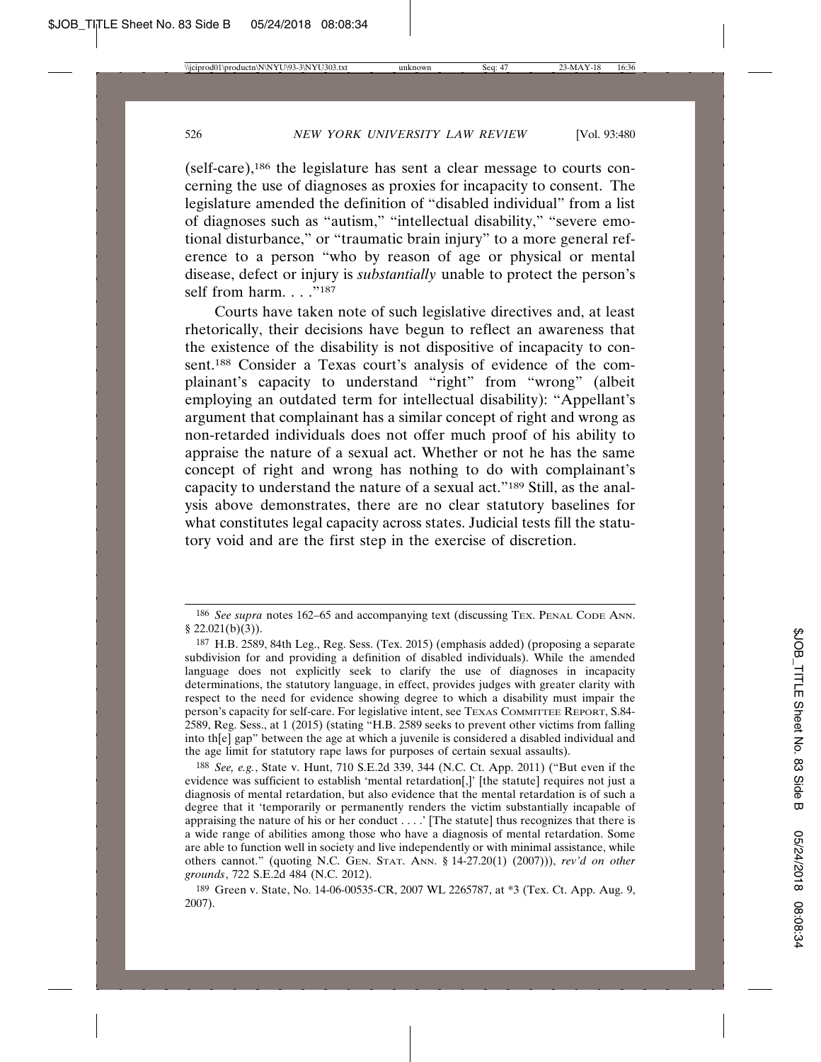(self-care),[186] the legislature has sent a clear message to courts concerning the use of diagnoses as proxies for incapacity to consent. The legislature amended the definition of "disabled individual" from a list of diagnoses such as "autism," "intellectual disability," "severe emotional disturbance," or "traumatic brain injury" to a more general reference to a person "who by reason of age or physical or mental disease, defect or injury is *substantially* unable to protect the person's self from harm. . . ."[187]

Courts have taken note of such legislative directives and, at least rhetorically, their decisions have begun to reflect an awareness that the existence of the disability is not dispositive of incapacity to consent.[188] Consider a Texas court's analysis of evidence of the complainant's capacity to understand "right" from "wrong" (albeit employing an outdated term for intellectual disability): "Appellant's argument that complainant has a similar concept of right and wrong as non-retarded individuals does not offer much proof of his ability to appraise the nature of a sexual act. Whether or not he has the same concept of right and wrong has nothing to do with complainant's capacity to understand the nature of a sexual act."[189] Still, as the analysis above demonstrates, there are no clear statutory baselines for what constitutes legal capacity across states. Judicial tests fill the statutory void and are the first step in the exercise of discretion.

---

[186] *See supra* notes 162–65 and accompanying text (discussing TEX. PENAL CODE ANN. § 22.021(b)(3)).

[187] H.B. 2589, 84th Leg., Reg. Sess. (Tex. 2015) (emphasis added) (proposing a separate subdivision for and providing a definition of disabled individuals). While the amended language does not explicitly seek to clarify the use of diagnoses in incapacity determinations, the statutory language, in effect, provides judges with greater clarity with respect to the need for evidence showing degree to which a disability must impair the person's capacity for self-care. For legislative intent, see TEXAS COMMITTEE REPORT, S.84-2589, Reg. Sess., at 1 (2015) (stating "H.B. 2589 seeks to prevent other victims from falling into th[e] gap" between the age at which a juvenile is considered a disabled individual and the age limit for statutory rape laws for purposes of certain sexual assaults).

[188] *See, e.g.*, State v. Hunt, 710 S.E.2d 339, 344 (N.C. Ct. App. 2011) ("But even if the evidence was sufficient to establish 'mental retardation[,]' [the statute] requires not just a diagnosis of mental retardation, but also evidence that the mental retardation is of such a degree that it 'temporarily or permanently renders the victim substantially incapable of appraising the nature of his or her conduct . . . .' [The statute] thus recognizes that there is a wide range of abilities among those who have a diagnosis of mental retardation. Some are able to function well in society and live independently or with minimal assistance, while others cannot." (quoting N.C. GEN. STAT. ANN. § 14-27.20(1) (2007))), *rev'd on other grounds*, 722 S.E.2d 484 (N.C. 2012).

[189] Green v. State, No. 14-06-00535-CR, 2007 WL 2265787, at *3 (Tex. Ct. App. Aug. 9, 2007).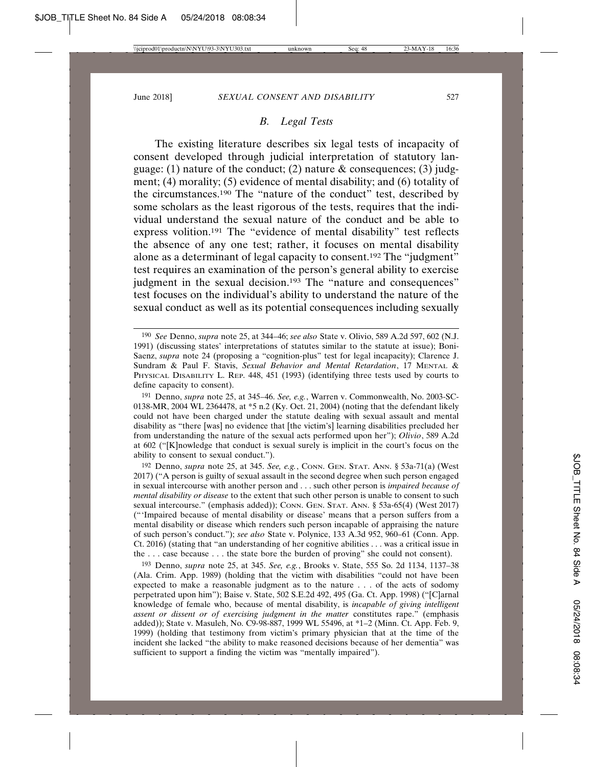### B. Legal Tests

The existing literature describes six legal tests of incapacity of consent developed through judicial interpretation of statutory language: (1) nature of the conduct; (2) nature & consequences; (3) judgment; (4) morality; (5) evidence of mental disability; and (6) totality of the circumstances.[190] The "nature of the conduct" test, described by some scholars as the least rigorous of the tests, requires that the individual understand the sexual nature of the conduct and be able to express volition.[191] The "evidence of mental disability" test reflects the absence of any one test; rather, it focuses on mental disability alone as a determinant of legal capacity to consent.[192] The "judgment" test requires an examination of the person's general ability to exercise judgment in the sexual decision.[193] The "nature and consequences" test focuses on the individual's ability to understand the nature of the sexual conduct as well as its potential consequences including sexually

---

[190] *See* Denno, *supra* note 25, at 344–46; *see also* State v. Olivio, 589 A.2d 597, 602 (N.J. 1991) (discussing states' interpretations of statutes similar to the statute at issue); Boni-Saenz, *supra* note 24 (proposing a "cognition-plus" test for legal incapacity); Clarence J. Sundram & Paul F. Stavis, *Sexual Behavior and Mental Retardation*, 17 MENTAL & PHYSICAL DISABILITY L. REP. 448, 451 (1993) (identifying three tests used by courts to define capacity to consent).

[191] Denno, *supra* note 25, at 345–46. *See, e.g.*, Warren v. Commonwealth, No. 2003-SC-0138-MR, 2004 WL 2364478, at *5 n.2 (Ky. Oct. 21, 2004) (noting that the defendant likely could not have been charged under the statute dealing with sexual assault and mental disability as "there [was] no evidence that [the victim's] learning disabilities precluded her from understanding the nature of the sexual acts performed upon her"); *Olivio*, 589 A.2d at 602 ("[K]nowledge that conduct is sexual surely is implicit in the court's focus on the ability to consent to sexual conduct.").

[192] Denno, *supra* note 25, at 345. *See, e.g.*, CONN. GEN. STAT. ANN. § 53a-71(a) (West 2017) ("A person is guilty of sexual assault in the second degree when such person engaged in sexual intercourse with another person and . . . such other person is *impaired because of mental disability or disease* to the extent that such other person is unable to consent to such sexual intercourse." (emphasis added)); CONN. GEN. STAT. ANN. § 53a-65(4) (West 2017) ("'Impaired because of mental disability or disease' means that a person suffers from a mental disability or disease which renders such person incapable of appraising the nature of such person's conduct."); *see also* State v. Polynice, 133 A.3d 952, 960–61 (Conn. App. Ct. 2016) (stating that "an understanding of her cognitive abilities . . . was a critical issue in the . . . case because . . . the state bore the burden of proving" she could not consent).

[193] Denno, *supra* note 25, at 345. *See, e.g.*, Brooks v. State, 555 So. 2d 1134, 1137–38 (Ala. Crim. App. 1989) (holding that the victim with disabilities "could not have been expected to make a reasonable judgment as to the nature . . . of the acts of sodomy perpetrated upon him"); Baise v. State, 502 S.E.2d 492, 495 (Ga. Ct. App. 1998) ("[C]arnal knowledge of female who, because of mental disability, is *incapable of giving intelligent assent or dissent or of exercising judgment in the matter* constitutes rape." (emphasis added)); State v. Masuleh, No. C9-98-887, 1999 WL 55496, at *1–2 (Minn. Ct. App. Feb. 9, 1999) (holding that testimony from victim's primary physician that at the time of the incident she lacked "the ability to make reasoned decisions because of her dementia" was sufficient to support a finding the victim was "mentally impaired").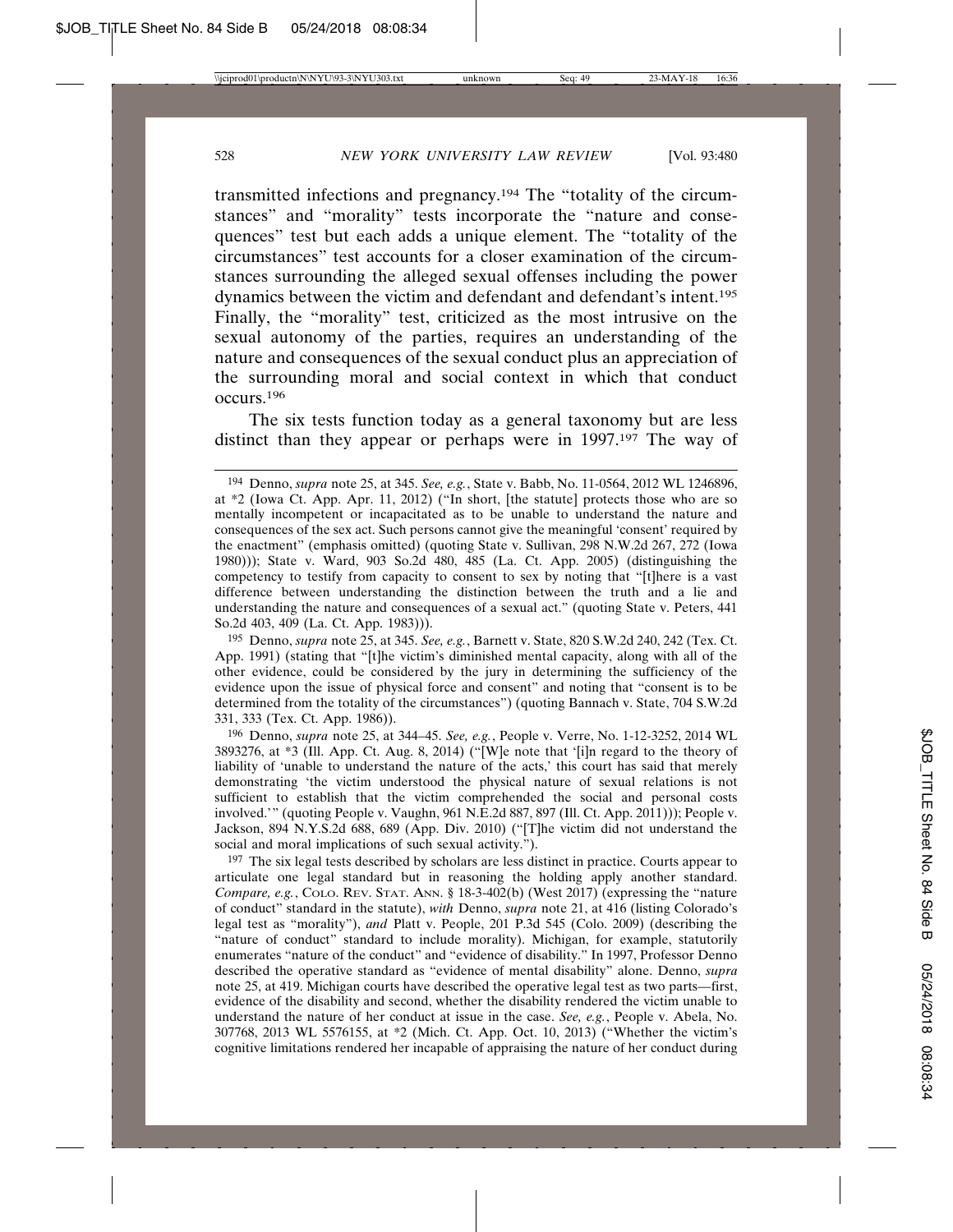transmitted infections and pregnancy.[194] The "totality of the circumstances" and "morality" tests incorporate the "nature and consequences" test but each adds a unique element. The "totality of the circumstances" test accounts for a closer examination of the circumstances surrounding the alleged sexual offenses including the power dynamics between the victim and defendant and defendant's intent.[195] Finally, the "morality" test, criticized as the most intrusive on the sexual autonomy of the parties, requires an understanding of the nature and consequences of the sexual conduct plus an appreciation of the surrounding moral and social context in which that conduct occurs.[196]

The six tests function today as a general taxonomy but are less distinct than they appear or perhaps were in 1997.[197] The way of

---

[194] Denno, *supra* note 25, at 345. *See, e.g.*, State v. Babb, No. 11-0564, 2012 WL 1246896, at *2 (Iowa Ct. App. Apr. 11, 2012) ("In short, [the statute] protects those who are so mentally incompetent or incapacitated as to be unable to understand the nature and consequences of the sex act. Such persons cannot give the meaningful 'consent' required by the enactment" (emphasis omitted) (quoting State v. Sullivan, 298 N.W.2d 267, 272 (Iowa 1980))); State v. Ward, 903 So.2d 480, 485 (La. Ct. App. 2005) (distinguishing the competency to testify from capacity to consent to sex by noting that "[t]here is a vast difference between understanding the distinction between the truth and a lie and understanding the nature and consequences of a sexual act." (quoting State v. Peters, 441 So.2d 403, 409 (La. Ct. App. 1983))).

[195] Denno, *supra* note 25, at 345. *See, e.g.*, Barnett v. State, 820 S.W.2d 240, 242 (Tex. Ct. App. 1991) (stating that "[t]he victim's diminished mental capacity, along with all of the other evidence, could be considered by the jury in determining the sufficiency of the evidence upon the issue of physical force and consent" and noting that "consent is to be determined from the totality of the circumstances") (quoting Bannach v. State, 704 S.W.2d 331, 333 (Tex. Ct. App. 1986)).

[196] Denno, *supra* note 25, at 344–45. *See, e.g.*, People v. Verre, No. 1-12-3252, 2014 WL 3893276, at *3 (Ill. App. Ct. Aug. 8, 2014) ("[W]e note that '[i]n regard to the theory of liability of 'unable to understand the nature of the acts,' this court has said that merely demonstrating 'the victim understood the physical nature of sexual relations is not sufficient to establish that the victim comprehended the social and personal costs involved.'" (quoting People v. Vaughn, 961 N.E.2d 887, 897 (Ill. Ct. App. 2011))); People v. Jackson, 894 N.Y.S.2d 688, 689 (App. Div. 2010) ("[T]he victim did not understand the social and moral implications of such sexual activity.").

[197] The six legal tests described by scholars are less distinct in practice. Courts appear to articulate one legal standard but in reasoning the holding apply another standard. *Compare, e.g.*, Colo. Rev. Stat. Ann. § 18-3-402(b) (West 2017) (expressing the "nature of conduct" standard in the statute), *with* Denno, *supra* note 21, at 416 (listing Colorado's legal test as "morality"), *and* Platt v. People, 201 P.3d 545 (Colo. 2009) (describing the "nature of conduct" standard to include morality). Michigan, for example, statutorily enumerates "nature of the conduct" and "evidence of disability." In 1997, Professor Denno described the operative standard as "evidence of mental disability" alone. Denno, *supra* note 25, at 419. Michigan courts have described the operative legal test as two parts—first, evidence of the disability and second, whether the disability rendered the victim unable to understand the nature of her conduct at issue in the case. *See, e.g.*, People v. Abela, No. 307768, 2013 WL 5576155, at *2 (Mich. Ct. App. Oct. 10, 2013) ("Whether the victim's cognitive limitations rendered her incapable of appraising the nature of her conduct during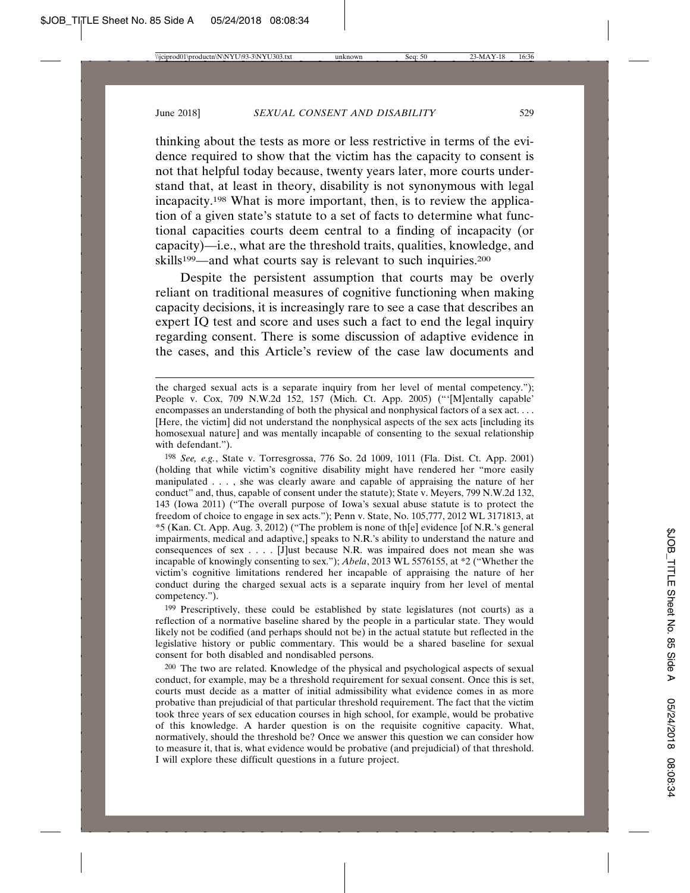thinking about the tests as more or less restrictive in terms of the evidence required to show that the victim has the capacity to consent is not that helpful today because, twenty years later, more courts understand that, at least in theory, disability is not synonymous with legal incapacity.[198] What is more important, then, is to review the application of a given state's statute to a set of facts to determine what functional capacities courts deem central to a finding of incapacity (or capacity)—i.e., what are the threshold traits, qualities, knowledge, and skills[199]—and what courts say is relevant to such inquiries.[200]

Despite the persistent assumption that courts may be overly reliant on traditional measures of cognitive functioning when making capacity decisions, it is increasingly rare to see a case that describes an expert IQ test and score and uses such a fact to end the legal inquiry regarding consent. There is some discussion of adaptive evidence in the cases, and this Article's review of the case law documents and

---

the charged sexual acts is a separate inquiry from her level of mental competency."); People v. Cox, 709 N.W.2d 152, 157 (Mich. Ct. App. 2005) ("'[M]entally capable' encompasses an understanding of both the physical and nonphysical factors of a sex act. . . . [Here, the victim] did not understand the nonphysical aspects of the sex acts [including its homosexual nature] and was mentally incapable of consenting to the sexual relationship with defendant.").

[198] *See, e.g.*, State v. Torresgrossa, 776 So. 2d 1009, 1011 (Fla. Dist. Ct. App. 2001) (holding that while victim's cognitive disability might have rendered her "more easily manipulated . . . , she was clearly aware and capable of appraising the nature of her conduct" and, thus, capable of consent under the statute); State v. Meyers, 799 N.W.2d 132, 143 (Iowa 2011) ("The overall purpose of Iowa's sexual abuse statute is to protect the freedom of choice to engage in sex acts."); Penn v. State, No. 105,777, 2012 WL 3171813, at *5 (Kan. Ct. App. Aug. 3, 2012) ("The problem is none of th[e] evidence [of N.R.'s general impairments, medical and adaptive,] speaks to N.R.'s ability to understand the nature and consequences of sex . . . . [J]ust because N.R. was impaired does not mean she was incapable of knowingly consenting to sex."); *Abela*, 2013 WL 5576155, at *2 ("Whether the victim's cognitive limitations rendered her incapable of appraising the nature of her conduct during the charged sexual acts is a separate inquiry from her level of mental competency.").

[199] Prescriptively, these could be established by state legislatures (not courts) as a reflection of a normative baseline shared by the people in a particular state. They would likely not be codified (and perhaps should not be) in the actual statute but reflected in the legislative history or public commentary. This would be a shared baseline for sexual consent for both disabled and nondisabled persons.

[200] The two are related. Knowledge of the physical and psychological aspects of sexual conduct, for example, may be a threshold requirement for sexual consent. Once this is set, courts must decide as a matter of initial admissibility what evidence comes in as more probative than prejudicial of that particular threshold requirement. The fact that the victim took three years of sex education courses in high school, for example, would be probative of this knowledge. A harder question is on the requisite cognitive capacity. What, normatively, should the threshold be? Once we answer this question we can consider how to measure it, that is, what evidence would be probative (and prejudicial) of that threshold. I will explore these difficult questions in a future project.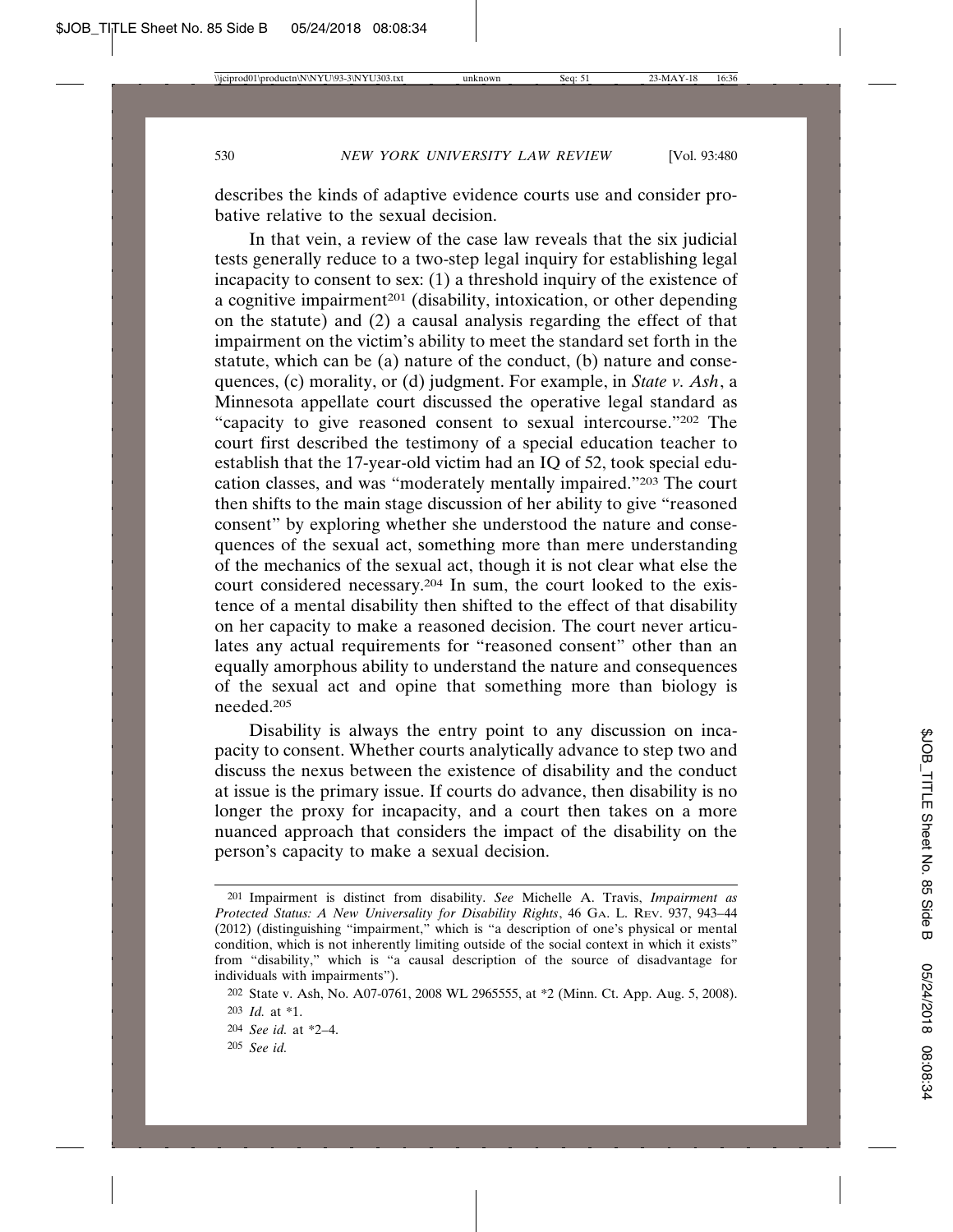describes the kinds of adaptive evidence courts use and consider probative relative to the sexual decision.

In that vein, a review of the case law reveals that the six judicial tests generally reduce to a two-step legal inquiry for establishing legal incapacity to consent to sex: (1) a threshold inquiry of the existence of a cognitive impairment[201] (disability, intoxication, or other depending on the statute) and (2) a causal analysis regarding the effect of that impairment on the victim's ability to meet the standard set forth in the statute, which can be (a) nature of the conduct, (b) nature and consequences, (c) morality, or (d) judgment. For example, in *State v. Ash*, a Minnesota appellate court discussed the operative legal standard as "capacity to give reasoned consent to sexual intercourse."[202] The court first described the testimony of a special education teacher to establish that the 17-year-old victim had an IQ of 52, took special education classes, and was "moderately mentally impaired."[203] The court then shifts to the main stage discussion of her ability to give "reasoned consent" by exploring whether she understood the nature and consequences of the sexual act, something more than mere understanding of the mechanics of the sexual act, though it is not clear what else the court considered necessary.[204] In sum, the court looked to the existence of a mental disability then shifted to the effect of that disability on her capacity to make a reasoned decision. The court never articulates any actual requirements for "reasoned consent" other than an equally amorphous ability to understand the nature and consequences of the sexual act and opine that something more than biology is needed.[205]

Disability is always the entry point to any discussion on incapacity to consent. Whether courts analytically advance to step two and discuss the nexus between the existence of disability and the conduct at issue is the primary issue. If courts do advance, then disability is no longer the proxy for incapacity, and a court then takes on a more nuanced approach that considers the impact of the disability on the person's capacity to make a sexual decision.

---

[201] Impairment is distinct from disability. *See* Michelle A. Travis, *Impairment as Protected Status: A New Universality for Disability Rights*, 46 GA. L. REV. 937, 943–44 (2012) (distinguishing "impairment," which is "a description of one's physical or mental condition, which is not inherently limiting outside of the social context in which it exists" from "disability," which is "a causal description of the source of disadvantage for individuals with impairments").

[202] State v. Ash, No. A07-0761, 2008 WL 2965555, at \*2 (Minn. Ct. App. Aug. 5, 2008).

[203] *Id.* at \*1.

[204] *See id.* at \*2–4.

[205] *See id.*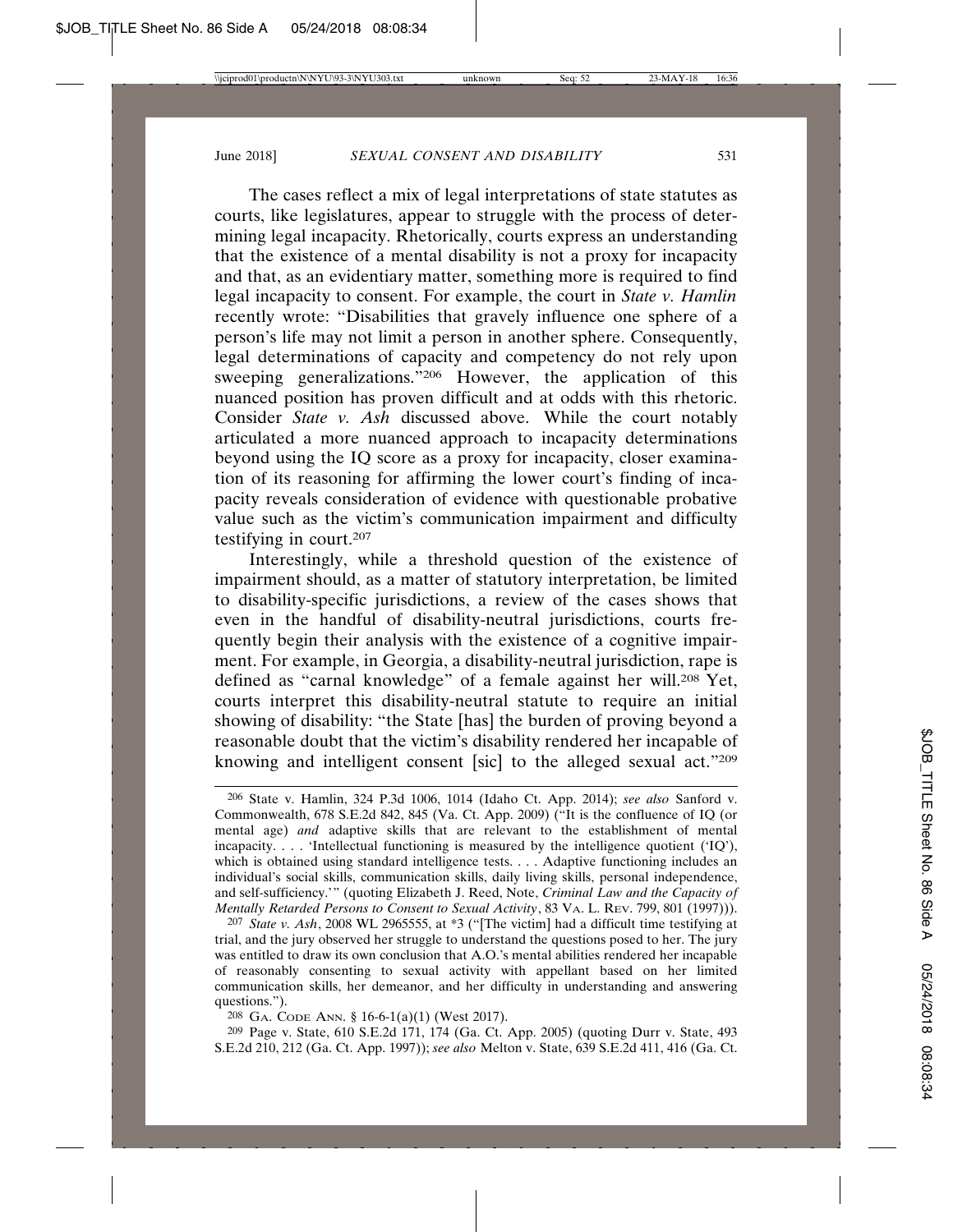The cases reflect a mix of legal interpretations of state statutes as courts, like legislatures, appear to struggle with the process of determining legal incapacity. Rhetorically, courts express an understanding that the existence of a mental disability is not a proxy for incapacity and that, as an evidentiary matter, something more is required to find legal incapacity to consent. For example, the court in *State v. Hamlin* recently wrote: "Disabilities that gravely influence one sphere of a person's life may not limit a person in another sphere. Consequently, legal determinations of capacity and competency do not rely upon sweeping generalizations."[206] However, the application of this nuanced position has proven difficult and at odds with this rhetoric. Consider *State v. Ash* discussed above. While the court notably articulated a more nuanced approach to incapacity determinations beyond using the IQ score as a proxy for incapacity, closer examination of its reasoning for affirming the lower court's finding of incapacity reveals consideration of evidence with questionable probative value such as the victim's communication impairment and difficulty testifying in court.[207]

Interestingly, while a threshold question of the existence of impairment should, as a matter of statutory interpretation, be limited to disability-specific jurisdictions, a review of the cases shows that even in the handful of disability-neutral jurisdictions, courts frequently begin their analysis with the existence of a cognitive impairment. For example, in Georgia, a disability-neutral jurisdiction, rape is defined as "carnal knowledge" of a female against her will.[208] Yet, courts interpret this disability-neutral statute to require an initial showing of disability: "the State [has] the burden of proving beyond a reasonable doubt that the victim's disability rendered her incapable of knowing and intelligent consent [sic] to the alleged sexual act."[209]

---

[206] State v. Hamlin, 324 P.3d 1006, 1014 (Idaho Ct. App. 2014); *see also* Sanford v. Commonwealth, 678 S.E.2d 842, 845 (Va. Ct. App. 2009) ("It is the confluence of IQ (or mental age) *and* adaptive skills that are relevant to the establishment of mental incapacity. . . . 'Intellectual functioning is measured by the intelligence quotient ('IQ'), which is obtained using standard intelligence tests. . . . Adaptive functioning includes an individual's social skills, communication skills, daily living skills, personal independence, and self-sufficiency.'" (quoting Elizabeth J. Reed, Note, *Criminal Law and the Capacity of Mentally Retarded Persons to Consent to Sexual Activity*, 83 VA. L. REV. 799, 801 (1997))).

[207] *State v. Ash*, 2008 WL 2965555, at *3 ("[The victim] had a difficult time testifying at trial, and the jury observed her struggle to understand the questions posed to her. The jury was entitled to draw its own conclusion that A.O.'s mental abilities rendered her incapable of reasonably consenting to sexual activity with appellant based on her limited communication skills, her demeanor, and her difficulty in understanding and answering questions.").

[208] GA. CODE ANN. § 16-6-1(a)(1) (West 2017).

[209] Page v. State, 610 S.E.2d 171, 174 (Ga. Ct. App. 2005) (quoting Durr v. State, 493 S.E.2d 210, 212 (Ga. Ct. App. 1997)); *see also* Melton v. State, 639 S.E.2d 411, 416 (Ga. Ct.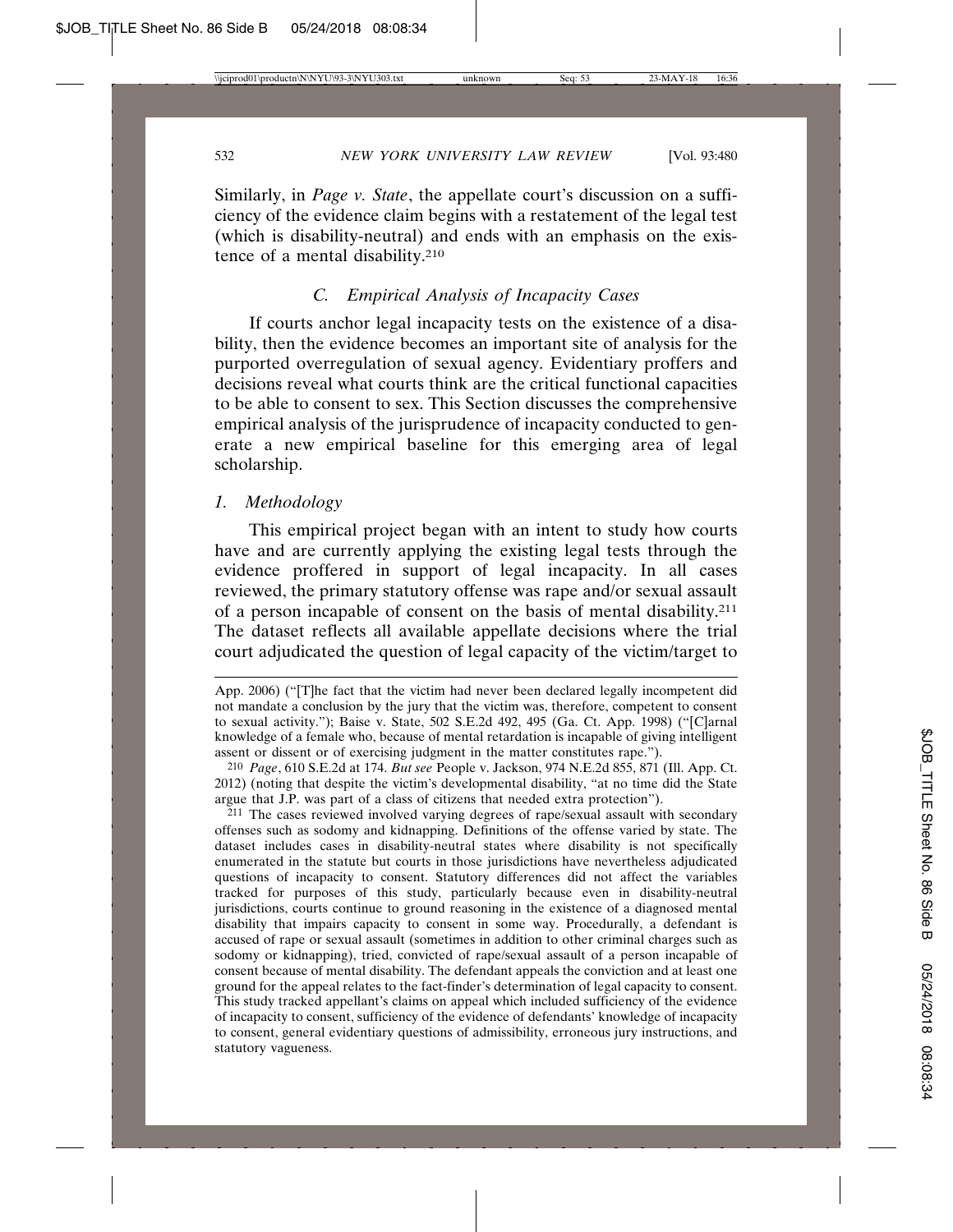Similarly, in *Page v. State*, the appellate court's discussion on a sufficiency of the evidence claim begins with a restatement of the legal test (which is disability-neutral) and ends with an emphasis on the existence of a mental disability.[210]

### C. Empirical Analysis of Incapacity Cases

If courts anchor legal incapacity tests on the existence of a disability, then the evidence becomes an important site of analysis for the purported overregulation of sexual agency. Evidentiary proffers and decisions reveal what courts think are the critical functional capacities to be able to consent to sex. This Section discusses the comprehensive empirical analysis of the jurisprudence of incapacity conducted to generate a new empirical baseline for this emerging area of legal scholarship.

#### 1. Methodology

This empirical project began with an intent to study how courts have and are currently applying the existing legal tests through the evidence proffered in support of legal incapacity. In all cases reviewed, the primary statutory offense was rape and/or sexual assault of a person incapable of consent on the basis of mental disability.[211] The dataset reflects all available appellate decisions where the trial court adjudicated the question of legal capacity of the victim/target to

---

App. 2006) ("[T]he fact that the victim had never been declared legally incompetent did not mandate a conclusion by the jury that the victim was, therefore, competent to consent to sexual activity."); Baise v. State, 502 S.E.2d 492, 495 (Ga. Ct. App. 1998) ("[C]arnal knowledge of a female who, because of mental retardation is incapable of giving intelligent assent or dissent or of exercising judgment in the matter constitutes rape.").

210 *Page*, 610 S.E.2d at 174. *But see* People v. Jackson, 974 N.E.2d 855, 871 (Ill. App. Ct. 2012) (noting that despite the victim's developmental disability, "at no time did the State argue that J.P. was part of a class of citizens that needed extra protection").

211 The cases reviewed involved varying degrees of rape/sexual assault with secondary offenses such as sodomy and kidnapping. Definitions of the offense varied by state. The dataset includes cases in disability-neutral states where disability is not specifically enumerated in the statute but courts in those jurisdictions have nevertheless adjudicated questions of incapacity to consent. Statutory differences did not affect the variables tracked for purposes of this study, particularly because even in disability-neutral jurisdictions, courts continue to ground reasoning in the existence of a diagnosed mental disability that impairs capacity to consent in some way. Procedurally, a defendant is accused of rape or sexual assault (sometimes in addition to other criminal charges such as sodomy or kidnapping), tried, convicted of rape/sexual assault of a person incapable of consent because of mental disability. The defendant appeals the conviction and at least one ground for the appeal relates to the fact-finder's determination of legal capacity to consent. This study tracked appellant's claims on appeal which included sufficiency of the evidence of incapacity to consent, sufficiency of the evidence of defendants' knowledge of incapacity to consent, general evidentiary questions of admissibility, erroneous jury instructions, and statutory vagueness.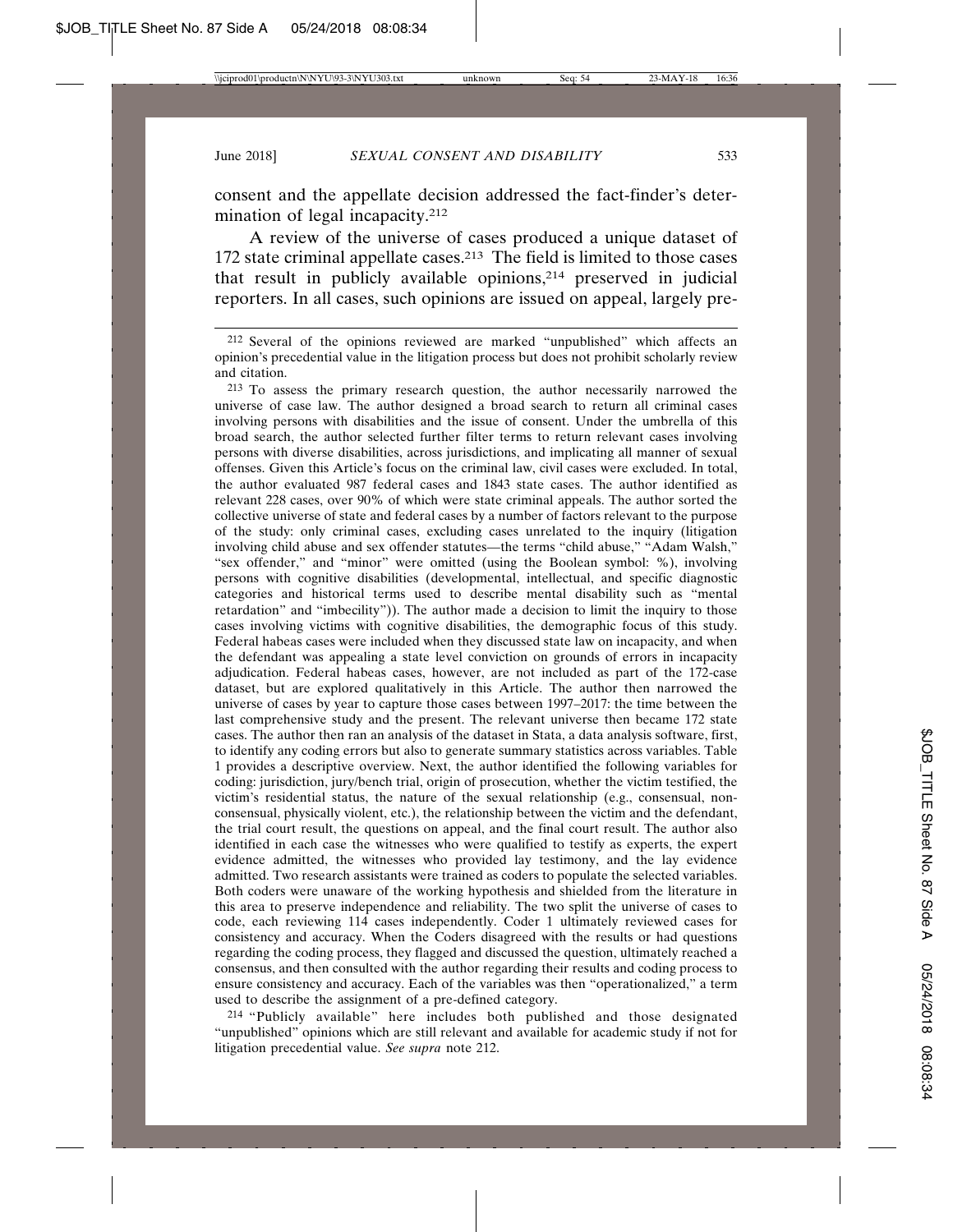consent and the appellate decision addressed the fact-finder's determination of legal incapacity.[212]

A review of the universe of cases produced a unique dataset of 172 state criminal appellate cases.[213] The field is limited to those cases that result in publicly available opinions,[214] preserved in judicial reporters. In all cases, such opinions are issued on appeal, largely pre-

---

[212] Several of the opinions reviewed are marked "unpublished" which affects an opinion's precedential value in the litigation process but does not prohibit scholarly review and citation.

[213] To assess the primary research question, the author necessarily narrowed the universe of case law. The author designed a broad search to return all criminal cases involving persons with disabilities and the issue of consent. Under the umbrella of this broad search, the author selected further filter terms to return relevant cases involving persons with diverse disabilities, across jurisdictions, and implicating all manner of sexual offenses. Given this Article's focus on the criminal law, civil cases were excluded. In total, the author evaluated 987 federal cases and 1843 state cases. The author identified as relevant 228 cases, over 90% of which were state criminal appeals. The author sorted the collective universe of state and federal cases by a number of factors relevant to the purpose of the study: only criminal cases, excluding cases unrelated to the inquiry (litigation involving child abuse and sex offender statutes—the terms "child abuse," "Adam Walsh," "sex offender," and "minor" were omitted (using the Boolean symbol: %), involving persons with cognitive disabilities (developmental, intellectual, and specific diagnostic categories and historical terms used to describe mental disability such as "mental retardation" and "imbecility")). The author made a decision to limit the inquiry to those cases involving victims with cognitive disabilities, the demographic focus of this study. Federal habeas cases were included when they discussed state law on incapacity, and when the defendant was appealing a state level conviction on grounds of errors in incapacity adjudication. Federal habeas cases, however, are not included as part of the 172-case dataset, but are explored qualitatively in this Article. The author then narrowed the universe of cases by year to capture those cases between 1997–2017: the time between the last comprehensive study and the present. The relevant universe then became 172 state cases. The author then ran an analysis of the dataset in Stata, a data analysis software, first, to identify any coding errors but also to generate summary statistics across variables. Table 1 provides a descriptive overview. Next, the author identified the following variables for coding: jurisdiction, jury/bench trial, origin of prosecution, whether the victim testified, the victim's residential status, the nature of the sexual relationship (e.g., consensual, non-consensual, physically violent, etc.), the relationship between the victim and the defendant, the trial court result, the questions on appeal, and the final court result. The author also identified in each case the witnesses who were qualified to testify as experts, the expert evidence admitted, the witnesses who provided lay testimony, and the lay evidence admitted. Two research assistants were trained as coders to populate the selected variables. Both coders were unaware of the working hypothesis and shielded from the literature in this area to preserve independence and reliability. The two split the universe of cases to code, each reviewing 114 cases independently. Coder 1 ultimately reviewed cases for consistency and accuracy. When the Coders disagreed with the results or had questions regarding the coding process, they flagged and discussed the question, ultimately reached a consensus, and then consulted with the author regarding their results and coding process to ensure consistency and accuracy. Each of the variables was then "operationalized," a term used to describe the assignment of a pre-defined category.

[214] "Publicly available" here includes both published and those designated "unpublished" opinions which are still relevant and available for academic study if not for litigation precedential value. *See supra* note 212.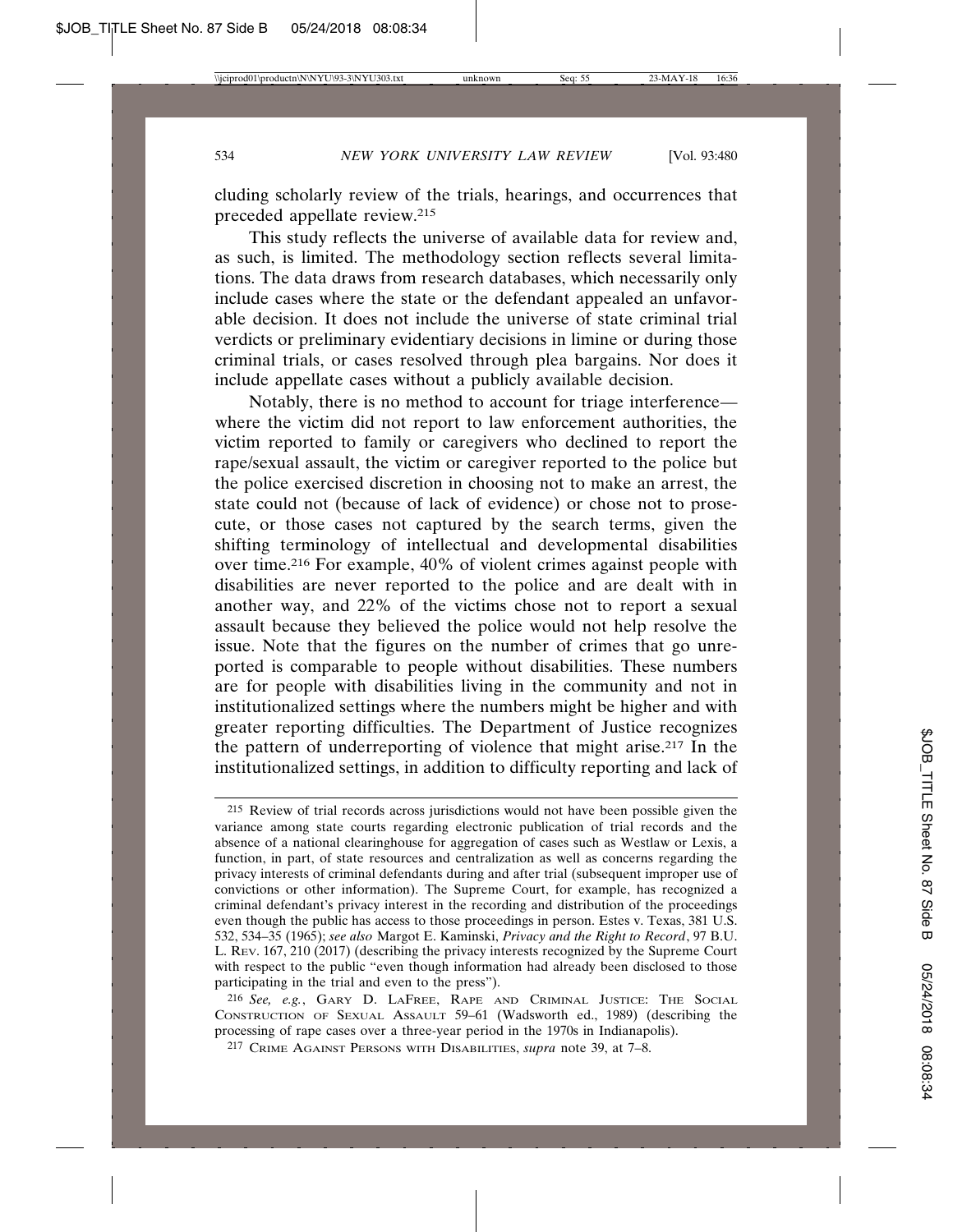cluding scholarly review of the trials, hearings, and occurrences that preceded appellate review.[215]

This study reflects the universe of available data for review and, as such, is limited. The methodology section reflects several limitations. The data draws from research databases, which necessarily only include cases where the state or the defendant appealed an unfavorable decision. It does not include the universe of state criminal trial verdicts or preliminary evidentiary decisions in limine or during those criminal trials, or cases resolved through plea bargains. Nor does it include appellate cases without a publicly available decision.

Notably, there is no method to account for triage interference—where the victim did not report to law enforcement authorities, the victim reported to family or caregivers who declined to report the rape/sexual assault, the victim or caregiver reported to the police but the police exercised discretion in choosing not to make an arrest, the state could not (because of lack of evidence) or chose not to prosecute, or those cases not captured by the search terms, given the shifting terminology of intellectual and developmental disabilities over time.[216] For example, 40% of violent crimes against people with disabilities are never reported to the police and are dealt with in another way, and 22% of the victims chose not to report a sexual assault because they believed the police would not help resolve the issue. Note that the figures on the number of crimes that go unreported is comparable to people without disabilities. These numbers are for people with disabilities living in the community and not in institutionalized settings where the numbers might be higher and with greater reporting difficulties. The Department of Justice recognizes the pattern of underreporting of violence that might arise.[217] In the institutionalized settings, in addition to difficulty reporting and lack of

---

[215] Review of trial records across jurisdictions would not have been possible given the variance among state courts regarding electronic publication of trial records and the absence of a national clearinghouse for aggregation of cases such as Westlaw or Lexis, a function, in part, of state resources and centralization as well as concerns regarding the privacy interests of criminal defendants during and after trial (subsequent improper use of convictions or other information). The Supreme Court, for example, has recognized a criminal defendant's privacy interest in the recording and distribution of the proceedings even though the public has access to those proceedings in person. Estes v. Texas, 381 U.S. 532, 534–35 (1965); *see also* Margot E. Kaminski, *Privacy and the Right to Record*, 97 B.U. L. REV. 167, 210 (2017) (describing the privacy interests recognized by the Supreme Court with respect to the public "even though information had already been disclosed to those participating in the trial and even to the press").

[216] *See, e.g.*, GARY D. LAFREE, RAPE AND CRIMINAL JUSTICE: THE SOCIAL CONSTRUCTION OF SEXUAL ASSAULT 59–61 (Wadsworth ed., 1989) (describing the processing of rape cases over a three-year period in the 1970s in Indianapolis).

[217] CRIME AGAINST PERSONS WITH DISABILITIES, *supra* note 39, at 7–8.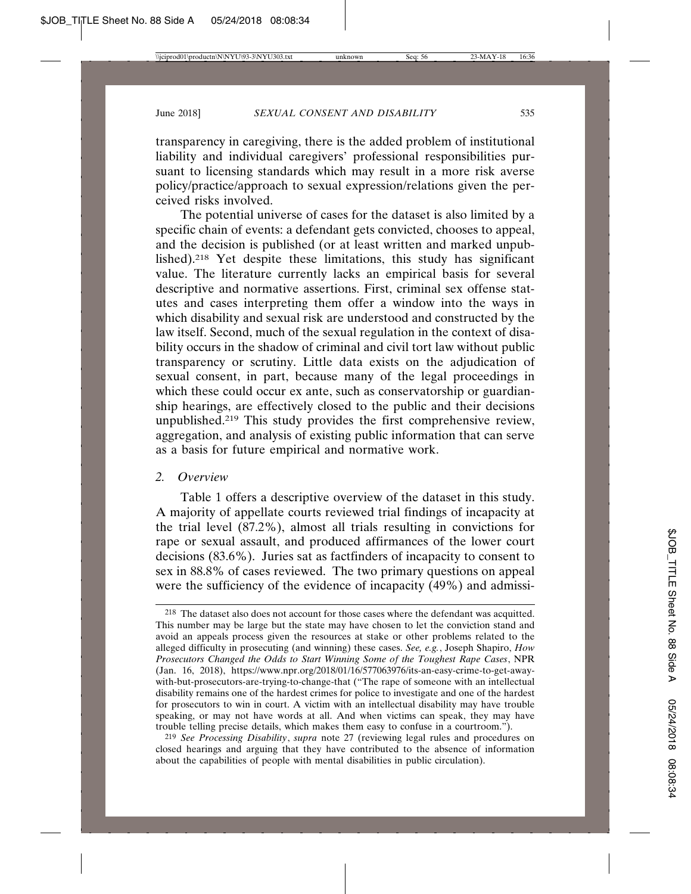transparency in caregiving, there is the added problem of institutional liability and individual caregivers' professional responsibilities pursuant to licensing standards which may result in a more risk averse policy/practice/approach to sexual expression/relations given the perceived risks involved.

The potential universe of cases for the dataset is also limited by a specific chain of events: a defendant gets convicted, chooses to appeal, and the decision is published (or at least written and marked unpublished).[218] Yet despite these limitations, this study has significant value. The literature currently lacks an empirical basis for several descriptive and normative assertions. First, criminal sex offense statutes and cases interpreting them offer a window into the ways in which disability and sexual risk are understood and constructed by the law itself. Second, much of the sexual regulation in the context of disability occurs in the shadow of criminal and civil tort law without public transparency or scrutiny. Little data exists on the adjudication of sexual consent, in part, because many of the legal proceedings in which these could occur ex ante, such as conservatorship or guardianship hearings, are effectively closed to the public and their decisions unpublished.[219] This study provides the first comprehensive review, aggregation, and analysis of existing public information that can serve as a basis for future empirical and normative work.

### 2. *Overview*

Table 1 offers a descriptive overview of the dataset in this study. A majority of appellate courts reviewed trial findings of incapacity at the trial level (87.2%), almost all trials resulting in convictions for rape or sexual assault, and produced affirmances of the lower court decisions (83.6%). Juries sat as factfinders of incapacity to consent to sex in 88.8% of cases reviewed. The two primary questions on appeal were the sufficiency of the evidence of incapacity (49%) and admissi-

---

[218] The dataset also does not account for those cases where the defendant was acquitted. This number may be large but the state may have chosen to let the conviction stand and avoid an appeals process given the resources at stake or other problems related to the alleged difficulty in prosecuting (and winning) these cases. *See, e.g.*, Joseph Shapiro, *How Prosecutors Changed the Odds to Start Winning Some of the Toughest Rape Cases*, NPR (Jan. 16, 2018), https://www.npr.org/2018/01/16/577063976/its-an-easy-crime-to-get-away-with-but-prosecutors-are-trying-to-change-that ("The rape of someone with an intellectual disability remains one of the hardest crimes for police to investigate and one of the hardest for prosecutors to win in court. A victim with an intellectual disability may have trouble speaking, or may not have words at all. And when victims can speak, they may have trouble telling precise details, which makes them easy to confuse in a courtroom.").

[219] *See Processing Disability*, *supra* note 27 (reviewing legal rules and procedures on closed hearings and arguing that they have contributed to the absence of information about the capabilities of people with mental disabilities in public circulation).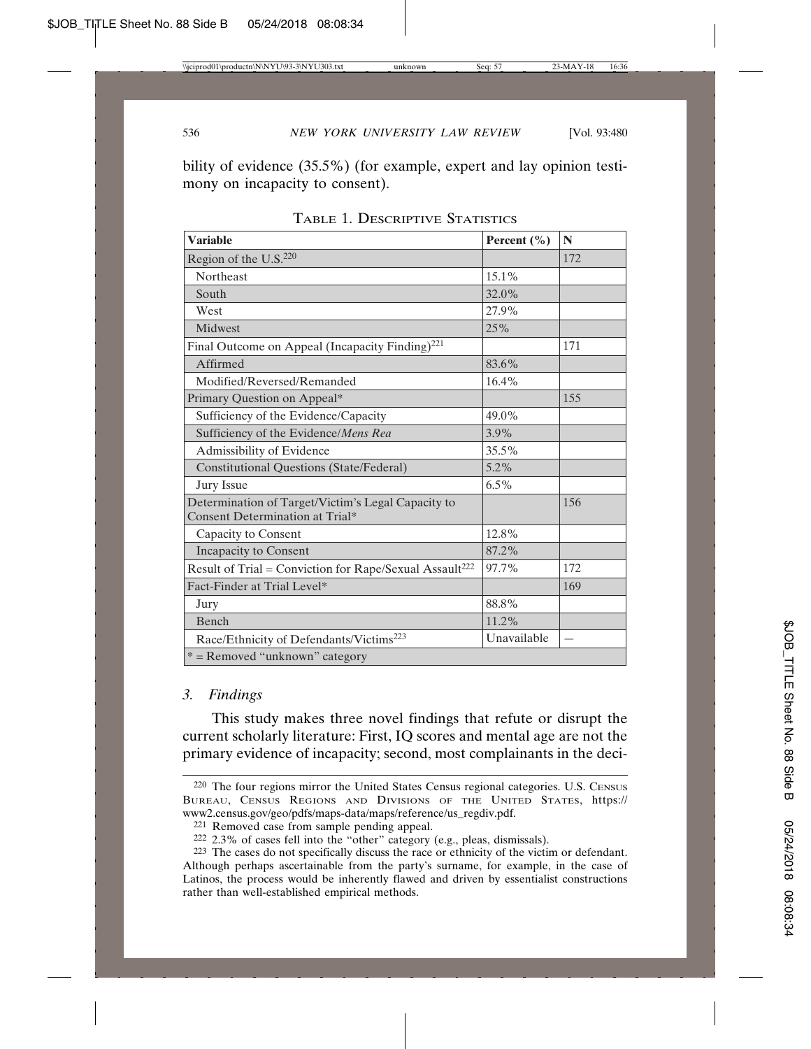bility of evidence (35.5%) (for example, expert and lay opinion testimony on incapacity to consent).

TABLE 1. DESCRIPTIVE STATISTICS

| Variable | Percent (%) | N |
|---|---|---|
| Region of the U.S.[220] | | 172 |
| Northeast | 15.1% | |
| South | 32.0% | |
| West | 27.9% | |
| Midwest | 25% | |
| Final Outcome on Appeal (Incapacity Finding)[221] | | 171 |
| Affirmed | 83.6% | |
| Modified/Reversed/Remanded | 16.4% | |
| Primary Question on Appeal* | | 155 |
| Sufficiency of the Evidence/Capacity | 49.0% | |
| Sufficiency of the Evidence/*Mens Rea* | 3.9% | |
| Admissibility of Evidence | 35.5% | |
| Constitutional Questions (State/Federal) | 5.2% | |
| Jury Issue | 6.5% | |
| Determination of Target/Victim's Legal Capacity to Consent Determination at Trial* | | 156 |
| Capacity to Consent | 12.8% | |
| Incapacity to Consent | 87.2% | |
| Result of Trial = Conviction for Rape/Sexual Assault[222] | 97.7% | 172 |
| Fact-Finder at Trial Level* | | 169 |
| Jury | 88.8% | |
| Bench | 11.2% | |
| Race/Ethnicity of Defendants/Victims[223] | Unavailable | — |
| * = Removed "unknown" category | | |

### 3. *Findings*

This study makes three novel findings that refute or disrupt the current scholarly literature: First, IQ scores and mental age are not the primary evidence of incapacity; second, most complainants in the deci-

---

[220] The four regions mirror the United States Census regional categories. U.S. CENSUS BUREAU, CENSUS REGIONS AND DIVISIONS OF THE UNITED STATES, https://www2.census.gov/geo/pdfs/maps-data/maps/reference/us_regdiv.pdf.

[221] Removed case from sample pending appeal.

[222] 2.3% of cases fell into the "other" category (e.g., pleas, dismissals).

[223] The cases do not specifically discuss the race or ethnicity of the victim or defendant. Although perhaps ascertainable from the party's surname, for example, in the case of Latinos, the process would be inherently flawed and driven by essentialist constructions rather than well-established empirical methods.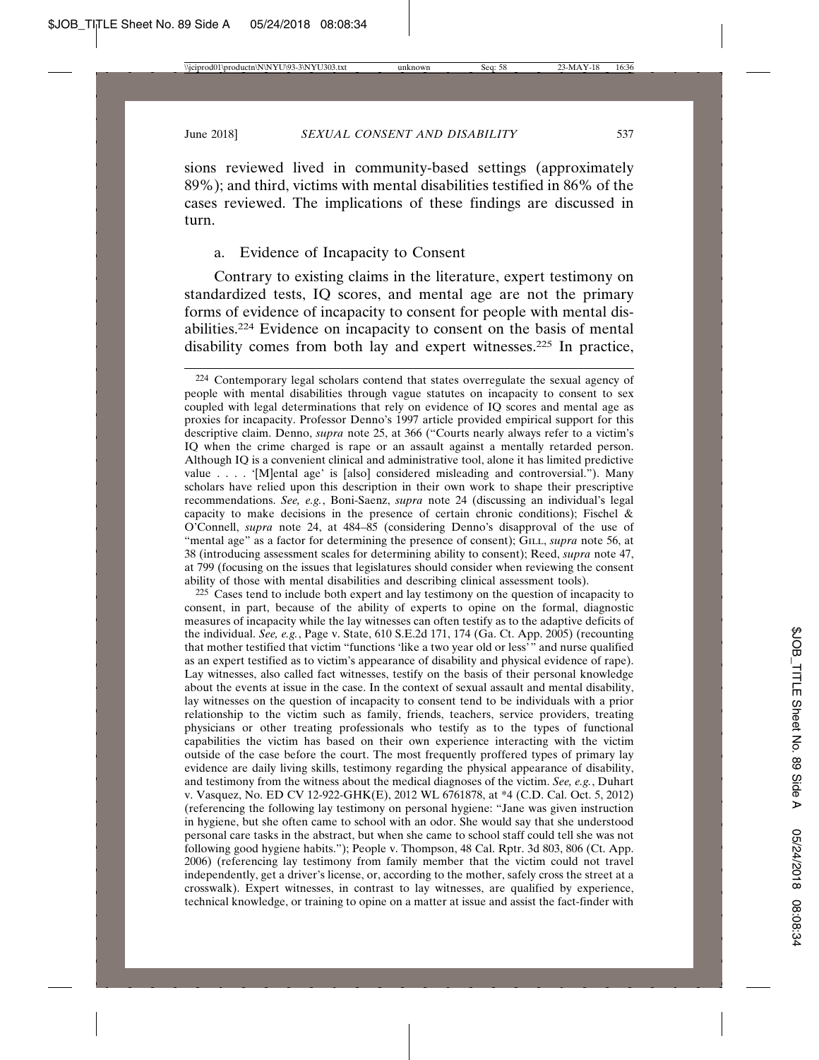sions reviewed lived in community-based settings (approximately 89%); and third, victims with mental disabilities testified in 86% of the cases reviewed. The implications of these findings are discussed in turn.

a. Evidence of Incapacity to Consent

Contrary to existing claims in the literature, expert testimony on standardized tests, IQ scores, and mental age are not the primary forms of evidence of incapacity to consent for people with mental disabilities.[224] Evidence on incapacity to consent on the basis of mental disability comes from both lay and expert witnesses.[225] In practice,

---

224 Contemporary legal scholars contend that states overregulate the sexual agency of people with mental disabilities through vague statutes on incapacity to consent to sex coupled with legal determinations that rely on evidence of IQ scores and mental age as proxies for incapacity. Professor Denno's 1997 article provided empirical support for this descriptive claim. Denno, *supra* note 25, at 366 ("Courts nearly always refer to a victim's IQ when the crime charged is rape or an assault against a mentally retarded person. Although IQ is a convenient clinical and administrative tool, alone it has limited predictive value . . . . '[M]ental age' is [also] considered misleading and controversial."). Many scholars have relied upon this description in their own work to shape their prescriptive recommendations. *See, e.g.*, Boni-Saenz, *supra* note 24 (discussing an individual's legal capacity to make decisions in the presence of certain chronic conditions); Fischel & O'Connell, *supra* note 24, at 484–85 (considering Denno's disapproval of the use of "mental age" as a factor for determining the presence of consent); GILL, *supra* note 56, at 38 (introducing assessment scales for determining ability to consent); Reed, *supra* note 47, at 799 (focusing on the issues that legislatures should consider when reviewing the consent ability of those with mental disabilities and describing clinical assessment tools).

225 Cases tend to include both expert and lay testimony on the question of incapacity to consent, in part, because of the ability of experts to opine on the formal, diagnostic measures of incapacity while the lay witnesses can often testify as to the adaptive deficits of the individual. *See, e.g.*, Page v. State, 610 S.E.2d 171, 174 (Ga. Ct. App. 2005) (recounting that mother testified that victim "functions 'like a two year old or less'" and nurse qualified as an expert testified as to victim's appearance of disability and physical evidence of rape). Lay witnesses, also called fact witnesses, testify on the basis of their personal knowledge about the events at issue in the case. In the context of sexual assault and mental disability, lay witnesses on the question of incapacity to consent tend to be individuals with a prior relationship to the victim such as family, friends, teachers, service providers, treating physicians or other treating professionals who testify as to the types of functional capabilities the victim has based on their own experience interacting with the victim outside of the case before the court. The most frequently proffered types of primary lay evidence are daily living skills, testimony regarding the physical appearance of disability, and testimony from the witness about the medical diagnoses of the victim. *See, e.g.*, Duhart v. Vasquez, No. ED CV 12-922-GHK(E), 2012 WL 6761878, at *4 (C.D. Cal. Oct. 5, 2012) (referencing the following lay testimony on personal hygiene: "Jane was given instruction in hygiene, but she often came to school with an odor. She would say that she understood personal care tasks in the abstract, but when she came to school staff could tell she was not following good hygiene habits."); People v. Thompson, 48 Cal. Rptr. 3d 803, 806 (Ct. App. 2006) (referencing lay testimony from family member that the victim could not travel independently, get a driver's license, or, according to the mother, safely cross the street at a crosswalk). Expert witnesses, in contrast to lay witnesses, are qualified by experience, technical knowledge, or training to opine on a matter at issue and assist the fact-finder with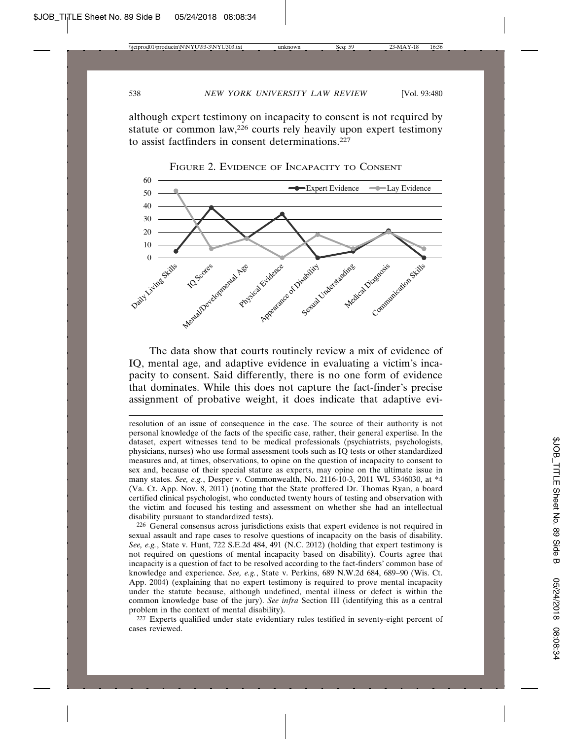although expert testimony on incapacity to consent is not required by statute or common law,[226] courts rely heavily upon expert testimony to assist factfinders in consent determinations.[227]

FIGURE 2. EVIDENCE OF INCAPACITY TO CONSENT

| | Daily Living Skills | IQ Scores | Mental/Developmental Age | Physical Evidence | Appearance of Disability | Sexual Understanding | Medical Diagnosis | Communication Skills |
|---|---|---|---|---|---|---|---|---|
| Expert Evidence | 5 | 39 | 15 | 34 | 0 | 5 | 21 | 0 |
| Lay Evidence | 52 | 7 | 15 | 0 | 18 | 7 | 20 | 7 |

The data show that courts routinely review a mix of evidence of IQ, mental age, and adaptive evidence in evaluating a victim's incapacity to consent. Said differently, there is no one form of evidence that dominates. While this does not capture the fact-finder's precise assignment of probative weight, it does indicate that adaptive evi-

---

resolution of an issue of consequence in the case. The source of their authority is not personal knowledge of the facts of the specific case, rather, their general expertise. In the dataset, expert witnesses tend to be medical professionals (psychiatrists, psychologists, physicians, nurses) who use formal assessment tools such as IQ tests or other standardized measures and, at times, observations, to opine on the question of incapacity to consent to sex and, because of their special stature as experts, may opine on the ultimate issue in many states. *See, e.g.*, Desper v. Commonwealth, No. 2116-10-3, 2011 WL 5346030, at *4 (Va. Ct. App. Nov. 8, 2011) (noting that the State proffered Dr. Thomas Ryan, a board certified clinical psychologist, who conducted twenty hours of testing and observation with the victim and focused his testing and assessment on whether she had an intellectual disability pursuant to standardized tests).

[226] General consensus across jurisdictions exists that expert evidence is not required in sexual assault and rape cases to resolve questions of incapacity on the basis of disability. *See, e.g.*, State v. Hunt, 722 S.E.2d 484, 491 (N.C. 2012) (holding that expert testimony is not required on questions of mental incapacity based on disability). Courts agree that incapacity is a question of fact to be resolved according to the fact-finders' common base of knowledge and experience. *See, e.g.*, State v. Perkins, 689 N.W.2d 684, 689–90 (Wis. Ct. App. 2004) (explaining that no expert testimony is required to prove mental incapacity under the statute because, although undefined, mental illness or defect is within the common knowledge base of the jury). *See infra* Section III (identifying this as a central problem in the context of mental disability).

[227] Experts qualified under state evidentiary rules testified in seventy-eight percent of cases reviewed.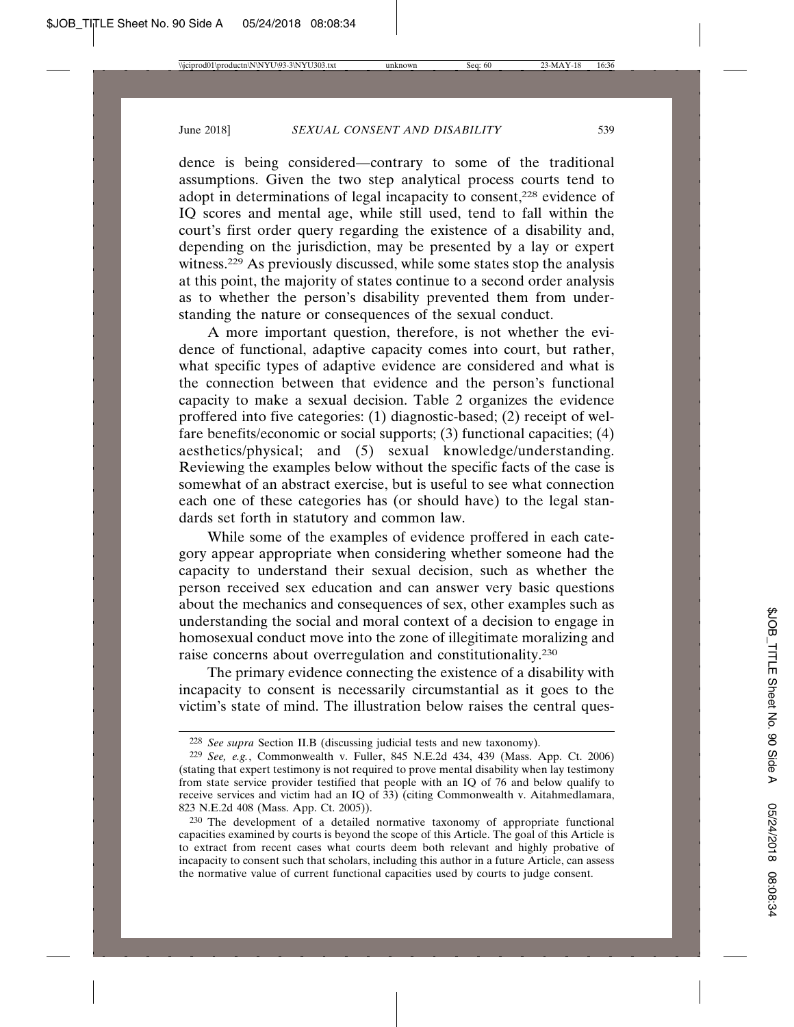dence is being considered—contrary to some of the traditional assumptions. Given the two step analytical process courts tend to adopt in determinations of legal incapacity to consent,[228] evidence of IQ scores and mental age, while still used, tend to fall within the court's first order query regarding the existence of a disability and, depending on the jurisdiction, may be presented by a lay or expert witness.[229] As previously discussed, while some states stop the analysis at this point, the majority of states continue to a second order analysis as to whether the person's disability prevented them from understanding the nature or consequences of the sexual conduct.

A more important question, therefore, is not whether the evidence of functional, adaptive capacity comes into court, but rather, what specific types of adaptive evidence are considered and what is the connection between that evidence and the person's functional capacity to make a sexual decision. Table 2 organizes the evidence proffered into five categories: (1) diagnostic-based; (2) receipt of welfare benefits/economic or social supports; (3) functional capacities; (4) aesthetics/physical; and (5) sexual knowledge/understanding. Reviewing the examples below without the specific facts of the case is somewhat of an abstract exercise, but is useful to see what connection each one of these categories has (or should have) to the legal standards set forth in statutory and common law.

While some of the examples of evidence proffered in each category appear appropriate when considering whether someone had the capacity to understand their sexual decision, such as whether the person received sex education and can answer very basic questions about the mechanics and consequences of sex, other examples such as understanding the social and moral context of a decision to engage in homosexual conduct move into the zone of illegitimate moralizing and raise concerns about overregulation and constitutionality.[230]

The primary evidence connecting the existence of a disability with incapacity to consent is necessarily circumstantial as it goes to the victim's state of mind. The illustration below raises the central ques-

---

[228] *See supra* Section II.B (discussing judicial tests and new taxonomy).

[229] *See, e.g.*, Commonwealth v. Fuller, 845 N.E.2d 434, 439 (Mass. App. Ct. 2006) (stating that expert testimony is not required to prove mental disability when lay testimony from state service provider testified that people with an IQ of 76 and below qualify to receive services and victim had an IQ of 33) (citing Commonwealth v. Aitahmedlamara, 823 N.E.2d 408 (Mass. App. Ct. 2005)).

[230] The development of a detailed normative taxonomy of appropriate functional capacities examined by courts is beyond the scope of this Article. The goal of this Article is to extract from recent cases what courts deem both relevant and highly probative of incapacity to consent such that scholars, including this author in a future Article, can assess the normative value of current functional capacities used by courts to judge consent.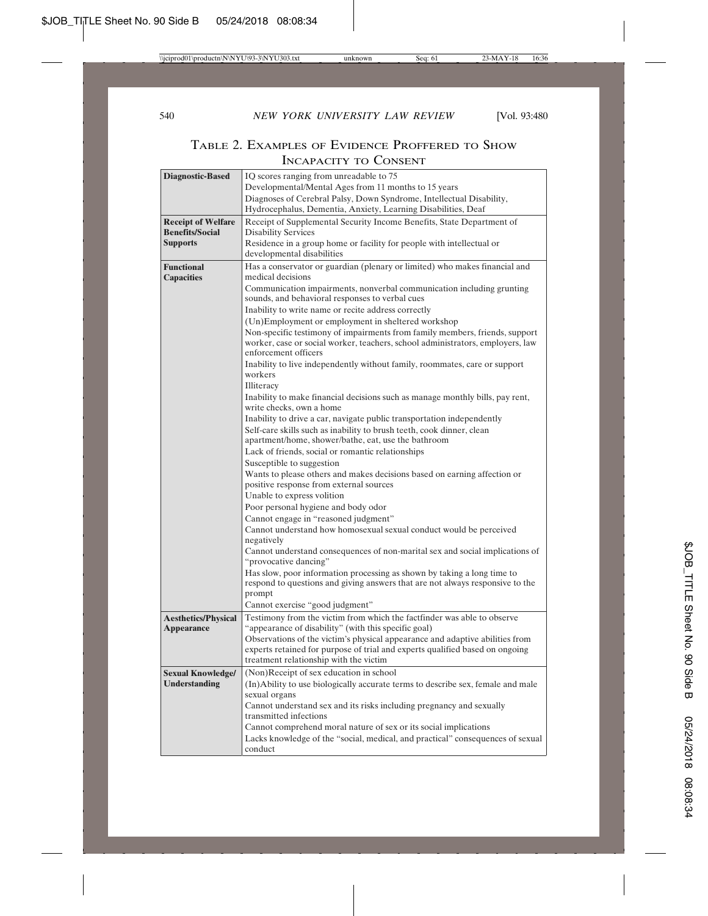TABLE 2. EXAMPLES OF EVIDENCE PROFFERED TO SHOW INCAPACITY TO CONSENT

| | |
|---|---|
| **Diagnostic-Based** | IQ scores ranging from unreadable to 75<br>Developmental/Mental Ages from 11 months to 15 years<br>Diagnoses of Cerebral Palsy, Down Syndrome, Intellectual Disability, Hydrocephalus, Dementia, Anxiety, Learning Disabilities, Deaf |
| **Receipt of Welfare Benefits/Social Supports** | Receipt of Supplemental Security Income Benefits, State Department of Disability Services<br>Residence in a group home or facility for people with intellectual or developmental disabilities |
| **Functional Capacities** | Has a conservator or guardian (plenary or limited) who makes financial and medical decisions<br>Communication impairments, nonverbal communication including grunting sounds, and behavioral responses to verbal cues<br>Inability to write name or recite address correctly<br>(Un)Employment or employment in sheltered workshop<br>Non-specific testimony of impairments from family members, friends, support worker, case or social worker, teachers, school administrators, employers, law enforcement officers<br>Inability to live independently without family, roommates, care or support workers<br>Illiteracy<br>Inability to make financial decisions such as manage monthly bills, pay rent, write checks, own a home<br>Inability to drive a car, navigate public transportation independently<br>Self-care skills such as inability to brush teeth, cook dinner, clean apartment/home, shower/bathe, eat, use the bathroom<br>Lack of friends, social or romantic relationships<br>Susceptible to suggestion<br>Wants to please others and makes decisions based on earning affection or positive response from external sources<br>Unable to express volition<br>Poor personal hygiene and body odor<br>Cannot engage in "reasoned judgment"<br>Cannot understand how homosexual sexual conduct would be perceived negatively<br>Cannot understand consequences of non-marital sex and social implications of "provocative dancing"<br>Has slow, poor information processing as shown by taking a long time to respond to questions and giving answers that are not always responsive to the prompt<br>Cannot exercise "good judgment" |
| **Aesthetics/Physical Appearance** | Testimony from the victim from which the factfinder was able to observe "appearance of disability" (with this specific goal)<br>Observations of the victim's physical appearance and adaptive abilities from experts retained for purpose of trial and experts qualified based on ongoing treatment relationship with the victim |
| **Sexual Knowledge/ Understanding** | (Non)Receipt of sex education in school<br>(In)Ability to use biologically accurate terms to describe sex, female and male sexual organs<br>Cannot understand sex and its risks including pregnancy and sexually transmitted infections<br>Cannot comprehend moral nature of sex or its social implications<br>Lacks knowledge of the "social, medical, and practical" consequences of sexual conduct |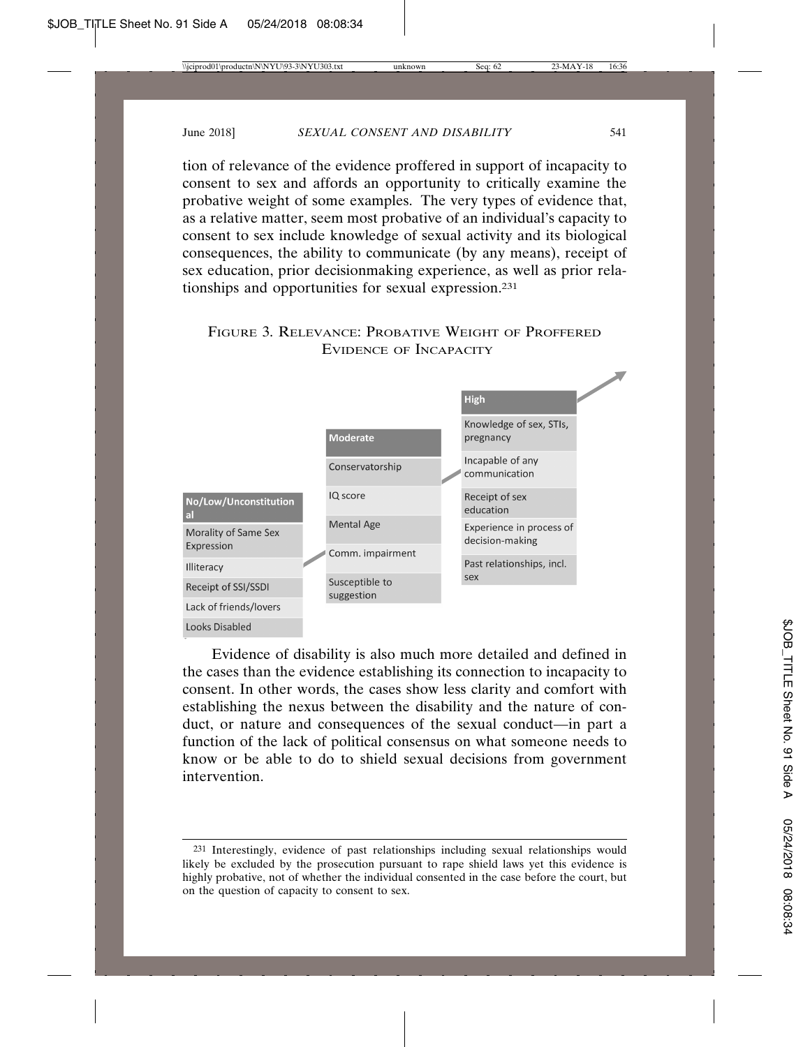tion of relevance of the evidence proffered in support of incapacity to consent to sex and affords an opportunity to critically examine the probative weight of some examples. The very types of evidence that, as a relative matter, seem most probative of an individual's capacity to consent to sex include knowledge of sexual activity and its biological consequences, the ability to communicate (by any means), receipt of sex education, prior decisionmaking experience, as well as prior relationships and opportunities for sexual expression.[231]

FIGURE 3. RELEVANCE: PROBATIVE WEIGHT OF PROFFERED EVIDENCE OF INCAPACITY

| No/Low/Unconstitutional | Moderate | High |
| --- | --- | --- |
| Morality of Same Sex Expression | Conservatorship | Knowledge of sex, STIs, pregnancy |
| Illiteracy | IQ score | Incapable of any communication |
| Receipt of SSI/SSDI | Mental Age | Receipt of sex education |
| Lack of friends/lovers | Comm. impairment | Experience in process of decision-making |
| Looks Disabled | Susceptible to suggestion | Past relationships, incl. sex |

Evidence of disability is also much more detailed and defined in the cases than the evidence establishing its connection to incapacity to consent. In other words, the cases show less clarity and comfort with establishing the nexus between the disability and the nature of conduct, or nature and consequences of the sexual conduct—in part a function of the lack of political consensus on what someone needs to know or be able to do to shield sexual decisions from government intervention.

[231] Interestingly, evidence of past relationships including sexual relationships would likely be excluded by the prosecution pursuant to rape shield laws yet this evidence is highly probative, not of whether the individual consented in the case before the court, but on the question of capacity to consent to sex.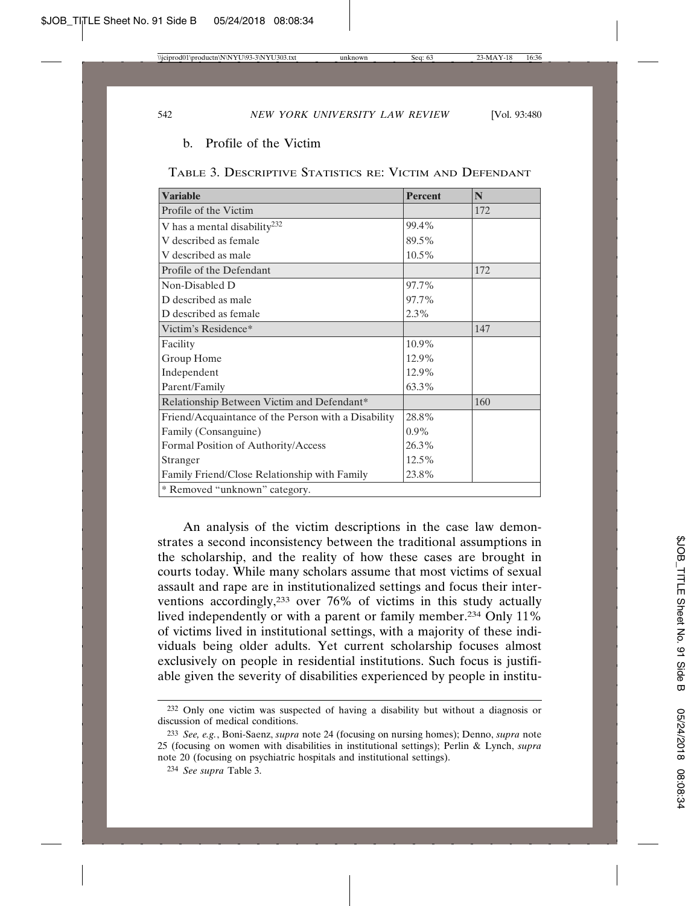b. Profile of the Victim

TABLE 3. DESCRIPTIVE STATISTICS RE: VICTIM AND DEFENDANT

| Variable | Percent | N |
|---|---|---|
| Profile of the Victim | | 172 |
| V has a mental disability[232] | 99.4% | |
| V described as female | 89.5% | |
| V described as male | 10.5% | |
| Profile of the Defendant | | 172 |
| Non-Disabled D | 97.7% | |
| D described as male | 97.7% | |
| D described as female | 2.3% | |
| Victim's Residence* | | 147 |
| Facility | 10.9% | |
| Group Home | 12.9% | |
| Independent | 12.9% | |
| Parent/Family | 63.3% | |
| Relationship Between Victim and Defendant* | | 160 |
| Friend/Acquaintance of the Person with a Disability | 28.8% | |
| Family (Consanguine) | 0.9% | |
| Formal Position of Authority/Access | 26.3% | |
| Stranger | 12.5% | |
| Family Friend/Close Relationship with Family | 23.8% | |
| * Removed "unknown" category. | | |

An analysis of the victim descriptions in the case law demonstrates a second inconsistency between the traditional assumptions in the scholarship, and the reality of how these cases are brought in courts today. While many scholars assume that most victims of sexual assault and rape are in institutionalized settings and focus their interventions accordingly,[233] over 76% of victims in this study actually lived independently or with a parent or family member.[234] Only 11% of victims lived in institutional settings, with a majority of these individuals being older adults. Yet current scholarship focuses almost exclusively on people in residential institutions. Such focus is justifiable given the severity of disabilities experienced by people in institu-

[232] Only one victim was suspected of having a disability but without a diagnosis or discussion of medical conditions.

[233] *See, e.g.*, Boni-Saenz, *supra* note 24 (focusing on nursing homes); Denno, *supra* note 25 (focusing on women with disabilities in institutional settings); Perlin & Lynch, *supra* note 20 (focusing on psychiatric hospitals and institutional settings).

[234] *See supra* Table 3.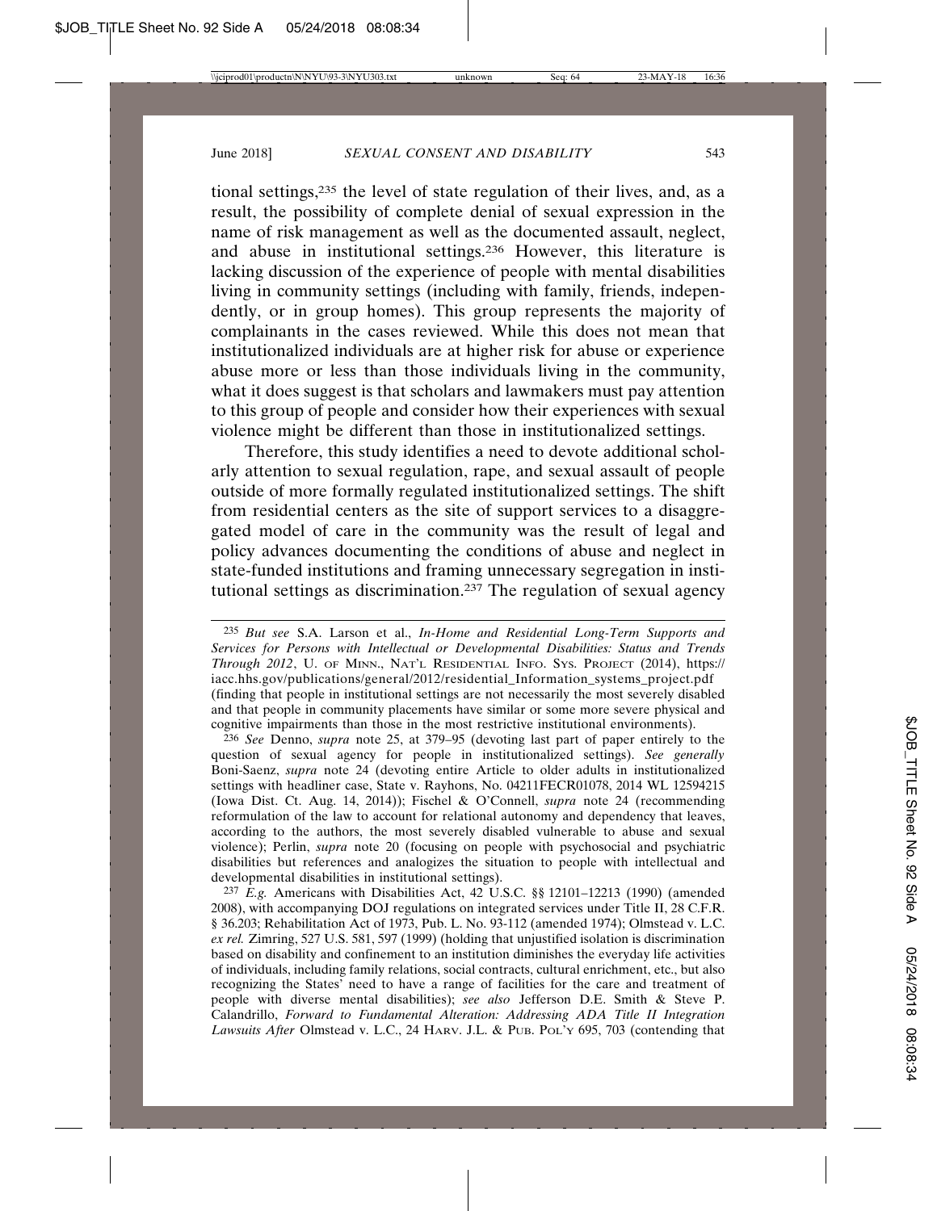tional settings,[235] the level of state regulation of their lives, and, as a result, the possibility of complete denial of sexual expression in the name of risk management as well as the documented assault, neglect, and abuse in institutional settings.[236] However, this literature is lacking discussion of the experience of people with mental disabilities living in community settings (including with family, friends, independently, or in group homes). This group represents the majority of complainants in the cases reviewed. While this does not mean that institutionalized individuals are at higher risk for abuse or experience abuse more or less than those individuals living in the community, what it does suggest is that scholars and lawmakers must pay attention to this group of people and consider how their experiences with sexual violence might be different than those in institutionalized settings.

Therefore, this study identifies a need to devote additional scholarly attention to sexual regulation, rape, and sexual assault of people outside of more formally regulated institutionalized settings. The shift from residential centers as the site of support services to a disaggregated model of care in the community was the result of legal and policy advances documenting the conditions of abuse and neglect in state-funded institutions and framing unnecessary segregation in institutional settings as discrimination.[237] The regulation of sexual agency

---

[235] *But see* S.A. Larson et al., *In-Home and Residential Long-Term Supports and Services for Persons with Intellectual or Developmental Disabilities: Status and Trends Through 2012*, U. OF MINN., NAT'L RESIDENTIAL INFO. SYS. PROJECT (2014), https://iacc.hhs.gov/publications/general/2012/residential_Information_systems_project.pdf (finding that people in institutional settings are not necessarily the most severely disabled and that people in community placements have similar or some more severe physical and cognitive impairments than those in the most restrictive institutional environments).

[236] *See* Denno, *supra* note 25, at 379–95 (devoting last part of paper entirely to the question of sexual agency for people in institutionalized settings). *See generally* Boni-Saenz, *supra* note 24 (devoting entire Article to older adults in institutionalized settings with headliner case, State v. Rayhons, No. 04211FECR01078, 2014 WL 12594215 (Iowa Dist. Ct. Aug. 14, 2014)); Fischel & O'Connell, *supra* note 24 (recommending reformulation of the law to account for relational autonomy and dependency that leaves, according to the authors, the most severely disabled vulnerable to abuse and sexual violence); Perlin, *supra* note 20 (focusing on people with psychosocial and psychiatric disabilities but references and analogizes the situation to people with intellectual and developmental disabilities in institutional settings).

[237] *E.g.* Americans with Disabilities Act, 42 U.S.C. §§ 12101–12213 (1990) (amended 2008), with accompanying DOJ regulations on integrated services under Title II, 28 C.F.R. § 36.203; Rehabilitation Act of 1973, Pub. L. No. 93-112 (amended 1974); Olmstead v. L.C. *ex rel.* Zimring, 527 U.S. 581, 597 (1999) (holding that unjustified isolation is discrimination based on disability and confinement to an institution diminishes the everyday life activities of individuals, including family relations, social contracts, cultural enrichment, etc., but also recognizing the States' need to have a range of facilities for the care and treatment of people with diverse mental disabilities); *see also* Jefferson D.E. Smith & Steve P. Calandrillo, *Forward to Fundamental Alteration: Addressing ADA Title II Integration Lawsuits After* Olmstead v. L.C., 24 HARV. J.L. & PUB. POL'Y 695, 703 (contending that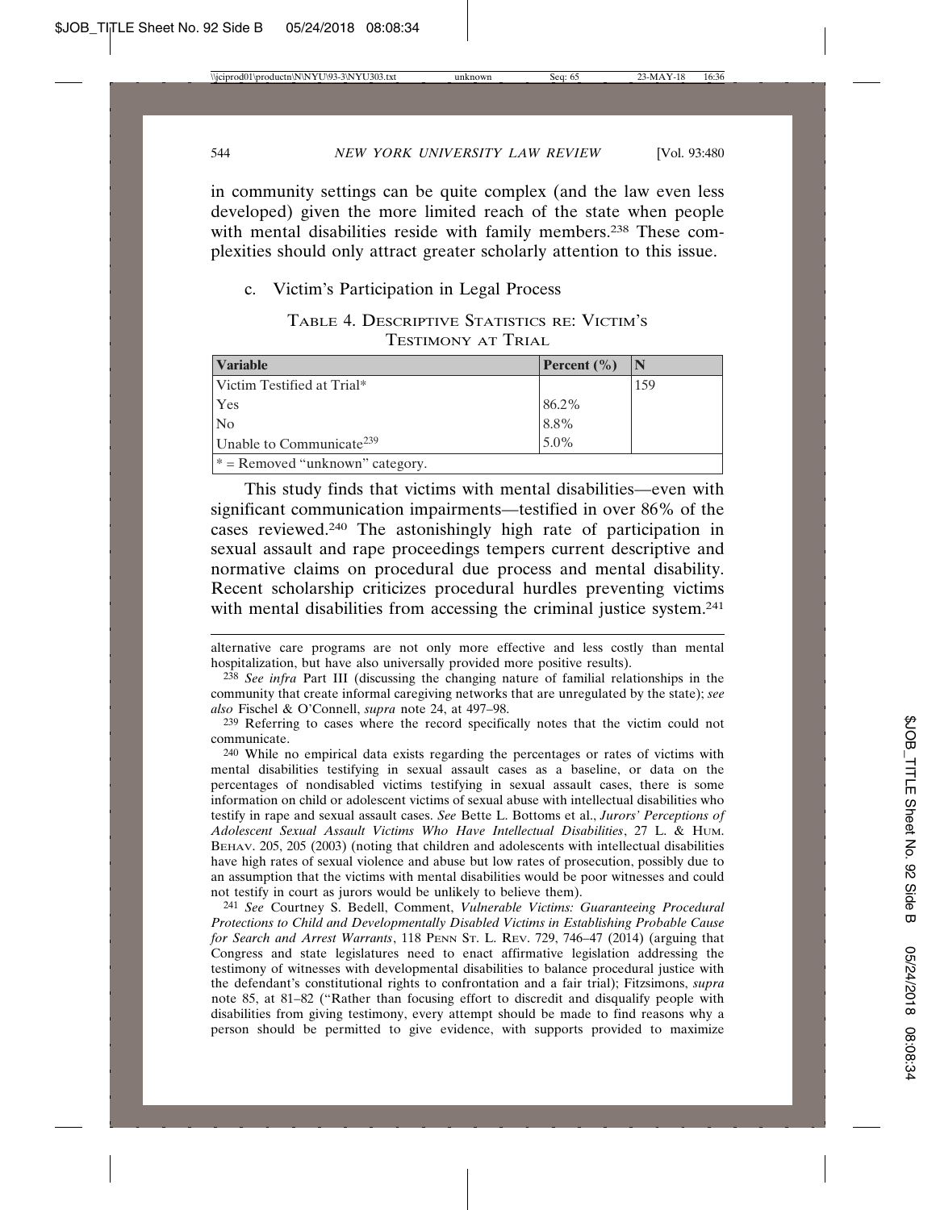in community settings can be quite complex (and the law even less developed) given the more limited reach of the state when people with mental disabilities reside with family members.[238] These complexities should only attract greater scholarly attention to this issue.

c. Victim's Participation in Legal Process

TABLE 4. DESCRIPTIVE STATISTICS RE: VICTIM'S TESTIMONY AT TRIAL

| Variable | Percent (%) | N |
|---|---|---|
| Victim Testified at Trial* | | 159 |
| Yes | 86.2% | |
| No | 8.8% | |
| Unable to Communicate[239] | 5.0% | |
| * = Removed "unknown" category. | | |

This study finds that victims with mental disabilities—even with significant communication impairments—testified in over 86% of the cases reviewed.[240] The astonishingly high rate of participation in sexual assault and rape proceedings tempers current descriptive and normative claims on procedural due process and mental disability. Recent scholarship criticizes procedural hurdles preventing victims with mental disabilities from accessing the criminal justice system.[241]

alternative care programs are not only more effective and less costly than mental hospitalization, but have also universally provided more positive results).

[238] *See infra* Part III (discussing the changing nature of familial relationships in the community that create informal caregiving networks that are unregulated by the state); *see also* Fischel & O'Connell, *supra* note 24, at 497–98.

[239] Referring to cases where the record specifically notes that the victim could not communicate.

[240] While no empirical data exists regarding the percentages or rates of victims with mental disabilities testifying in sexual assault cases as a baseline, or data on the percentages of nondisabled victims testifying in sexual assault cases, there is some information on child or adolescent victims of sexual abuse with intellectual disabilities who testify in rape and sexual assault cases. *See* Bette L. Bottoms et al., *Jurors' Perceptions of Adolescent Sexual Assault Victims Who Have Intellectual Disabilities*, 27 L. & HUM. BEHAV. 205, 205 (2003) (noting that children and adolescents with intellectual disabilities have high rates of sexual violence and abuse but low rates of prosecution, possibly due to an assumption that the victims with mental disabilities would be poor witnesses and could not testify in court as jurors would be unlikely to believe them).

[241] *See* Courtney S. Bedell, Comment, *Vulnerable Victims: Guaranteeing Procedural Protections to Child and Developmentally Disabled Victims in Establishing Probable Cause for Search and Arrest Warrants*, 118 PENN ST. L. REV. 729, 746–47 (2014) (arguing that Congress and state legislatures need to enact affirmative legislation addressing the testimony of witnesses with developmental disabilities to balance procedural justice with the defendant's constitutional rights to confrontation and a fair trial); Fitzsimons, *supra* note 85, at 81–82 ("Rather than focusing effort to discredit and disqualify people with disabilities from giving testimony, every attempt should be made to find reasons why a person should be permitted to give evidence, with supports provided to maximize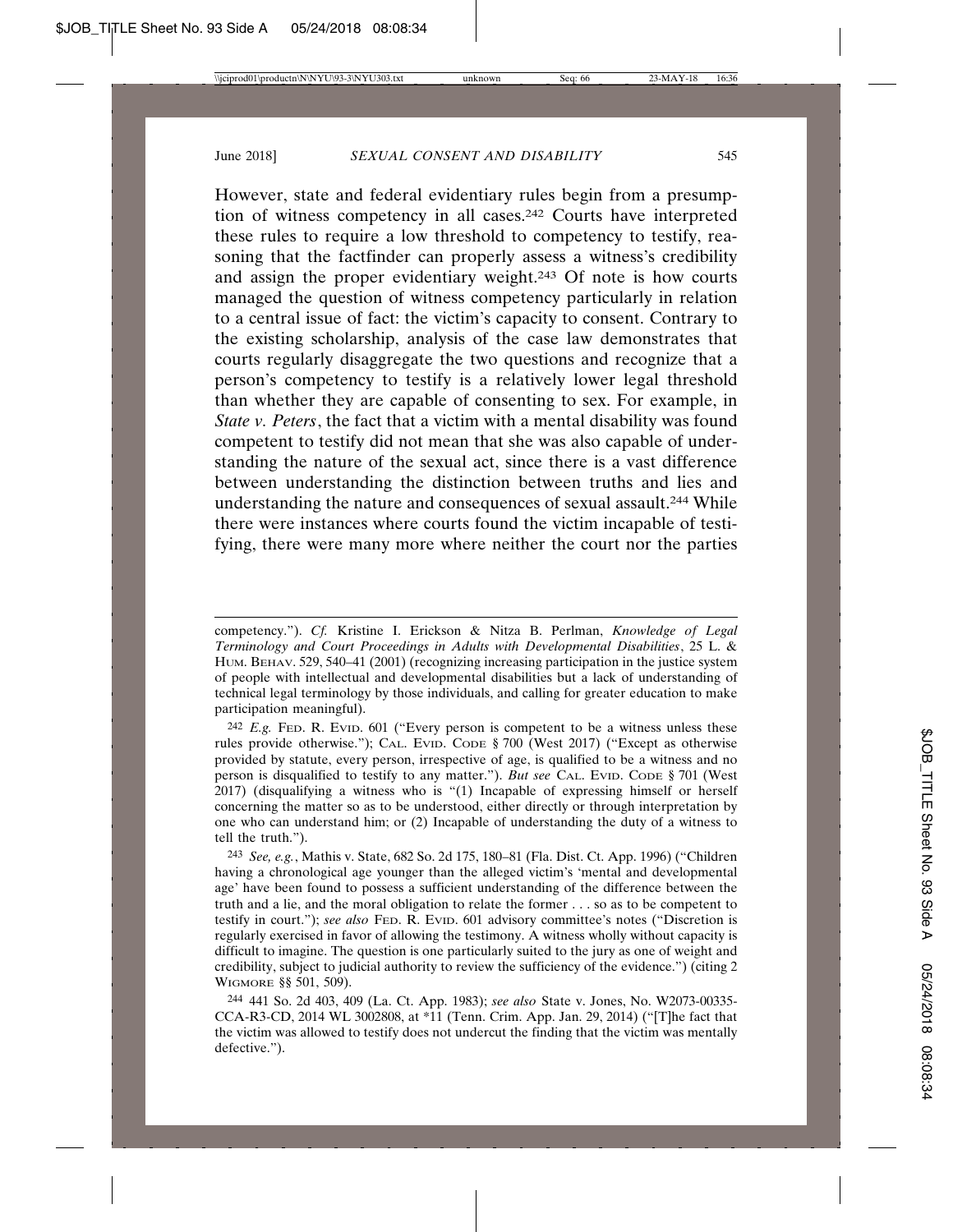However, state and federal evidentiary rules begin from a presumption of witness competency in all cases.[242] Courts have interpreted these rules to require a low threshold to competency to testify, reasoning that the factfinder can properly assess a witness's credibility and assign the proper evidentiary weight.[243] Of note is how courts managed the question of witness competency particularly in relation to a central issue of fact: the victim's capacity to consent. Contrary to the existing scholarship, analysis of the case law demonstrates that courts regularly disaggregate the two questions and recognize that a person's competency to testify is a relatively lower legal threshold than whether they are capable of consenting to sex. For example, in *State v. Peters*, the fact that a victim with a mental disability was found competent to testify did not mean that she was also capable of understanding the nature of the sexual act, since there is a vast difference between understanding the distinction between truths and lies and understanding the nature and consequences of sexual assault.[244] While there were instances where courts found the victim incapable of testifying, there were many more where neither the court nor the parties

---

competency."). *Cf.* Kristine I. Erickson & Nitza B. Perlman, *Knowledge of Legal Terminology and Court Proceedings in Adults with Developmental Disabilities*, 25 L. & HUM. BEHAV. 529, 540–41 (2001) (recognizing increasing participation in the justice system of people with intellectual and developmental disabilities but a lack of understanding of technical legal terminology by those individuals, and calling for greater education to make participation meaningful).

[242] *E.g.* FED. R. EVID. 601 ("Every person is competent to be a witness unless these rules provide otherwise."); CAL. EVID. CODE § 700 (West 2017) ("Except as otherwise provided by statute, every person, irrespective of age, is qualified to be a witness and no person is disqualified to testify to any matter."). *But see* CAL. EVID. CODE § 701 (West 2017) (disqualifying a witness who is "(1) Incapable of expressing himself or herself concerning the matter so as to be understood, either directly or through interpretation by one who can understand him; or (2) Incapable of understanding the duty of a witness to tell the truth.").

[243] *See, e.g.*, Mathis v. State, 682 So. 2d 175, 180–81 (Fla. Dist. Ct. App. 1996) ("Children having a chronological age younger than the alleged victim's 'mental and developmental age' have been found to possess a sufficient understanding of the difference between the truth and a lie, and the moral obligation to relate the former . . . so as to be competent to testify in court."); *see also* FED. R. EVID. 601 advisory committee's notes ("Discretion is regularly exercised in favor of allowing the testimony. A witness wholly without capacity is difficult to imagine. The question is one particularly suited to the jury as one of weight and credibility, subject to judicial authority to review the sufficiency of the evidence.") (citing 2 WIGMORE §§ 501, 509).

[244] 441 So. 2d 403, 409 (La. Ct. App. 1983); *see also* State v. Jones, No. W2073-00335-CCA-R3-CD, 2014 WL 3002808, at *11 (Tenn. Crim. App. Jan. 29, 2014) ("[T]he fact that the victim was allowed to testify does not undercut the finding that the victim was mentally defective.").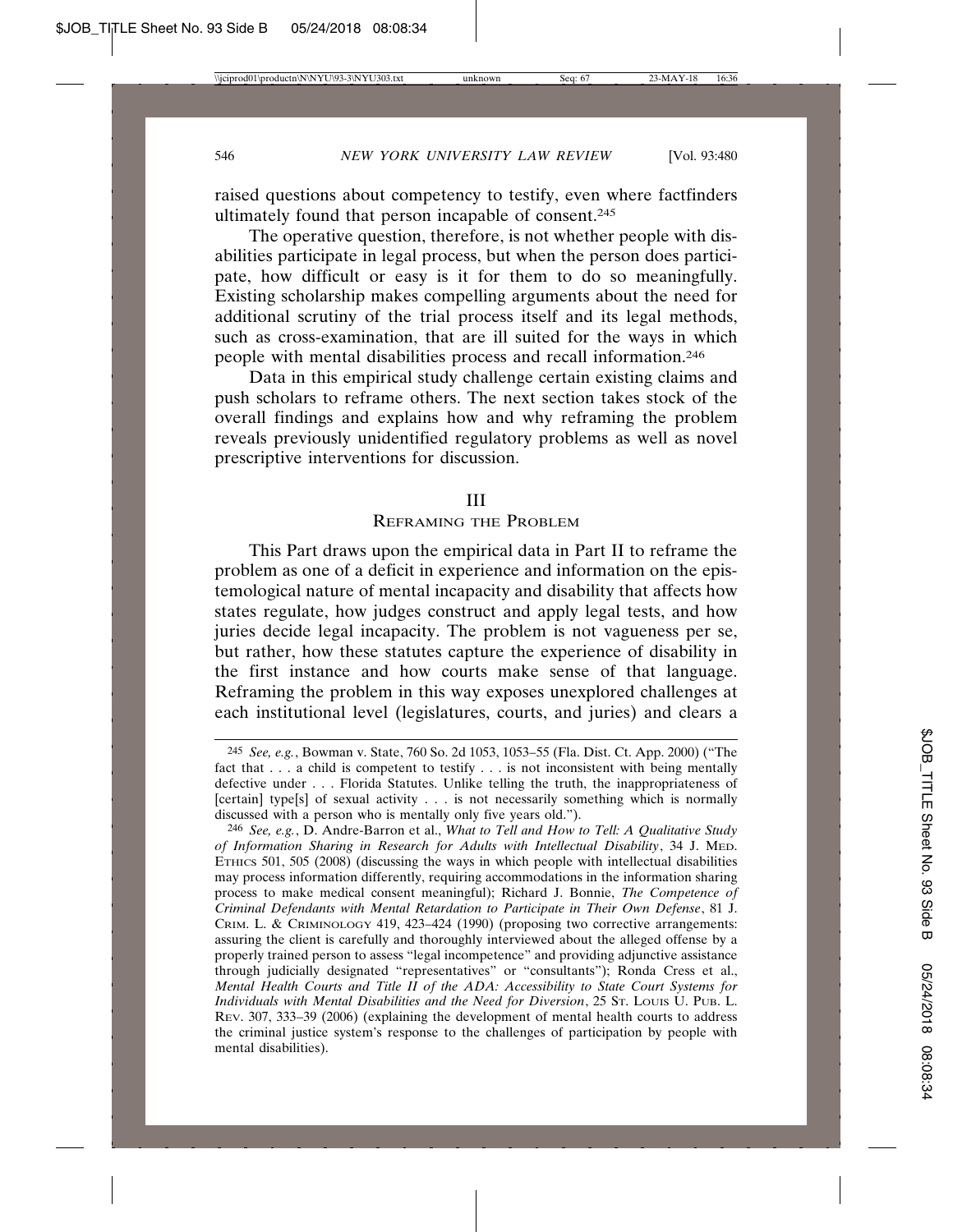raised questions about competency to testify, even where factfinders ultimately found that person incapable of consent.[245]

The operative question, therefore, is not whether people with disabilities participate in legal process, but when the person does participate, how difficult or easy is it for them to do so meaningfully. Existing scholarship makes compelling arguments about the need for additional scrutiny of the trial process itself and its legal methods, such as cross-examination, that are ill suited for the ways in which people with mental disabilities process and recall information.[246]

Data in this empirical study challenge certain existing claims and push scholars to reframe others. The next section takes stock of the overall findings and explains how and why reframing the problem reveals previously unidentified regulatory problems as well as novel prescriptive interventions for discussion.

## III
## Reframing the Problem

This Part draws upon the empirical data in Part II to reframe the problem as one of a deficit in experience and information on the epistemological nature of mental incapacity and disability that affects how states regulate, how judges construct and apply legal tests, and how juries decide legal incapacity. The problem is not vagueness per se, but rather, how these statutes capture the experience of disability in the first instance and how courts make sense of that language. Reframing the problem in this way exposes unexplored challenges at each institutional level (legislatures, courts, and juries) and clears a

---

[245] *See, e.g.*, Bowman v. State, 760 So. 2d 1053, 1053–55 (Fla. Dist. Ct. App. 2000) ("The fact that . . . a child is competent to testify . . . is not inconsistent with being mentally defective under . . . Florida Statutes. Unlike telling the truth, the inappropriateness of [certain] type[s] of sexual activity . . . is not necessarily something which is normally discussed with a person who is mentally only five years old.").

[246] *See, e.g.*, D. Andre-Barron et al., *What to Tell and How to Tell: A Qualitative Study of Information Sharing in Research for Adults with Intellectual Disability*, 34 J. Med. Ethics 501, 505 (2008) (discussing the ways in which people with intellectual disabilities may process information differently, requiring accommodations in the information sharing process to make medical consent meaningful); Richard J. Bonnie, *The Competence of Criminal Defendants with Mental Retardation to Participate in Their Own Defense*, 81 J. Crim. L. & Criminology 419, 423–424 (1990) (proposing two corrective arrangements: assuring the client is carefully and thoroughly interviewed about the alleged offense by a properly trained person to assess "legal incompetence" and providing adjunctive assistance through judicially designated "representatives" or "consultants"); Ronda Cress et al., *Mental Health Courts and Title II of the ADA: Accessibility to State Court Systems for Individuals with Mental Disabilities and the Need for Diversion*, 25 St. Louis U. Pub. L. Rev. 307, 333–39 (2006) (explaining the development of mental health courts to address the criminal justice system's response to the challenges of participation by people with mental disabilities).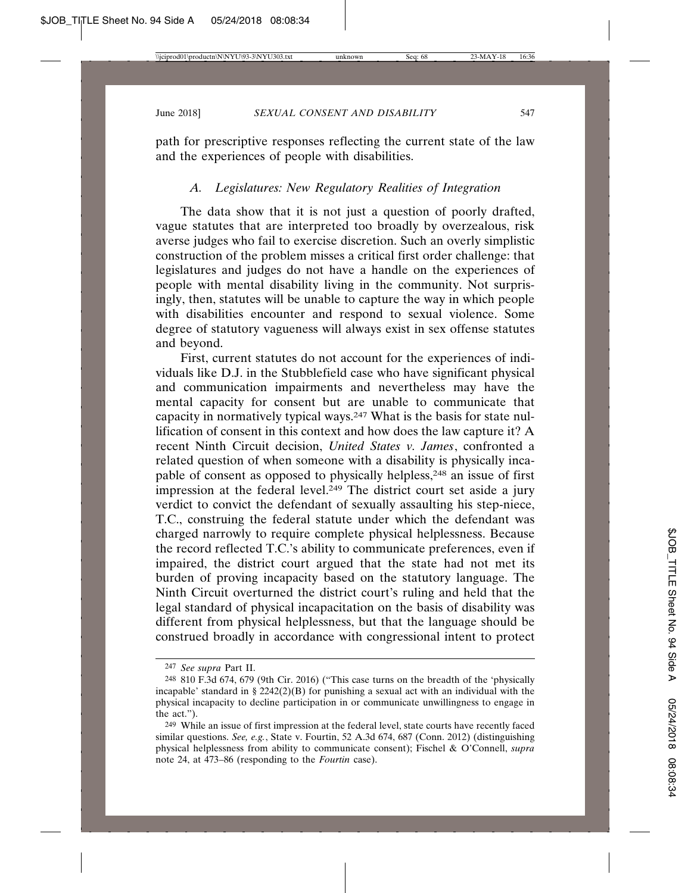path for prescriptive responses reflecting the current state of the law and the experiences of people with disabilities.

### *A. Legislatures: New Regulatory Realities of Integration*

The data show that it is not just a question of poorly drafted, vague statutes that are interpreted too broadly by overzealous, risk averse judges who fail to exercise discretion. Such an overly simplistic construction of the problem misses a critical first order challenge: that legislatures and judges do not have a handle on the experiences of people with mental disability living in the community. Not surprisingly, then, statutes will be unable to capture the way in which people with disabilities encounter and respond to sexual violence. Some degree of statutory vagueness will always exist in sex offense statutes and beyond.

First, current statutes do not account for the experiences of individuals like D.J. in the Stubblefield case who have significant physical and communication impairments and nevertheless may have the mental capacity for consent but are unable to communicate that capacity in normatively typical ways.[247] What is the basis for state nullification of consent in this context and how does the law capture it? A recent Ninth Circuit decision, *United States v. James*, confronted a related question of when someone with a disability is physically incapable of consent as opposed to physically helpless,[248] an issue of first impression at the federal level.[249] The district court set aside a jury verdict to convict the defendant of sexually assaulting his step-niece, T.C., construing the federal statute under which the defendant was charged narrowly to require complete physical helplessness. Because the record reflected T.C.'s ability to communicate preferences, even if impaired, the district court argued that the state had not met its burden of proving incapacity based on the statutory language. The Ninth Circuit overturned the district court's ruling and held that the legal standard of physical incapacitation on the basis of disability was different from physical helplessness, but that the language should be construed broadly in accordance with congressional intent to protect

---

[247] *See supra* Part II.

[248] 810 F.3d 674, 679 (9th Cir. 2016) ("This case turns on the breadth of the 'physically incapable' standard in § 2242(2)(B) for punishing a sexual act with an individual with the physical incapacity to decline participation in or communicate unwillingness to engage in the act.").

[249] While an issue of first impression at the federal level, state courts have recently faced similar questions. *See, e.g.*, State v. Fourtin, 52 A.3d 674, 687 (Conn. 2012) (distinguishing physical helplessness from ability to communicate consent); Fischel & O'Connell, *supra* note 24, at 473–86 (responding to the *Fourtin* case).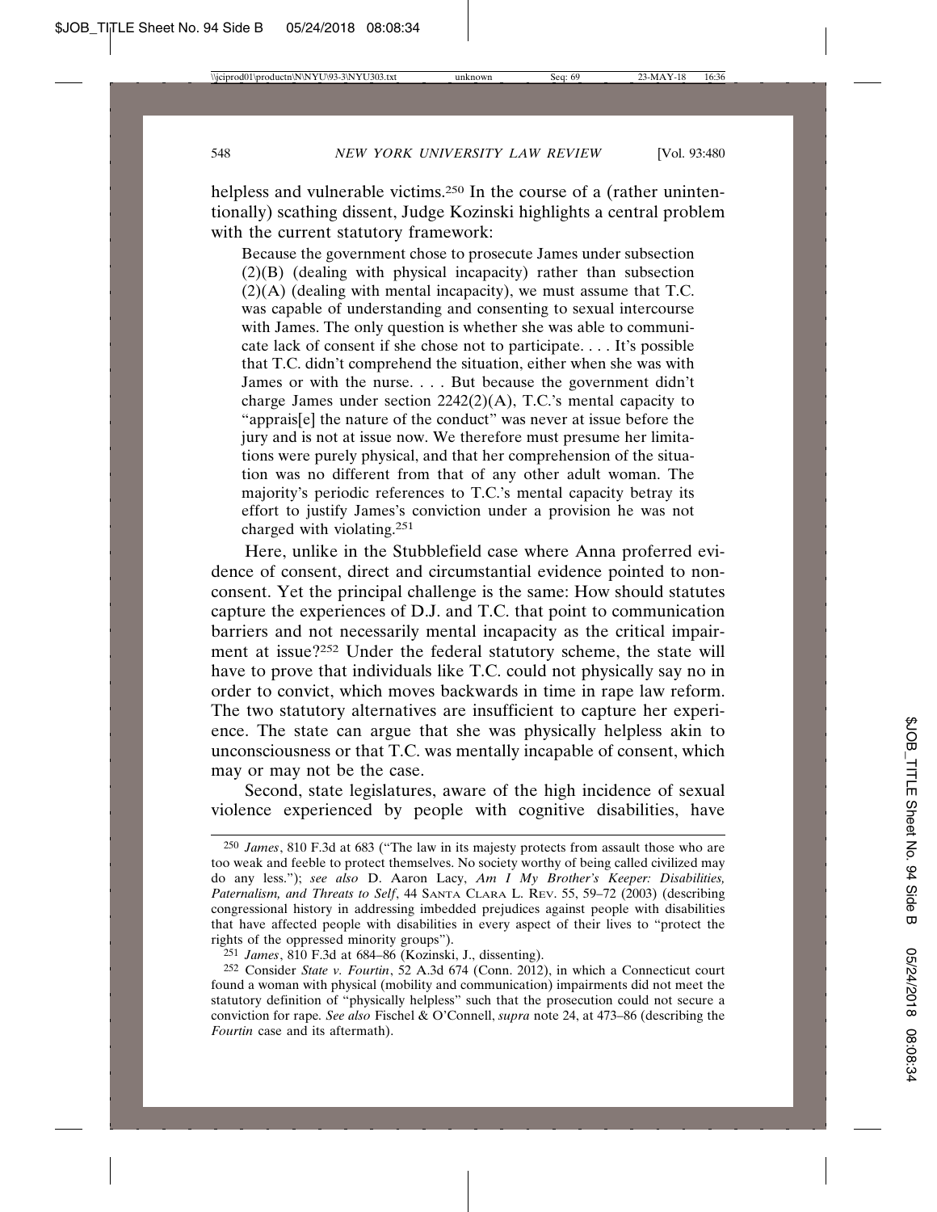helpless and vulnerable victims.[250] In the course of a (rather unintentionally) scathing dissent, Judge Kozinski highlights a central problem with the current statutory framework:

> Because the government chose to prosecute James under subsection (2)(B) (dealing with physical incapacity) rather than subsection (2)(A) (dealing with mental incapacity), we must assume that T.C. was capable of understanding and consenting to sexual intercourse with James. The only question is whether she was able to communicate lack of consent if she chose not to participate. . . . It's possible that T.C. didn't comprehend the situation, either when she was with James or with the nurse. . . . But because the government didn't charge James under section 2242(2)(A), T.C.'s mental capacity to "apprais[e] the nature of the conduct" was never at issue before the jury and is not at issue now. We therefore must presume her limitations were purely physical, and that her comprehension of the situation was no different from that of any other adult woman. The majority's periodic references to T.C.'s mental capacity betray its effort to justify James's conviction under a provision he was not charged with violating.[251]

Here, unlike in the Stubblefield case where Anna proferred evidence of consent, direct and circumstantial evidence pointed to nonconsent. Yet the principal challenge is the same: How should statutes capture the experiences of D.J. and T.C. that point to communication barriers and not necessarily mental incapacity as the critical impairment at issue?[252] Under the federal statutory scheme, the state will have to prove that individuals like T.C. could not physically say no in order to convict, which moves backwards in time in rape law reform. The two statutory alternatives are insufficient to capture her experience. The state can argue that she was physically helpless akin to unconsciousness or that T.C. was mentally incapable of consent, which may or may not be the case.

Second, state legislatures, aware of the high incidence of sexual violence experienced by people with cognitive disabilities, have

---

[250] *James*, 810 F.3d at 683 ("The law in its majesty protects from assault those who are too weak and feeble to protect themselves. No society worthy of being called civilized may do any less."); *see also* D. Aaron Lacy, *Am I My Brother's Keeper: Disabilities, Paternalism, and Threats to Self*, 44 SANTA CLARA L. REV. 55, 59–72 (2003) (describing congressional history in addressing imbedded prejudices against people with disabilities that have affected people with disabilities in every aspect of their lives to "protect the rights of the oppressed minority groups").

[251] *James*, 810 F.3d at 684–86 (Kozinski, J., dissenting).

[252] Consider *State v. Fourtin*, 52 A.3d 674 (Conn. 2012), in which a Connecticut court found a woman with physical (mobility and communication) impairments did not meet the statutory definition of "physically helpless" such that the prosecution could not secure a conviction for rape. *See also* Fischel & O'Connell, *supra* note 24, at 473–86 (describing the *Fourtin* case and its aftermath).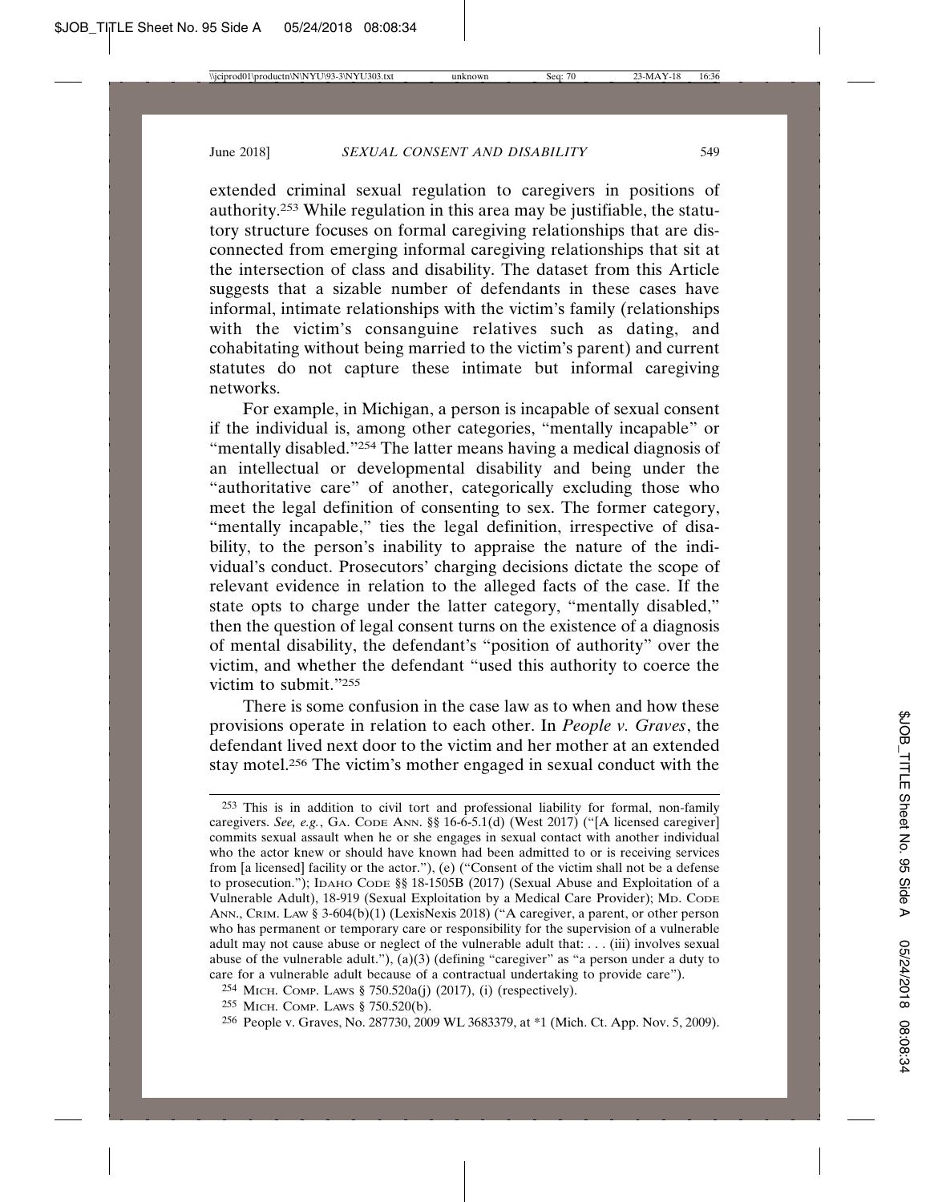extended criminal sexual regulation to caregivers in positions of authority.[253] While regulation in this area may be justifiable, the statutory structure focuses on formal caregiving relationships that are disconnected from emerging informal caregiving relationships that sit at the intersection of class and disability. The dataset from this Article suggests that a sizable number of defendants in these cases have informal, intimate relationships with the victim's family (relationships with the victim's consanguine relatives such as dating, and cohabitating without being married to the victim's parent) and current statutes do not capture these intimate but informal caregiving networks.

For example, in Michigan, a person is incapable of sexual consent if the individual is, among other categories, "mentally incapable" or "mentally disabled."[254] The latter means having a medical diagnosis of an intellectual or developmental disability and being under the "authoritative care" of another, categorically excluding those who meet the legal definition of consenting to sex. The former category, "mentally incapable," ties the legal definition, irrespective of disability, to the person's inability to appraise the nature of the individual's conduct. Prosecutors' charging decisions dictate the scope of relevant evidence in relation to the alleged facts of the case. If the state opts to charge under the latter category, "mentally disabled," then the question of legal consent turns on the existence of a diagnosis of mental disability, the defendant's "position of authority" over the victim, and whether the defendant "used this authority to coerce the victim to submit."[255]

There is some confusion in the case law as to when and how these provisions operate in relation to each other. In *People v. Graves*, the defendant lived next door to the victim and her mother at an extended stay motel.[256] The victim's mother engaged in sexual conduct with the

---

[253] This is in addition to civil tort and professional liability for formal, non-family caregivers. *See, e.g.*, GA. CODE ANN. §§ 16-6-5.1(d) (West 2017) ("[A licensed caregiver] commits sexual assault when he or she engages in sexual contact with another individual who the actor knew or should have known had been admitted to or is receiving services from [a licensed] facility or the actor."), (e) ("Consent of the victim shall not be a defense to prosecution."); IDAHO CODE §§ 18-1505B (2017) (Sexual Abuse and Exploitation of a Vulnerable Adult), 18-919 (Sexual Exploitation by a Medical Care Provider); MD. CODE ANN., CRIM. LAW § 3-604(b)(1) (LexisNexis 2018) ("A caregiver, a parent, or other person who has permanent or temporary care or responsibility for the supervision of a vulnerable adult may not cause abuse or neglect of the vulnerable adult that: . . . (iii) involves sexual abuse of the vulnerable adult."), (a)(3) (defining "caregiver" as "a person under a duty to care for a vulnerable adult because of a contractual undertaking to provide care").

[254] MICH. COMP. LAWS § 750.520a(j) (2017), (i) (respectively).

[255] MICH. COMP. LAWS § 750.520(b).

[256] People v. Graves, No. 287730, 2009 WL 3683379, at *1 (Mich. Ct. App. Nov. 5, 2009).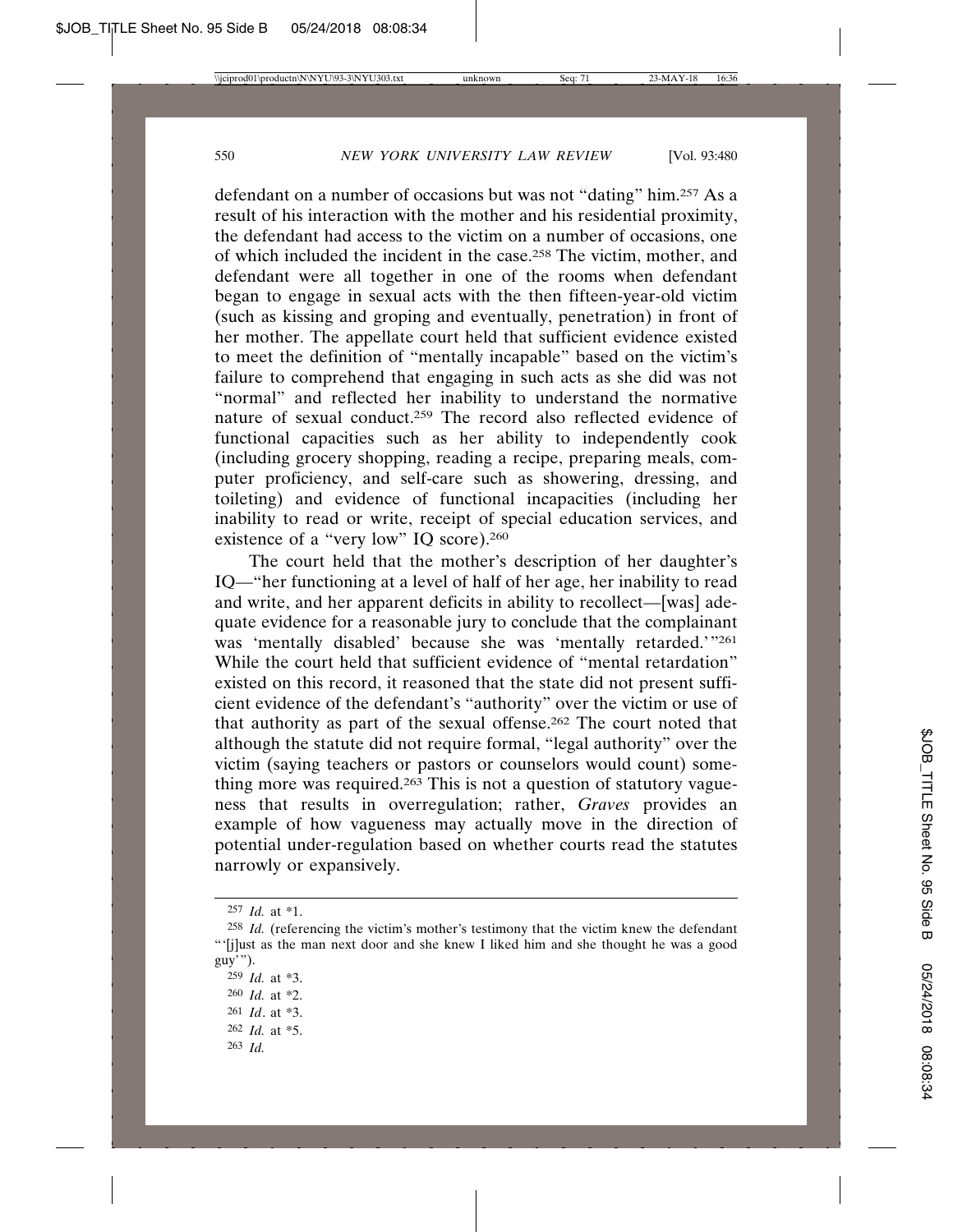defendant on a number of occasions but was not "dating" him.[257] As a result of his interaction with the mother and his residential proximity, the defendant had access to the victim on a number of occasions, one of which included the incident in the case.[258] The victim, mother, and defendant were all together in one of the rooms when defendant began to engage in sexual acts with the then fifteen-year-old victim (such as kissing and groping and eventually, penetration) in front of her mother. The appellate court held that sufficient evidence existed to meet the definition of "mentally incapable" based on the victim's failure to comprehend that engaging in such acts as she did was not "normal" and reflected her inability to understand the normative nature of sexual conduct.[259] The record also reflected evidence of functional capacities such as her ability to independently cook (including grocery shopping, reading a recipe, preparing meals, computer proficiency, and self-care such as showering, dressing, and toileting) and evidence of functional incapacities (including her inability to read or write, receipt of special education services, and existence of a "very low" IQ score).[260]

The court held that the mother's description of her daughter's IQ—"her functioning at a level of half of her age, her inability to read and write, and her apparent deficits in ability to recollect—[was] adequate evidence for a reasonable jury to conclude that the complainant was 'mentally disabled' because she was 'mentally retarded.'"[261] While the court held that sufficient evidence of "mental retardation" existed on this record, it reasoned that the state did not present sufficient evidence of the defendant's "authority" over the victim or use of that authority as part of the sexual offense.[262] The court noted that although the statute did not require formal, "legal authority" over the victim (saying teachers or pastors or counselors would count) something more was required.[263] This is not a question of statutory vagueness that results in overregulation; rather, *Graves* provides an example of how vagueness may actually move in the direction of potential under-regulation based on whether courts read the statutes narrowly or expansively.

---

[257] *Id.* at *1.

[258] *Id.* (referencing the victim's mother's testimony that the victim knew the defendant "'[j]ust as the man next door and she knew I liked him and she thought he was a good guy'").

[259] *Id.* at *3.

[260] *Id.* at *2.

[261] *Id*. at *3.

[262] *Id.* at *5.

[263] *Id.*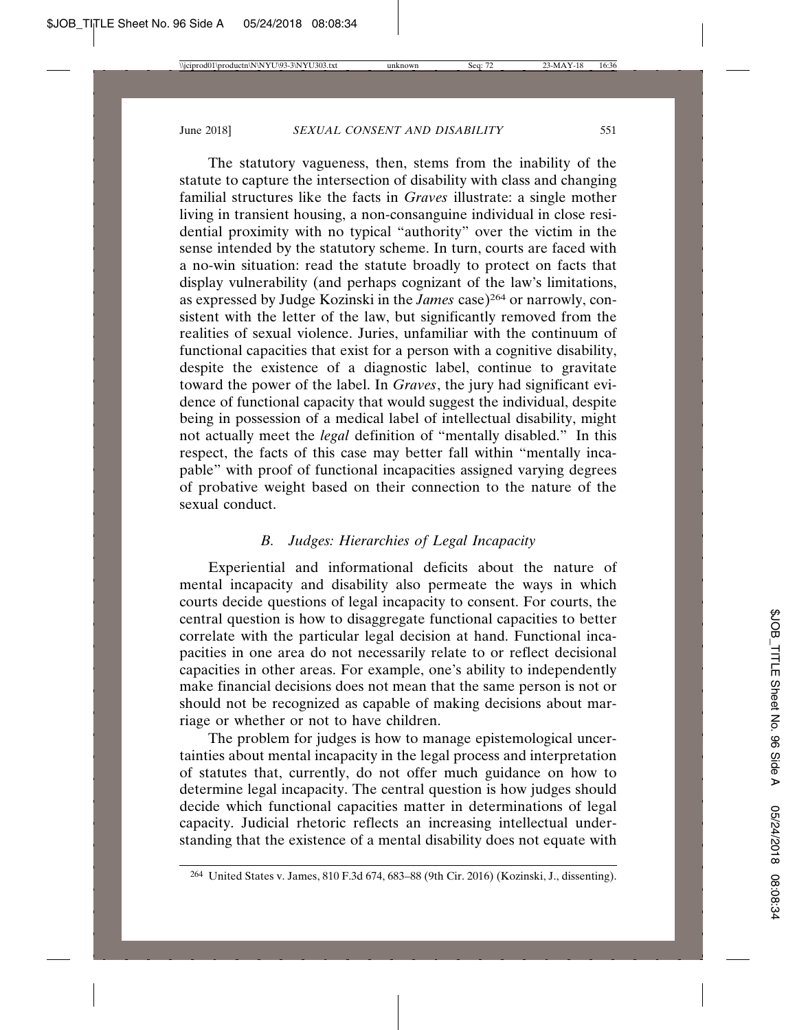The statutory vagueness, then, stems from the inability of the statute to capture the intersection of disability with class and changing familial structures like the facts in *Graves* illustrate: a single mother living in transient housing, a non-consanguine individual in close residential proximity with no typical "authority" over the victim in the sense intended by the statutory scheme. In turn, courts are faced with a no-win situation: read the statute broadly to protect on facts that display vulnerability (and perhaps cognizant of the law's limitations, as expressed by Judge Kozinski in the *James* case)[264] or narrowly, consistent with the letter of the law, but significantly removed from the realities of sexual violence. Juries, unfamiliar with the continuum of functional capacities that exist for a person with a cognitive disability, despite the existence of a diagnostic label, continue to gravitate toward the power of the label. In *Graves*, the jury had significant evidence of functional capacity that would suggest the individual, despite being in possession of a medical label of intellectual disability, might not actually meet the *legal* definition of "mentally disabled." In this respect, the facts of this case may better fall within "mentally incapable" with proof of functional incapacities assigned varying degrees of probative weight based on their connection to the nature of the sexual conduct.

### *B. Judges: Hierarchies of Legal Incapacity*

Experiential and informational deficits about the nature of mental incapacity and disability also permeate the ways in which courts decide questions of legal incapacity to consent. For courts, the central question is how to disaggregate functional capacities to better correlate with the particular legal decision at hand. Functional incapacities in one area do not necessarily relate to or reflect decisional capacities in other areas. For example, one's ability to independently make financial decisions does not mean that the same person is not or should not be recognized as capable of making decisions about marriage or whether or not to have children.

The problem for judges is how to manage epistemological uncertainties about mental incapacity in the legal process and interpretation of statutes that, currently, do not offer much guidance on how to determine legal incapacity. The central question is how judges should decide which functional capacities matter in determinations of legal capacity. Judicial rhetoric reflects an increasing intellectual understanding that the existence of a mental disability does not equate with

[264] United States v. James, 810 F.3d 674, 683–88 (9th Cir. 2016) (Kozinski, J., dissenting).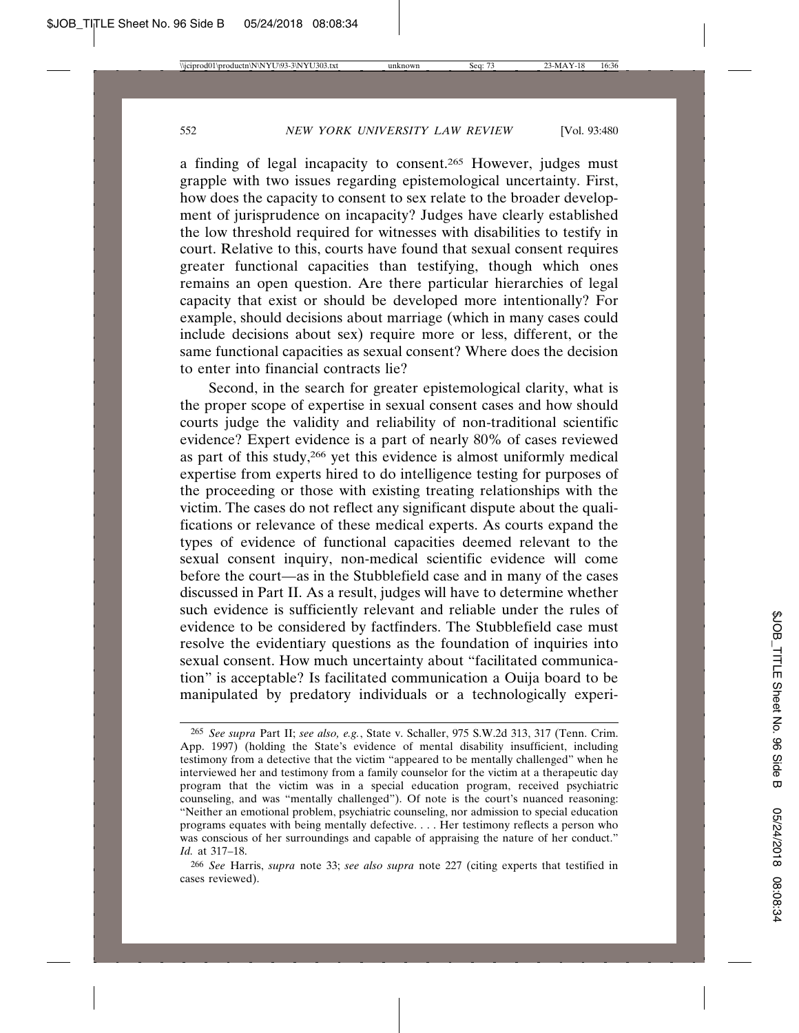a finding of legal incapacity to consent.[265] However, judges must grapple with two issues regarding epistemological uncertainty. First, how does the capacity to consent to sex relate to the broader development of jurisprudence on incapacity? Judges have clearly established the low threshold required for witnesses with disabilities to testify in court. Relative to this, courts have found that sexual consent requires greater functional capacities than testifying, though which ones remains an open question. Are there particular hierarchies of legal capacity that exist or should be developed more intentionally? For example, should decisions about marriage (which in many cases could include decisions about sex) require more or less, different, or the same functional capacities as sexual consent? Where does the decision to enter into financial contracts lie?

Second, in the search for greater epistemological clarity, what is the proper scope of expertise in sexual consent cases and how should courts judge the validity and reliability of non-traditional scientific evidence? Expert evidence is a part of nearly 80% of cases reviewed as part of this study,[266] yet this evidence is almost uniformly medical expertise from experts hired to do intelligence testing for purposes of the proceeding or those with existing treating relationships with the victim. The cases do not reflect any significant dispute about the qualifications or relevance of these medical experts. As courts expand the types of evidence of functional capacities deemed relevant to the sexual consent inquiry, non-medical scientific evidence will come before the court—as in the Stubblefield case and in many of the cases discussed in Part II. As a result, judges will have to determine whether such evidence is sufficiently relevant and reliable under the rules of evidence to be considered by factfinders. The Stubblefield case must resolve the evidentiary questions as the foundation of inquiries into sexual consent. How much uncertainty about "facilitated communication" is acceptable? Is facilitated communication a Ouija board to be manipulated by predatory individuals or a technologically experi-

---

[265] *See supra* Part II; *see also, e.g.*, State v. Schaller, 975 S.W.2d 313, 317 (Tenn. Crim. App. 1997) (holding the State's evidence of mental disability insufficient, including testimony from a detective that the victim "appeared to be mentally challenged" when he interviewed her and testimony from a family counselor for the victim at a therapeutic day program that the victim was in a special education program, received psychiatric counseling, and was "mentally challenged"). Of note is the court's nuanced reasoning: "Neither an emotional problem, psychiatric counseling, nor admission to special education programs equates with being mentally defective. . . . Her testimony reflects a person who was conscious of her surroundings and capable of appraising the nature of her conduct." *Id.* at 317–18.

[266] *See* Harris, *supra* note 33; *see also supra* note 227 (citing experts that testified in cases reviewed).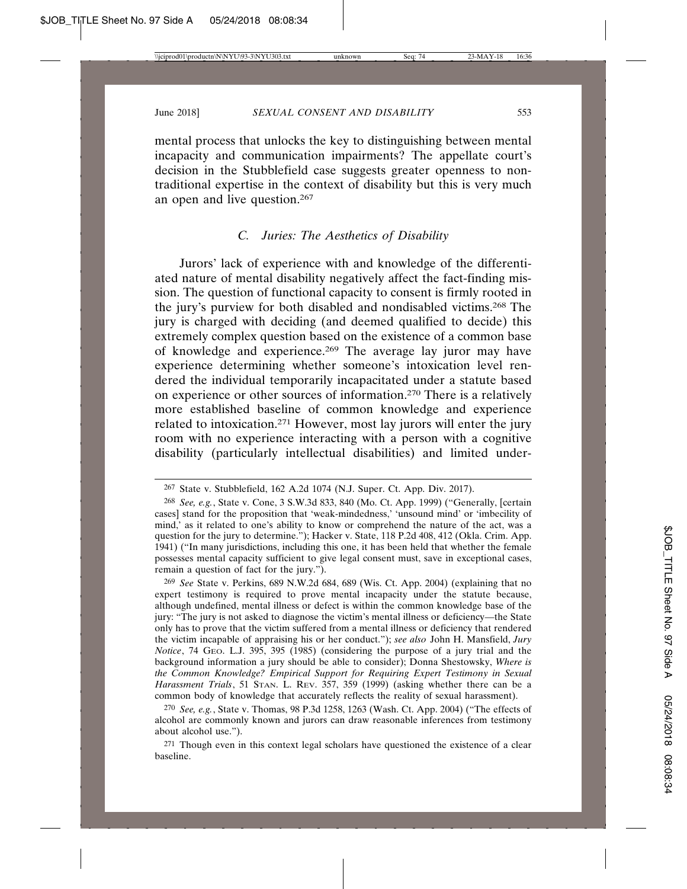mental process that unlocks the key to distinguishing between mental incapacity and communication impairments? The appellate court's decision in the Stubblefield case suggests greater openness to non-traditional expertise in the context of disability but this is very much an open and live question.[267]

### C. Juries: The Aesthetics of Disability

Jurors' lack of experience with and knowledge of the differentiated nature of mental disability negatively affect the fact-finding mission. The question of functional capacity to consent is firmly rooted in the jury's purview for both disabled and nondisabled victims.[268] The jury is charged with deciding (and deemed qualified to decide) this extremely complex question based on the existence of a common base of knowledge and experience.[269] The average lay juror may have experience determining whether someone's intoxication level rendered the individual temporarily incapacitated under a statute based on experience or other sources of information.[270] There is a relatively more established baseline of common knowledge and experience related to intoxication.[271] However, most lay jurors will enter the jury room with no experience interacting with a person with a cognitive disability (particularly intellectual disabilities) and limited under-

---

[267] State v. Stubblefield, 162 A.2d 1074 (N.J. Super. Ct. App. Div. 2017).

[268] *See, e.g.*, State v. Cone, 3 S.W.3d 833, 840 (Mo. Ct. App. 1999) ("Generally, [certain cases] stand for the proposition that 'weak-mindedness,' 'unsound mind' or 'imbecility of mind,' as it related to one's ability to know or comprehend the nature of the act, was a question for the jury to determine."); Hacker v. State, 118 P.2d 408, 412 (Okla. Crim. App. 1941) ("In many jurisdictions, including this one, it has been held that whether the female possesses mental capacity sufficient to give legal consent must, save in exceptional cases, remain a question of fact for the jury.").

[269] *See* State v. Perkins, 689 N.W.2d 684, 689 (Wis. Ct. App. 2004) (explaining that no expert testimony is required to prove mental incapacity under the statute because, although undefined, mental illness or defect is within the common knowledge base of the jury: "The jury is not asked to diagnose the victim's mental illness or deficiency—the State only has to prove that the victim suffered from a mental illness or deficiency that rendered the victim incapable of appraising his or her conduct."); *see also* John H. Mansfield, *Jury Notice*, 74 GEO. L.J. 395, 395 (1985) (considering the purpose of a jury trial and the background information a jury should be able to consider); Donna Shestowsky, *Where is the Common Knowledge? Empirical Support for Requiring Expert Testimony in Sexual Harassment Trials*, 51 STAN. L. REV. 357, 359 (1999) (asking whether there can be a common body of knowledge that accurately reflects the reality of sexual harassment).

[270] *See, e.g.*, State v. Thomas, 98 P.3d 1258, 1263 (Wash. Ct. App. 2004) ("The effects of alcohol are commonly known and jurors can draw reasonable inferences from testimony about alcohol use.").

[271] Though even in this context legal scholars have questioned the existence of a clear baseline.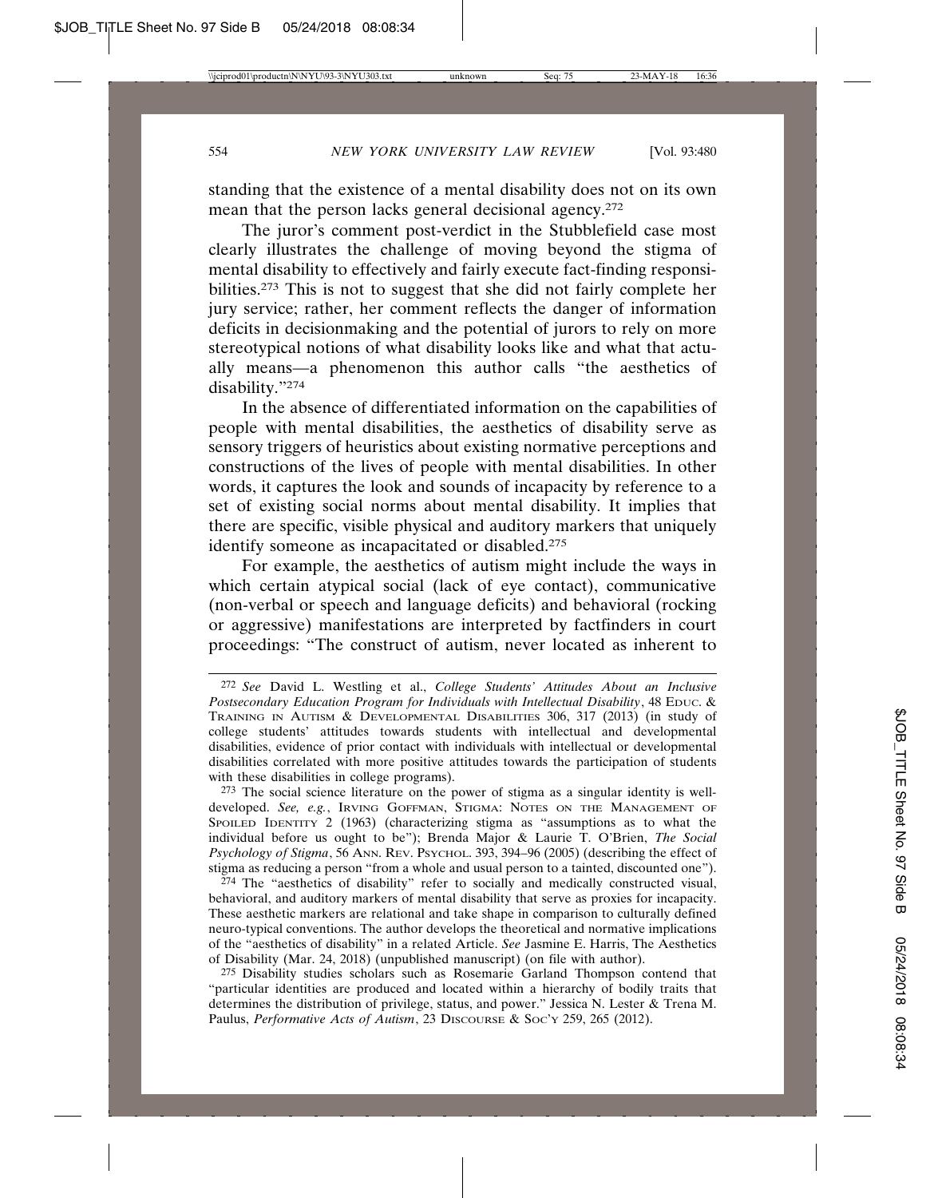standing that the existence of a mental disability does not on its own mean that the person lacks general decisional agency.[272]

The juror's comment post-verdict in the Stubblefield case most clearly illustrates the challenge of moving beyond the stigma of mental disability to effectively and fairly execute fact-finding responsibilities.[273] This is not to suggest that she did not fairly complete her jury service; rather, her comment reflects the danger of information deficits in decisionmaking and the potential of jurors to rely on more stereotypical notions of what disability looks like and what that actually means—a phenomenon this author calls "the aesthetics of disability."[274]

In the absence of differentiated information on the capabilities of people with mental disabilities, the aesthetics of disability serve as sensory triggers of heuristics about existing normative perceptions and constructions of the lives of people with mental disabilities. In other words, it captures the look and sounds of incapacity by reference to a set of existing social norms about mental disability. It implies that there are specific, visible physical and auditory markers that uniquely identify someone as incapacitated or disabled.[275]

For example, the aesthetics of autism might include the ways in which certain atypical social (lack of eye contact), communicative (non-verbal or speech and language deficits) and behavioral (rocking or aggressive) manifestations are interpreted by factfinders in court proceedings: "The construct of autism, never located as inherent to

---

[272] *See* David L. Westling et al., *College Students' Attitudes About an Inclusive Postsecondary Education Program for Individuals with Intellectual Disability*, 48 EDUC. & TRAINING IN AUTISM & DEVELOPMENTAL DISABILITIES 306, 317 (2013) (in study of college students' attitudes towards students with intellectual and developmental disabilities, evidence of prior contact with individuals with intellectual or developmental disabilities correlated with more positive attitudes towards the participation of students with these disabilities in college programs).

[273] The social science literature on the power of stigma as a singular identity is well-developed. *See, e.g.*, IRVING GOFFMAN, STIGMA: NOTES ON THE MANAGEMENT OF SPOILED IDENTITY 2 (1963) (characterizing stigma as "assumptions as to what the individual before us ought to be"); Brenda Major & Laurie T. O'Brien, *The Social Psychology of Stigma*, 56 ANN. REV. PSYCHOL. 393, 394–96 (2005) (describing the effect of stigma as reducing a person "from a whole and usual person to a tainted, discounted one").

[274] The "aesthetics of disability" refer to socially and medically constructed visual, behavioral, and auditory markers of mental disability that serve as proxies for incapacity. These aesthetic markers are relational and take shape in comparison to culturally defined neuro-typical conventions. The author develops the theoretical and normative implications of the "aesthetics of disability" in a related Article. *See* Jasmine E. Harris, The Aesthetics of Disability (Mar. 24, 2018) (unpublished manuscript) (on file with author).

[275] Disability studies scholars such as Rosemarie Garland Thompson contend that "particular identities are produced and located within a hierarchy of bodily traits that determines the distribution of privilege, status, and power." Jessica N. Lester & Trena M. Paulus, *Performative Acts of Autism*, 23 DISCOURSE & SOC'Y 259, 265 (2012).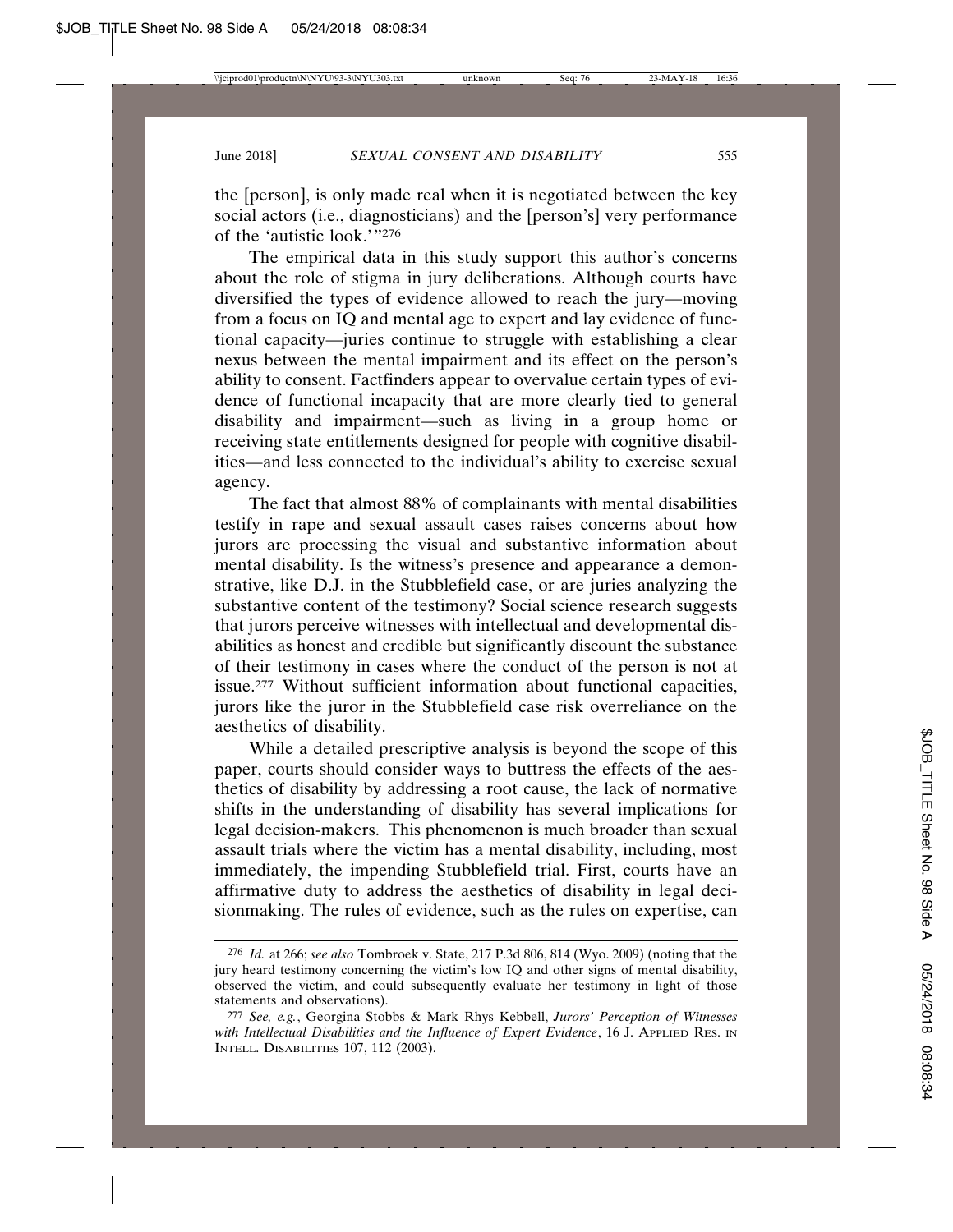the [person], is only made real when it is negotiated between the key social actors (i.e., diagnosticians) and the [person's] very performance of the 'autistic look.'"[276]

The empirical data in this study support this author's concerns about the role of stigma in jury deliberations. Although courts have diversified the types of evidence allowed to reach the jury—moving from a focus on IQ and mental age to expert and lay evidence of functional capacity—juries continue to struggle with establishing a clear nexus between the mental impairment and its effect on the person's ability to consent. Factfinders appear to overvalue certain types of evidence of functional incapacity that are more clearly tied to general disability and impairment—such as living in a group home or receiving state entitlements designed for people with cognitive disabilities—and less connected to the individual's ability to exercise sexual agency.

The fact that almost 88% of complainants with mental disabilities testify in rape and sexual assault cases raises concerns about how jurors are processing the visual and substantive information about mental disability. Is the witness's presence and appearance a demonstrative, like D.J. in the Stubblefield case, or are juries analyzing the substantive content of the testimony? Social science research suggests that jurors perceive witnesses with intellectual and developmental disabilities as honest and credible but significantly discount the substance of their testimony in cases where the conduct of the person is not at issue.[277] Without sufficient information about functional capacities, jurors like the juror in the Stubblefield case risk overreliance on the aesthetics of disability.

While a detailed prescriptive analysis is beyond the scope of this paper, courts should consider ways to buttress the effects of the aesthetics of disability by addressing a root cause, the lack of normative shifts in the understanding of disability has several implications for legal decision-makers. This phenomenon is much broader than sexual assault trials where the victim has a mental disability, including, most immediately, the impending Stubblefield trial. First, courts have an affirmative duty to address the aesthetics of disability in legal decisionmaking. The rules of evidence, such as the rules on expertise, can

---

[276] *Id.* at 266; *see also* Tombroek v. State, 217 P.3d 806, 814 (Wyo. 2009) (noting that the jury heard testimony concerning the victim's low IQ and other signs of mental disability, observed the victim, and could subsequently evaluate her testimony in light of those statements and observations).

[277] *See, e.g.*, Georgina Stobbs & Mark Rhys Kebbell, *Jurors' Perception of Witnesses with Intellectual Disabilities and the Influence of Expert Evidence*, 16 J. APPLIED RES. IN INTELL. DISABILITIES 107, 112 (2003).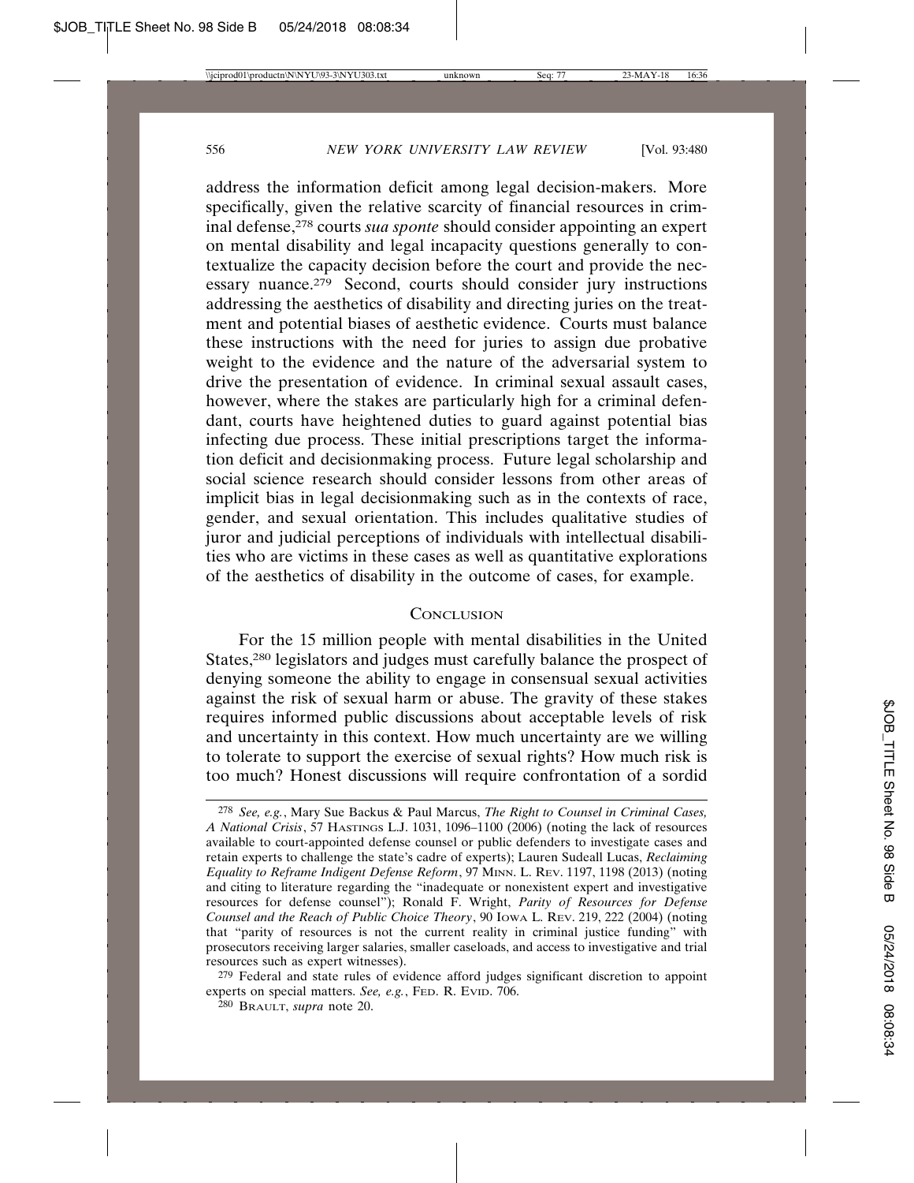address the information deficit among legal decision-makers. More specifically, given the relative scarcity of financial resources in criminal defense,[278] courts *sua sponte* should consider appointing an expert on mental disability and legal incapacity questions generally to contextualize the capacity decision before the court and provide the necessary nuance.[279] Second, courts should consider jury instructions addressing the aesthetics of disability and directing juries on the treatment and potential biases of aesthetic evidence. Courts must balance these instructions with the need for juries to assign due probative weight to the evidence and the nature of the adversarial system to drive the presentation of evidence. In criminal sexual assault cases, however, where the stakes are particularly high for a criminal defendant, courts have heightened duties to guard against potential bias infecting due process. These initial prescriptions target the information deficit and decisionmaking process. Future legal scholarship and social science research should consider lessons from other areas of implicit bias in legal decisionmaking such as in the contexts of race, gender, and sexual orientation. This includes qualitative studies of juror and judicial perceptions of individuals with intellectual disabilities who are victims in these cases as well as quantitative explorations of the aesthetics of disability in the outcome of cases, for example.

## Conclusion

For the 15 million people with mental disabilities in the United States,[280] legislators and judges must carefully balance the prospect of denying someone the ability to engage in consensual sexual activities against the risk of sexual harm or abuse. The gravity of these stakes requires informed public discussions about acceptable levels of risk and uncertainty in this context. How much uncertainty are we willing to tolerate to support the exercise of sexual rights? How much risk is too much? Honest discussions will require confrontation of a sordid

---

[278] *See, e.g.*, Mary Sue Backus & Paul Marcus, *The Right to Counsel in Criminal Cases, A National Crisis*, 57 Hastings L.J. 1031, 1096–1100 (2006) (noting the lack of resources available to court-appointed defense counsel or public defenders to investigate cases and retain experts to challenge the state's cadre of experts); Lauren Sudeall Lucas, *Reclaiming Equality to Reframe Indigent Defense Reform*, 97 Minn. L. Rev. 1197, 1198 (2013) (noting and citing to literature regarding the "inadequate or nonexistent expert and investigative resources for defense counsel"); Ronald F. Wright, *Parity of Resources for Defense Counsel and the Reach of Public Choice Theory*, 90 Iowa L. Rev. 219, 222 (2004) (noting that "parity of resources is not the current reality in criminal justice funding" with prosecutors receiving larger salaries, smaller caseloads, and access to investigative and trial resources such as expert witnesses).

[279] Federal and state rules of evidence afford judges significant discretion to appoint experts on special matters. *See, e.g.*, Fed. R. Evid. 706.

[280] Brault, *supra* note 20.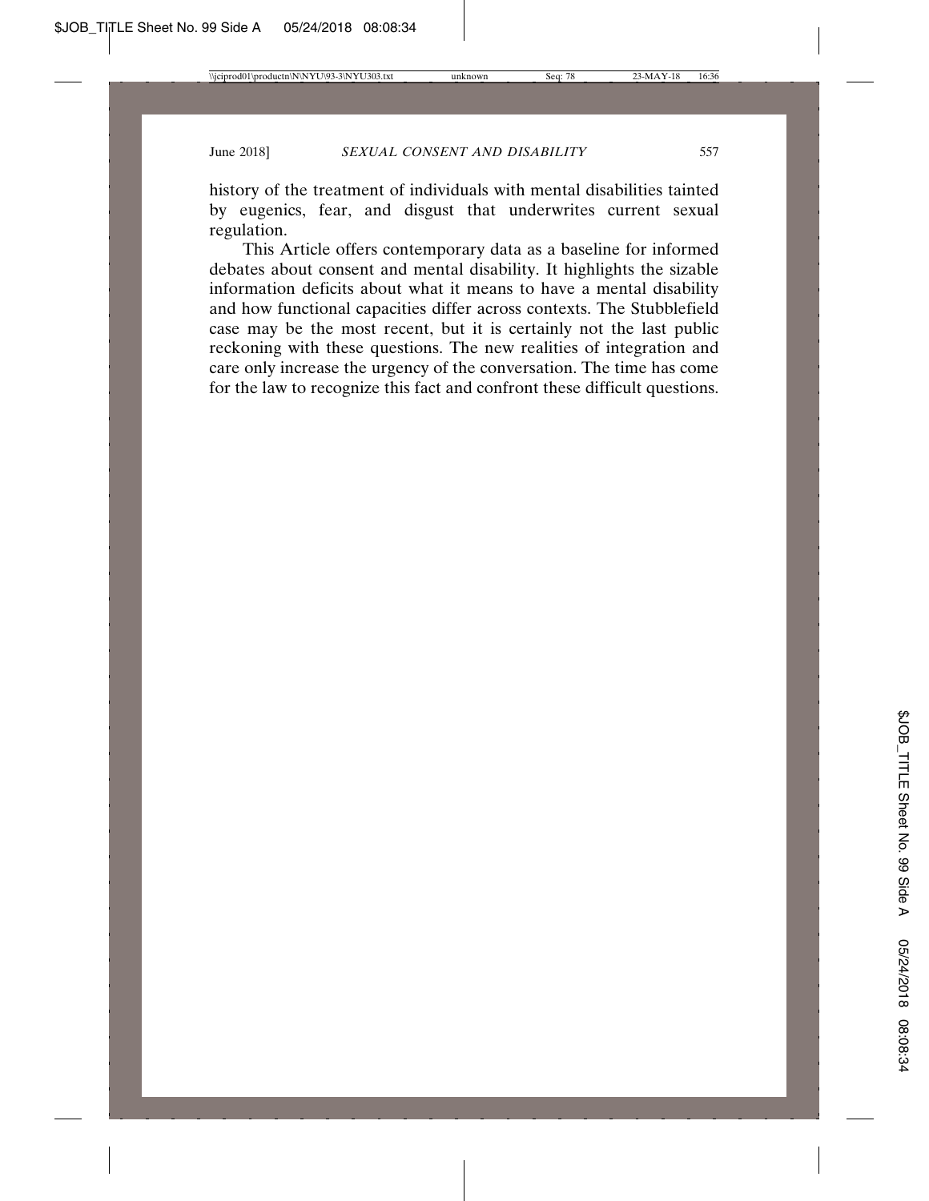history of the treatment of individuals with mental disabilities tainted by eugenics, fear, and disgust that underwrites current sexual regulation.

This Article offers contemporary data as a baseline for informed debates about consent and mental disability. It highlights the sizable information deficits about what it means to have a mental disability and how functional capacities differ across contexts. The Stubblefield case may be the most recent, but it is certainly not the last public reckoning with these questions. The new realities of integration and care only increase the urgency of the conversation. The time has come for the law to recognize this fact and confront these difficult questions.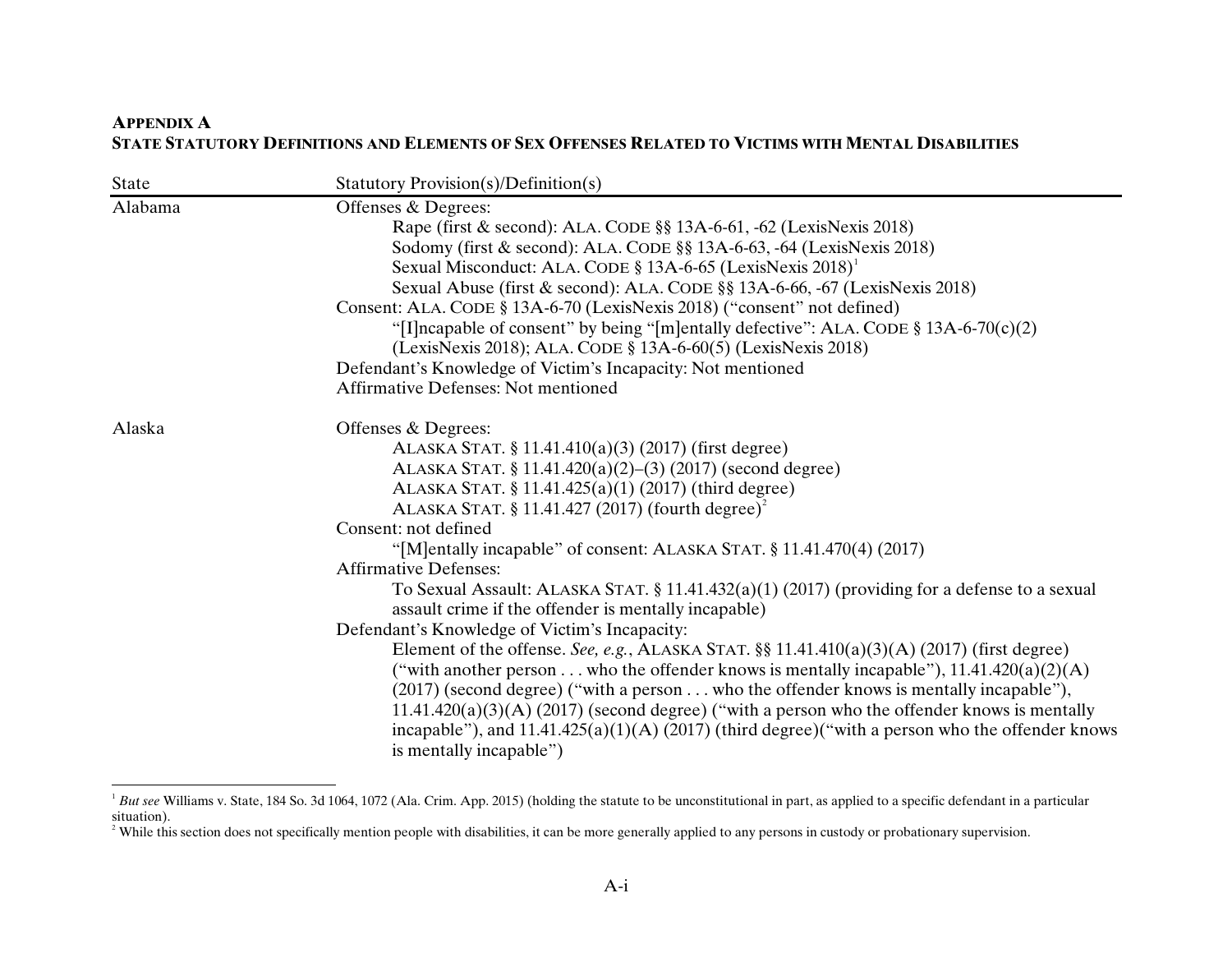**APPENDIX A**
**STATE STATUTORY DEFINITIONS AND ELEMENTS OF SEX OFFENSES RELATED TO VICTIMS WITH MENTAL DISABILITIES**

| State | Statutory Provision(s)/Definition(s) |
|---|---|
| Alabama | Offenses & Degrees:<br>Rape (first & second): ALA. CODE §§ 13A-6-61, -62 (LexisNexis 2018)<br>Sodomy (first & second): ALA. CODE §§ 13A-6-63, -64 (LexisNexis 2018)<br>Sexual Misconduct: ALA. CODE § 13A-6-65 (LexisNexis 2018)[1]<br>Sexual Abuse (first & second): ALA. CODE §§ 13A-6-66, -67 (LexisNexis 2018)<br>Consent: ALA. CODE § 13A-6-70 (LexisNexis 2018) ("consent" not defined)<br>"[I]ncapable of consent" by being "[m]entally defective": ALA. CODE § 13A-6-70(c)(2) (LexisNexis 2018); ALA. CODE § 13A-6-60(5) (LexisNexis 2018)<br>Defendant's Knowledge of Victim's Incapacity: Not mentioned<br>Affirmative Defenses: Not mentioned |
| Alaska | Offenses & Degrees:<br>ALASKA STAT. § 11.41.410(a)(3) (2017) (first degree)<br>ALASKA STAT. § 11.41.420(a)(2)–(3) (2017) (second degree)<br>ALASKA STAT. § 11.41.425(a)(1) (2017) (third degree)<br>ALASKA STAT. § 11.41.427 (2017) (fourth degree)[2]<br>Consent: not defined<br>"[M]entally incapable" of consent: ALASKA STAT. § 11.41.470(4) (2017)<br>Affirmative Defenses:<br>To Sexual Assault: ALASKA STAT. § 11.41.432(a)(1) (2017) (providing for a defense to a sexual assault crime if the offender is mentally incapable)<br>Defendant's Knowledge of Victim's Incapacity:<br>Element of the offense. *See, e.g.*, ALASKA STAT. §§ 11.41.410(a)(3)(A) (2017) (first degree) ("with another person . . . who the offender knows is mentally incapable"), 11.41.420(a)(2)(A) (2017) (second degree) ("with a person . . . who the offender knows is mentally incapable"), 11.41.420(a)(3)(A) (2017) (second degree) ("with a person who the offender knows is mentally incapable"), and 11.41.425(a)(1)(A) (2017) (third degree)("with a person who the offender knows is mentally incapable") |

[1] *But see* Williams v. State, 184 So. 3d 1064, 1072 (Ala. Crim. App. 2015) (holding the statute to be unconstitutional in part, as applied to a specific defendant in a particular situation).

[2] While this section does not specifically mention people with disabilities, it can be more generally applied to any persons in custody or probationary supervision.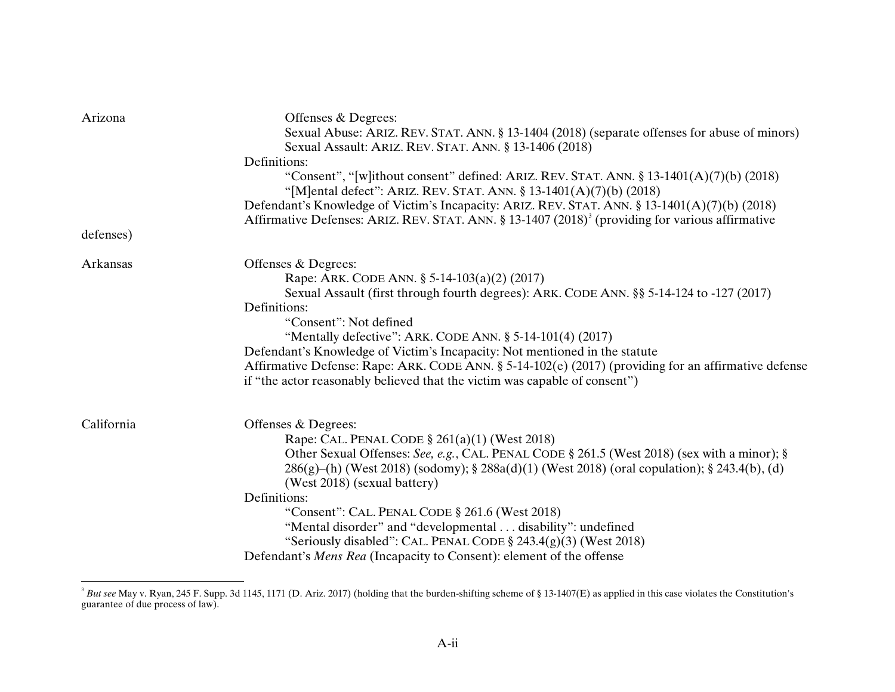**Arizona**

- Offenses & Degrees:
  - Sexual Abuse: ARIZ. REV. STAT. ANN. § 13-1404 (2018) (separate offenses for abuse of minors)
  - Sexual Assault: ARIZ. REV. STAT. ANN. § 13-1406 (2018)
- Definitions:
  - "Consent", "[w]ithout consent" defined: ARIZ. REV. STAT. ANN. § 13-1401(A)(7)(b) (2018)
  - "[M]ental defect": ARIZ. REV. STAT. ANN. § 13-1401(A)(7)(b) (2018)
- Defendant's Knowledge of Victim's Incapacity: ARIZ. REV. STAT. ANN. § 13-1401(A)(7)(b) (2018)
- Affirmative Defenses: ARIZ. REV. STAT. ANN. § 13-1407 (2018)[3] (providing for various affirmative defenses)

**Arkansas**

- Offenses & Degrees:
  - Rape: ARK. CODE ANN. § 5-14-103(a)(2) (2017)
  - Sexual Assault (first through fourth degrees): ARK. CODE ANN. §§ 5-14-124 to -127 (2017)
- Definitions:
  - "Consent": Not defined
  - "Mentally defective": ARK. CODE ANN. § 5-14-101(4) (2017)
- Defendant's Knowledge of Victim's Incapacity: Not mentioned in the statute
- Affirmative Defense: Rape: ARK. CODE ANN. § 5-14-102(e) (2017) (providing for an affirmative defense if "the actor reasonably believed that the victim was capable of consent")

**California**

- Offenses & Degrees:
  - Rape: CAL. PENAL CODE § 261(a)(1) (West 2018)
  - Other Sexual Offenses: *See, e.g.*, CAL. PENAL CODE § 261.5 (West 2018) (sex with a minor); § 286(g)–(h) (West 2018) (sodomy); § 288a(d)(1) (West 2018) (oral copulation); § 243.4(b), (d) (West 2018) (sexual battery)
- Definitions:
  - "Consent": CAL. PENAL CODE § 261.6 (West 2018)
  - "Mental disorder" and "developmental . . . disability": undefined
  - "Seriously disabled": CAL. PENAL CODE § 243.4(g)(3) (West 2018)
- Defendant's *Mens Rea* (Incapacity to Consent): element of the offense

---

[3] *But see* May v. Ryan, 245 F. Supp. 3d 1145, 1171 (D. Ariz. 2017) (holding that the burden-shifting scheme of § 13-1407(E) as applied in this case violates the Constitution's guarantee of due process of law).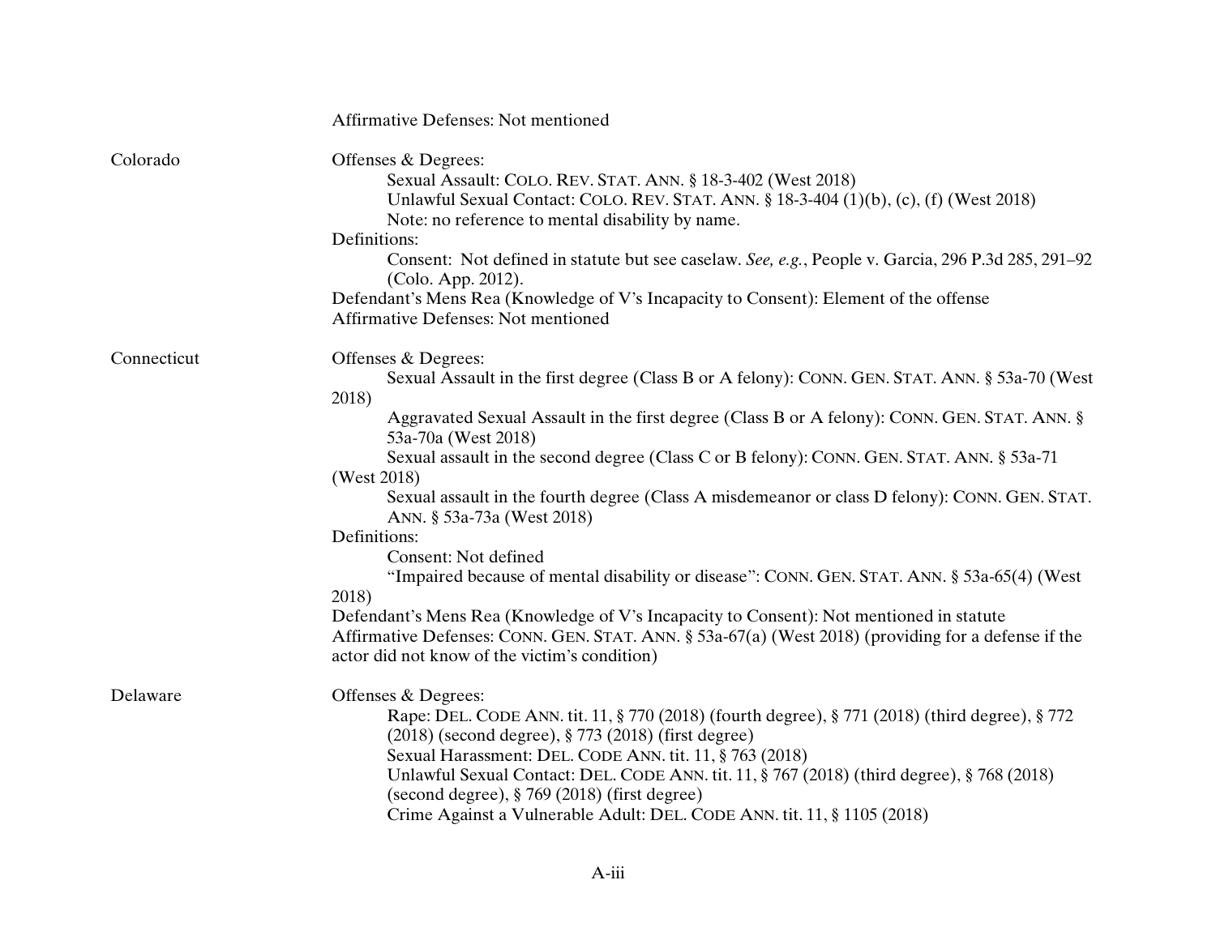| | |
|---|---|
| | Affirmative Defenses: Not mentioned |
| Colorado | Offenses & Degrees:<br>Sexual Assault: COLO. REV. STAT. ANN. § 18-3-402 (West 2018)<br>Unlawful Sexual Contact: COLO. REV. STAT. ANN. § 18-3-404 (1)(b), (c), (f) (West 2018)<br>Note: no reference to mental disability by name.<br>Definitions:<br>Consent: Not defined in statute but see caselaw. *See, e.g.*, People v. Garcia, 296 P.3d 285, 291–92 (Colo. App. 2012).<br>Defendant's Mens Rea (Knowledge of V's Incapacity to Consent): Element of the offense<br>Affirmative Defenses: Not mentioned |
| Connecticut | Offenses & Degrees:<br>Sexual Assault in the first degree (Class B or A felony): CONN. GEN. STAT. ANN. § 53a-70 (West 2018)<br>Aggravated Sexual Assault in the first degree (Class B or A felony): CONN. GEN. STAT. ANN. § 53a-70a (West 2018)<br>Sexual assault in the second degree (Class C or B felony): CONN. GEN. STAT. ANN. § 53a-71 (West 2018)<br>Sexual assault in the fourth degree (Class A misdemeanor or class D felony): CONN. GEN. STAT. ANN. § 53a-73a (West 2018)<br>Definitions:<br>Consent: Not defined<br>"Impaired because of mental disability or disease": CONN. GEN. STAT. ANN. § 53a-65(4) (West 2018)<br>Defendant's Mens Rea (Knowledge of V's Incapacity to Consent): Not mentioned in statute<br>Affirmative Defenses: CONN. GEN. STAT. ANN. § 53a-67(a) (West 2018) (providing for a defense if the actor did not know of the victim's condition) |
| Delaware | Offenses & Degrees:<br>Rape: DEL. CODE ANN. tit. 11, § 770 (2018) (fourth degree), § 771 (2018) (third degree), § 772 (2018) (second degree), § 773 (2018) (first degree)<br>Sexual Harassment: DEL. CODE ANN. tit. 11, § 763 (2018)<br>Unlawful Sexual Contact: DEL. CODE ANN. tit. 11, § 767 (2018) (third degree), § 768 (2018) (second degree), § 769 (2018) (first degree)<br>Crime Against a Vulnerable Adult: DEL. CODE ANN. tit. 11, § 1105 (2018) |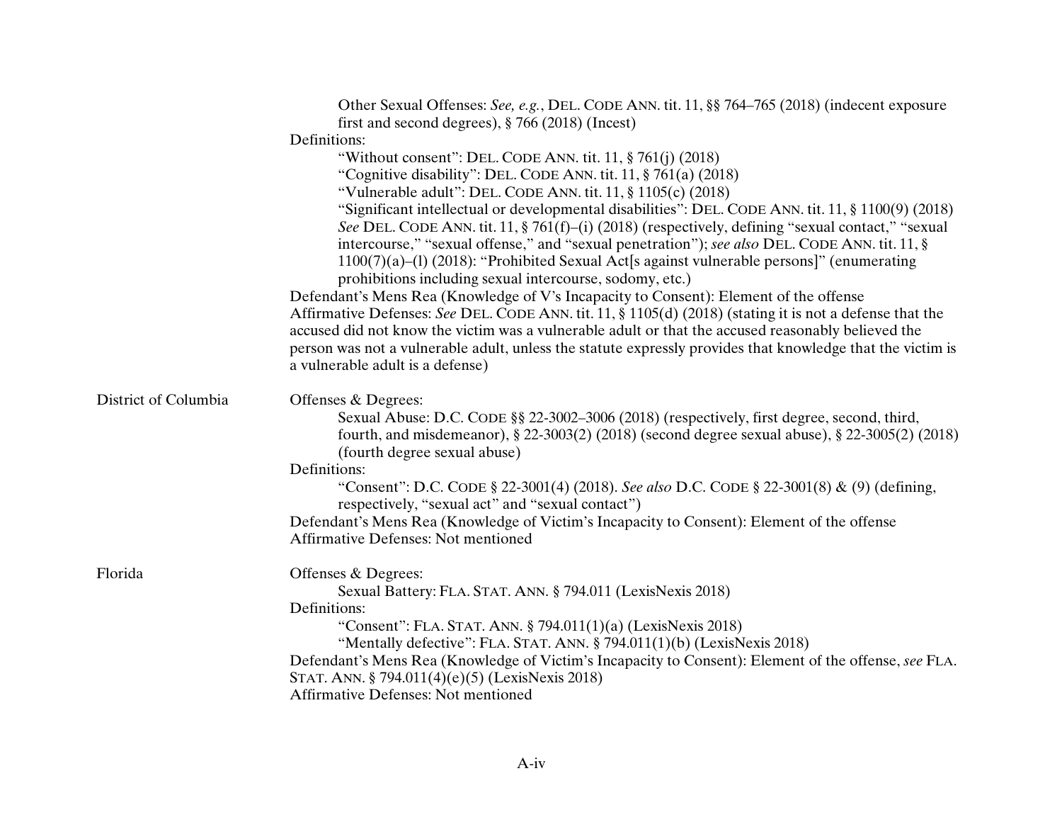| | |
|---|---|
| | Other Sexual Offenses: *See, e.g.*, DEL. CODE ANN. tit. 11, §§ 764–765 (2018) (indecent exposure first and second degrees), § 766 (2018) (Incest)<br>Definitions:<br>“Without consent”: DEL. CODE ANN. tit. 11, § 761(j) (2018)<br>“Cognitive disability”: DEL. CODE ANN. tit. 11, § 761(a) (2018)<br>“Vulnerable adult”: DEL. CODE ANN. tit. 11, § 1105(c) (2018)<br>“Significant intellectual or developmental disabilities”: DEL. CODE ANN. tit. 11, § 1100(9) (2018)<br>*See* DEL. CODE ANN. tit. 11, § 761(f)–(i) (2018) (respectively, defining “sexual contact,” “sexual intercourse,” “sexual offense,” and “sexual penetration”); *see also* DEL. CODE ANN. tit. 11, § 1100(7)(a)–(l) (2018): “Prohibited Sexual Act[s against vulnerable persons]” (enumerating prohibitions including sexual intercourse, sodomy, etc.)<br>Defendant’s Mens Rea (Knowledge of V’s Incapacity to Consent): Element of the offense<br>Affirmative Defenses: *See* DEL. CODE ANN. tit. 11, § 1105(d) (2018) (stating it is not a defense that the accused did not know the victim was a vulnerable adult or that the accused reasonably believed the person was not a vulnerable adult, unless the statute expressly provides that knowledge that the victim is a vulnerable adult is a defense) |
| District of Columbia | Offenses & Degrees:<br>Sexual Abuse: D.C. CODE §§ 22-3002–3006 (2018) (respectively, first degree, second, third, fourth, and misdemeanor), § 22-3003(2) (2018) (second degree sexual abuse), § 22-3005(2) (2018) (fourth degree sexual abuse)<br>Definitions:<br>“Consent”: D.C. CODE § 22-3001(4) (2018). *See also* D.C. CODE § 22-3001(8) & (9) (defining, respectively, “sexual act” and “sexual contact”)<br>Defendant’s Mens Rea (Knowledge of Victim’s Incapacity to Consent): Element of the offense<br>Affirmative Defenses: Not mentioned |
| Florida | Offenses & Degrees:<br>Sexual Battery: FLA. STAT. ANN. § 794.011 (LexisNexis 2018)<br>Definitions:<br>“Consent”: FLA. STAT. ANN. § 794.011(1)(a) (LexisNexis 2018)<br>“Mentally defective”: FLA. STAT. ANN. § 794.011(1)(b) (LexisNexis 2018)<br>Defendant’s Mens Rea (Knowledge of Victim’s Incapacity to Consent): Element of the offense, *see* FLA. STAT. ANN. § 794.011(4)(e)(5) (LexisNexis 2018)<br>Affirmative Defenses: Not mentioned |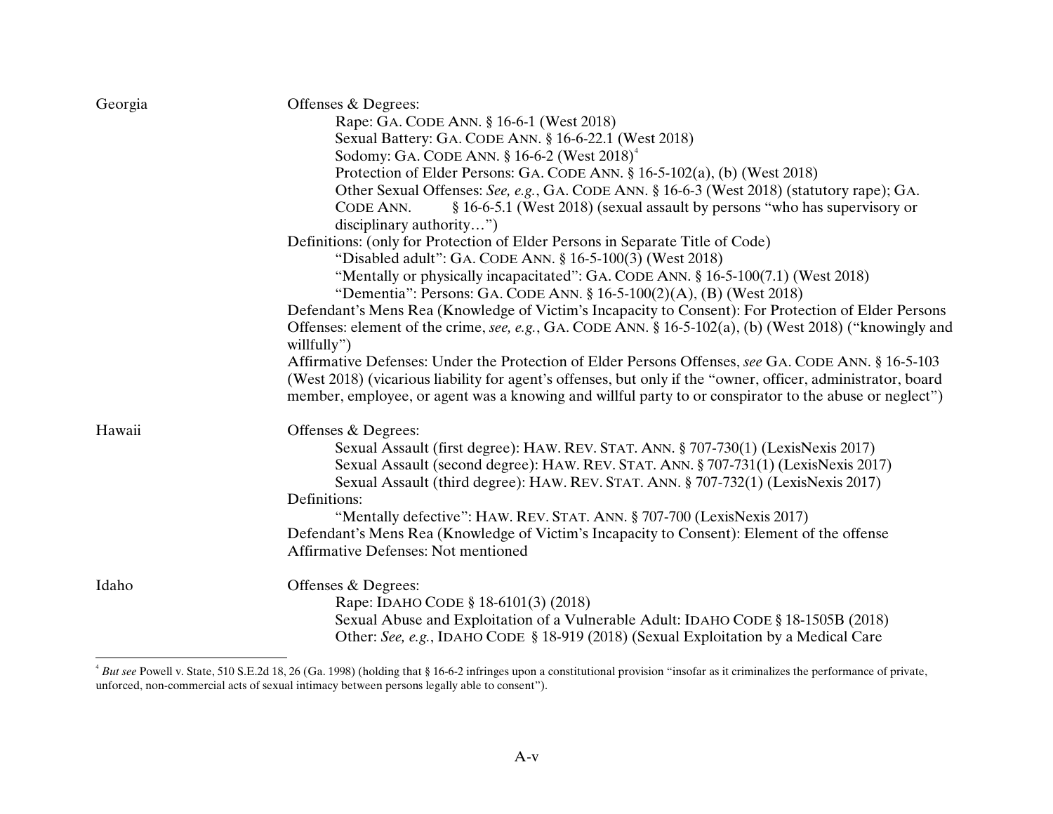| | |
|---|---|
| Georgia | Offenses & Degrees:<br>Rape: GA. CODE ANN. § 16-6-1 (West 2018)<br>Sexual Battery: GA. CODE ANN. § 16-6-22.1 (West 2018)<br>Sodomy: GA. CODE ANN. § 16-6-2 (West 2018)[4]<br>Protection of Elder Persons: GA. CODE ANN. § 16-5-102(a), (b) (West 2018)<br>Other Sexual Offenses: *See, e.g.*, GA. CODE ANN. § 16-6-3 (West 2018) (statutory rape); GA. CODE ANN. § 16-6-5.1 (West 2018) (sexual assault by persons "who has supervisory or disciplinary authority…")<br>Definitions: (only for Protection of Elder Persons in Separate Title of Code)<br>"Disabled adult": GA. CODE ANN. § 16-5-100(3) (West 2018)<br>"Mentally or physically incapacitated": GA. CODE ANN. § 16-5-100(7.1) (West 2018)<br>"Dementia": Persons: GA. CODE ANN. § 16-5-100(2)(A), (B) (West 2018)<br>Defendant's Mens Rea (Knowledge of Victim's Incapacity to Consent): For Protection of Elder Persons Offenses: element of the crime, *see, e.g.*, GA. CODE ANN. § 16-5-102(a), (b) (West 2018) ("knowingly and willfully")<br>Affirmative Defenses: Under the Protection of Elder Persons Offenses, *see* GA. CODE ANN. § 16-5-103 (West 2018) (vicarious liability for agent's offenses, but only if the "owner, officer, administrator, board member, employee, or agent was a knowing and willful party to or conspirator to the abuse or neglect") |
| Hawaii | Offenses & Degrees:<br>Sexual Assault (first degree): HAW. REV. STAT. ANN. § 707-730(1) (LexisNexis 2017)<br>Sexual Assault (second degree): HAW. REV. STAT. ANN. § 707-731(1) (LexisNexis 2017)<br>Sexual Assault (third degree): HAW. REV. STAT. ANN. § 707-732(1) (LexisNexis 2017)<br>Definitions:<br>"Mentally defective": HAW. REV. STAT. ANN. § 707-700 (LexisNexis 2017)<br>Defendant's Mens Rea (Knowledge of Victim's Incapacity to Consent): Element of the offense<br>Affirmative Defenses: Not mentioned |
| Idaho | Offenses & Degrees:<br>Rape: IDAHO CODE § 18-6101(3) (2018)<br>Sexual Abuse and Exploitation of a Vulnerable Adult: IDAHO CODE § 18-1505B (2018)<br>Other: *See, e.g.*, IDAHO CODE § 18-919 (2018) (Sexual Exploitation by a Medical Care |

[4] *But see* Powell v. State, 510 S.E.2d 18, 26 (Ga. 1998) (holding that § 16-6-2 infringes upon a constitutional provision "insofar as it criminalizes the performance of private, unforced, non-commercial acts of sexual intimacy between persons legally able to consent").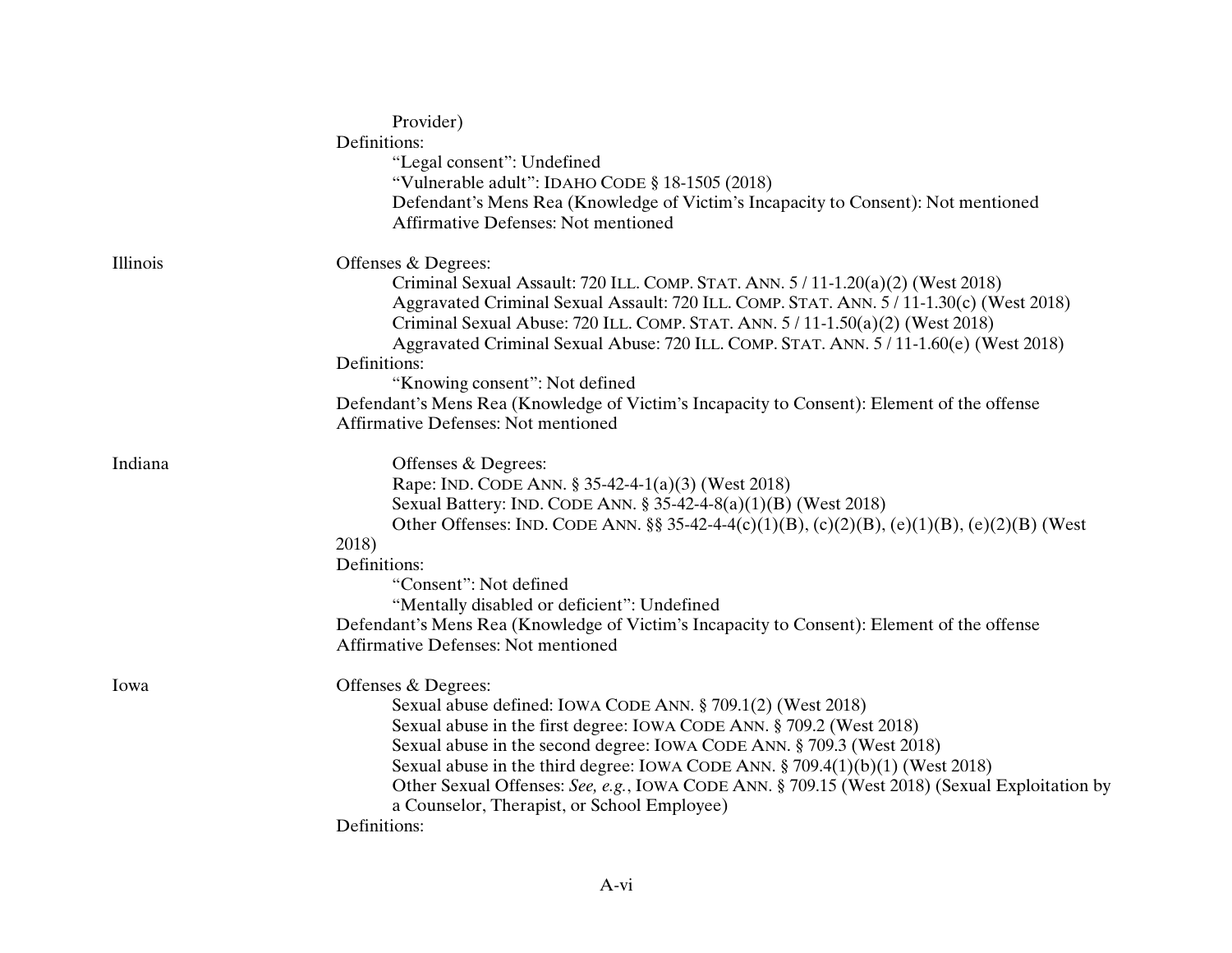Provider)

Definitions:

- "Legal consent": Undefined
- "Vulnerable adult": IDAHO CODE § 18-1505 (2018)
- Defendant's Mens Rea (Knowledge of Victim's Incapacity to Consent): Not mentioned
- Affirmative Defenses: Not mentioned

**Illinois**

Offenses & Degrees:

- Criminal Sexual Assault: 720 ILL. COMP. STAT. ANN. 5 / 11-1.20(a)(2) (West 2018)
- Aggravated Criminal Sexual Assault: 720 ILL. COMP. STAT. ANN. 5 / 11-1.30(c) (West 2018)
- Criminal Sexual Abuse: 720 ILL. COMP. STAT. ANN. 5 / 11-1.50(a)(2) (West 2018)
- Aggravated Criminal Sexual Abuse: 720 ILL. COMP. STAT. ANN. 5 / 11-1.60(e) (West 2018)

Definitions:

- "Knowing consent": Not defined

Defendant's Mens Rea (Knowledge of Victim's Incapacity to Consent): Element of the offense

Affirmative Defenses: Not mentioned

**Indiana**

Offenses & Degrees:

- Rape: IND. CODE ANN. § 35-42-4-1(a)(3) (West 2018)
- Sexual Battery: IND. CODE ANN. § 35-42-4-8(a)(1)(B) (West 2018)
- Other Offenses: IND. CODE ANN. §§ 35-42-4-4(c)(1)(B), (c)(2)(B), (e)(1)(B), (e)(2)(B) (West 2018)

Definitions:

- "Consent": Not defined
- "Mentally disabled or deficient": Undefined

Defendant's Mens Rea (Knowledge of Victim's Incapacity to Consent): Element of the offense

Affirmative Defenses: Not mentioned

**Iowa**

Offenses & Degrees:

- Sexual abuse defined: IOWA CODE ANN. § 709.1(2) (West 2018)
- Sexual abuse in the first degree: IOWA CODE ANN. § 709.2 (West 2018)
- Sexual abuse in the second degree: IOWA CODE ANN. § 709.3 (West 2018)
- Sexual abuse in the third degree: IOWA CODE ANN. § 709.4(1)(b)(1) (West 2018)
- Other Sexual Offenses: *See, e.g.*, IOWA CODE ANN. § 709.15 (West 2018) (Sexual Exploitation by a Counselor, Therapist, or School Employee)

Definitions: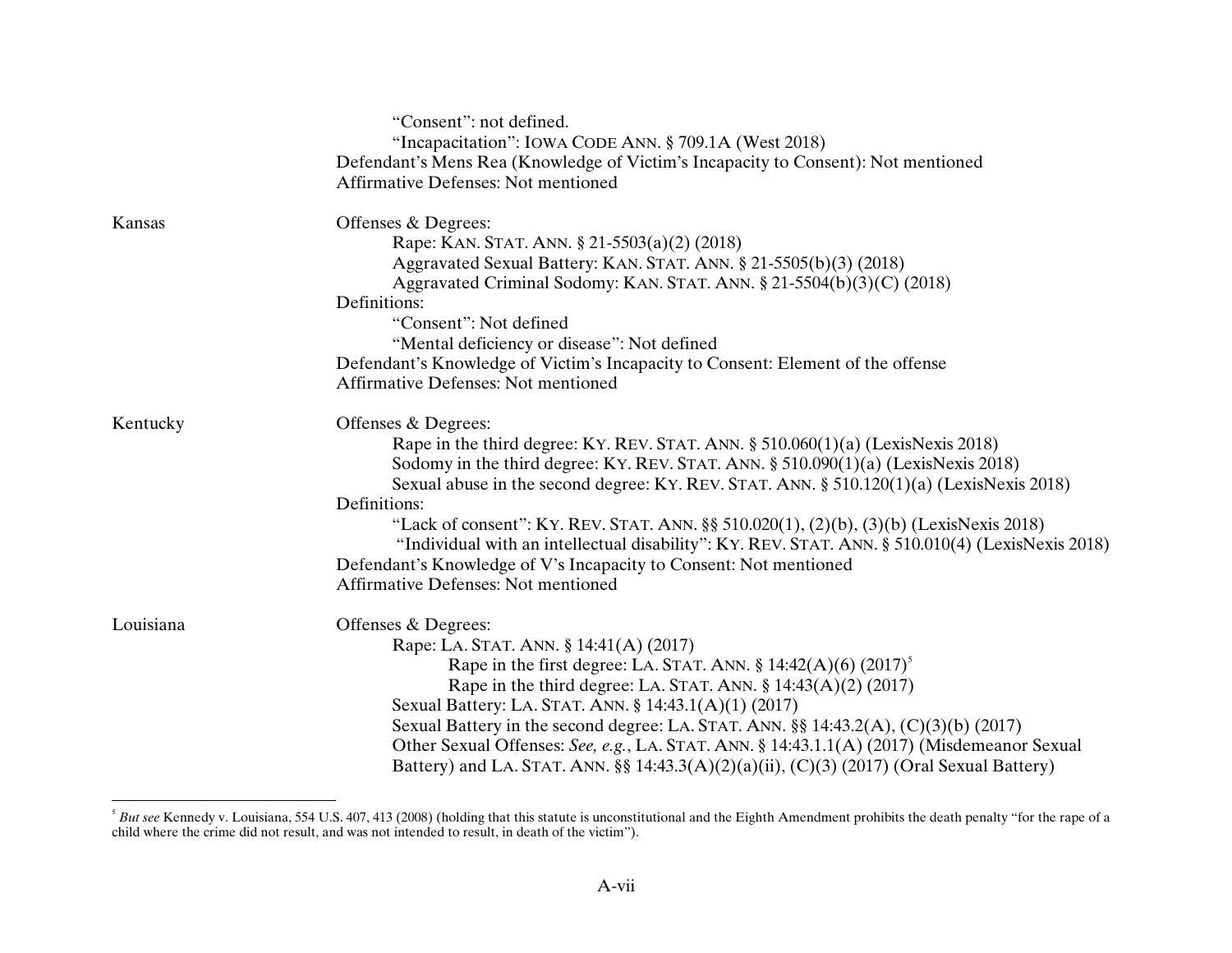“Consent”: not defined.
“Incapacitation”: IOWA CODE ANN. § 709.1A (West 2018)
Defendant’s Mens Rea (Knowledge of Victim’s Incapacity to Consent): Not mentioned
Affirmative Defenses: Not mentioned

| | |
|---|---|
| Kansas | Offenses & Degrees:<br>Rape: KAN. STAT. ANN. § 21-5503(a)(2) (2018)<br>Aggravated Sexual Battery: KAN. STAT. ANN. § 21-5505(b)(3) (2018)<br>Aggravated Criminal Sodomy: KAN. STAT. ANN. § 21-5504(b)(3)(C) (2018)<br>Definitions:<br>“Consent”: Not defined<br>“Mental deficiency or disease”: Not defined<br>Defendant’s Knowledge of Victim’s Incapacity to Consent: Element of the offense<br>Affirmative Defenses: Not mentioned |
| Kentucky | Offenses & Degrees:<br>Rape in the third degree: KY. REV. STAT. ANN. § 510.060(1)(a) (LexisNexis 2018)<br>Sodomy in the third degree: KY. REV. STAT. ANN. § 510.090(1)(a) (LexisNexis 2018)<br>Sexual abuse in the second degree: KY. REV. STAT. ANN. § 510.120(1)(a) (LexisNexis 2018)<br>Definitions:<br>“Lack of consent”: KY. REV. STAT. ANN. §§ 510.020(1), (2)(b), (3)(b) (LexisNexis 2018)<br>“Individual with an intellectual disability”: KY. REV. STAT. ANN. § 510.010(4) (LexisNexis 2018)<br>Defendant’s Knowledge of V’s Incapacity to Consent: Not mentioned<br>Affirmative Defenses: Not mentioned |
| Louisiana | Offenses & Degrees:<br>Rape: LA. STAT. ANN. § 14:41(A) (2017)<br>Rape in the first degree: LA. STAT. ANN. § 14:42(A)(6) (2017)[5]<br>Rape in the third degree: LA. STAT. ANN. § 14:43(A)(2) (2017)<br>Sexual Battery: LA. STAT. ANN. § 14:43.1(A)(1) (2017)<br>Sexual Battery in the second degree: LA. STAT. ANN. §§ 14:43.2(A), (C)(3)(b) (2017)<br>Other Sexual Offenses: *See, e.g.*, LA. STAT. ANN. § 14:43.1.1(A) (2017) (Misdemeanor Sexual Battery) and LA. STAT. ANN. §§ 14:43.3(A)(2)(a)(ii), (C)(3) (2017) (Oral Sexual Battery) |

[5] *But see* Kennedy v. Louisiana, 554 U.S. 407, 413 (2008) (holding that this statute is unconstitutional and the Eighth Amendment prohibits the death penalty “for the rape of a child where the crime did not result, and was not intended to result, in death of the victim”).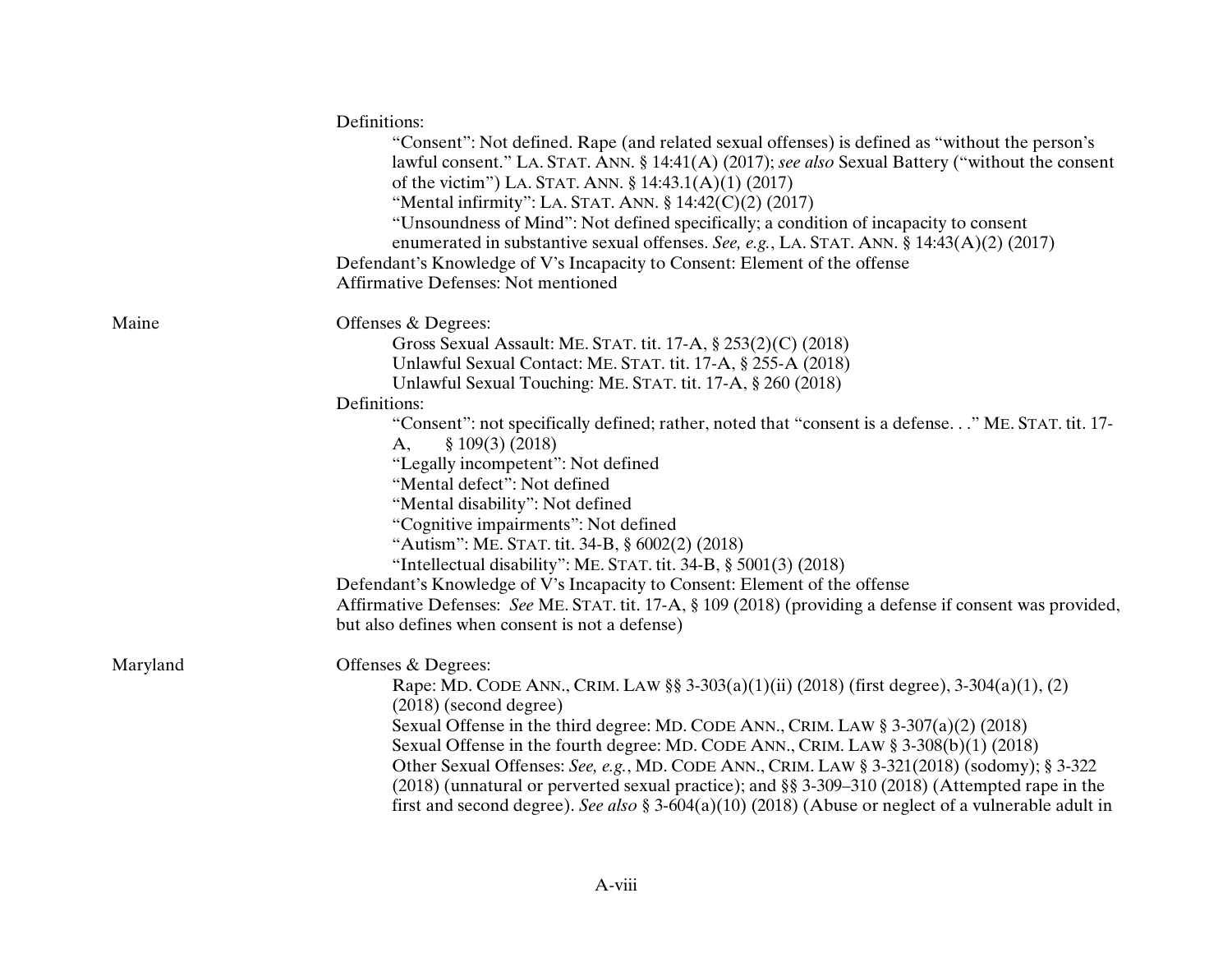Definitions:

- "Consent": Not defined. Rape (and related sexual offenses) is defined as "without the person's lawful consent." LA. STAT. ANN. § 14:41(A) (2017); *see also* Sexual Battery ("without the consent of the victim") LA. STAT. ANN. § 14:43.1(A)(1) (2017)
- "Mental infirmity": LA. STAT. ANN. § 14:42(C)(2) (2017)
- "Unsoundness of Mind": Not defined specifically; a condition of incapacity to consent enumerated in substantive sexual offenses. *See, e.g.*, LA. STAT. ANN. § 14:43(A)(2) (2017)

Defendant's Knowledge of V's Incapacity to Consent: Element of the offense

Affirmative Defenses: Not mentioned

**Maine**

Offenses & Degrees:

- Gross Sexual Assault: ME. STAT. tit. 17-A, § 253(2)(C) (2018)
- Unlawful Sexual Contact: ME. STAT. tit. 17-A, § 255-A (2018)
- Unlawful Sexual Touching: ME. STAT. tit. 17-A, § 260 (2018)

Definitions:

- "Consent": not specifically defined; rather, noted that "consent is a defense. . ." ME. STAT. tit. 17-A, § 109(3) (2018)
- "Legally incompetent": Not defined
- "Mental defect": Not defined
- "Mental disability": Not defined
- "Cognitive impairments": Not defined
- "Autism": ME. STAT. tit. 34-B, § 6002(2) (2018)
- "Intellectual disability": ME. STAT. tit. 34-B, § 5001(3) (2018)

Defendant's Knowledge of V's Incapacity to Consent: Element of the offense

Affirmative Defenses: *See* ME. STAT. tit. 17-A, § 109 (2018) (providing a defense if consent was provided, but also defines when consent is not a defense)

**Maryland**

Offenses & Degrees:

- Rape: MD. CODE ANN., CRIM. LAW §§ 3-303(a)(1)(ii) (2018) (first degree), 3-304(a)(1), (2) (2018) (second degree)
- Sexual Offense in the third degree: MD. CODE ANN., CRIM. LAW § 3-307(a)(2) (2018)
- Sexual Offense in the fourth degree: MD. CODE ANN., CRIM. LAW § 3-308(b)(1) (2018)
- Other Sexual Offenses: *See, e.g.*, MD. CODE ANN., CRIM. LAW § 3-321(2018) (sodomy); § 3-322 (2018) (unnatural or perverted sexual practice); and §§ 3-309–310 (2018) (Attempted rape in the first and second degree). *See also* § 3-604(a)(10) (2018) (Abuse or neglect of a vulnerable adult in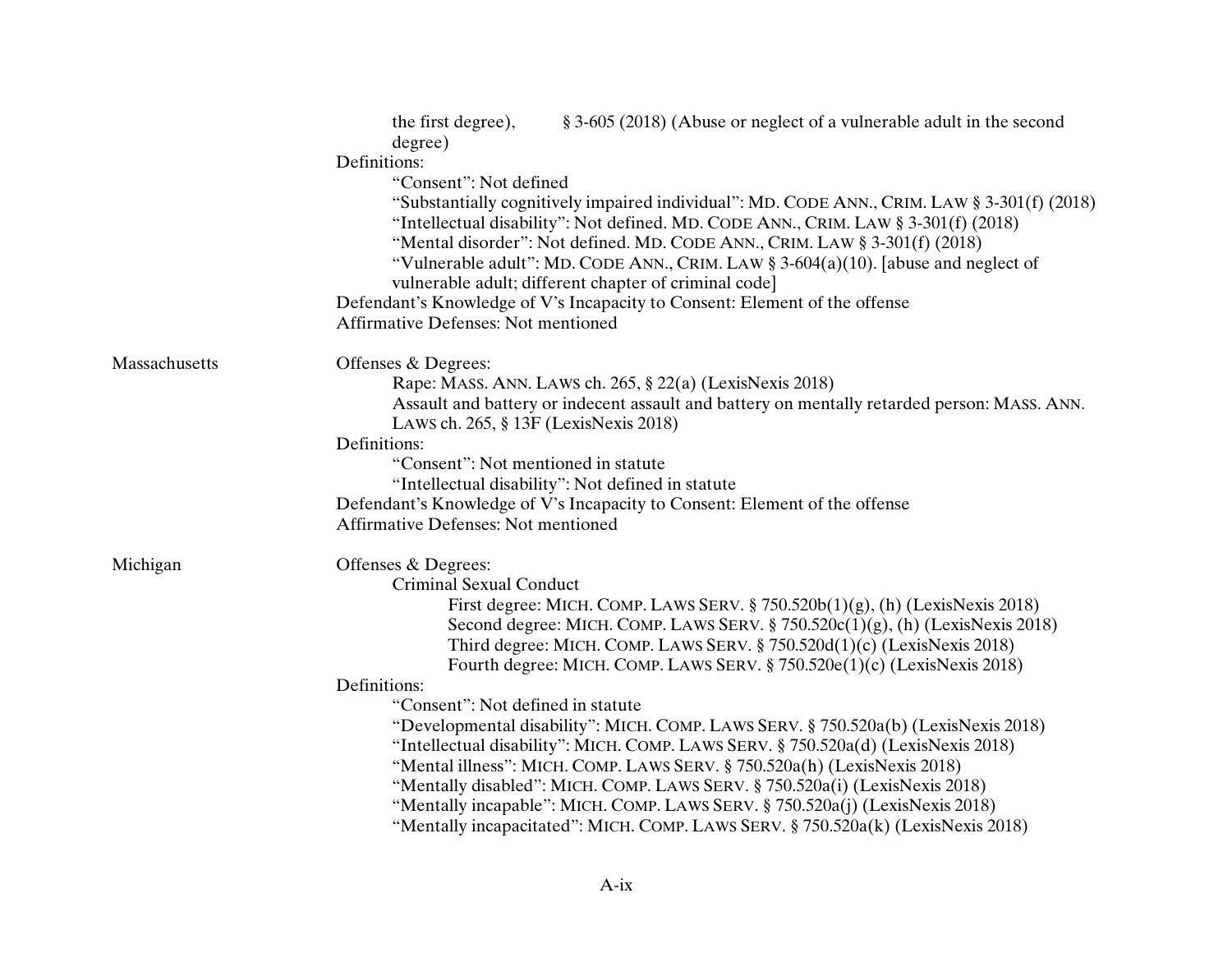| | |
|---|---|
| | the first degree), § 3-605 (2018) (Abuse or neglect of a vulnerable adult in the second degree)<br>Definitions:<br>“Consent”: Not defined<br>“Substantially cognitively impaired individual”: MD. CODE ANN., CRIM. LAW § 3-301(f) (2018)<br>“Intellectual disability”: Not defined. MD. CODE ANN., CRIM. LAW § 3-301(f) (2018)<br>“Mental disorder”: Not defined. MD. CODE ANN., CRIM. LAW § 3-301(f) (2018)<br>“Vulnerable adult”: MD. CODE ANN., CRIM. LAW § 3-604(a)(10). [abuse and neglect of vulnerable adult; different chapter of criminal code]<br>Defendant’s Knowledge of V’s Incapacity to Consent: Element of the offense<br>Affirmative Defenses: Not mentioned |
| Massachusetts | Offenses & Degrees:<br>Rape: MASS. ANN. LAWS ch. 265, § 22(a) (LexisNexis 2018)<br>Assault and battery or indecent assault and battery on mentally retarded person: MASS. ANN. LAWS ch. 265, § 13F (LexisNexis 2018)<br>Definitions:<br>“Consent”: Not mentioned in statute<br>“Intellectual disability”: Not defined in statute<br>Defendant’s Knowledge of V’s Incapacity to Consent: Element of the offense<br>Affirmative Defenses: Not mentioned |
| Michigan | Offenses & Degrees:<br>Criminal Sexual Conduct<br>First degree: MICH. COMP. LAWS SERV. § 750.520b(1)(g), (h) (LexisNexis 2018)<br>Second degree: MICH. COMP. LAWS SERV. § 750.520c(1)(g), (h) (LexisNexis 2018)<br>Third degree: MICH. COMP. LAWS SERV. § 750.520d(1)(c) (LexisNexis 2018)<br>Fourth degree: MICH. COMP. LAWS SERV. § 750.520e(1)(c) (LexisNexis 2018)<br>Definitions:<br>“Consent”: Not defined in statute<br>“Developmental disability”: MICH. COMP. LAWS SERV. § 750.520a(b) (LexisNexis 2018)<br>“Intellectual disability”: MICH. COMP. LAWS SERV. § 750.520a(d) (LexisNexis 2018)<br>“Mental illness”: MICH. COMP. LAWS SERV. § 750.520a(h) (LexisNexis 2018)<br>“Mentally disabled”: MICH. COMP. LAWS SERV. § 750.520a(i) (LexisNexis 2018)<br>“Mentally incapable”: MICH. COMP. LAWS SERV. § 750.520a(j) (LexisNexis 2018)<br>“Mentally incapacitated”: MICH. COMP. LAWS SERV. § 750.520a(k) (LexisNexis 2018) |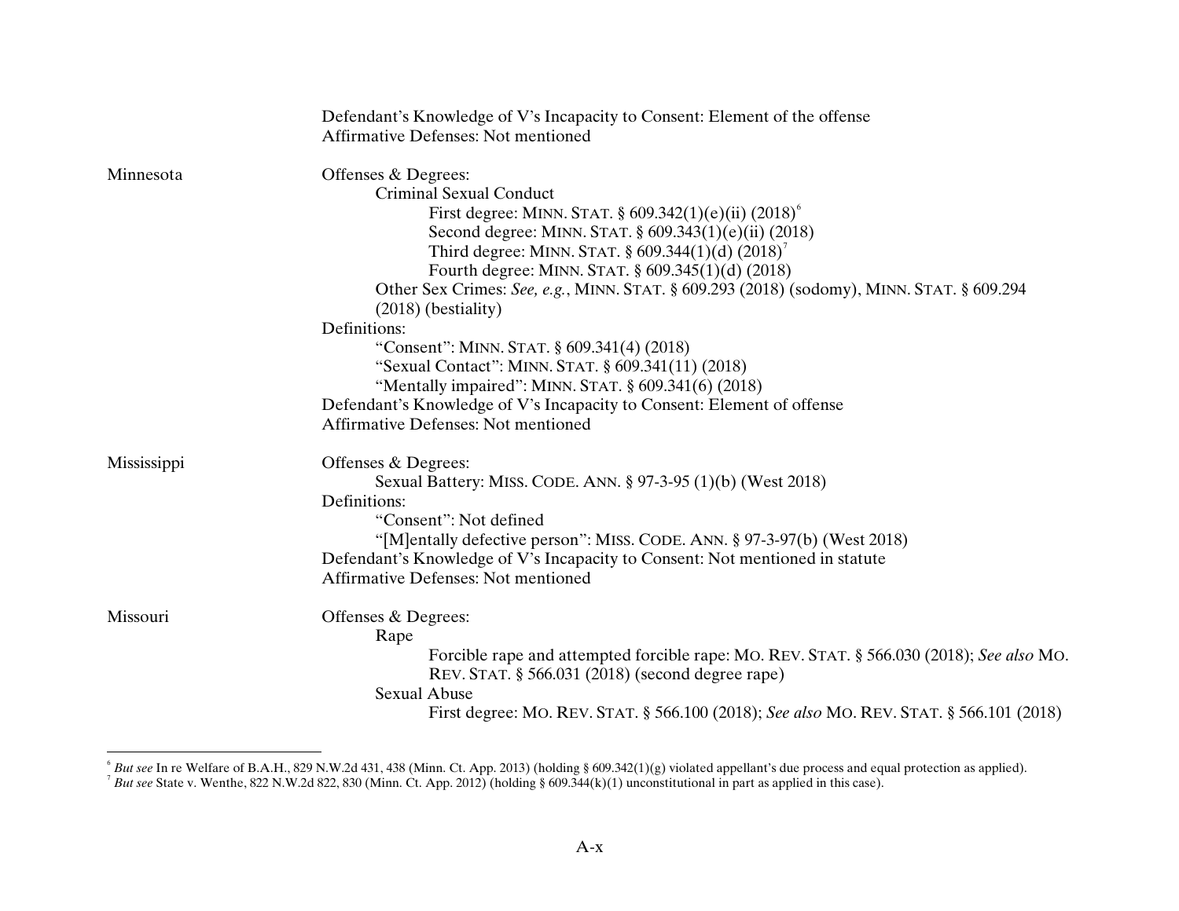Defendant's Knowledge of V's Incapacity to Consent: Element of the offense
Affirmative Defenses: Not mentioned

**Minnesota**

Offenses & Degrees:

- Criminal Sexual Conduct
  - First degree: MINN. STAT. § 609.342(1)(e)(ii) (2018)[6]
  - Second degree: MINN. STAT. § 609.343(1)(e)(ii) (2018)
  - Third degree: MINN. STAT. § 609.344(1)(d) (2018)[7]
  - Fourth degree: MINN. STAT. § 609.345(1)(d) (2018)
- Other Sex Crimes: *See, e.g.*, MINN. STAT. § 609.293 (2018) (sodomy), MINN. STAT. § 609.294 (2018) (bestiality)

Definitions:

- "Consent": MINN. STAT. § 609.341(4) (2018)
- "Sexual Contact": MINN. STAT. § 609.341(11) (2018)
- "Mentally impaired": MINN. STAT. § 609.341(6) (2018)

Defendant's Knowledge of V's Incapacity to Consent: Element of offense
Affirmative Defenses: Not mentioned

**Mississippi**

Offenses & Degrees:

- Sexual Battery: MISS. CODE. ANN. § 97-3-95 (1)(b) (West 2018)

Definitions:

- "Consent": Not defined
- "[M]entally defective person": MISS. CODE. ANN. § 97-3-97(b) (West 2018)

Defendant's Knowledge of V's Incapacity to Consent: Not mentioned in statute
Affirmative Defenses: Not mentioned

**Missouri**

Offenses & Degrees:

- Rape
  - Forcible rape and attempted forcible rape: MO. REV. STAT. § 566.030 (2018); *See also* MO. REV. STAT. § 566.031 (2018) (second degree rape)
- Sexual Abuse
  - First degree: MO. REV. STAT. § 566.100 (2018); *See also* MO. REV. STAT. § 566.101 (2018)

---

[6] *But see* In re Welfare of B.A.H., 829 N.W.2d 431, 438 (Minn. Ct. App. 2013) (holding § 609.342(1)(g) violated appellant's due process and equal protection as applied).

[7] *But see* State v. Wenthe, 822 N.W.2d 822, 830 (Minn. Ct. App. 2012) (holding § 609.344(k)(1) unconstitutional in part as applied in this case).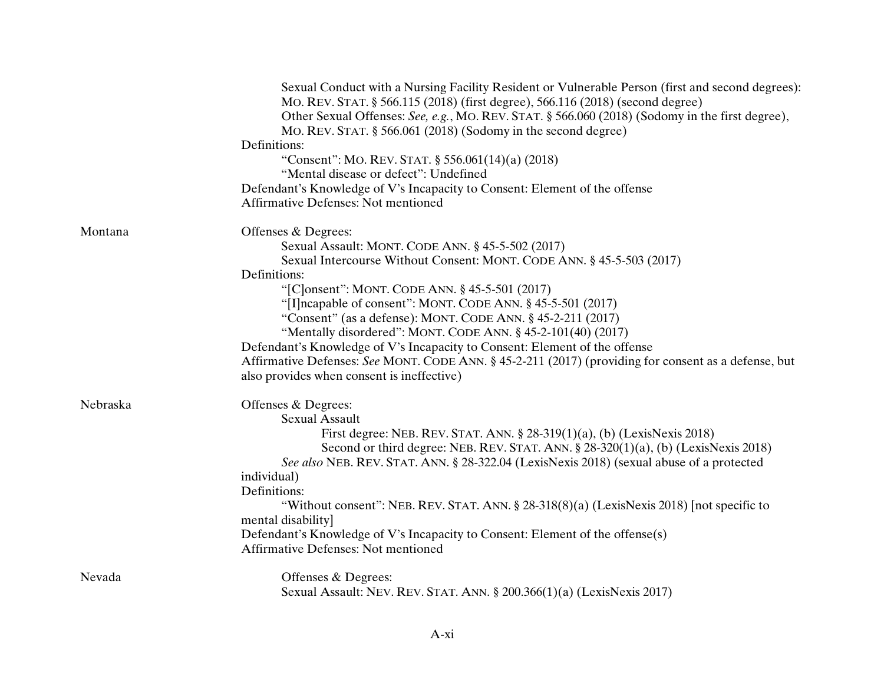| | |
|---|---|
| | Sexual Conduct with a Nursing Facility Resident or Vulnerable Person (first and second degrees): MO. REV. STAT. § 566.115 (2018) (first degree), 566.116 (2018) (second degree)<br>Other Sexual Offenses: *See, e.g.*, MO. REV. STAT. § 566.060 (2018) (Sodomy in the first degree), MO. REV. STAT. § 566.061 (2018) (Sodomy in the second degree)<br>Definitions:<br>"Consent": MO. REV. STAT. § 556.061(14)(a) (2018)<br>"Mental disease or defect": Undefined<br>Defendant's Knowledge of V's Incapacity to Consent: Element of the offense<br>Affirmative Defenses: Not mentioned |
| Montana | Offenses & Degrees:<br>Sexual Assault: MONT. CODE ANN. § 45-5-502 (2017)<br>Sexual Intercourse Without Consent: MONT. CODE ANN. § 45-5-503 (2017)<br>Definitions:<br>"[C]onsent": MONT. CODE ANN. § 45-5-501 (2017)<br>"[I]ncapable of consent": MONT. CODE ANN. § 45-5-501 (2017)<br>"Consent" (as a defense): MONT. CODE ANN. § 45-2-211 (2017)<br>"Mentally disordered": MONT. CODE ANN. § 45-2-101(40) (2017)<br>Defendant's Knowledge of V's Incapacity to Consent: Element of the offense<br>Affirmative Defenses: *See* MONT. CODE ANN. § 45-2-211 (2017) (providing for consent as a defense, but also provides when consent is ineffective) |
| Nebraska | Offenses & Degrees:<br>Sexual Assault<br>First degree: NEB. REV. STAT. ANN. § 28-319(1)(a), (b) (LexisNexis 2018)<br>Second or third degree: NEB. REV. STAT. ANN. § 28-320(1)(a), (b) (LexisNexis 2018)<br>*See also* NEB. REV. STAT. ANN. § 28-322.04 (LexisNexis 2018) (sexual abuse of a protected individual)<br>Definitions:<br>"Without consent": NEB. REV. STAT. ANN. § 28-318(8)(a) (LexisNexis 2018) [not specific to mental disability]<br>Defendant's Knowledge of V's Incapacity to Consent: Element of the offense(s)<br>Affirmative Defenses: Not mentioned |
| Nevada | Offenses & Degrees:<br>Sexual Assault: NEV. REV. STAT. ANN. § 200.366(1)(a) (LexisNexis 2017) |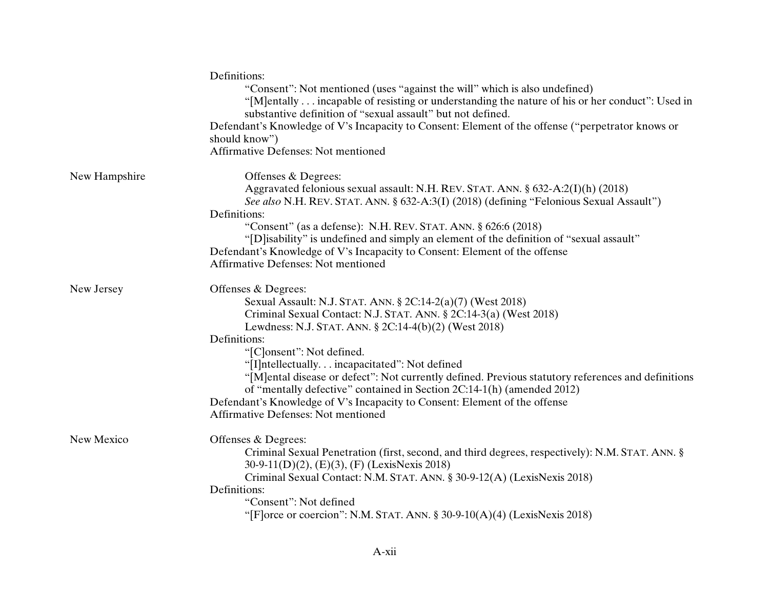Definitions:

- "Consent": Not mentioned (uses "against the will" which is also undefined)
- "[M]entally . . . incapable of resisting or understanding the nature of his or her conduct": Used in substantive definition of "sexual assault" but not defined.

Defendant's Knowledge of V's Incapacity to Consent: Element of the offense ("perpetrator knows or should know")

Affirmative Defenses: Not mentioned

**New Hampshire**

Offenses & Degrees:

- Aggravated felonious sexual assault: N.H. REV. STAT. ANN. § 632-A:2(I)(h) (2018)
- *See also* N.H. REV. STAT. ANN. § 632-A:3(I) (2018) (defining "Felonious Sexual Assault")

Definitions:

- "Consent" (as a defense): N.H. REV. STAT. ANN. § 626:6 (2018)
- "[D]isability" is undefined and simply an element of the definition of "sexual assault"

Defendant's Knowledge of V's Incapacity to Consent: Element of the offense

Affirmative Defenses: Not mentioned

**New Jersey**

Offenses & Degrees:

- Sexual Assault: N.J. STAT. ANN. § 2C:14-2(a)(7) (West 2018)
- Criminal Sexual Contact: N.J. STAT. ANN. § 2C:14-3(a) (West 2018)
- Lewdness: N.J. STAT. ANN. § 2C:14-4(b)(2) (West 2018)

Definitions:

- "[C]onsent": Not defined.
- "[I]ntellectually. . . incapacitated": Not defined
- "[M]ental disease or defect": Not currently defined. Previous statutory references and definitions of "mentally defective" contained in Section 2C:14-1(h) (amended 2012)

Defendant's Knowledge of V's Incapacity to Consent: Element of the offense

Affirmative Defenses: Not mentioned

**New Mexico**

Offenses & Degrees:

- Criminal Sexual Penetration (first, second, and third degrees, respectively): N.M. STAT. ANN. § 30-9-11(D)(2), (E)(3), (F) (LexisNexis 2018)
- Criminal Sexual Contact: N.M. STAT. ANN. § 30-9-12(A) (LexisNexis 2018)

Definitions:

- "Consent": Not defined
- "[F]orce or coercion": N.M. STAT. ANN. § 30-9-10(A)(4) (LexisNexis 2018)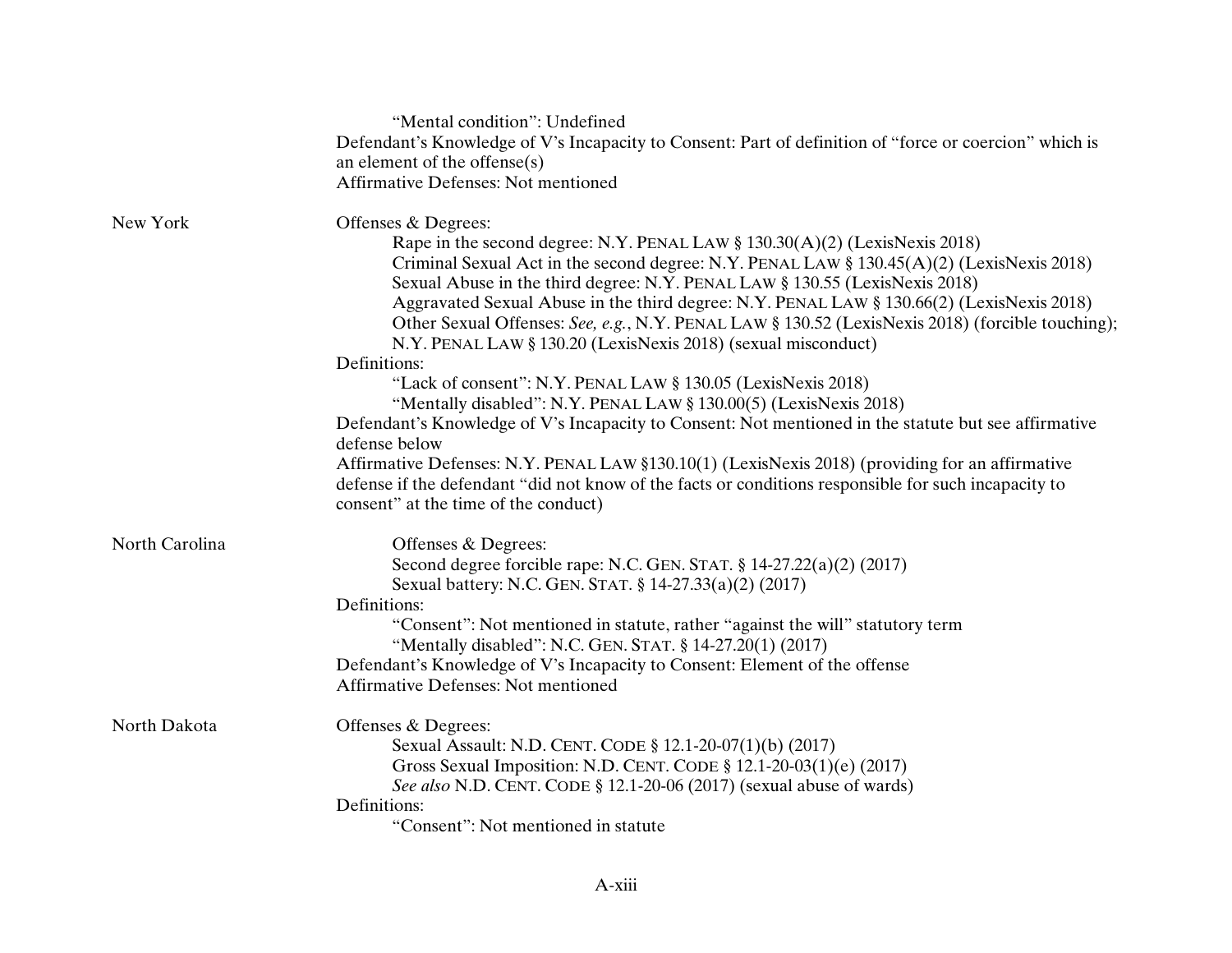| | |
|---|---|
| | “Mental condition”: Undefined<br>Defendant’s Knowledge of V’s Incapacity to Consent: Part of definition of “force or coercion” which is an element of the offense(s)<br>Affirmative Defenses: Not mentioned |
| New York | Offenses & Degrees:<br>Rape in the second degree: N.Y. PENAL LAW § 130.30(A)(2) (LexisNexis 2018)<br>Criminal Sexual Act in the second degree: N.Y. PENAL LAW § 130.45(A)(2) (LexisNexis 2018)<br>Sexual Abuse in the third degree: N.Y. PENAL LAW § 130.55 (LexisNexis 2018)<br>Aggravated Sexual Abuse in the third degree: N.Y. PENAL LAW § 130.66(2) (LexisNexis 2018)<br>Other Sexual Offenses: *See, e.g.*, N.Y. PENAL LAW § 130.52 (LexisNexis 2018) (forcible touching); N.Y. PENAL LAW § 130.20 (LexisNexis 2018) (sexual misconduct)<br>Definitions:<br>“Lack of consent”: N.Y. PENAL LAW § 130.05 (LexisNexis 2018)<br>“Mentally disabled”: N.Y. PENAL LAW § 130.00(5) (LexisNexis 2018)<br>Defendant’s Knowledge of V’s Incapacity to Consent: Not mentioned in the statute but see affirmative defense below<br>Affirmative Defenses: N.Y. PENAL LAW §130.10(1) (LexisNexis 2018) (providing for an affirmative defense if the defendant “did not know of the facts or conditions responsible for such incapacity to consent” at the time of the conduct) |
| North Carolina | Offenses & Degrees:<br>Second degree forcible rape: N.C. GEN. STAT. § 14-27.22(a)(2) (2017)<br>Sexual battery: N.C. GEN. STAT. § 14-27.33(a)(2) (2017)<br>Definitions:<br>“Consent”: Not mentioned in statute, rather “against the will” statutory term<br>“Mentally disabled”: N.C. GEN. STAT. § 14-27.20(1) (2017)<br>Defendant’s Knowledge of V’s Incapacity to Consent: Element of the offense<br>Affirmative Defenses: Not mentioned |
| North Dakota | Offenses & Degrees:<br>Sexual Assault: N.D. CENT. CODE § 12.1-20-07(1)(b) (2017)<br>Gross Sexual Imposition: N.D. CENT. CODE § 12.1-20-03(1)(e) (2017)<br>*See also* N.D. CENT. CODE § 12.1-20-06 (2017) (sexual abuse of wards)<br>Definitions:<br>“Consent”: Not mentioned in statute |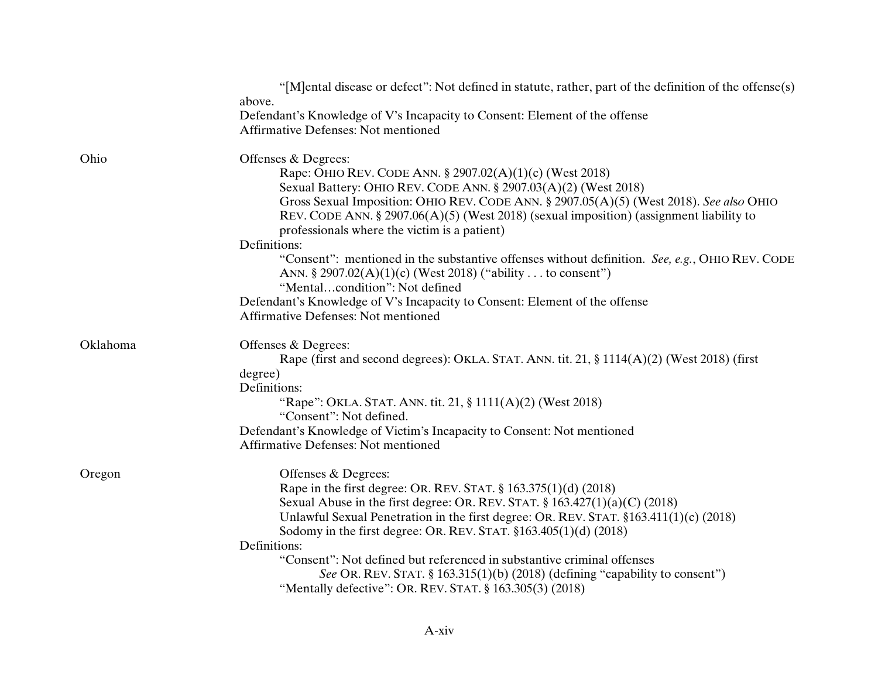"[M]ental disease or defect": Not defined in statute, rather, part of the definition of the offense(s) above.
Defendant's Knowledge of V's Incapacity to Consent: Element of the offense
Affirmative Defenses: Not mentioned

**Ohio**

Offenses & Degrees:
- Rape: OHIO REV. CODE ANN. § 2907.02(A)(1)(c) (West 2018)
- Sexual Battery: OHIO REV. CODE ANN. § 2907.03(A)(2) (West 2018)
- Gross Sexual Imposition: OHIO REV. CODE ANN. § 2907.05(A)(5) (West 2018). *See also* OHIO REV. CODE ANN. § 2907.06(A)(5) (West 2018) (sexual imposition) (assignment liability to professionals where the victim is a patient)

Definitions:
- "Consent": mentioned in the substantive offenses without definition. *See, e.g.*, OHIO REV. CODE ANN. § 2907.02(A)(1)(c) (West 2018) ("ability . . . to consent")
- "Mental…condition": Not defined

Defendant's Knowledge of V's Incapacity to Consent: Element of the offense
Affirmative Defenses: Not mentioned

**Oklahoma**

Offenses & Degrees:
- Rape (first and second degrees): OKLA. STAT. ANN. tit. 21, § 1114(A)(2) (West 2018) (first degree)

Definitions:
- "Rape": OKLA. STAT. ANN. tit. 21, § 1111(A)(2) (West 2018)
- "Consent": Not defined.

Defendant's Knowledge of Victim's Incapacity to Consent: Not mentioned
Affirmative Defenses: Not mentioned

**Oregon**

Offenses & Degrees:
- Rape in the first degree: OR. REV. STAT. § 163.375(1)(d) (2018)
- Sexual Abuse in the first degree: OR. REV. STAT. § 163.427(1)(a)(C) (2018)
- Unlawful Sexual Penetration in the first degree: OR. REV. STAT. §163.411(1)(c) (2018)
- Sodomy in the first degree: OR. REV. STAT. §163.405(1)(d) (2018)

Definitions:
- "Consent": Not defined but referenced in substantive criminal offenses
  - *See* OR. REV. STAT. § 163.315(1)(b) (2018) (defining "capability to consent")
- "Mentally defective": OR. REV. STAT. § 163.305(3) (2018)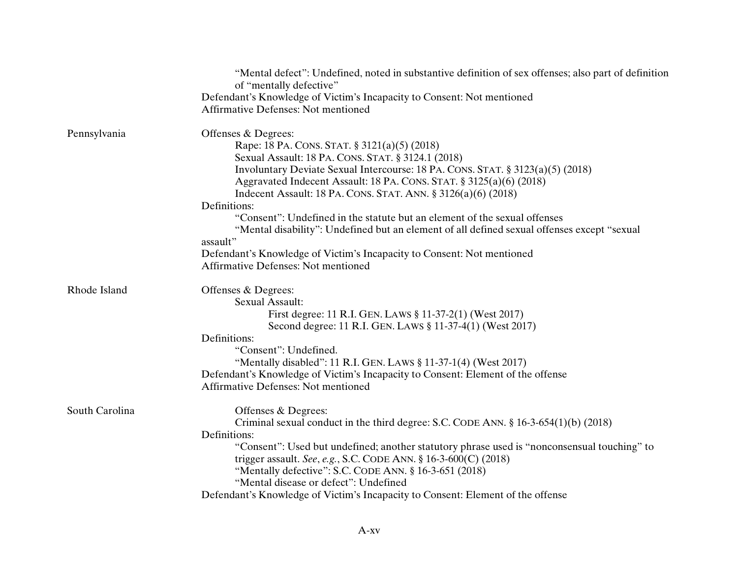"Mental defect": Undefined, noted in substantive definition of sex offenses; also part of definition of "mentally defective"

Defendant's Knowledge of Victim's Incapacity to Consent: Not mentioned

Affirmative Defenses: Not mentioned

**Pennsylvania**

Offenses & Degrees:

- Rape: 18 PA. CONS. STAT. § 3121(a)(5) (2018)
- Sexual Assault: 18 PA. CONS. STAT. § 3124.1 (2018)
- Involuntary Deviate Sexual Intercourse: 18 PA. CONS. STAT. § 3123(a)(5) (2018)
- Aggravated Indecent Assault: 18 PA. CONS. STAT. § 3125(a)(6) (2018)
- Indecent Assault: 18 PA. CONS. STAT. ANN. § 3126(a)(6) (2018)

Definitions:

- "Consent": Undefined in the statute but an element of the sexual offenses
- "Mental disability": Undefined but an element of all defined sexual offenses except "sexual assault"

Defendant's Knowledge of Victim's Incapacity to Consent: Not mentioned

Affirmative Defenses: Not mentioned

**Rhode Island**

Offenses & Degrees:

- Sexual Assault:
  - First degree: 11 R.I. GEN. LAWS § 11-37-2(1) (West 2017)
  - Second degree: 11 R.I. GEN. LAWS § 11-37-4(1) (West 2017)

Definitions:

- "Consent": Undefined.
- "Mentally disabled": 11 R.I. GEN. LAWS § 11-37-1(4) (West 2017)

Defendant's Knowledge of Victim's Incapacity to Consent: Element of the offense

Affirmative Defenses: Not mentioned

**South Carolina**

Offenses & Degrees:

- Criminal sexual conduct in the third degree: S.C. CODE ANN. § 16-3-654(1)(b) (2018)

Definitions:

- "Consent": Used but undefined; another statutory phrase used is "nonconsensual touching" to trigger assault. *See*, *e.g.*, S.C. CODE ANN. § 16-3-600(C) (2018)
- "Mentally defective": S.C. CODE ANN. § 16-3-651 (2018)
- "Mental disease or defect": Undefined

Defendant's Knowledge of Victim's Incapacity to Consent: Element of the offense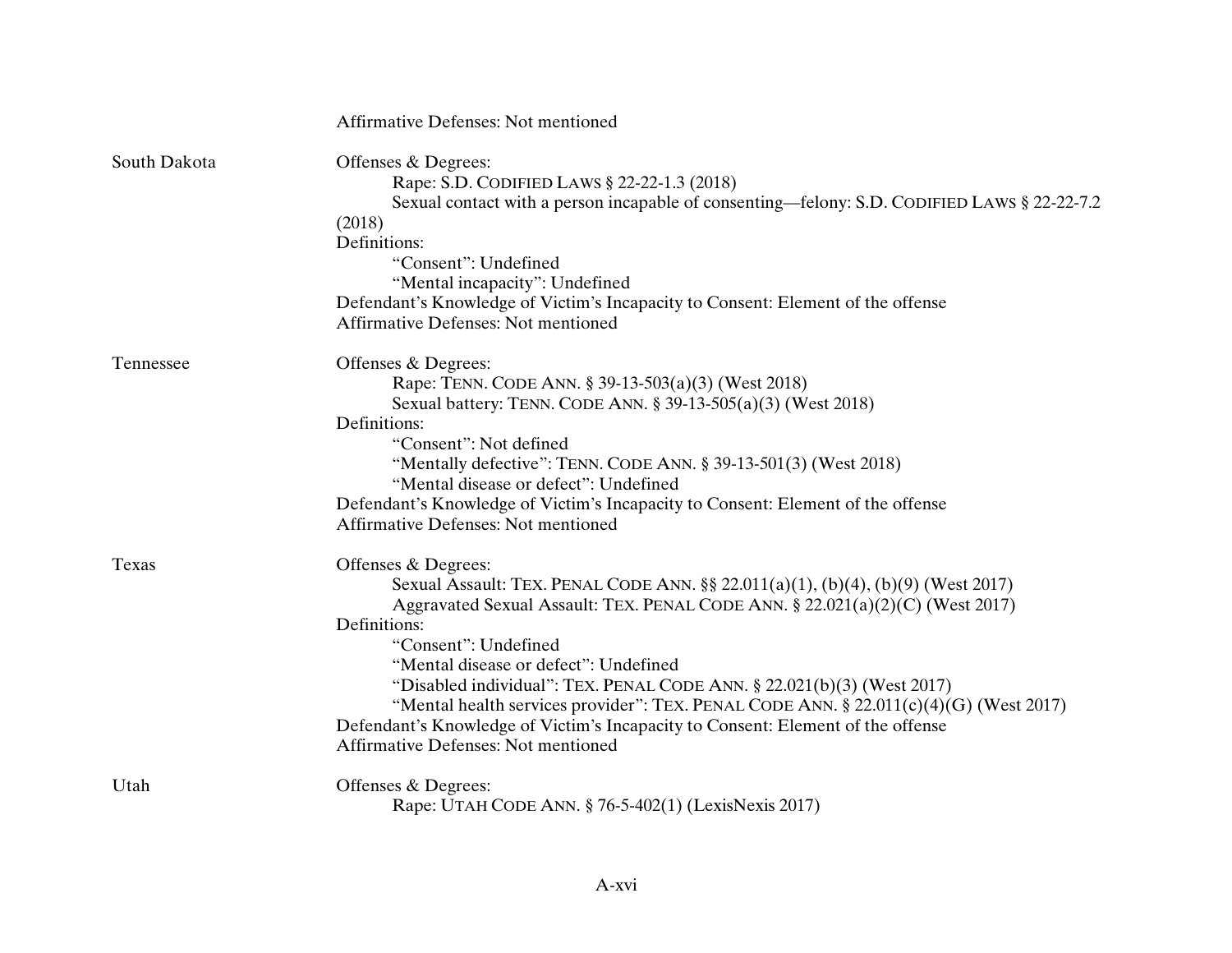| | |
|---|---|
| | Affirmative Defenses: Not mentioned |
| South Dakota | Offenses & Degrees:<br>&nbsp;&nbsp;&nbsp;&nbsp;Rape: S.D. CODIFIED LAWS § 22-22-1.3 (2018)<br>&nbsp;&nbsp;&nbsp;&nbsp;Sexual contact with a person incapable of consenting—felony: S.D. CODIFIED LAWS § 22-22-7.2 (2018)<br>Definitions:<br>&nbsp;&nbsp;&nbsp;&nbsp;“Consent”: Undefined<br>&nbsp;&nbsp;&nbsp;&nbsp;“Mental incapacity”: Undefined<br>Defendant’s Knowledge of Victim’s Incapacity to Consent: Element of the offense<br>Affirmative Defenses: Not mentioned |
| Tennessee | Offenses & Degrees:<br>&nbsp;&nbsp;&nbsp;&nbsp;Rape: TENN. CODE ANN. § 39-13-503(a)(3) (West 2018)<br>&nbsp;&nbsp;&nbsp;&nbsp;Sexual battery: TENN. CODE ANN. § 39-13-505(a)(3) (West 2018)<br>Definitions:<br>&nbsp;&nbsp;&nbsp;&nbsp;“Consent”: Not defined<br>&nbsp;&nbsp;&nbsp;&nbsp;“Mentally defective”: TENN. CODE ANN. § 39-13-501(3) (West 2018)<br>&nbsp;&nbsp;&nbsp;&nbsp;“Mental disease or defect”: Undefined<br>Defendant’s Knowledge of Victim’s Incapacity to Consent: Element of the offense<br>Affirmative Defenses: Not mentioned |
| Texas | Offenses & Degrees:<br>&nbsp;&nbsp;&nbsp;&nbsp;Sexual Assault: TEX. PENAL CODE ANN. §§ 22.011(a)(1), (b)(4), (b)(9) (West 2017)<br>&nbsp;&nbsp;&nbsp;&nbsp;Aggravated Sexual Assault: TEX. PENAL CODE ANN. § 22.021(a)(2)(C) (West 2017)<br>Definitions:<br>&nbsp;&nbsp;&nbsp;&nbsp;“Consent”: Undefined<br>&nbsp;&nbsp;&nbsp;&nbsp;“Mental disease or defect”: Undefined<br>&nbsp;&nbsp;&nbsp;&nbsp;“Disabled individual”: TEX. PENAL CODE ANN. § 22.021(b)(3) (West 2017)<br>&nbsp;&nbsp;&nbsp;&nbsp;“Mental health services provider”: TEX. PENAL CODE ANN. § 22.011(c)(4)(G) (West 2017)<br>Defendant’s Knowledge of Victim’s Incapacity to Consent: Element of the offense<br>Affirmative Defenses: Not mentioned |
| Utah | Offenses & Degrees:<br>&nbsp;&nbsp;&nbsp;&nbsp;Rape: UTAH CODE ANN. § 76-5-402(1) (LexisNexis 2017) |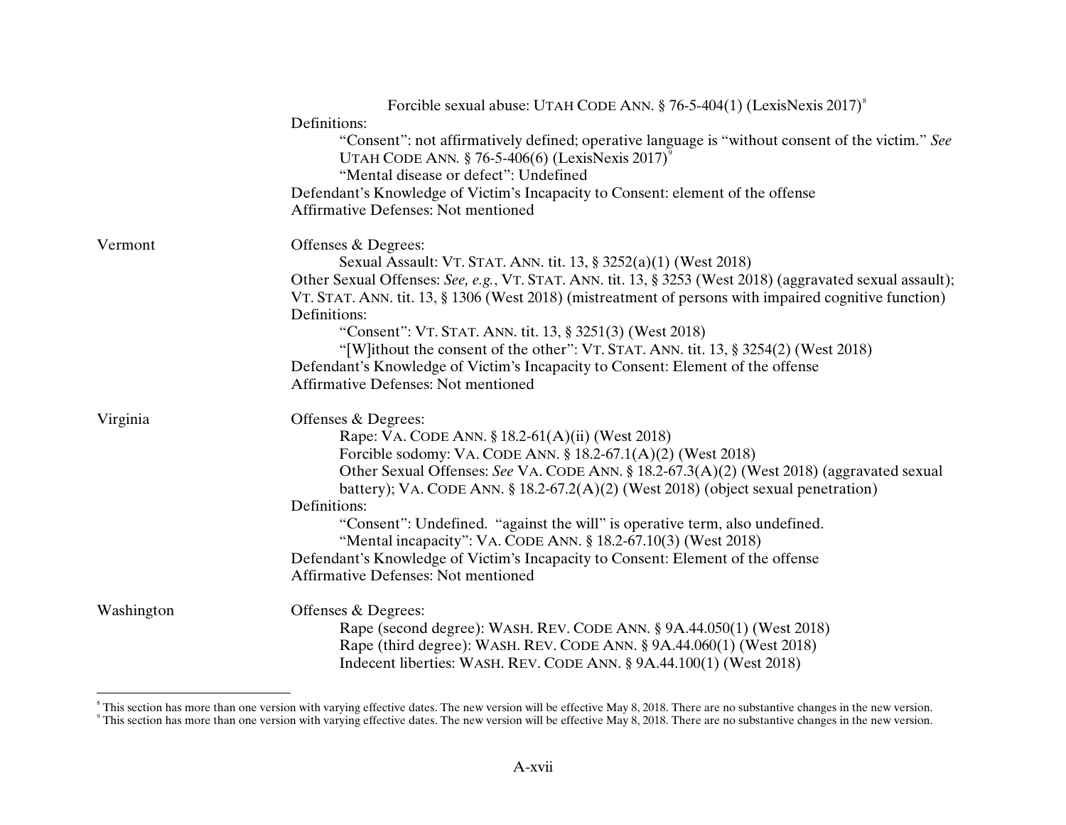| | |
|---|---|
| | Forcible sexual abuse: UTAH CODE ANN. § 76-5-404(1) (LexisNexis 2017)[8] |
| | Definitions: |
| | "Consent": not affirmatively defined; operative language is "without consent of the victim." *See* UTAH CODE ANN. § 76-5-406(6) (LexisNexis 2017)[9] |
| | "Mental disease or defect": Undefined |
| | Defendant's Knowledge of Victim's Incapacity to Consent: element of the offense |
| | Affirmative Defenses: Not mentioned |
| Vermont | Offenses & Degrees: |
| | Sexual Assault: VT. STAT. ANN. tit. 13, § 3252(a)(1) (West 2018) |
| | Other Sexual Offenses: *See, e.g.*, VT. STAT. ANN. tit. 13, § 3253 (West 2018) (aggravated sexual assault); VT. STAT. ANN. tit. 13, § 1306 (West 2018) (mistreatment of persons with impaired cognitive function) |
| | Definitions: |
| | "Consent": VT. STAT. ANN. tit. 13, § 3251(3) (West 2018) |
| | "[W]ithout the consent of the other": VT. STAT. ANN. tit. 13, § 3254(2) (West 2018) |
| | Defendant's Knowledge of Victim's Incapacity to Consent: Element of the offense |
| | Affirmative Defenses: Not mentioned |
| Virginia | Offenses & Degrees: |
| | Rape: VA. CODE ANN. § 18.2-61(A)(ii) (West 2018) |
| | Forcible sodomy: VA. CODE ANN. § 18.2-67.1(A)(2) (West 2018) |
| | Other Sexual Offenses: *See* VA. CODE ANN. § 18.2-67.3(A)(2) (West 2018) (aggravated sexual battery); VA. CODE ANN. § 18.2-67.2(A)(2) (West 2018) (object sexual penetration) |
| | Definitions: |
| | "Consent": Undefined. "against the will" is operative term, also undefined. |
| | "Mental incapacity": VA. CODE ANN. § 18.2-67.10(3) (West 2018) |
| | Defendant's Knowledge of Victim's Incapacity to Consent: Element of the offense |
| | Affirmative Defenses: Not mentioned |
| Washington | Offenses & Degrees: |
| | Rape (second degree): WASH. REV. CODE ANN. § 9A.44.050(1) (West 2018) |
| | Rape (third degree): WASH. REV. CODE ANN. § 9A.44.060(1) (West 2018) |
| | Indecent liberties: WASH. REV. CODE ANN. § 9A.44.100(1) (West 2018) |

[8] This section has more than one version with varying effective dates. The new version will be effective May 8, 2018. There are no substantive changes in the new version.

[9] This section has more than one version with varying effective dates. The new version will be effective May 8, 2018. There are no substantive changes in the new version.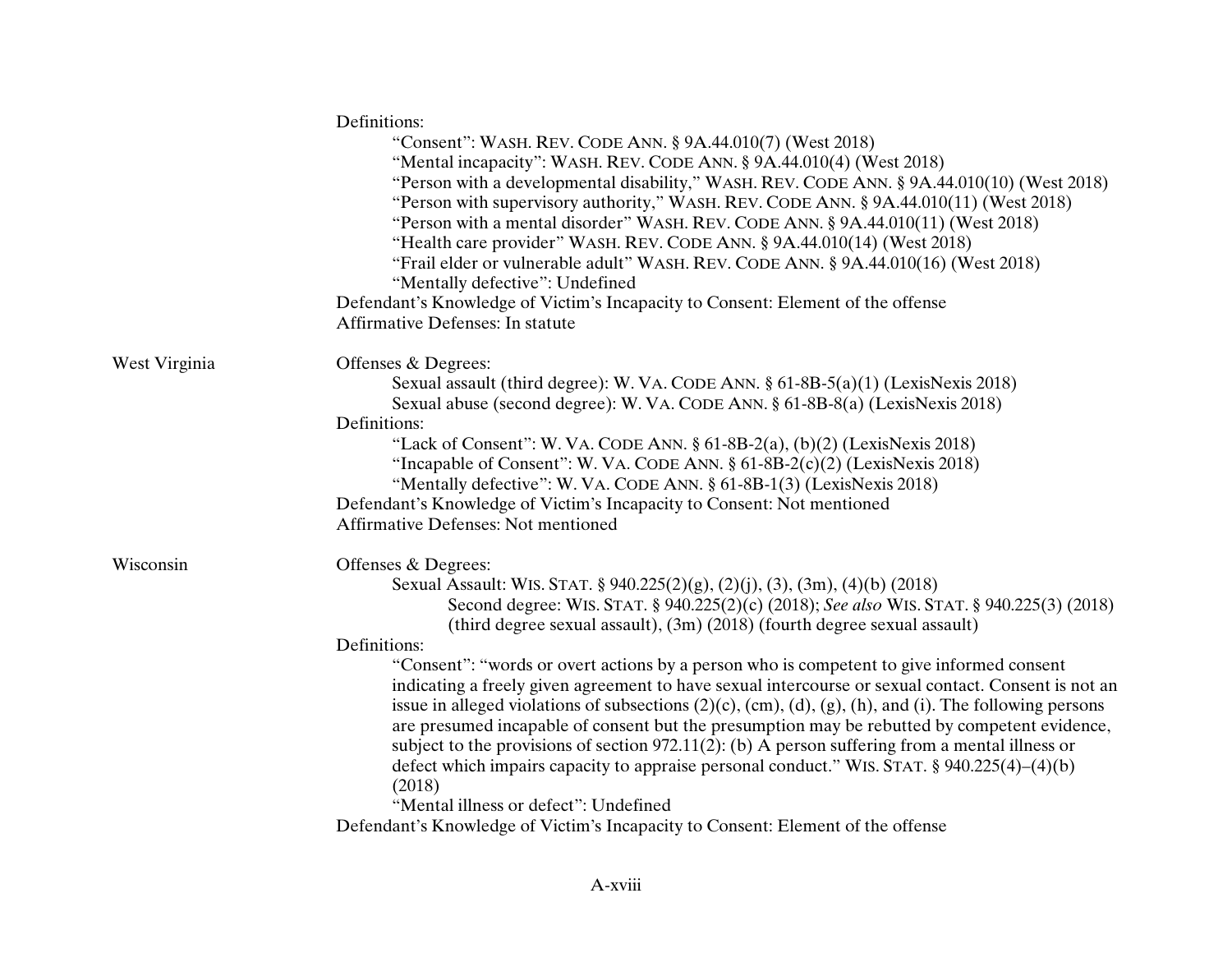Definitions:

- "Consent": WASH. REV. CODE ANN. § 9A.44.010(7) (West 2018)
- "Mental incapacity": WASH. REV. CODE ANN. § 9A.44.010(4) (West 2018)
- "Person with a developmental disability," WASH. REV. CODE ANN. § 9A.44.010(10) (West 2018)
- "Person with supervisory authority," WASH. REV. CODE ANN. § 9A.44.010(11) (West 2018)
- "Person with a mental disorder" WASH. REV. CODE ANN. § 9A.44.010(11) (West 2018)
- "Health care provider" WASH. REV. CODE ANN. § 9A.44.010(14) (West 2018)
- "Frail elder or vulnerable adult" WASH. REV. CODE ANN. § 9A.44.010(16) (West 2018)
- "Mentally defective": Undefined

Defendant's Knowledge of Victim's Incapacity to Consent: Element of the offense

Affirmative Defenses: In statute

**West Virginia**

Offenses & Degrees:

- Sexual assault (third degree): W. VA. CODE ANN. § 61-8B-5(a)(1) (LexisNexis 2018)
- Sexual abuse (second degree): W. VA. CODE ANN. § 61-8B-8(a) (LexisNexis 2018)

Definitions:

- "Lack of Consent": W. VA. CODE ANN. § 61-8B-2(a), (b)(2) (LexisNexis 2018)
- "Incapable of Consent": W. VA. CODE ANN. § 61-8B-2(c)(2) (LexisNexis 2018)
- "Mentally defective": W. VA. CODE ANN. § 61-8B-1(3) (LexisNexis 2018)

Defendant's Knowledge of Victim's Incapacity to Consent: Not mentioned

Affirmative Defenses: Not mentioned

**Wisconsin**

Offenses & Degrees:

- Sexual Assault: WIS. STAT. § 940.225(2)(g), (2)(j), (3), (3m), (4)(b) (2018)
  - Second degree: WIS. STAT. § 940.225(2)(c) (2018); *See also* WIS. STAT. § 940.225(3) (2018) (third degree sexual assault), (3m) (2018) (fourth degree sexual assault)

Definitions:

- "Consent": "words or overt actions by a person who is competent to give informed consent indicating a freely given agreement to have sexual intercourse or sexual contact. Consent is not an issue in alleged violations of subsections (2)(c), (cm), (d), (g), (h), and (i). The following persons are presumed incapable of consent but the presumption may be rebutted by competent evidence, subject to the provisions of section 972.11(2): (b) A person suffering from a mental illness or defect which impairs capacity to appraise personal conduct." WIS. STAT. § 940.225(4)–(4)(b) (2018)
- "Mental illness or defect": Undefined

Defendant's Knowledge of Victim's Incapacity to Consent: Element of the offense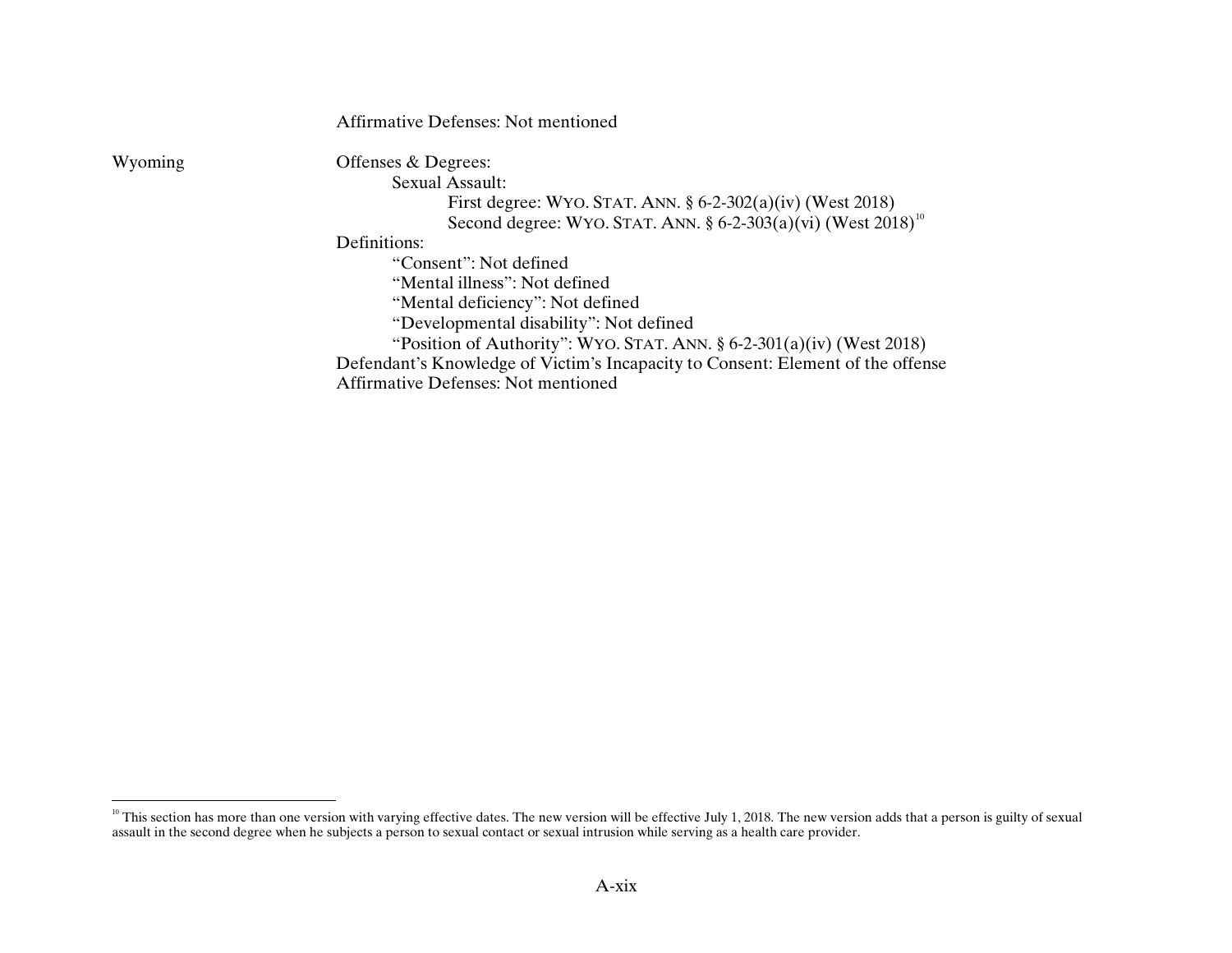Affirmative Defenses: Not mentioned

Wyoming

Offenses & Degrees:

- Sexual Assault:
  - First degree: WYO. STAT. ANN. § 6-2-302(a)(iv) (West 2018)
  - Second degree: WYO. STAT. ANN. § 6-2-303(a)(vi) (West 2018)[10]

Definitions:

- "Consent": Not defined
- "Mental illness": Not defined
- "Mental deficiency": Not defined
- "Developmental disability": Not defined
- "Position of Authority": WYO. STAT. ANN. § 6-2-301(a)(iv) (West 2018)

Defendant's Knowledge of Victim's Incapacity to Consent: Element of the offense

Affirmative Defenses: Not mentioned

---

[10] This section has more than one version with varying effective dates. The new version will be effective July 1, 2018. The new version adds that a person is guilty of sexual assault in the second degree when he subjects a person to sexual contact or sexual intrusion while serving as a health care provider.